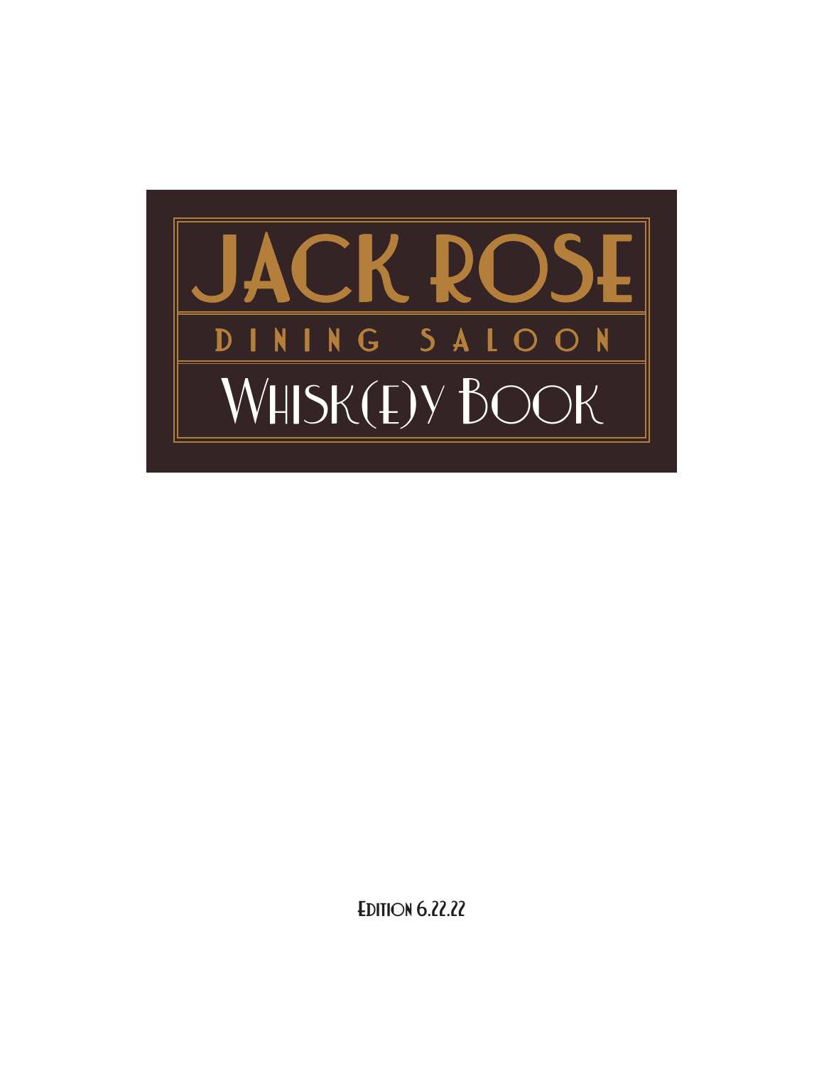# JACK ROSE

## DINING SALOON

## Whisk(e)y Book

Edition 6.22.22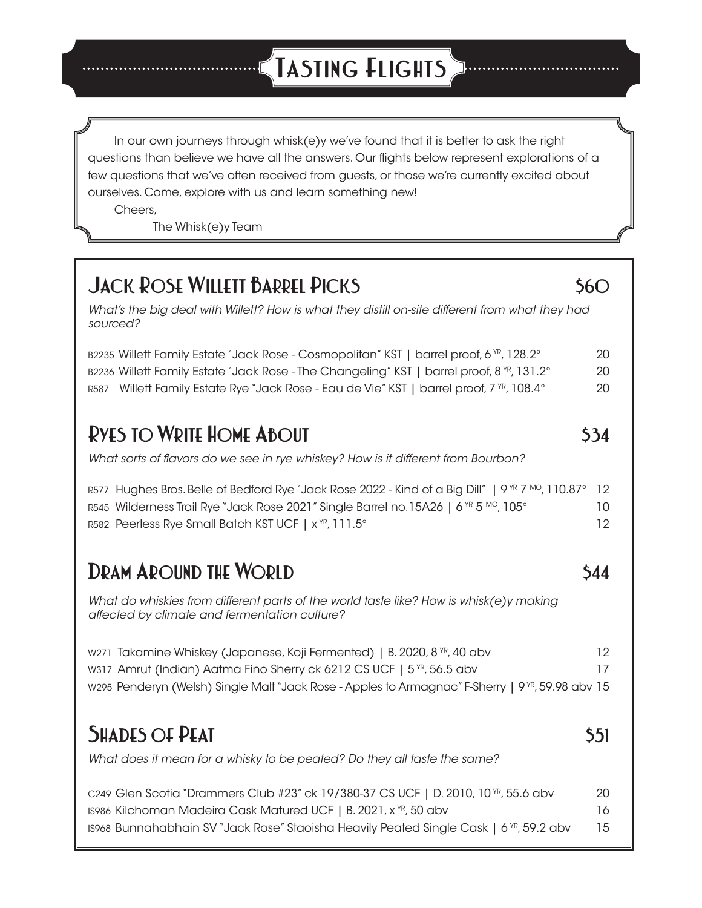# Tasting Flights

In our own journeys through whisk(e)y we've found that it is better to ask the right questions than believe we have all the answers. Our flights below represent explorations of a few questions that we've often received from guests, or those we're currently excited about ourselves. Come, explore with us and learn something new!

Cheers,

The Whisk(e)y Team

## Jack Rose Willett Barrel Picks — $60

*What's the big deal with Willett? How is what they distill on-site different from what they had sourced?*

B2235 Willett Family Estate "Jack Rose - Cosmopolitan" KST | barrel proof, 6 YR, 128.2° — 20

B2236 Willett Family Estate "Jack Rose - The Changeling" KST | barrel proof, 8 YR, 131.2° — 20

R587 Willett Family Estate Rye "Jack Rose - Eau de Vie" KST | barrel proof, 7 YR, 108.4° — 20

## Ryes to Write Home About — $34

*What sorts of flavors do we see in rye whiskey? How is it different from Bourbon?*

R577 Hughes Bros. Belle of Bedford Rye "Jack Rose 2022 - Kind of a Big Dill" | 9 YR 7 MO, 110.87° — 12

R545 Wilderness Trail Rye "Jack Rose 2021" Single Barrel no.15A26 | 6 YR 5 MO, 105° — 10

R582 Peerless Rye Small Batch KST UCF | x YR, 111.5° — 12

## Dram Around the World — $44

*What do whiskies from different parts of the world taste like? How is whisk(e)y making affected by climate and fermentation culture?*

W271 Takamine Whiskey (Japanese, Koji Fermented) | B. 2020, 8 YR, 40 abv — 12

W317 Amrut (Indian) Aatma Fino Sherry ck 6212 CS UCF | 5 YR, 56.5 abv — 17

W295 Penderyn (Welsh) Single Malt "Jack Rose - Apples to Armagnac" F-Sherry | 9 YR, 59.98 abv — 15

## Shades of Peat — $51

*What does it mean for a whisky to be peated? Do they all taste the same?*

C249 Glen Scotia "Drammers Club #23" ck 19/380-37 CS UCF | D. 2010, 10 YR, 55.6 abv — 20

IS986 Kilchoman Madeira Cask Matured UCF | B. 2021, x YR, 50 abv — 16

IS968 Bunnahabhain SV "Jack Rose" Staoisha Heavily Peated Single Cask | 6 YR, 59.2 abv — 15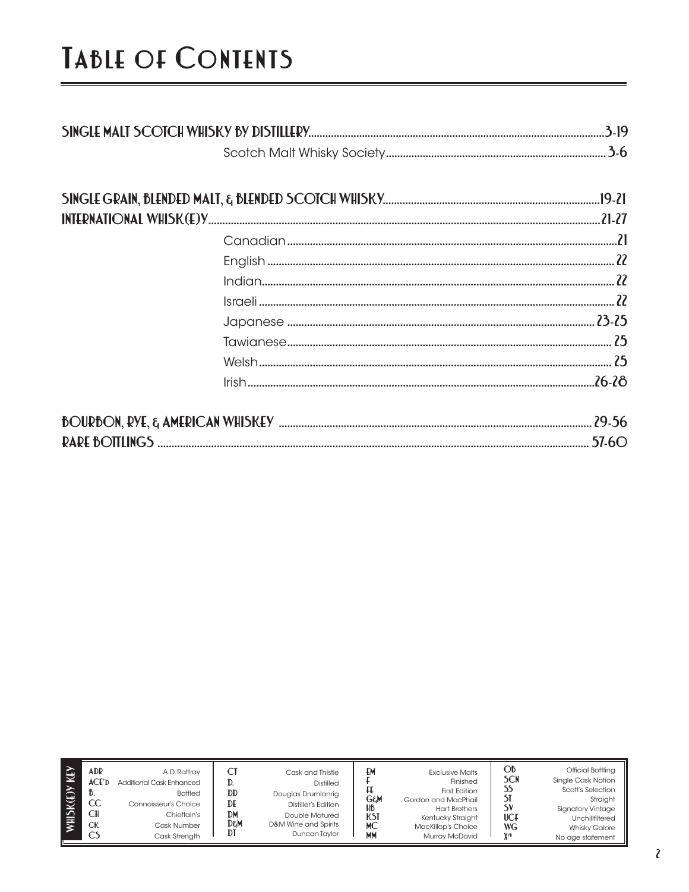# Table of Contents

| Section | Pages |
|---|---|
| **Single Malt Scotch Whisky by Distillery** | 3-19 |
| Scotch Malt Whisky Society | 3-6 |
| **Single Grain, Blended Malt, & Blended Scotch Whisky** | 19-21 |
| **International Whisk(e)y** | 21-27 |
| Canadian | 21 |
| English | 22 |
| Indian | 22 |
| Israeli | 22 |
| Japanese | 23-25 |
| Tawianese | 25 |
| Welsh | 25 |
| Irish | 26-28 |
| **Bourbon, Rye, & American Whiskey** | 29-56 |
| **Rare Bottlings** | 57-60 |

## Whisk(e)y Key

| Abbreviation | Meaning |
|---|---|
| ADR | A.D. Rattray |
| ACE'D | Additional Cask Enhanced |
| B. | Bottled |
| CC | Connoisseur's Choice |
| CH | Chieftain's |
| CK | Cask Number |
| CS | Cask Strength |
| CT | Cask and Thistle |
| D. | Distilled |
| DD | Douglas Drumlanrig |
| DE | Distiller's Edition |
| DM | Double Matured |
| D&M | D&M Wine and Spirits |
| DT | Duncan Taylor |
| EM | Exclusive Malts |
| F | Finished |
| FE | First Edition |
| G&M | Gordon and MacPhail |
| HB | Hart Brothers |
| KST | Kentucky Straight |
| MC | MacKillop's Choice |
| MM | Murray McDavid |
| OB | Official Bottling |
| SCN | Single Cask Nation |
| SS | Scott's Selection |
| ST | Straight |
| SV | Signatory Vintage |
| UCF | Unchillfiltered |
| WG | Whisky Galore |
| X[YO] | No age statement |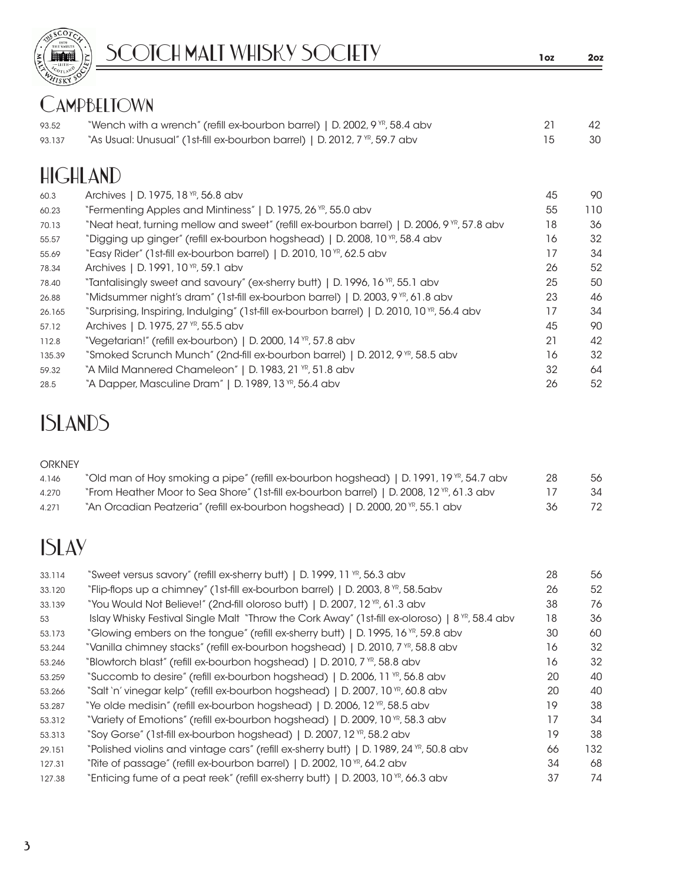# SCOTCH MALT WHISKY SOCIETY

## CAMPBELTOWN

| | | 1oz | 2oz |
|---|---|---|---|
| 93.52 | "Wench with a wrench" (refill ex-bourbon barrel) \| D. 2002, 9 YR, 58.4 abv | 21 | 42 |
| 93.137 | "As Usual: Unusual" (1st-fill ex-bourbon barrel) \| D. 2012, 7 YR, 59.7 abv | 15 | 30 |

## HIGHLAND

| | | 1oz | 2oz |
|---|---|---|---|
| 60.3 | Archives \| D. 1975, 18 YR, 56.8 abv | 45 | 90 |
| 60.23 | "Fermenting Apples and Mintiness" \| D. 1975, 26 YR, 55.0 abv | 55 | 110 |
| 70.13 | "Neat heat, turning mellow and sweet" (refill ex-bourbon barrel) \| D. 2006, 9 YR, 57.8 abv | 18 | 36 |
| 55.57 | "Digging up ginger" (refill ex-bourbon hogshead) \| D. 2008, 10 YR, 58.4 abv | 16 | 32 |
| 55.69 | "Easy Rider" (1st-fill ex-bourbon barrel) \| D. 2010, 10 YR, 62.5 abv | 17 | 34 |
| 78.34 | Archives \| D. 1991, 10 YR, 59.1 abv | 26 | 52 |
| 78.40 | "Tantalisingly sweet and savoury" (ex-sherry butt) \| D. 1996, 16 YR, 55.1 abv | 25 | 50 |
| 26.88 | "Midsummer night's dram" (1st-fill ex-bourbon barrel) \| D. 2003, 9 YR, 61.8 abv | 23 | 46 |
| 26.165 | "Surprising, Inspiring, Indulging" (1st-fill ex-bourbon barrel) \| D. 2010, 10 YR, 56.4 abv | 17 | 34 |
| 57.12 | Archives \| D. 1975, 27 YR, 55.5 abv | 45 | 90 |
| 112.8 | "Vegetarian!" (refill ex-bourbon) \| D. 2000, 14 YR, 57.8 abv | 21 | 42 |
| 135.39 | "Smoked Scrunch Munch" (2nd-fill ex-bourbon barrel) \| D. 2012, 9 YR, 58.5 abv | 16 | 32 |
| 59.32 | "A Mild Mannered Chameleon" \| D. 1983, 21 YR, 51.8 abv | 32 | 64 |
| 28.5 | "A Dapper, Masculine Dram" \| D. 1989, 13 YR, 56.4 abv | 26 | 52 |

## ISLANDS

ORKNEY

| | | 1oz | 2oz |
|---|---|---|---|
| 4.146 | "Old man of Hoy smoking a pipe" (refill ex-bourbon hogshead) \| D. 1991, 19 YR, 54.7 abv | 28 | 56 |
| 4.270 | "From Heather Moor to Sea Shore" (1st-fill ex-bourbon barrel) \| D. 2008, 12 YR, 61.3 abv | 17 | 34 |
| 4.271 | "An Orcadian Peatzeria" (refill ex-bourbon hogshead) \| D. 2000, 20 YR, 55.1 abv | 36 | 72 |

## ISLAY

| | | 1oz | 2oz |
|---|---|---|---|
| 33.114 | "Sweet versus savory" (refill ex-sherry butt) \| D. 1999, 11 YR, 56.3 abv | 28 | 56 |
| 33.120 | "Flip-flops up a chimney" (1st-fill ex-bourbon barrel) \| D. 2003, 8 YR, 58.5abv | 26 | 52 |
| 33.139 | "You Would Not Believe!" (2nd-fill oloroso butt) \| D. 2007, 12 YR, 61.3 abv | 38 | 76 |
| 53 | Islay Whisky Festival Single Malt "Throw the Cork Away" (1st-fill ex-oloroso) \| 8 YR, 58.4 abv | 18 | 36 |
| 53.173 | "Glowing embers on the tongue" (refill ex-sherry butt) \| D. 1995, 16 YR, 59.8 abv | 30 | 60 |
| 53.244 | "Vanilla chimney stacks" (refill ex-bourbon hogshead) \| D. 2010, 7 YR, 58.8 abv | 16 | 32 |
| 53.246 | "Blowtorch blast" (refill ex-bourbon hogshead) \| D. 2010, 7 YR, 58.8 abv | 16 | 32 |
| 53.259 | "Succomb to desire" (refill ex-bourbon hogshead) \| D. 2006, 11 YR, 56.8 abv | 20 | 40 |
| 53.266 | "Salt 'n' vinegar kelp" (refill ex-bourbon hogshead) \| D. 2007, 10 YR, 60.8 abv | 20 | 40 |
| 53.287 | "Ye olde medisin" (refill ex-bourbon hogshead) \| D. 2006, 12 YR, 58.5 abv | 19 | 38 |
| 53.312 | "Variety of Emotions" (refill ex-bourbon hogshead) \| D. 2009, 10 YR, 58.3 abv | 17 | 34 |
| 53.313 | "Soy Gorse" (1st-fill ex-bourbon hogshead) \| D. 2007, 12 YR, 58.2 abv | 19 | 38 |
| 29.151 | "Polished violins and vintage cars" (refill ex-sherry butt) \| D. 1989, 24 YR, 50.8 abv | 66 | 132 |
| 127.31 | "Rite of passage" (refill ex-bourbon barrel) \| D. 2002, 10 YR, 64.2 abv | 34 | 68 |
| 127.38 | "Enticing fume of a peat reek" (refill ex-sherry butt) \| D. 2003, 10 YR, 66.3 abv | 37 | 74 |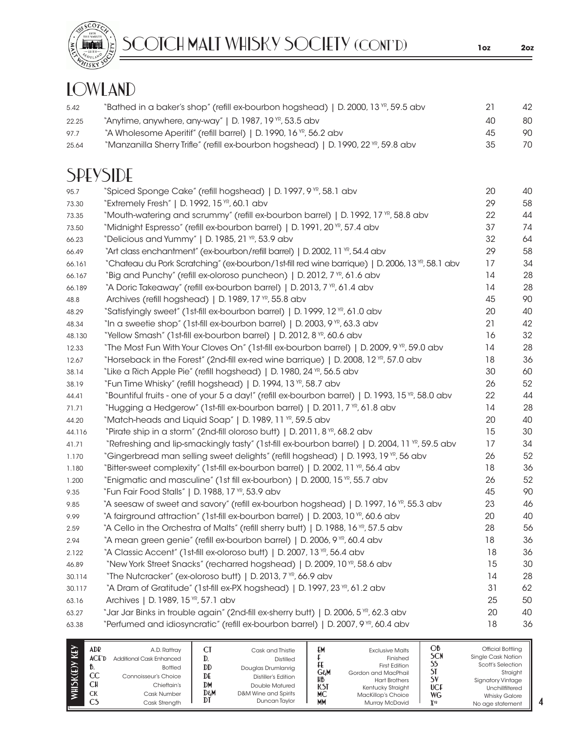# SCOTCH MALT WHISKY SOCIETY (CONT'D)

## LOWLAND

| | | 1oz | 2oz |
|---|---|---|---|
| 5.42 | "Bathed in a baker's shop" (refill ex-bourbon hogshead) \| D. 2000, 13 YR, 59.5 abv | 21 | 42 |
| 22.25 | "Anytime, anywhere, any-way" \| D. 1987, 19 YR, 53.5 abv | 40 | 80 |
| 97.7 | "A Wholesome Aperitif" (refill barrel) \| D. 1990, 16 YR, 56.2 abv | 45 | 90 |
| 25.64 | "Manzanilla Sherry Trifle" (refill ex-bourbon hogshead) \| D. 1990, 22 YR, 59.8 abv | 35 | 70 |

## SPEYSIDE

| | | 1oz | 2oz |
|---|---|---|---|
| 95.7 | "Spiced Sponge Cake" (refill hogshead) \| D. 1997, 9 YR, 58.1 abv | 20 | 40 |
| 73.30 | "Extremely Fresh" \| D. 1992, 15 YR, 60.1 abv | 29 | 58 |
| 73.35 | "Mouth-watering and scrummy" (refill ex-bourbon barrel) \| D. 1992, 17 YR, 58.8 abv | 22 | 44 |
| 73.50 | "Midnight Espresso" (refill ex-bourbon barrel) \| D. 1991, 20 YR, 57.4 abv | 37 | 74 |
| 66.23 | "Delicious and Yummy" \| D. 1985, 21 YR, 53.9 abv | 32 | 64 |
| 66.49 | "Art class enchantment" (ex-bourbon/refill barrel) \| D. 2002, 11 YR, 54.4 abv | 29 | 58 |
| 66.161 | "Chateau du Pork Scratching" (ex-bourbon/1st-fill red wine barrique) \| D. 2006, 13 YR, 58.1 abv | 17 | 34 |
| 66.167 | "Big and Punchy" (refill ex-oloroso puncheon) \| D. 2012, 7 YR, 61.6 abv | 14 | 28 |
| 66.189 | "A Doric Takeaway" (refill ex-bourbon barrel) \| D. 2013, 7 YR, 61.4 abv | 14 | 28 |
| 48.8 | Archives (refill hogshead) \| D. 1989, 17 YR, 55.8 abv | 45 | 90 |
| 48.29 | "Satisfyingly sweet" (1st-fill ex-bourbon barrel) \| D. 1999, 12 YR, 61.0 abv | 20 | 40 |
| 48.34 | "In a sweetie shop" (1st-fill ex-bourbon barrel) \| D. 2003, 9 YR, 63.3 abv | 21 | 42 |
| 48.130 | "Yellow Smash" (1st-fill ex-bourbon barrel) \| D. 2012, 8 YR, 60.6 abv | 16 | 32 |
| 12.33 | "The Most Fun With Your Cloves On" (1st-fill ex-bourbon barrel) \| D. 2009, 9 YR, 59.0 abv | 14 | 28 |
| 12.67 | "Horseback in the Forest" (2nd-fill ex-red wine barrique) \| D. 2008, 12 YR, 57.0 abv | 18 | 36 |
| 38.14 | "Like a Rich Apple Pie" (refill hogshead) \| D. 1980, 24 YR, 56.5 abv | 30 | 60 |
| 38.19 | "Fun Time Whisky" (refill hogshead) \| D. 1994, 13 YR, 58.7 abv | 26 | 52 |
| 44.41 | "Bountiful fruits - one of your 5 a day!" (refill ex-bourbon barrel) \| D. 1993, 15 YR, 58.0 abv | 22 | 44 |
| 71.71 | "Hugging a Hedgerow" (1st-fill ex-bourbon barrel) \| D. 2011, 7 YR, 61.8 abv | 14 | 28 |
| 44.20 | "Match-heads and Liquid Soap" \| D. 1989, 11 YR, 59.5 abv | 20 | 40 |
| 44.116 | "Pirate ship in a storm" (2nd-fill oloroso butt) \| D. 2011, 8 YR, 68.2 abv | 15 | 30 |
| 41.71 | "Refreshing and lip-smackingly tasty" (1st-fill ex-bourbon barrel) \| D. 2004, 11 YR, 59.5 abv | 17 | 34 |
| 1.170 | "Gingerbread man selling sweet delights" (refill hogshead) \| D. 1993, 19 YR, 56 abv | 26 | 52 |
| 1.180 | "Bitter-sweet complexity" (1st-fill ex-bourbon barrel) \| D. 2002, 11 YR, 56.4 abv | 18 | 36 |
| 1.200 | "Enigmatic and masculine" (1st fill ex-bourbon) \| D. 2000, 15 YR, 55.7 abv | 26 | 52 |
| 9.35 | "Fun Fair Food Stalls" \| D. 1988, 17 YR, 53.9 abv | 45 | 90 |
| 9.85 | "A seesaw of sweet and savory" (refill ex-bourbon hogshead) \| D. 1997, 16 YR, 55.3 abv | 23 | 46 |
| 9.99 | "A fairground attraction" (1st-fill ex-bourbon barrel) \| D. 2003, 10 YR, 60.6 abv | 20 | 40 |
| 2.59 | "A Cello in the Orchestra of Malts" (refill sherry butt) \| D. 1988, 16 YR, 57.5 abv | 28 | 56 |
| 2.94 | "A mean green genie" (refill ex-bourbon barrel) \| D. 2006, 9 YR, 60.4 abv | 18 | 36 |
| 2.122 | "A Classic Accent" (1st-fill ex-oloroso butt) \| D. 2007, 13 YR, 56.4 abv | 18 | 36 |
| 46.89 | "New York Street Snacks" (recharred hogshead) \| D. 2009, 10 YR, 58.6 abv | 15 | 30 |
| 30.114 | "The Nutcracker" (ex-oloroso butt) \| D. 2013, 7 YR, 66.9 abv | 14 | 28 |
| 30.117 | "A Dram of Gratitude" (1st-fill ex-PX hogshead) \| D. 1997, 23 YR, 61.2 abv | 31 | 62 |
| 63.16 | Archives \| D. 1989, 15 YR, 57.1 abv | 25 | 50 |
| 63.27 | "Jar Jar Binks in trouble again" (2nd-fill ex-sherry butt) \| D. 2006, 5 YR, 62.3 abv | 20 | 40 |
| 63.38 | "Perfumed and idiosyncratic" (refill ex-bourbon barrel) \| D. 2007, 9 YR, 60.4 abv | 18 | 36 |

**WHISK(E)Y KEY**

| | | | | | | | |
|---|---|---|---|---|---|---|---|
| ADR | A.D. Rattray | CT | Cask and Thistle | EM | Exclusive Malts | OB | Official Bottling |
| ACE'D | Additional Cask Enhanced | D. | Distilled | F | Finished | SCN | Single Cask Nation |
| B. | Bottled | DD | Douglas Drumlanrig | FE | First Edition | SS | Scott's Selection |
| CC | Connoisseur's Choice | DE | Distiller's Edition | G&M | Gordon and MacPhail | ST | Straight |
| CH | Chieftain's | DM | Double Matured | HB | Hart Brothers | SV | Signatory Vintage |
| CK | Cask Number | D&M | D&M Wine and Spirits | KST | Kentucky Straight | UCF | Unchillfiltered |
| CS | Cask Strength | DT | Duncan Taylor | MC | MacKillop's Choice | WG | Whisky Galore |
| | | | | MM | Murray McDavid | XYR | No age statement |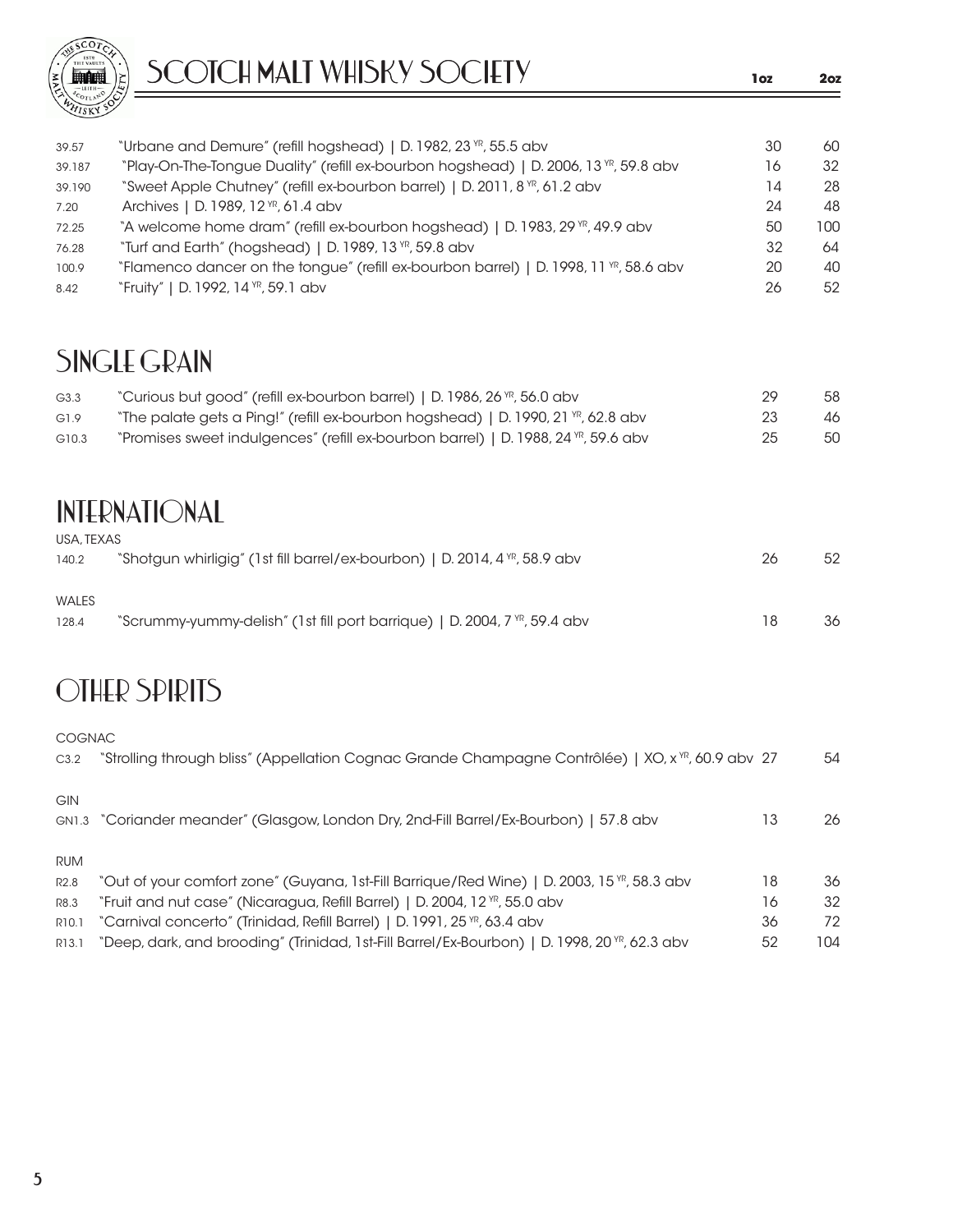# SCOTCH MALT WHISKY SOCIETY

| | | 1oz | 2oz |
|---|---|---|---|
| 39.57 | "Urbane and Demure" (refill hogshead) \| D. 1982, 23 YR, 55.5 abv | 30 | 60 |
| 39.187 | "Play-On-The-Tongue Duality" (refill ex-bourbon hogshead) \| D. 2006, 13 YR, 59.8 abv | 16 | 32 |
| 39.190 | "Sweet Apple Chutney" (refill ex-bourbon barrel) \| D. 2011, 8 YR, 61.2 abv | 14 | 28 |
| 7.20 | Archives \| D. 1989, 12 YR, 61.4 abv | 24 | 48 |
| 72.25 | "A welcome home dram" (refill ex-bourbon hogshead) \| D. 1983, 29 YR, 49.9 abv | 50 | 100 |
| 76.28 | "Turf and Earth" (hogshead) \| D. 1989, 13 YR, 59.8 abv | 32 | 64 |
| 100.9 | "Flamenco dancer on the tongue" (refill ex-bourbon barrel) \| D. 1998, 11 YR, 58.6 abv | 20 | 40 |
| 8.42 | "Fruity" \| D. 1992, 14 YR, 59.1 abv | 26 | 52 |

## SINGLE GRAIN

| | | 1oz | 2oz |
|---|---|---|---|
| G3.3 | "Curious but good" (refill ex-bourbon barrel) \| D. 1986, 26 YR, 56.0 abv | 29 | 58 |
| G1.9 | "The palate gets a Ping!" (refill ex-bourbon hogshead) \| D. 1990, 21 YR, 62.8 abv | 23 | 46 |
| G10.3 | "Promises sweet indulgences" (refill ex-bourbon barrel) \| D. 1988, 24 YR, 59.6 abv | 25 | 50 |

## INTERNATIONAL

| | | 1oz | 2oz |
|---|---|---|---|
| USA, TEXAS | | | |
| 140.2 | "Shotgun whirligig" (1st fill barrel/ex-bourbon) \| D. 2014, 4 YR, 58.9 abv | 26 | 52 |
| WALES | | | |
| 128.4 | "Scrummy-yummy-delish" (1st fill port barrique) \| D. 2004, 7 YR, 59.4 abv | 18 | 36 |

## OTHER SPIRITS

| | | 1oz | 2oz |
|---|---|---|---|
| COGNAC | | | |
| C3.2 | "Strolling through bliss" (Appellation Cognac Grande Champagne Contrôlée) \| XO, x YR, 60.9 abv | 27 | 54 |
| GIN | | | |
| GN1.3 | "Coriander meander" (Glasgow, London Dry, 2nd-Fill Barrel/Ex-Bourbon) \| 57.8 abv | 13 | 26 |
| RUM | | | |
| R2.8 | "Out of your comfort zone" (Guyana, 1st-Fill Barrique/Red Wine) \| D. 2003, 15 YR, 58.3 abv | 18 | 36 |
| R8.3 | "Fruit and nut case" (Nicaragua, Refill Barrel) \| D. 2004, 12 YR, 55.0 abv | 16 | 32 |
| R10.1 | "Carnival concerto" (Trinidad, Refill Barrel) \| D. 1991, 25 YR, 63.4 abv | 36 | 72 |
| R13.1 | "Deep, dark, and brooding" (Trinidad, 1st-Fill Barrel/Ex-Bourbon) \| D. 1998, 20 YR, 62.3 abv | 52 | 104 |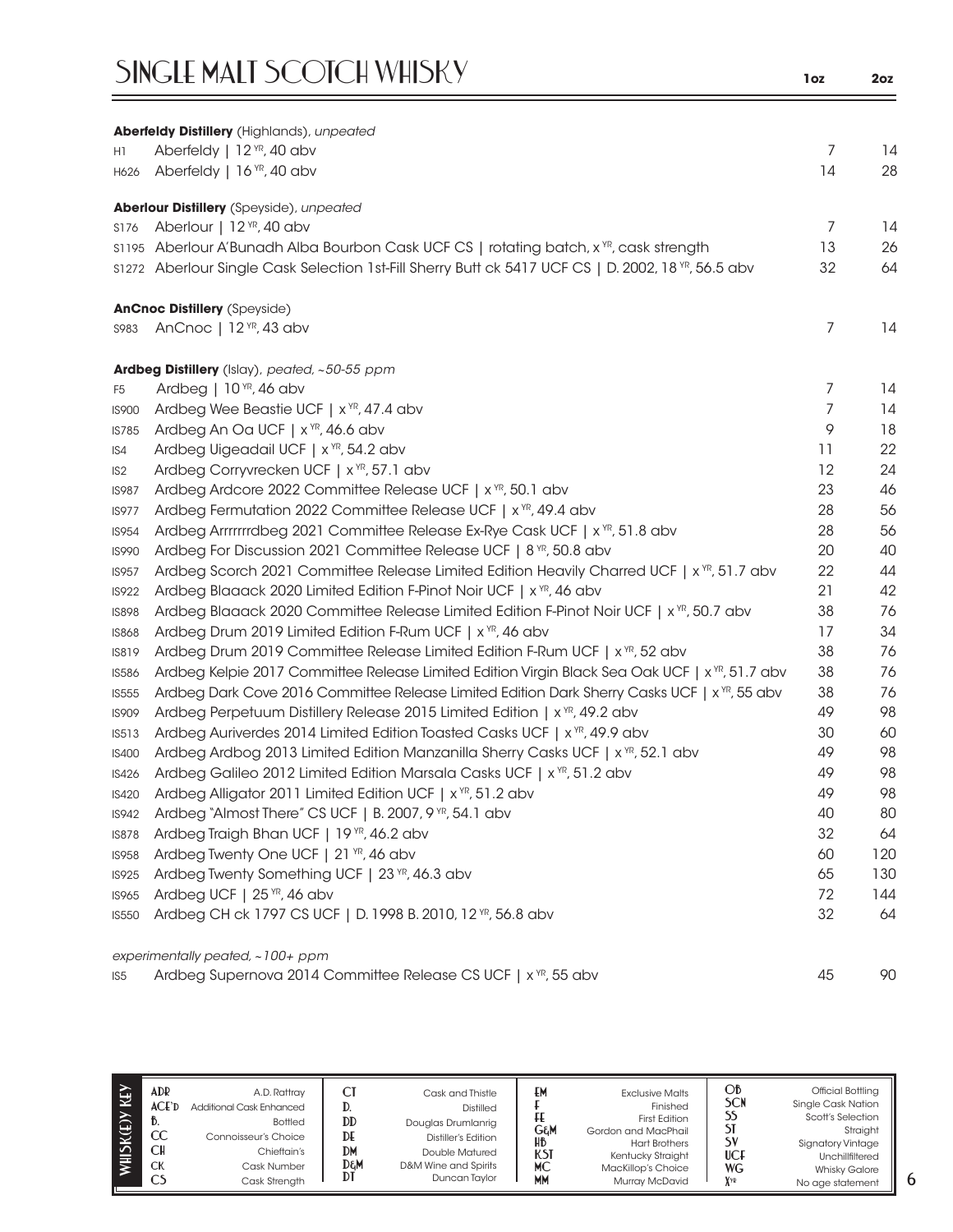# SINGLE MALT SCOTCH WHISKY

| | | 1oz | 2oz |
|---|---|---|---|
| | **Aberfeldy Distillery** (Highlands), *unpeated* | | |
| H1 | Aberfeldy \| 12 YR, 40 abv | 7 | 14 |
| H626 | Aberfeldy \| 16 YR, 40 abv | 14 | 28 |
| | **Aberlour Distillery** (Speyside), *unpeated* | | |
| S176 | Aberlour \| 12 YR, 40 abv | 7 | 14 |
| S1195 | Aberlour A'Bunadh Alba Bourbon Cask UCF CS \| rotating batch, x YR, cask strength | 13 | 26 |
| S1272 | Aberlour Single Cask Selection 1st-Fill Sherry Butt ck 5417 UCF CS \| D. 2002, 18 YR, 56.5 abv | 32 | 64 |
| | **AnCnoc Distillery** (Speyside) | | |
| S983 | AnCnoc \| 12 YR, 43 abv | 7 | 14 |
| | **Ardbeg Distillery** (Islay), *peated, ~50-55 ppm* | | |
| F5 | Ardbeg \| 10 YR, 46 abv | 7 | 14 |
| IS900 | Ardbeg Wee Beastie UCF \| x YR, 47.4 abv | 7 | 14 |
| IS785 | Ardbeg An Oa UCF \| x YR, 46.6 abv | 9 | 18 |
| IS4 | Ardbeg Uigeadail UCF \| x YR, 54.2 abv | 11 | 22 |
| IS2 | Ardbeg Corryvrecken UCF \| x YR, 57.1 abv | 12 | 24 |
| IS987 | Ardbeg Ardcore 2022 Committee Release UCF \| x YR, 50.1 abv | 23 | 46 |
| IS977 | Ardbeg Fermutation 2022 Committee Release UCF \| x YR, 49.4 abv | 28 | 56 |
| IS954 | Ardbeg Arrrrrrrdbeg 2021 Committee Release Ex-Rye Cask UCF \| x YR, 51.8 abv | 28 | 56 |
| IS990 | Ardbeg For Discussion 2021 Committee Release UCF \| 8 YR, 50.8 abv | 20 | 40 |
| IS957 | Ardbeg Scorch 2021 Committee Release Limited Edition Heavily Charred UCF \| x YR, 51.7 abv | 22 | 44 |
| IS922 | Ardbeg Blaaack 2020 Limited Edition F-Pinot Noir UCF \| x YR, 46 abv | 21 | 42 |
| IS898 | Ardbeg Blaaack 2020 Committee Release Limited Edition F-Pinot Noir UCF \| x YR, 50.7 abv | 38 | 76 |
| IS868 | Ardbeg Drum 2019 Limited Edition F-Rum UCF \| x YR, 46 abv | 17 | 34 |
| IS819 | Ardbeg Drum 2019 Committee Release Limited Edition F-Rum UCF \| x YR, 52 abv | 38 | 76 |
| IS586 | Ardbeg Kelpie 2017 Committee Release Limited Edition Virgin Black Sea Oak UCF \| x YR, 51.7 abv | 38 | 76 |
| IS555 | Ardbeg Dark Cove 2016 Committee Release Limited Edition Dark Sherry Casks UCF \| x YR, 55 abv | 38 | 76 |
| IS909 | Ardbeg Perpetuum Distillery Release 2015 Limited Edition \| x YR, 49.2 abv | 49 | 98 |
| IS513 | Ardbeg Auriverdes 2014 Limited Edition Toasted Casks UCF \| x YR, 49.9 abv | 30 | 60 |
| IS400 | Ardbeg Ardbog 2013 Limited Edition Manzanilla Sherry Casks UCF \| x YR, 52.1 abv | 49 | 98 |
| IS426 | Ardbeg Galileo 2012 Limited Edition Marsala Casks UCF \| x YR, 51.2 abv | 49 | 98 |
| IS420 | Ardbeg Alligator 2011 Limited Edition UCF \| x YR, 51.2 abv | 49 | 98 |
| IS942 | Ardbeg "Almost There" CS UCF \| B. 2007, 9 YR, 54.1 abv | 40 | 80 |
| IS878 | Ardbeg Traigh Bhan UCF \| 19 YR, 46.2 abv | 32 | 64 |
| IS958 | Ardbeg Twenty One UCF \| 21 YR, 46 abv | 60 | 120 |
| IS925 | Ardbeg Twenty Something UCF \| 23 YR, 46.3 abv | 65 | 130 |
| IS965 | Ardbeg UCF \| 25 YR, 46 abv | 72 | 144 |
| IS550 | Ardbeg CH ck 1797 CS UCF \| D. 1998 B. 2010, 12 YR, 56.8 abv | 32 | 64 |
| | *experimentally peated, ~100+ ppm* | | |
| IS5 | Ardbeg Supernova 2014 Committee Release CS UCF \| x YR, 55 abv | 45 | 90 |

**WHISK(E)Y KEY**

| | | | | | | | |
|---|---|---|---|---|---|---|---|
| ADR | A.D. Rattray | CT | Cask and Thistle | EM | Exclusive Malts | OB | Official Bottling |
| ACE'D | Additional Cask Enhanced | D. | Distilled | F | Finished | SCN | Single Cask Nation |
| B. | Bottled | DD | Douglas Drumlanrig | FE | First Edition | SS | Scott's Selection |
| CC | Connoisseur's Choice | DE | Distiller's Edition | G&M | Gordon and MacPhail | ST | Straight |
| CH | Chieftain's | DM | Double Matured | HB | Hart Brothers | SV | Signatory Vintage |
| CK | Cask Number | D&M | D&M Wine and Spirits | KST | Kentucky Straight | UCF | Unchillfiltered |
| CS | Cask Strength | DT | Duncan Taylor | MC | MacKillop's Choice | WG | Whisky Galore |
| | | | | MM | Murray McDavid | X YR | No age statement |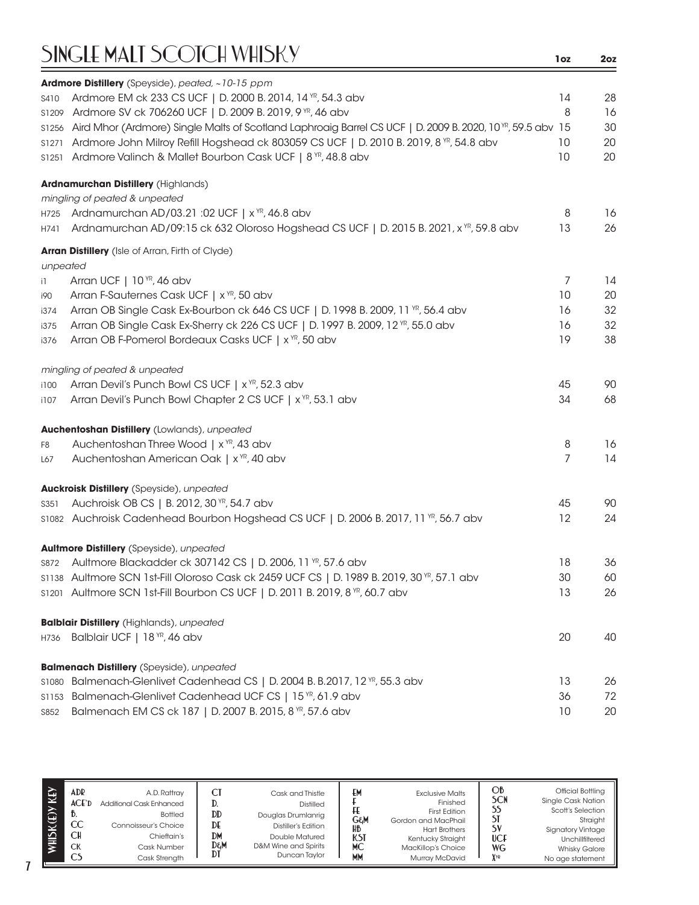# SINGLE MALT SCOTCH WHISKY

| | | 1oz | 2oz |
|---|---|---|---|
| | **Ardmore Distillery** (Speyside), *peated, ~10-15 ppm* | | |
| S410 | Ardmore EM ck 233 CS UCF \| D. 2000 B. 2014, 14 YR, 54.3 abv | 14 | 28 |
| S1209 | Ardmore SV ck 706260 UCF \| D. 2009 B. 2019, 9 YR, 46 abv | 8 | 16 |
| S1256 | Aird Mhor (Ardmore) Single Malts of Scotland Laphroaig Barrel CS UCF \| D. 2009 B. 2020, 10 YR, 59.5 abv | 15 | 30 |
| S1271 | Ardmore John Milroy Refill Hogshead ck 803059 CS UCF \| D. 2010 B. 2019, 8 YR, 54.8 abv | 10 | 20 |
| S1251 | Ardmore Valinch & Mallet Bourbon Cask UCF \| 8 YR, 48.8 abv | 10 | 20 |
| | **Ardnamurchan Distillery** (Highlands) | | |
| | *mingling of peated & unpeated* | | |
| H725 | Ardnamurchan AD/03.21 :02 UCF \| x YR, 46.8 abv | 8 | 16 |
| H741 | Ardnamurchan AD/09:15 ck 632 Oloroso Hogshead CS UCF \| D. 2015 B. 2021, x YR, 59.8 abv | 13 | 26 |
| | **Arran Distillery** (Isle of Arran, Firth of Clyde) | | |
| | *unpeated* | | |
| i1 | Arran UCF \| 10 YR, 46 abv | 7 | 14 |
| i90 | Arran F-Sauternes Cask UCF \| x YR, 50 abv | 10 | 20 |
| i374 | Arran OB Single Cask Ex-Bourbon ck 646 CS UCF \| D. 1998 B. 2009, 11 YR, 56.4 abv | 16 | 32 |
| i375 | Arran OB Single Cask Ex-Sherry ck 226 CS UCF \| D. 1997 B. 2009, 12 YR, 55.0 abv | 16 | 32 |
| i376 | Arran OB F-Pomerol Bordeaux Casks UCF \| x YR, 50 abv | 19 | 38 |
| | *mingling of peated & unpeated* | | |
| i100 | Arran Devil's Punch Bowl CS UCF \| x YR, 52.3 abv | 45 | 90 |
| i107 | Arran Devil's Punch Bowl Chapter 2 CS UCF \| x YR, 53.1 abv | 34 | 68 |
| | **Auchentoshan Distillery** (Lowlands), *unpeated* | | |
| F8 | Auchentoshan Three Wood \| x YR, 43 abv | 8 | 16 |
| L67 | Auchentoshan American Oak \| x YR, 40 abv | 7 | 14 |
| | **Auckroisk Distillery** (Speyside), *unpeated* | | |
| S351 | Auchroisk OB CS \| B. 2012, 30 YR, 54.7 abv | 45 | 90 |
| S1082 | Auchroisk Cadenhead Bourbon Hogshead CS UCF \| D. 2006 B. 2017, 11 YR, 56.7 abv | 12 | 24 |
| | **Aultmore Distillery** (Speyside), *unpeated* | | |
| S872 | Aultmore Blackadder ck 307142 CS \| D. 2006, 11 YR, 57.6 abv | 18 | 36 |
| S1138 | Aultmore SCN 1st-Fill Oloroso Cask ck 2459 UCF CS \| D. 1989 B. 2019, 30 YR, 57.1 abv | 30 | 60 |
| S1201 | Aultmore SCN 1st-Fill Bourbon CS UCF \| D. 2011 B. 2019, 8 YR, 60.7 abv | 13 | 26 |
| | **Balblair Distillery** (Highlands), *unpeated* | | |
| H736 | Balblair UCF \| 18 YR, 46 abv | 20 | 40 |
| | **Balmenach Distillery** (Speyside), *unpeated* | | |
| S1080 | Balmenach-Glenlivet Cadenhead CS \| D. 2004 B. B.2017, 12 YR, 55.3 abv | 13 | 26 |
| S1153 | Balmenach-Glenlivet Cadenhead UCF CS \| 15 YR, 61.9 abv | 36 | 72 |
| S852 | Balmenach EM CS ck 187 \| D. 2007 B. 2015, 8 YR, 57.6 abv | 10 | 20 |

**WHISK(E)Y KEY**

| | | | | | | | |
|---|---|---|---|---|---|---|---|
| ADR | A.D. Rattray | CT | Cask and Thistle | EM | Exclusive Malts | OB | Official Bottling |
| ACE'D | Additional Cask Enhanced | D. | Distilled | F | Finished | SCN | Single Cask Nation |
| B. | Bottled | DD | Douglas Drumlanrig | FE | First Edition | SS | Scott's Selection |
| CC | Connoisseur's Choice | DE | Distiller's Edition | G&M | Gordon and MacPhail | ST | Straight |
| CH | Chieftain's | DM | Double Matured | HB | Hart Brothers | SV | Signatory Vintage |
| CK | Cask Number | D&M | D&M Wine and Spirits | KST | Kentucky Straight | UCF | Unchillfiltered |
| CS | Cask Strength | DT | Duncan Taylor | MC | MacKillop's Choice | WG | Whisky Galore |
| | | | | MM | Murray McDavid | XYR | No age statement |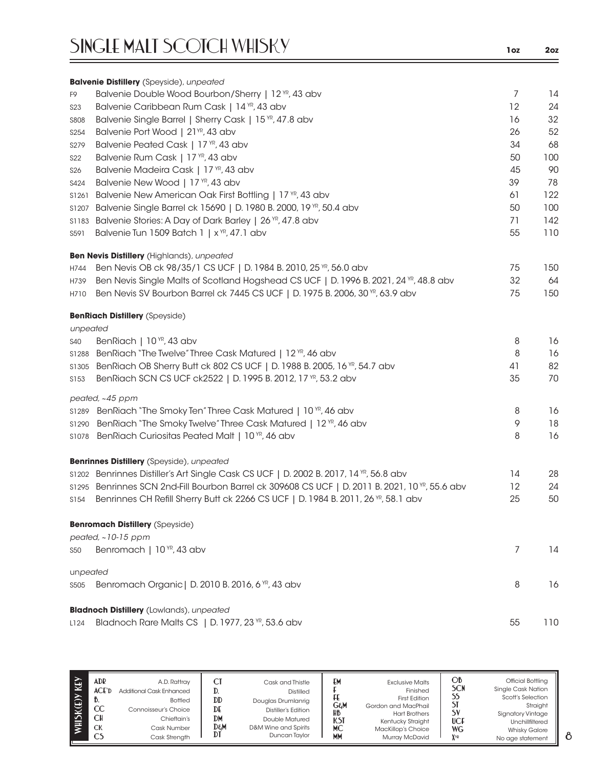# SINGLE MALT SCOTCH WHISKY

| | | 1oz | 2oz |
|---|---|---|---|
| | **Balvenie Distillery** (Speyside), *unpeated* | | |
| F9 | Balvenie Double Wood Bourbon/Sherry \| 12 YR, 43 abv | 7 | 14 |
| S23 | Balvenie Caribbean Rum Cask \| 14 YR, 43 abv | 12 | 24 |
| S808 | Balvenie Single Barrel \| Sherry Cask \| 15 YR, 47.8 abv | 16 | 32 |
| S254 | Balvenie Port Wood \| 21 YR, 43 abv | 26 | 52 |
| S279 | Balvenie Peated Cask \| 17 YR, 43 abv | 34 | 68 |
| S22 | Balvenie Rum Cask \| 17 YR, 43 abv | 50 | 100 |
| S26 | Balvenie Madeira Cask \| 17 YR, 43 abv | 45 | 90 |
| S424 | Balvenie New Wood \| 17 YR, 43 abv | 39 | 78 |
| S1261 | Balvenie New American Oak First Bottling \| 17 YR, 43 abv | 61 | 122 |
| S1207 | Balvenie Single Barrel ck 15690 \| D. 1980 B. 2000, 19 YR, 50.4 abv | 50 | 100 |
| S1183 | Balvenie Stories: A Day of Dark Barley \| 26 YR, 47.8 abv | 71 | 142 |
| S591 | Balvenie Tun 1509 Batch 1 \| x YR, 47.1 abv | 55 | 110 |
| | **Ben Nevis Distillery** (Highlands), *unpeated* | | |
| H744 | Ben Nevis OB ck 98/35/1 CS UCF \| D. 1984 B. 2010, 25 YR, 56.0 abv | 75 | 150 |
| H739 | Ben Nevis Single Malts of Scotland Hogshead CS UCF \| D. 1996 B. 2021, 24 YR, 48.8 abv | 32 | 64 |
| H710 | Ben Nevis SV Bourbon Barrel ck 7445 CS UCF \| D. 1975 B. 2006, 30 YR, 63.9 abv | 75 | 150 |
| | **BenRiach Distillery** (Speyside) | | |
| | *unpeated* | | |
| S40 | BenRiach \| 10 YR, 43 abv | 8 | 16 |
| S1288 | BenRiach "The Twelve" Three Cask Matured \| 12 YR, 46 abv | 8 | 16 |
| S1305 | BenRiach OB Sherry Butt ck 802 CS UCF \| D. 1988 B. 2005, 16 YR, 54.7 abv | 41 | 82 |
| S153 | BenRiach SCN CS UCF ck2522 \| D. 1995 B. 2012, 17 YR, 53.2 abv | 35 | 70 |
| | *peated, ~45 ppm* | | |
| S1289 | BenRiach "The Smoky Ten" Three Cask Matured \| 10 YR, 46 abv | 8 | 16 |
| S1290 | BenRiach "The Smoky Twelve" Three Cask Matured \| 12 YR, 46 abv | 9 | 18 |
| S1078 | BenRiach Curiositas Peated Malt \| 10 YR, 46 abv | 8 | 16 |
| | **Benrinnes Distillery** (Speyside), *unpeated* | | |
| S1202 | Benrinnes Distiller's Art Single Cask CS UCF \| D. 2002 B. 2017, 14 YR, 56.8 abv | 14 | 28 |
| S1295 | Benrinnes SCN 2nd-Fill Bourbon Barrel ck 309608 CS UCF \| D. 2011 B. 2021, 10 YR, 55.6 abv | 12 | 24 |
| S154 | Benrinnes CH Refill Sherry Butt ck 2266 CS UCF \| D. 1984 B. 2011, 26 YR, 58.1 abv | 25 | 50 |
| | **Benromach Distillery** (Speyside) | | |
| | *peated, ~10-15 ppm* | | |
| S50 | Benromach \| 10 YR, 43 abv | 7 | 14 |
| | *unpeated* | | |
| S505 | Benromach Organic\| D. 2010 B. 2016, 6 YR, 43 abv | 8 | 16 |
| | **Bladnoch Distillery** (Lowlands), *unpeated* | | |
| L124 | Bladnoch Rare Malts CS \| D. 1977, 23 YR, 53.6 abv | 55 | 110 |

**WHISK(E)Y KEY**

| | | | | | | | |
|---|---|---|---|---|---|---|---|
| ADR | A.D. Rattray | CT | Cask and Thistle | EM | Exclusive Malts | OB | Official Bottling |
| ACE'D | Additional Cask Enhanced | D. | Distilled | F | Finished | SCN | Single Cask Nation |
| B. | Bottled | DD | Douglas Drumlanrig | FE | First Edition | SS | Scott's Selection |
| CC | Connoisseur's Choice | DE | Distiller's Edition | G&M | Gordon and MacPhail | ST | Straight |
| CH | Chieftain's | DM | Double Matured | HB | Hart Brothers | SV | Signatory Vintage |
| CK | Cask Number | D&M | D&M Wine and Spirits | KST | Kentucky Straight | UCF | Unchillfiltered |
| CS | Cask Strength | DT | Duncan Taylor | MC | MacKillop's Choice | WG | Whisky Galore |
| | | | | MM | Murray McDavid | X YR | No age statement |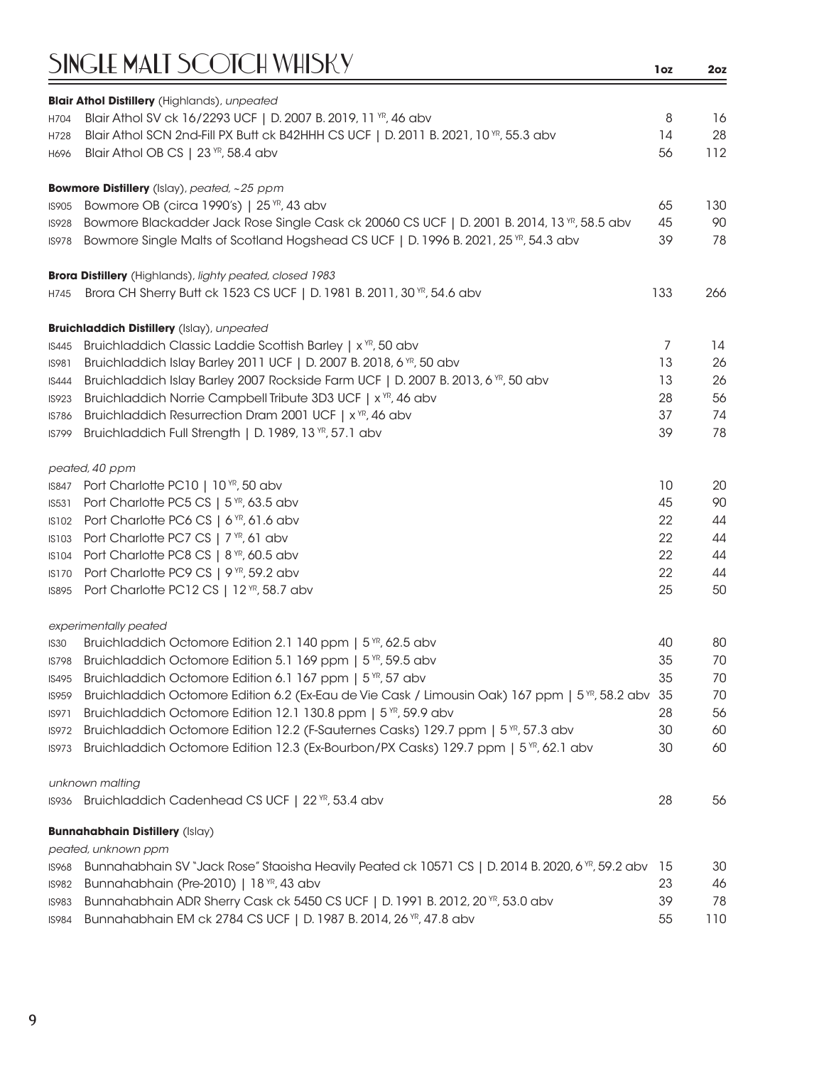# SINGLE MALT SCOTCH WHISKY

| | | 1oz | 2oz |
|---|---|---|---|
| | **Blair Athol Distillery** (Highlands), *unpeated* | | |
| H704 | Blair Athol SV ck 16/2293 UCF \| D. 2007 B. 2019, 11 YR, 46 abv | 8 | 16 |
| H728 | Blair Athol SCN 2nd-Fill PX Butt ck B42HHH CS UCF \| D. 2011 B. 2021, 10 YR, 55.3 abv | 14 | 28 |
| H696 | Blair Athol OB CS \| 23 YR, 58.4 abv | 56 | 112 |
| | **Bowmore Distillery** (Islay), *peated, ~25 ppm* | | |
| IS905 | Bowmore OB (circa 1990's) \| 25 YR, 43 abv | 65 | 130 |
| IS928 | Bowmore Blackadder Jack Rose Single Cask ck 20060 CS UCF \| D. 2001 B. 2014, 13 YR, 58.5 abv | 45 | 90 |
| IS978 | Bowmore Single Malts of Scotland Hogshead CS UCF \| D. 1996 B. 2021, 25 YR, 54.3 abv | 39 | 78 |
| | **Brora Distillery** (Highlands), *lighty peated, closed 1983* | | |
| H745 | Brora CH Sherry Butt ck 1523 CS UCF \| D. 1981 B. 2011, 30 YR, 54.6 abv | 133 | 266 |
| | **Bruichladdich Distillery** (Islay), *unpeated* | | |
| IS445 | Bruichladdich Classic Laddie Scottish Barley \| x YR, 50 abv | 7 | 14 |
| IS981 | Bruichladdich Islay Barley 2011 UCF \| D. 2007 B. 2018, 6 YR, 50 abv | 13 | 26 |
| IS444 | Bruichladdich Islay Barley 2007 Rockside Farm UCF \| D. 2007 B. 2013, 6 YR, 50 abv | 13 | 26 |
| IS923 | Bruichladdich Norrie Campbell Tribute 3D3 UCF \| x YR, 46 abv | 28 | 56 |
| IS786 | Bruichladdich Resurrection Dram 2001 UCF \| x YR, 46 abv | 37 | 74 |
| IS799 | Bruichladdich Full Strength \| D. 1989, 13 YR, 57.1 abv | 39 | 78 |
| | *peated, 40 ppm* | | |
| IS847 | Port Charlotte PC10 \| 10 YR, 50 abv | 10 | 20 |
| IS531 | Port Charlotte PC5 CS \| 5 YR, 63.5 abv | 45 | 90 |
| IS102 | Port Charlotte PC6 CS \| 6 YR, 61.6 abv | 22 | 44 |
| IS103 | Port Charlotte PC7 CS \| 7 YR, 61 abv | 22 | 44 |
| IS104 | Port Charlotte PC8 CS \| 8 YR, 60.5 abv | 22 | 44 |
| IS170 | Port Charlotte PC9 CS \| 9 YR, 59.2 abv | 22 | 44 |
| IS895 | Port Charlotte PC12 CS \| 12 YR, 58.7 abv | 25 | 50 |
| | *experimentally peated* | | |
| IS30 | Bruichladdich Octomore Edition 2.1 140 ppm \| 5 YR, 62.5 abv | 40 | 80 |
| IS798 | Bruichladdich Octomore Edition 5.1 169 ppm \| 5 YR, 59.5 abv | 35 | 70 |
| IS495 | Bruichladdich Octomore Edition 6.1 167 ppm \| 5 YR, 57 abv | 35 | 70 |
| IS959 | Bruichladdich Octomore Edition 6.2 (Ex-Eau de Vie Cask / Limousin Oak) 167 ppm \| 5 YR, 58.2 abv | 35 | 70 |
| IS971 | Bruichladdich Octomore Edition 12.1 130.8 ppm \| 5 YR, 59.9 abv | 28 | 56 |
| IS972 | Bruichladdich Octomore Edition 12.2 (F-Sauternes Casks) 129.7 ppm \| 5 YR, 57.3 abv | 30 | 60 |
| IS973 | Bruichladdich Octomore Edition 12.3 (Ex-Bourbon/PX Casks) 129.7 ppm \| 5 YR, 62.1 abv | 30 | 60 |
| | *unknown malting* | | |
| IS936 | Bruichladdich Cadenhead CS UCF \| 22 YR, 53.4 abv | 28 | 56 |
| | **Bunnahabhain Distillery** (Islay) | | |
| | *peated, unknown ppm* | | |
| IS968 | Bunnahabhain SV "Jack Rose" Staoisha Heavily Peated ck 10571 CS \| D. 2014 B. 2020, 6 YR, 59.2 abv | 15 | 30 |
| IS982 | Bunnahabhain (Pre-2010) \| 18 YR, 43 abv | 23 | 46 |
| IS983 | Bunnahabhain ADR Sherry Cask ck 5450 CS UCF \| D. 1991 B. 2012, 20 YR, 53.0 abv | 39 | 78 |
| IS984 | Bunnahabhain EM ck 2784 CS UCF \| D. 1987 B. 2014, 26 YR, 47.8 abv | 55 | 110 |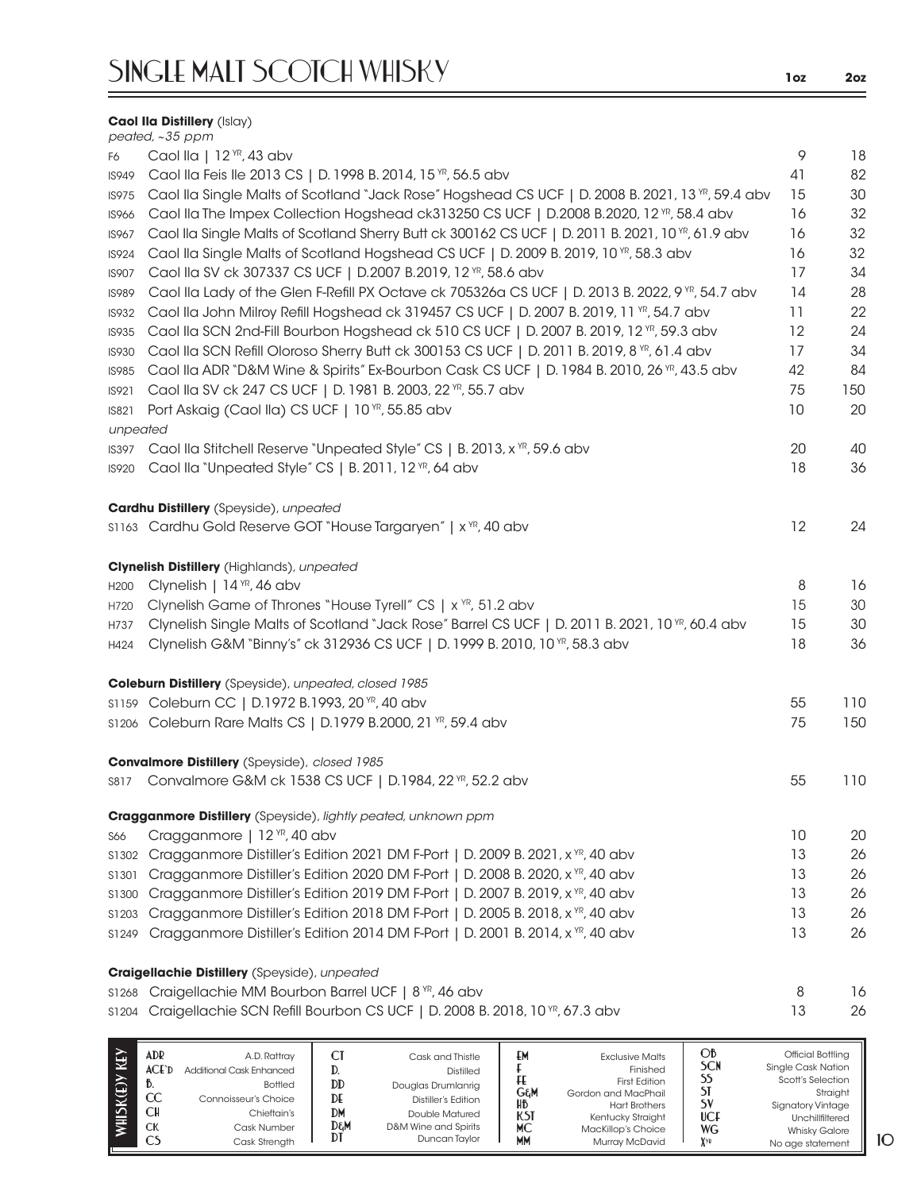# SINGLE MALT SCOTCH WHISKY

| | | 1oz | 2oz |
|---|---|---|---|
| **Caol Ila Distillery** (Islay) | | | |
| *peated, ~35 ppm* | | | |
| F6 | Caol Ila \| 12 YR, 43 abv | 9 | 18 |
| IS949 | Caol Ila Feis Ile 2013 CS \| D. 1998 B. 2014, 15 YR, 56.5 abv | 41 | 82 |
| IS975 | Caol Ila Single Malts of Scotland "Jack Rose" Hogshead CS UCF \| D. 2008 B. 2021, 13 YR, 59.4 abv | 15 | 30 |
| IS966 | Caol Ila The Impex Collection Hogshead ck313250 CS UCF \| D.2008 B.2020, 12 YR, 58.4 abv | 16 | 32 |
| IS967 | Caol Ila Single Malts of Scotland Sherry Butt ck 300162 CS UCF \| D. 2011 B. 2021, 10 YR, 61.9 abv | 16 | 32 |
| IS924 | Caol Ila Single Malts of Scotland Hogshead CS UCF \| D. 2009 B. 2019, 10 YR, 58.3 abv | 16 | 32 |
| IS907 | Caol Ila SV ck 307337 CS UCF \| D.2007 B.2019, 12 YR, 58.6 abv | 17 | 34 |
| IS989 | Caol Ila Lady of the Glen F-Refill PX Octave ck 705326a CS UCF \| D. 2013 B. 2022, 9 YR, 54.7 abv | 14 | 28 |
| IS932 | Caol Ila John Milroy Refill Hogshead ck 319457 CS UCF \| D. 2007 B. 2019, 11 YR, 54.7 abv | 11 | 22 |
| IS935 | Caol Ila SCN 2nd-Fill Bourbon Hogshead ck 510 CS UCF \| D. 2007 B. 2019, 12 YR, 59.3 abv | 12 | 24 |
| IS930 | Caol Ila SCN Refill Oloroso Sherry Butt ck 300153 CS UCF \| D. 2011 B. 2019, 8 YR, 61.4 abv | 17 | 34 |
| IS985 | Caol Ila ADR "D&M Wine & Spirits" Ex-Bourbon Cask CS UCF \| D. 1984 B. 2010, 26 YR, 43.5 abv | 42 | 84 |
| IS921 | Caol Ila SV ck 247 CS UCF \| D. 1981 B. 2003, 22 YR, 55.7 abv | 75 | 150 |
| IS821 | Port Askaig (Caol Ila) CS UCF \| 10 YR, 55.85 abv | 10 | 20 |
| *unpeated* | | | |
| IS397 | Caol Ila Stitchell Reserve "Unpeated Style" CS \| B. 2013, x YR, 59.6 abv | 20 | 40 |
| IS920 | Caol Ila "Unpeated Style" CS \| B. 2011, 12 YR, 64 abv | 18 | 36 |
| **Cardhu Distillery** (Speyside), *unpeated* | | | |
| S1163 | Cardhu Gold Reserve GOT "House Targaryen" \| x YR, 40 abv | 12 | 24 |
| **Clynelish Distillery** (Highlands), *unpeated* | | | |
| H200 | Clynelish \| 14 YR, 46 abv | 8 | 16 |
| H720 | Clynelish Game of Thrones "House Tyrell" CS \| x YR, 51.2 abv | 15 | 30 |
| H737 | Clynelish Single Malts of Scotland "Jack Rose" Barrel CS UCF \| D. 2011 B. 2021, 10 YR, 60.4 abv | 15 | 30 |
| H424 | Clynelish G&M "Binny's" ck 312936 CS UCF \| D. 1999 B. 2010, 10 YR, 58.3 abv | 18 | 36 |
| **Coleburn Distillery** (Speyside), *unpeated, closed 1985* | | | |
| S1159 | Coleburn CC \| D.1972 B.1993, 20 YR, 40 abv | 55 | 110 |
| S1206 | Coleburn Rare Malts CS \| D.1979 B.2000, 21 YR, 59.4 abv | 75 | 150 |
| **Convalmore Distillery** (Speyside), *closed 1985* | | | |
| S817 | Convalmore G&M ck 1538 CS UCF \| D.1984, 22 YR, 52.2 abv | 55 | 110 |
| **Cragganmore Distillery** (Speyside), *lightly peated, unknown ppm* | | | |
| S66 | Cragganmore \| 12 YR, 40 abv | 10 | 20 |
| S1302 | Cragganmore Distiller's Edition 2021 DM F-Port \| D. 2009 B. 2021, x YR, 40 abv | 13 | 26 |
| S1301 | Cragganmore Distiller's Edition 2020 DM F-Port \| D. 2008 B. 2020, x YR, 40 abv | 13 | 26 |
| S1300 | Cragganmore Distiller's Edition 2019 DM F-Port \| D. 2007 B. 2019, x YR, 40 abv | 13 | 26 |
| S1203 | Cragganmore Distiller's Edition 2018 DM F-Port \| D. 2005 B. 2018, x YR, 40 abv | 13 | 26 |
| S1249 | Cragganmore Distiller's Edition 2014 DM F-Port \| D. 2001 B. 2014, x YR, 40 abv | 13 | 26 |
| **Craigellachie Distillery** (Speyside), *unpeated* | | | |
| S1268 | Craigellachie MM Bourbon Barrel UCF \| 8 YR, 46 abv | 8 | 16 |
| S1204 | Craigellachie SCN Refill Bourbon CS UCF \| D. 2008 B. 2018, 10 YR, 67.3 abv | 13 | 26 |

**WHISK(E)Y KEY**

| | | | | | | | |
|---|---|---|---|---|---|---|---|
| ADR | A.D. Rattray | CT | Cask and Thistle | EM | Exclusive Malts | OB | Official Bottling |
| ACE'D | Additional Cask Enhanced | D. | Distilled | F | Finished | SCN | Single Cask Nation |
| B. | Bottled | DD | Douglas Drumlanrig | FE | First Edition | SS | Scott's Selection |
| CC | Connoisseur's Choice | DE | Distiller's Edition | G&M | Gordon and MacPhail | ST | Straight |
| CH | Chieftain's | DM | Double Matured | HB | Hart Brothers | SV | Signatory Vintage |
| CK | Cask Number | D&M | D&M Wine and Spirits | KST | Kentucky Straight | UCF | Unchillfiltered |
| CS | Cask Strength | DT | Duncan Taylor | MC | MacKillop's Choice | WG | Whisky Galore |
| | | | | MM | Murray McDavid | XYR | No age statement |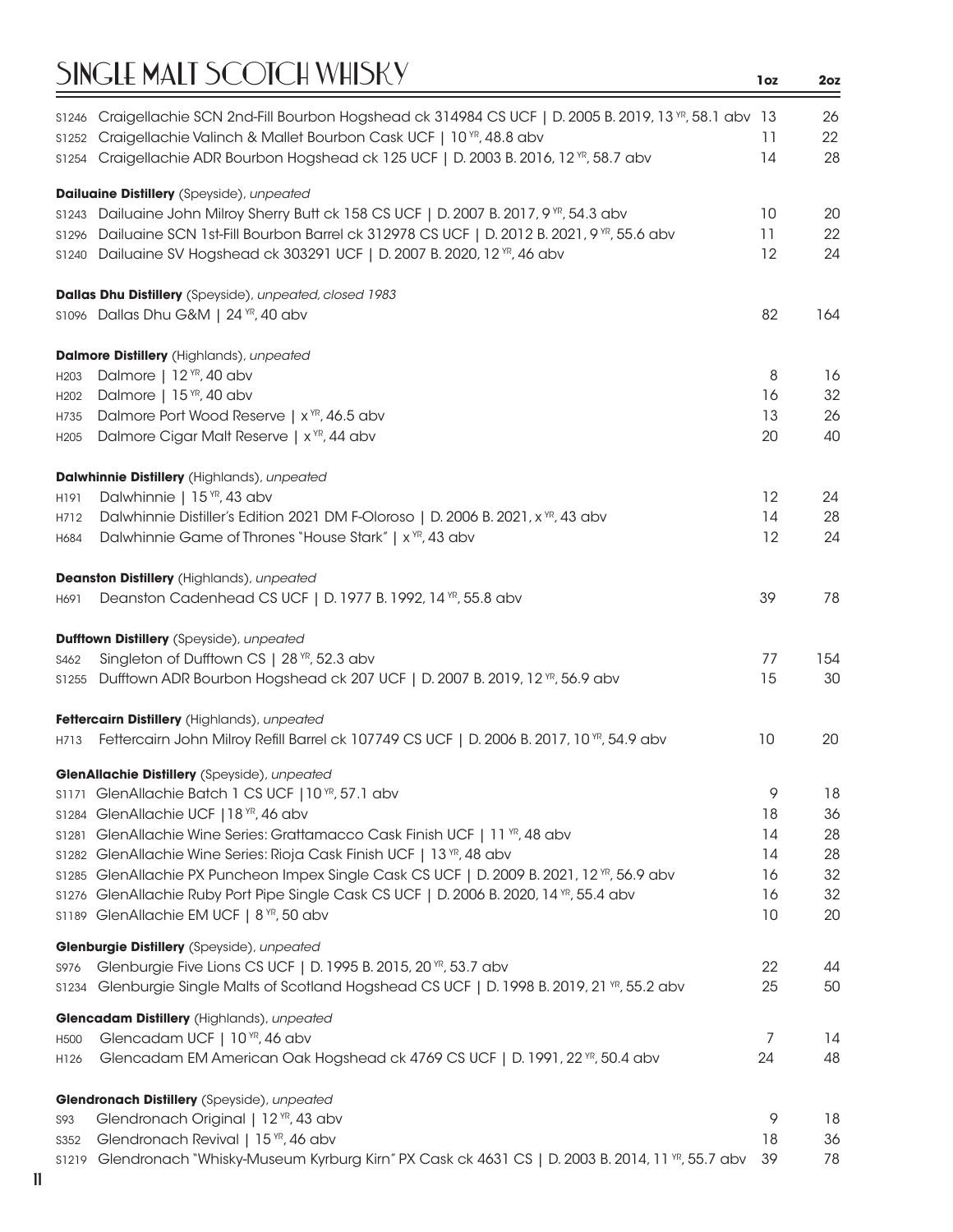# SINGLE MALT SCOTCH WHISKY

| | | 1oz | 2oz |
|---|---|---|---|
| S1246 | Craigellachie SCN 2nd-Fill Bourbon Hogshead ck 314984 CS UCF \| D. 2005 B. 2019, 13 YR, 58.1 abv | 13 | 26 |
| S1252 | Craigellachie Valinch & Mallet Bourbon Cask UCF \| 10 YR, 48.8 abv | 11 | 22 |
| S1254 | Craigellachie ADR Bourbon Hogshead ck 125 UCF \| D. 2003 B. 2016, 12 YR, 58.7 abv | 14 | 28 |
| | **Dailuaine Distillery** (Speyside), *unpeated* | | |
| S1243 | Dailuaine John Milroy Sherry Butt ck 158 CS UCF \| D. 2007 B. 2017, 9 YR, 54.3 abv | 10 | 20 |
| S1296 | Dailuaine SCN 1st-Fill Bourbon Barrel ck 312978 CS UCF \| D. 2012 B. 2021, 9 YR, 55.6 abv | 11 | 22 |
| S1240 | Dailuaine SV Hogshead ck 303291 UCF \| D. 2007 B. 2020, 12 YR, 46 abv | 12 | 24 |
| | **Dallas Dhu Distillery** (Speyside), *unpeated, closed 1983* | | |
| S1096 | Dallas Dhu G&M \| 24 YR, 40 abv | 82 | 164 |
| | **Dalmore Distillery** (Highlands), *unpeated* | | |
| H203 | Dalmore \| 12 YR, 40 abv | 8 | 16 |
| H202 | Dalmore \| 15 YR, 40 abv | 16 | 32 |
| H735 | Dalmore Port Wood Reserve \| x YR, 46.5 abv | 13 | 26 |
| H205 | Dalmore Cigar Malt Reserve \| x YR, 44 abv | 20 | 40 |
| | **Dalwhinnie Distillery** (Highlands), *unpeated* | | |
| H191 | Dalwhinnie \| 15 YR, 43 abv | 12 | 24 |
| H712 | Dalwhinnie Distiller's Edition 2021 DM F-Oloroso \| D. 2006 B. 2021, x YR, 43 abv | 14 | 28 |
| H684 | Dalwhinnie Game of Thrones "House Stark" \| x YR, 43 abv | 12 | 24 |
| | **Deanston Distillery** (Highlands), *unpeated* | | |
| H691 | Deanston Cadenhead CS UCF \| D. 1977 B. 1992, 14 YR, 55.8 abv | 39 | 78 |
| | **Dufftown Distillery** (Speyside), *unpeated* | | |
| S462 | Singleton of Dufftown CS \| 28 YR, 52.3 abv | 77 | 154 |
| S1255 | Dufftown ADR Bourbon Hogshead ck 207 UCF \| D. 2007 B. 2019, 12 YR, 56.9 abv | 15 | 30 |
| | **Fettercairn Distillery** (Highlands), *unpeated* | | |
| H713 | Fettercairn John Milroy Refill Barrel ck 107749 CS UCF \| D. 2006 B. 2017, 10 YR, 54.9 abv | 10 | 20 |
| | **GlenAllachie Distillery** (Speyside), *unpeated* | | |
| S1171 | GlenAllachie Batch 1 CS UCF \|10 YR, 57.1 abv | 9 | 18 |
| S1284 | GlenAllachie UCF \|18 YR, 46 abv | 18 | 36 |
| S1281 | GlenAllachie Wine Series: Grattamacco Cask Finish UCF \| 11 YR, 48 abv | 14 | 28 |
| S1282 | GlenAllachie Wine Series: Rioja Cask Finish UCF \| 13 YR, 48 abv | 14 | 28 |
| S1285 | GlenAllachie PX Puncheon Impex Single Cask CS UCF \| D. 2009 B. 2021, 12 YR, 56.9 abv | 16 | 32 |
| S1276 | GlenAllachie Ruby Port Pipe Single Cask CS UCF \| D. 2006 B. 2020, 14 YR, 55.4 abv | 16 | 32 |
| S1189 | GlenAllachie EM UCF \| 8 YR, 50 abv | 10 | 20 |
| | **Glenburgie Distillery** (Speyside), *unpeated* | | |
| S976 | Glenburgie Five Lions CS UCF \| D. 1995 B. 2015, 20 YR, 53.7 abv | 22 | 44 |
| S1234 | Glenburgie Single Malts of Scotland Hogshead CS UCF \| D. 1998 B. 2019, 21 YR, 55.2 abv | 25 | 50 |
| | **Glencadam Distillery** (Highlands), *unpeated* | | |
| H500 | Glencadam UCF \| 10 YR, 46 abv | 7 | 14 |
| H126 | Glencadam EM American Oak Hogshead ck 4769 CS UCF \| D. 1991, 22 YR, 50.4 abv | 24 | 48 |
| | **Glendronach Distillery** (Speyside), *unpeated* | | |
| S93 | Glendronach Original \| 12 YR, 43 abv | 9 | 18 |
| S352 | Glendronach Revival \| 15 YR, 46 abv | 18 | 36 |
| S1219 | Glendronach "Whisky-Museum Kyrburg Kirn" PX Cask ck 4631 CS \| D. 2003 B. 2014, 11 YR, 55.7 abv | 39 | 78 |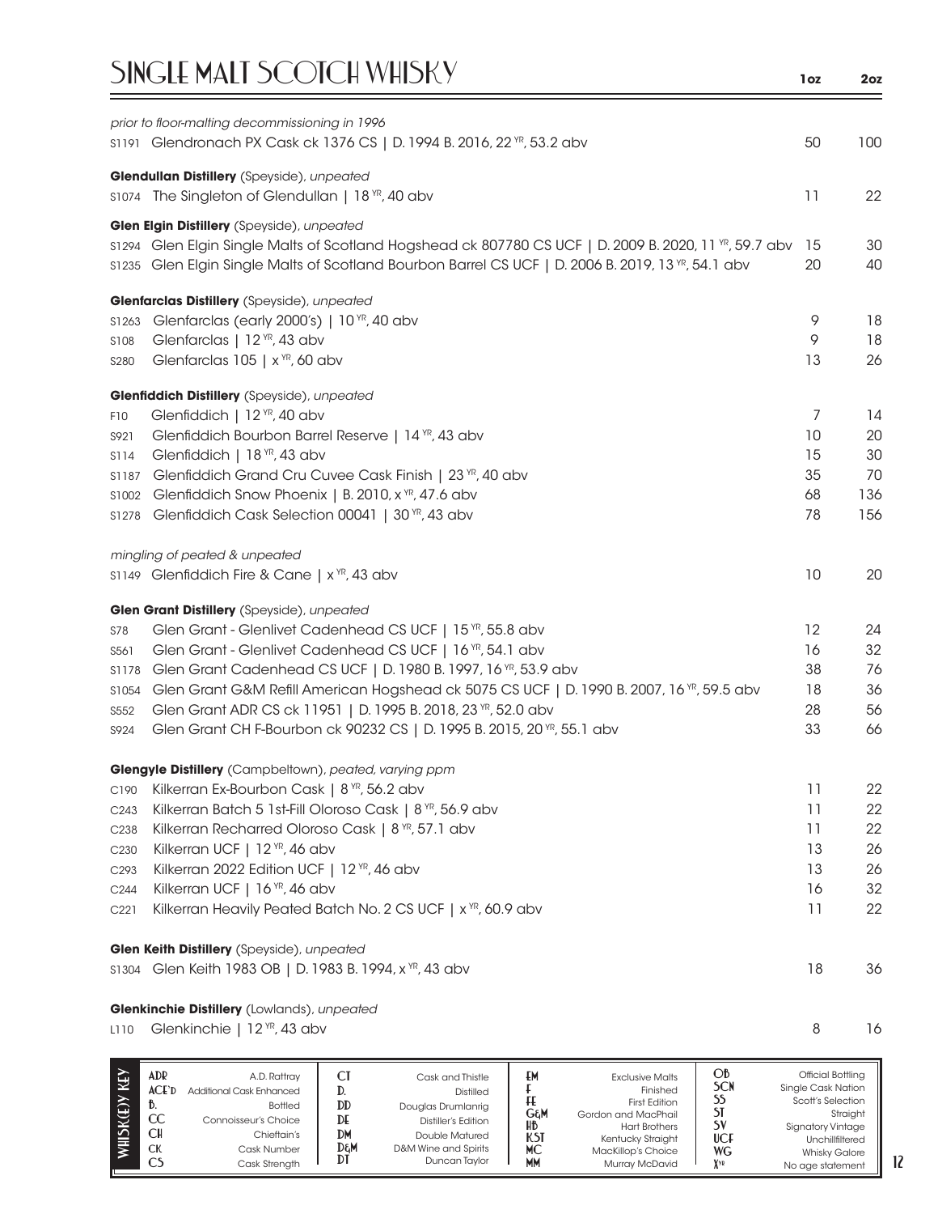# SINGLE MALT SCOTCH WHISKY

| | | 1oz | 2oz |
|---|---|---|---|
| | *prior to floor-malting decommissioning in 1996* | | |
| S1191 | Glendronach PX Cask ck 1376 CS \| D. 1994 B. 2016, 22 YR, 53.2 abv | 50 | 100 |
| | **Glendullan Distillery** (Speyside), *unpeated* | | |
| S1074 | The Singleton of Glendullan \| 18 YR, 40 abv | 11 | 22 |
| | **Glen Elgin Distillery** (Speyside), *unpeated* | | |
| S1294 | Glen Elgin Single Malts of Scotland Hogshead ck 807780 CS UCF \| D. 2009 B. 2020, 11 YR, 59.7 abv | 15 | 30 |
| S1235 | Glen Elgin Single Malts of Scotland Bourbon Barrel CS UCF \| D. 2006 B. 2019, 13 YR, 54.1 abv | 20 | 40 |
| | **Glenfarclas Distillery** (Speyside), *unpeated* | | |
| S1263 | Glenfarclas (early 2000's) \| 10 YR, 40 abv | 9 | 18 |
| S108 | Glenfarclas \| 12 YR, 43 abv | 9 | 18 |
| S280 | Glenfarclas 105 \| x YR, 60 abv | 13 | 26 |
| | **Glenfiddich Distillery** (Speyside), *unpeated* | | |
| F10 | Glenfiddich \| 12 YR, 40 abv | 7 | 14 |
| S921 | Glenfiddich Bourbon Barrel Reserve \| 14 YR, 43 abv | 10 | 20 |
| S114 | Glenfiddich \| 18 YR, 43 abv | 15 | 30 |
| S1187 | Glenfiddich Grand Cru Cuvee Cask Finish \| 23 YR, 40 abv | 35 | 70 |
| S1002 | Glenfiddich Snow Phoenix \| B. 2010, x YR, 47.6 abv | 68 | 136 |
| S1278 | Glenfiddich Cask Selection 00041 \| 30 YR, 43 abv | 78 | 156 |
| | *mingling of peated & unpeated* | | |
| S1149 | Glenfiddich Fire & Cane \| x YR, 43 abv | 10 | 20 |
| | **Glen Grant Distillery** (Speyside), *unpeated* | | |
| S78 | Glen Grant - Glenlivet Cadenhead CS UCF \| 15 YR, 55.8 abv | 12 | 24 |
| S561 | Glen Grant - Glenlivet Cadenhead CS UCF \| 16 YR, 54.1 abv | 16 | 32 |
| S1178 | Glen Grant Cadenhead CS UCF \| D. 1980 B. 1997, 16 YR, 53.9 abv | 38 | 76 |
| S1054 | Glen Grant G&M Refill American Hogshead ck 5075 CS UCF \| D. 1990 B. 2007, 16 YR, 59.5 abv | 18 | 36 |
| S552 | Glen Grant ADR CS ck 11951 \| D. 1995 B. 2018, 23 YR, 52.0 abv | 28 | 56 |
| S924 | Glen Grant CH F-Bourbon ck 90232 CS \| D. 1995 B. 2015, 20 YR, 55.1 abv | 33 | 66 |
| | **Glengyle Distillery** (Campbeltown), *peated, varying ppm* | | |
| C190 | Kilkerran Ex-Bourbon Cask \| 8 YR, 56.2 abv | 11 | 22 |
| C243 | Kilkerran Batch 5 1st-Fill Oloroso Cask \| 8 YR, 56.9 abv | 11 | 22 |
| C238 | Kilkerran Recharred Oloroso Cask \| 8 YR, 57.1 abv | 11 | 22 |
| C230 | Kilkerran UCF \| 12 YR, 46 abv | 13 | 26 |
| C293 | Kilkerran 2022 Edition UCF \| 12 YR, 46 abv | 13 | 26 |
| C244 | Kilkerran UCF \| 16 YR, 46 abv | 16 | 32 |
| C221 | Kilkerran Heavily Peated Batch No. 2 CS UCF \| x YR, 60.9 abv | 11 | 22 |
| | **Glen Keith Distillery** (Speyside), *unpeated* | | |
| S1304 | Glen Keith 1983 OB \| D. 1983 B. 1994, x YR, 43 abv | 18 | 36 |
| | **Glenkinchie Distillery** (Lowlands), *unpeated* | | |
| L110 | Glenkinchie \| 12 YR, 43 abv | 8 | 16 |

**WHISK(E)Y KEY**

| | | | | | | | |
|---|---|---|---|---|---|---|---|
| ADR | A.D. Rattray | CT | Cask and Thistle | EM | Exclusive Malts | OB | Official Bottling |
| ACE'D | Additional Cask Enhanced | D. | Distilled | F | Finished | SCN | Single Cask Nation |
| B. | Bottled | DD | Douglas Drumlanrig | FE | First Edition | SS | Scott's Selection |
| CC | Connoisseur's Choice | DE | Distiller's Edition | G&M | Gordon and MacPhail | ST | Straight |
| CH | Chieftain's | DM | Double Matured | HB | Hart Brothers | SV | Signatory Vintage |
| CK | Cask Number | D&M | D&M Wine and Spirits | KST | Kentucky Straight | UCF | Unchillfiltered |
| CS | Cask Strength | DT | Duncan Taylor | MC | MacKillop's Choice | WG | Whisky Galore |
| | | | | MM | Murray McDavid | X YR | No age statement |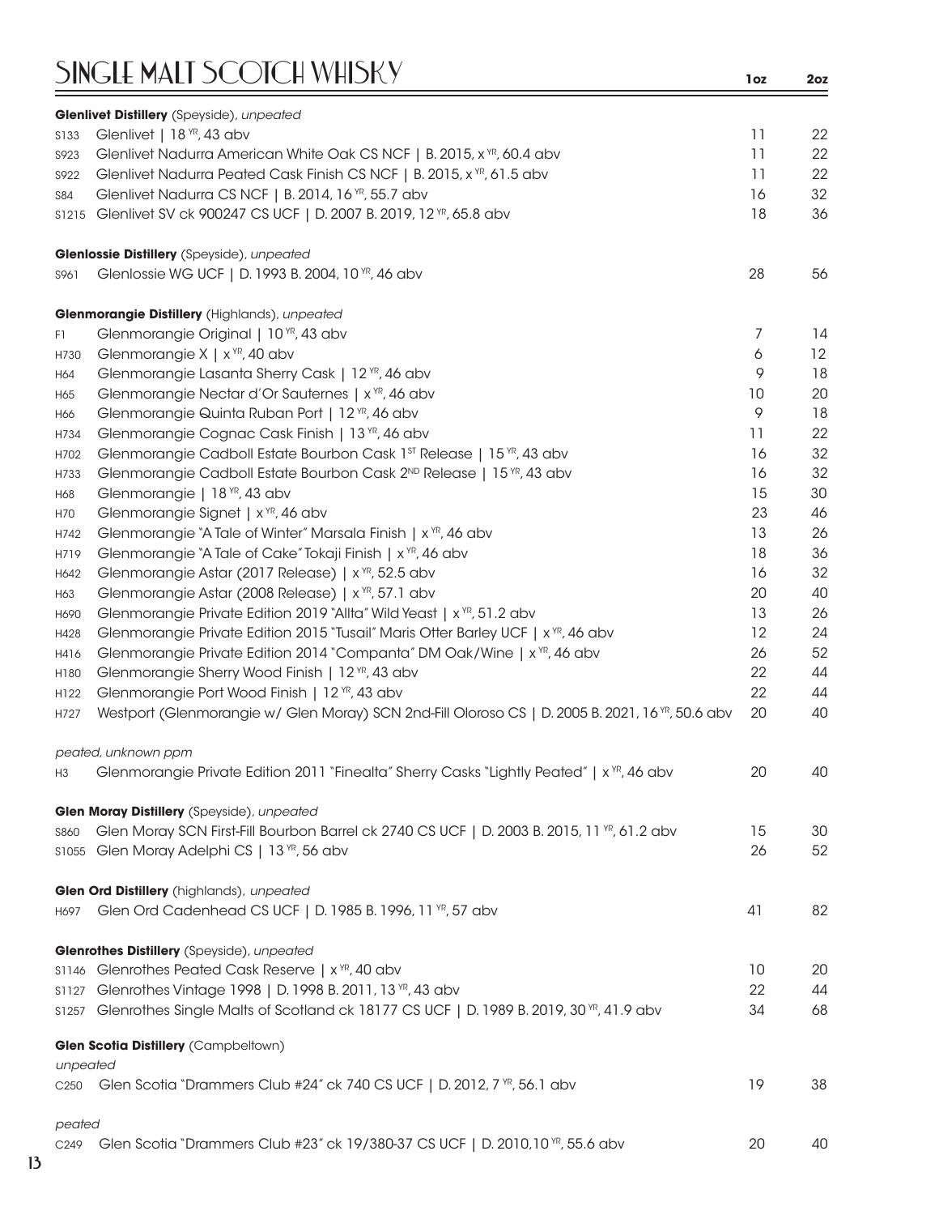# SINGLE MALT SCOTCH WHISKY

| | | 1oz | 2oz |
|---|---|---|---|
| | **Glenlivet Distillery** (Speyside), *unpeated* | | |
| S133 | Glenlivet \| 18 YR, 43 abv | 11 | 22 |
| S923 | Glenlivet Nadurra American White Oak CS NCF \| B. 2015, x YR, 60.4 abv | 11 | 22 |
| S922 | Glenlivet Nadurra Peated Cask Finish CS NCF \| B. 2015, x YR, 61.5 abv | 11 | 22 |
| S84 | Glenlivet Nadurra CS NCF \| B. 2014, 16 YR, 55.7 abv | 16 | 32 |
| S1215 | Glenlivet SV ck 900247 CS UCF \| D. 2007 B. 2019, 12 YR, 65.8 abv | 18 | 36 |
| | **Glenlossie Distillery** (Speyside), *unpeated* | | |
| S961 | Glenlossie WG UCF \| D. 1993 B. 2004, 10 YR, 46 abv | 28 | 56 |
| | **Glenmorangie Distillery** (Highlands), *unpeated* | | |
| F1 | Glenmorangie Original \| 10 YR, 43 abv | 7 | 14 |
| H730 | Glenmorangie X \| x YR, 40 abv | 6 | 12 |
| H64 | Glenmorangie Lasanta Sherry Cask \| 12 YR, 46 abv | 9 | 18 |
| H65 | Glenmorangie Nectar d'Or Sauternes \| x YR, 46 abv | 10 | 20 |
| H66 | Glenmorangie Quinta Ruban Port \| 12 YR, 46 abv | 9 | 18 |
| H734 | Glenmorangie Cognac Cask Finish \| 13 YR, 46 abv | 11 | 22 |
| H702 | Glenmorangie Cadboll Estate Bourbon Cask 1ST Release \| 15 YR, 43 abv | 16 | 32 |
| H733 | Glenmorangie Cadboll Estate Bourbon Cask 2ND Release \| 15 YR, 43 abv | 16 | 32 |
| H68 | Glenmorangie \| 18 YR, 43 abv | 15 | 30 |
| H70 | Glenmorangie Signet \| x YR, 46 abv | 23 | 46 |
| H742 | Glenmorangie "A Tale of Winter" Marsala Finish \| x YR, 46 abv | 13 | 26 |
| H719 | Glenmorangie "A Tale of Cake" Tokaji Finish \| x YR, 46 abv | 18 | 36 |
| H642 | Glenmorangie Astar (2017 Release) \| x YR, 52.5 abv | 16 | 32 |
| H63 | Glenmorangie Astar (2008 Release) \| x YR, 57.1 abv | 20 | 40 |
| H690 | Glenmorangie Private Edition 2019 "Allta" Wild Yeast \| x YR, 51.2 abv | 13 | 26 |
| H428 | Glenmorangie Private Edition 2015 "Tusail" Maris Otter Barley UCF \| x YR, 46 abv | 12 | 24 |
| H416 | Glenmorangie Private Edition 2014 "Companta" DM Oak/Wine \| x YR, 46 abv | 26 | 52 |
| H180 | Glenmorangie Sherry Wood Finish \| 12 YR, 43 abv | 22 | 44 |
| H122 | Glenmorangie Port Wood Finish \| 12 YR, 43 abv | 22 | 44 |
| H727 | Westport (Glenmorangie w/ Glen Moray) SCN 2nd-Fill Oloroso CS \| D. 2005 B. 2021, 16 YR, 50.6 abv | 20 | 40 |
| | *peated, unknown ppm* | | |
| H3 | Glenmorangie Private Edition 2011 "Finealta" Sherry Casks "Lightly Peated" \| x YR, 46 abv | 20 | 40 |
| | **Glen Moray Distillery** (Speyside), *unpeated* | | |
| S860 | Glen Moray SCN First-Fill Bourbon Barrel ck 2740 CS UCF \| D. 2003 B. 2015, 11 YR, 61.2 abv | 15 | 30 |
| S1055 | Glen Moray Adelphi CS \| 13 YR, 56 abv | 26 | 52 |
| | **Glen Ord Distillery** (highlands), *unpeated* | | |
| H697 | Glen Ord Cadenhead CS UCF \| D. 1985 B. 1996, 11 YR, 57 abv | 41 | 82 |
| | **Glenrothes Distillery** (Speyside), *unpeated* | | |
| S1146 | Glenrothes Peated Cask Reserve \| x YR, 40 abv | 10 | 20 |
| S1127 | Glenrothes Vintage 1998 \| D. 1998 B. 2011, 13 YR, 43 abv | 22 | 44 |
| S1257 | Glenrothes Single Malts of Scotland ck 18177 CS UCF \| D. 1989 B. 2019, 30 YR, 41.9 abv | 34 | 68 |
| | **Glen Scotia Distillery** (Campbeltown) | | |
| | *unpeated* | | |
| C250 | Glen Scotia "Drammers Club #24" ck 740 CS UCF \| D. 2012, 7 YR, 56.1 abv | 19 | 38 |
| | *peated* | | |
| C249 | Glen Scotia "Drammers Club #23" ck 19/380-37 CS UCF \| D. 2010,10 YR, 55.6 abv | 20 | 40 |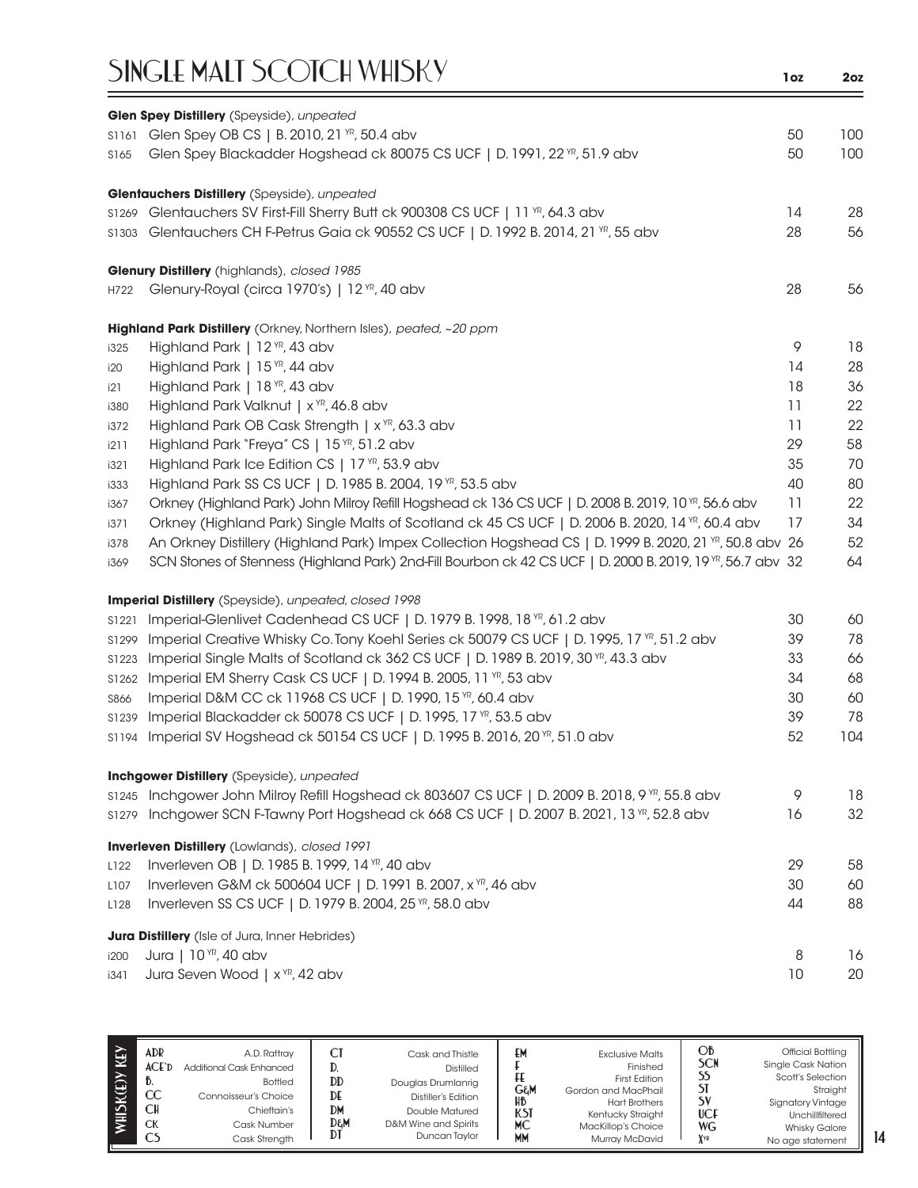# SINGLE MALT SCOTCH WHISKY

| | | 1oz | 2oz |
|---|---|---|---|
| | **Glen Spey Distillery** (Speyside), *unpeated* | | |
| S1161 | Glen Spey OB CS \| B. 2010, 21 YR, 50.4 abv | 50 | 100 |
| S165 | Glen Spey Blackadder Hogshead ck 80075 CS UCF \| D. 1991, 22 YR, 51.9 abv | 50 | 100 |
| | **Glentauchers Distillery** (Speyside), *unpeated* | | |
| S1269 | Glentauchers SV First-Fill Sherry Butt ck 900308 CS UCF \| 11 YR, 64.3 abv | 14 | 28 |
| S1303 | Glentauchers CH F-Petrus Gaia ck 90552 CS UCF \| D. 1992 B. 2014, 21 YR, 55 abv | 28 | 56 |
| | **Glenury Distillery** (highlands), *closed 1985* | | |
| H722 | Glenury-Royal (circa 1970's) \| 12 YR, 40 abv | 28 | 56 |
| | **Highland Park Distillery** (Orkney, Northern Isles), *peated, ~20 ppm* | | |
| i325 | Highland Park \| 12 YR, 43 abv | 9 | 18 |
| i20 | Highland Park \| 15 YR, 44 abv | 14 | 28 |
| i21 | Highland Park \| 18 YR, 43 abv | 18 | 36 |
| i380 | Highland Park Valknut \| x YR, 46.8 abv | 11 | 22 |
| i372 | Highland Park OB Cask Strength \| x YR, 63.3 abv | 11 | 22 |
| i211 | Highland Park "Freya" CS \| 15 YR, 51.2 abv | 29 | 58 |
| i321 | Highland Park Ice Edition CS \| 17 YR, 53.9 abv | 35 | 70 |
| i333 | Highland Park SS CS UCF \| D. 1985 B. 2004, 19 YR, 53.5 abv | 40 | 80 |
| i367 | Orkney (Highland Park) John Milroy Refill Hogshead ck 136 CS UCF \| D. 2008 B. 2019, 10 YR, 56.6 abv | 11 | 22 |
| i371 | Orkney (Highland Park) Single Malts of Scotland ck 45 CS UCF \| D. 2006 B. 2020, 14 YR, 60.4 abv | 17 | 34 |
| i378 | An Orkney Distillery (Highland Park) Impex Collection Hogshead CS \| D. 1999 B. 2020, 21 YR, 50.8 abv | 26 | 52 |
| i369 | SCN Stones of Stenness (Highland Park) 2nd-Fill Bourbon ck 42 CS UCF \| D. 2000 B. 2019, 19 YR, 56.7 abv | 32 | 64 |
| | **Imperial Distillery** (Speyside), *unpeated, closed 1998* | | |
| S1221 | Imperial-Glenlivet Cadenhead CS UCF \| D. 1979 B. 1998, 18 YR, 61.2 abv | 30 | 60 |
| S1299 | Imperial Creative Whisky Co. Tony Koehl Series ck 50079 CS UCF \| D. 1995, 17 YR, 51.2 abv | 39 | 78 |
| S1223 | Imperial Single Malts of Scotland ck 362 CS UCF \| D. 1989 B. 2019, 30 YR, 43.3 abv | 33 | 66 |
| S1262 | Imperial EM Sherry Cask CS UCF \| D. 1994 B. 2005, 11 YR, 53 abv | 34 | 68 |
| S866 | Imperial D&M CC ck 11968 CS UCF \| D. 1990, 15 YR, 60.4 abv | 30 | 60 |
| S1239 | Imperial Blackadder ck 50078 CS UCF \| D. 1995, 17 YR, 53.5 abv | 39 | 78 |
| S1194 | Imperial SV Hogshead ck 50154 CS UCF \| D. 1995 B. 2016, 20 YR, 51.0 abv | 52 | 104 |
| | **Inchgower Distillery** (Speyside), *unpeated* | | |
| S1245 | Inchgower John Milroy Refill Hogshead ck 803607 CS UCF \| D. 2009 B. 2018, 9 YR, 55.8 abv | 9 | 18 |
| S1279 | Inchgower SCN F-Tawny Port Hogshead ck 668 CS UCF \| D. 2007 B. 2021, 13 YR, 52.8 abv | 16 | 32 |
| | **Inverleven Distillery** (Lowlands), *closed 1991* | | |
| L122 | Inverleven OB \| D. 1985 B. 1999, 14 YR, 40 abv | 29 | 58 |
| L107 | Inverleven G&M ck 500604 UCF \| D. 1991 B. 2007, x YR, 46 abv | 30 | 60 |
| L128 | Inverleven SS CS UCF \| D. 1979 B. 2004, 25 YR, 58.0 abv | 44 | 88 |
| | **Jura Distillery** (Isle of Jura, Inner Hebrides) | | |
| i200 | Jura \| 10 YR, 40 abv | 8 | 16 |
| i341 | Jura Seven Wood \| x YR, 42 abv | 10 | 20 |

**WHISK(E)Y KEY**

| | | | | | | | |
|---|---|---|---|---|---|---|---|
| ADR | A.D. Rattray | CT | Cask and Thistle | EM | Exclusive Malts | OB | Official Bottling |
| ACE'D | Additional Cask Enhanced | D. | Distilled | F | Finished | SCN | Single Cask Nation |
| B. | Bottled | DD | Douglas Drumlanrig | FE | First Edition | SS | Scott's Selection |
| CC | Connoisseur's Choice | DE | Distiller's Edition | G&M | Gordon and MacPhail | ST | Straight |
| CH | Chieftain's | DM | Double Matured | HB | Hart Brothers | SV | Signatory Vintage |
| CK | Cask Number | D&M | D&M Wine and Spirits | KST | Kentucky Straight | UCF | Unchillfiltered |
| CS | Cask Strength | DT | Duncan Taylor | MC | MacKillop's Choice | WG | Whisky Galore |
| | | | | MM | Murray McDavid | XYR | No age statement |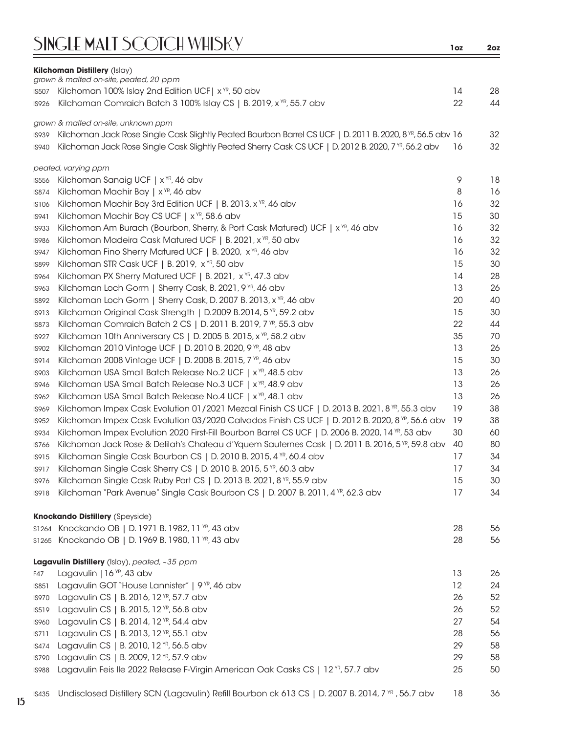# SINGLE MALT SCOTCH WHISKY

| | | 1oz | 2oz |
|---|---|---|---|
| | **Kilchoman Distillery** (Islay) | | |
| | *grown & malted on-site, peated, 20 ppm* | | |
| IS507 | Kilchoman 100% Islay 2nd Edition UCF \| x YR, 50 abv | 14 | 28 |
| IS926 | Kilchoman Comraich Batch 3 100% Islay CS \| B. 2019, x YR, 55.7 abv | 22 | 44 |
| | *grown & malted on-site, unknown ppm* | | |
| IS939 | Kilchoman Jack Rose Single Cask Slightly Peated Bourbon Barrel CS UCF \| D. 2011 B. 2020, 8 YR, 56.5 abv | 16 | 32 |
| IS940 | Kilchoman Jack Rose Single Cask Slightly Peated Sherry Cask CS UCF \| D. 2012 B. 2020, 7 YR, 56.2 abv | 16 | 32 |
| | *peated, varying ppm* | | |
| IS556 | Kilchoman Sanaig UCF \| x YR, 46 abv | 9 | 18 |
| IS874 | Kilchoman Machir Bay \| x YR, 46 abv | 8 | 16 |
| IS106 | Kilchoman Machir Bay 3rd Edition UCF \| B. 2013, x YR, 46 abv | 16 | 32 |
| IS941 | Kilchoman Machir Bay CS UCF \| x YR, 58.6 abv | 15 | 30 |
| IS933 | Kilchoman Am Burach (Bourbon, Sherry, & Port Cask Matured) UCF \| x YR, 46 abv | 16 | 32 |
| IS986 | Kilchoman Madeira Cask Matured UCF \| B. 2021, x YR, 50 abv | 16 | 32 |
| IS947 | Kilchoman Fino Sherry Matured UCF \| B. 2020, x YR, 46 abv | 16 | 32 |
| IS899 | Kilchoman STR Cask UCF \| B. 2019, x YR, 50 abv | 15 | 30 |
| IS964 | Kilchoman PX Sherry Matured UCF \| B. 2021, x YR, 47.3 abv | 14 | 28 |
| IS963 | Kilchoman Loch Gorm \| Sherry Cask, B. 2021, 9 YR, 46 abv | 13 | 26 |
| IS892 | Kilchoman Loch Gorm \| Sherry Cask, D. 2007 B. 2013, x YR, 46 abv | 20 | 40 |
| IS913 | Kilchoman Original Cask Strength \| D.2009 B.2014, 5 YR, 59.2 abv | 15 | 30 |
| IS873 | Kilchoman Comraich Batch 2 CS \| D. 2011 B. 2019, 7 YR, 55.3 abv | 22 | 44 |
| IS927 | Kilchoman 10th Anniversary CS \| D. 2005 B. 2015, x YR, 58.2 abv | 35 | 70 |
| IS902 | Kilchoman 2010 Vintage UCF \| D. 2010 B. 2020, 9 YR, 48 abv | 13 | 26 |
| IS914 | Kilchoman 2008 Vintage UCF \| D. 2008 B. 2015, 7 YR, 46 abv | 15 | 30 |
| IS903 | Kilchoman USA Small Batch Release No.2 UCF \| x YR, 48.5 abv | 13 | 26 |
| IS946 | Kilchoman USA Small Batch Release No.3 UCF \| x YR, 48.9 abv | 13 | 26 |
| IS962 | Kilchoman USA Small Batch Release No.4 UCF \| x YR, 48.1 abv | 13 | 26 |
| IS969 | Kilchoman Impex Cask Evolution 01/2021 Mezcal Finish CS UCF \| D. 2013 B. 2021, 8 YR, 55.3 abv | 19 | 38 |
| IS952 | Kilchoman Impex Cask Evolution 03/2020 Calvados Finish CS UCF \| D. 2012 B. 2020, 8 YR, 56.6 abv | 19 | 38 |
| IS934 | Kilchoman Impex Evolution 2020 First-Fill Bourbon Barrel CS UCF \| D. 2006 B. 2020, 14 YR, 53 abv | 30 | 60 |
| IS766 | Kilchoman Jack Rose & Delilah's Chateau d'Yquem Sauternes Cask \| D. 2011 B. 2016, 5 YR, 59.8 abv | 40 | 80 |
| IS915 | Kilchoman Single Cask Bourbon CS \| D. 2010 B. 2015, 4 YR, 60.4 abv | 17 | 34 |
| IS917 | Kilchoman Single Cask Sherry CS \| D. 2010 B. 2015, 5 YR, 60.3 abv | 17 | 34 |
| IS976 | Kilchoman Single Cask Ruby Port CS \| D. 2013 B. 2021, 8 YR, 55.9 abv | 15 | 30 |
| IS918 | Kilchoman "Park Avenue" Single Cask Bourbon CS \| D. 2007 B. 2011, 4 YR, 62.3 abv | 17 | 34 |
| | **Knockando Distillery** (Speyside) | | |
| S1264 | Knockando OB \| D. 1971 B. 1982, 11 YR, 43 abv | 28 | 56 |
| S1265 | Knockando OB \| D. 1969 B. 1980, 11 YR, 43 abv | 28 | 56 |
| | **Lagavulin Distillery** (Islay), *peated, ~35 ppm* | | |
| F47 | Lagavulin \|16 YR, 43 abv | 13 | 26 |
| IS851 | Lagavulin GOT "House Lannister" \| 9 YR, 46 abv | 12 | 24 |
| IS970 | Lagavulin CS \| B. 2016, 12 YR, 57.7 abv | 26 | 52 |
| IS519 | Lagavulin CS \| B. 2015, 12 YR, 56.8 abv | 26 | 52 |
| IS960 | Lagavulin CS \| B. 2014, 12 YR, 54.4 abv | 27 | 54 |
| IS711 | Lagavulin CS \| B. 2013, 12 YR, 55.1 abv | 28 | 56 |
| IS474 | Lagavulin CS \| B. 2010, 12 YR, 56.5 abv | 29 | 58 |
| IS790 | Lagavulin CS \| B. 2009, 12 YR, 57.9 abv | 29 | 58 |
| IS988 | Lagavulin Feis Ile 2022 Release F-Virgin American Oak Casks CS \| 12 YR, 57.7 abv | 25 | 50 |
| IS435 | Undisclosed Distillery SCN (Lagavulin) Refill Bourbon ck 613 CS \| D. 2007 B. 2014, 7 YR, 56.7 abv | 18 | 36 |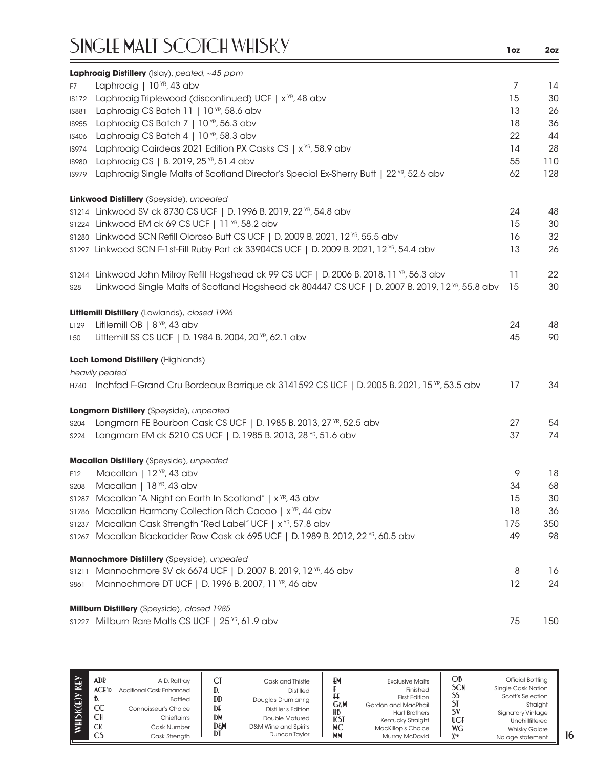# SINGLE MALT SCOTCH WHISKY

| | | 1oz | 2oz |
|---|---|---|---|
| | **Laphroaig Distillery** (Islay), *peated, ~45 ppm* | | |
| F7 | Laphroaig \| 10 YR, 43 abv | 7 | 14 |
| IS172 | Laphroaig Triplewood (discontinued) UCF \| x YR, 48 abv | 15 | 30 |
| IS881 | Laphroaig CS Batch 11 \| 10 YR, 58.6 abv | 13 | 26 |
| IS955 | Laphroaig CS Batch 7 \| 10 YR, 56.3 abv | 18 | 36 |
| IS406 | Laphroaig CS Batch 4 \| 10 YR, 58.3 abv | 22 | 44 |
| IS974 | Laphroaig Cairdeas 2021 Edition PX Casks CS \| x YR, 58.9 abv | 14 | 28 |
| IS980 | Laphroaig CS \| B. 2019, 25 YR, 51.4 abv | 55 | 110 |
| IS979 | Laphroaig Single Malts of Scotland Director's Special Ex-Sherry Butt \| 22 YR, 52.6 abv | 62 | 128 |
| | **Linkwood Distillery** (Speyside), *unpeated* | | |
| S1214 | Linkwood SV ck 8730 CS UCF \| D. 1996 B. 2019, 22 YR, 54.8 abv | 24 | 48 |
| S1224 | Linkwood EM ck 69 CS UCF \| 11 YR, 58.2 abv | 15 | 30 |
| S1280 | Linkwood SCN Refill Oloroso Butt CS UCF \| D. 2009 B. 2021, 12 YR, 55.5 abv | 16 | 32 |
| S1297 | Linkwood SCN F-1st-Fill Ruby Port ck 33904CS UCF \| D. 2009 B. 2021, 12 YR, 54.4 abv | 13 | 26 |
| S1244 | Linkwood John Milroy Refill Hogshead ck 99 CS UCF \| D. 2006 B. 2018, 11 YR, 56.3 abv | 11 | 22 |
| S28 | Linkwood Single Malts of Scotland Hogshead ck 804447 CS UCF \| D. 2007 B. 2019, 12 YR, 55.8 abv | 15 | 30 |
| | **Littlemill Distillery** (Lowlands), *closed 1996* | | |
| L129 | Littlemill OB \| 8 YR, 43 abv | 24 | 48 |
| L50 | Littlemill SS CS UCF \| D. 1984 B. 2004, 20 YR, 62.1 abv | 45 | 90 |
| | **Loch Lomond Distillery** (Highlands) | | |
| | *heavily peated* | | |
| H740 | Inchfad F-Grand Cru Bordeaux Barrique ck 3141592 CS UCF \| D. 2005 B. 2021, 15 YR, 53.5 abv | 17 | 34 |
| | **Longmorn Distillery** (Speyside), *unpeated* | | |
| S204 | Longmorn FE Bourbon Cask CS UCF \| D. 1985 B. 2013, 27 YR, 52.5 abv | 27 | 54 |
| S224 | Longmorn EM ck 5210 CS UCF \| D. 1985 B. 2013, 28 YR, 51.6 abv | 37 | 74 |
| | **Macallan Distillery** (Speyside), *unpeated* | | |
| F12 | Macallan \| 12 YR, 43 abv | 9 | 18 |
| S208 | Macallan \| 18 YR, 43 abv | 34 | 68 |
| S1287 | Macallan "A Night on Earth In Scotland" \| x YR, 43 abv | 15 | 30 |
| S1286 | Macallan Harmony Collection Rich Cacao \| x YR, 44 abv | 18 | 36 |
| S1237 | Macallan Cask Strength "Red Label" UCF \| x YR, 57.8 abv | 175 | 350 |
| S1267 | Macallan Blackadder Raw Cask ck 695 UCF \| D. 1989 B. 2012, 22 YR, 60.5 abv | 49 | 98 |
| | **Mannochmore Distillery** (Speyside), *unpeated* | | |
| S1211 | Mannochmore SV ck 6674 UCF \| D. 2007 B. 2019, 12 YR, 46 abv | 8 | 16 |
| S861 | Mannochmore DT UCF \| D. 1996 B. 2007, 11 YR, 46 abv | 12 | 24 |
| | **Millburn Distillery** (Speyside), *closed 1985* | | |
| S1227 | Millburn Rare Malts CS UCF \| 25 YR, 61.9 abv | 75 | 150 |

**WHISK(E)Y KEY**

| | | | | | | | |
|---|---|---|---|---|---|---|---|
| ADR | A.D. Rattray | CT | Cask and Thistle | EM | Exclusive Malts | OB | Official Bottling |
| ACE'D | Additional Cask Enhanced | D. | Distilled | F | Finished | SCN | Single Cask Nation |
| B. | Bottled | DD | Douglas Drumlanrig | FE | First Edition | SS | Scott's Selection |
| CC | Connoisseur's Choice | DE | Distiller's Edition | G&M | Gordon and MacPhail | ST | Straight |
| CH | Chieftain's | DM | Double Matured | HB | Hart Brothers | SV | Signatory Vintage |
| CK | Cask Number | D&M | D&M Wine and Spirits | KST | Kentucky Straight | UCF | Unchillfiltered |
| CS | Cask Strength | DT | Duncan Taylor | MC | MacKillop's Choice | WG | Whisky Galore |
| | | | | MM | Murray McDavid | XYR | No age statement |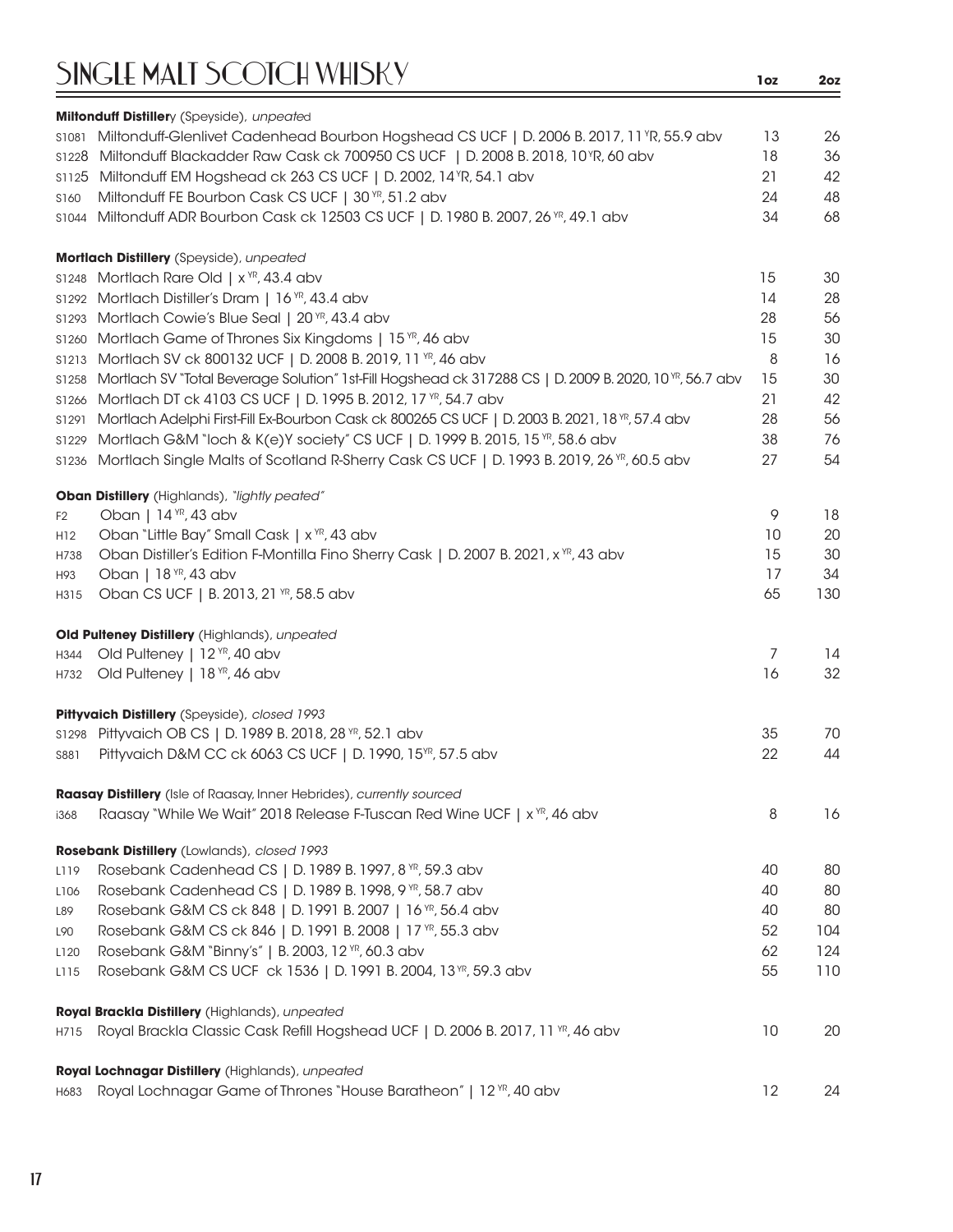# SINGLE MALT SCOTCH WHISKY

| | | 1oz | 2oz |
|---|---|---|---|
| | **Miltonduff Distillery** (Speyside), *unpeated* | | |
| S1081 | Miltonduff-Glenlivet Cadenhead Bourbon Hogshead CS UCF \| D. 2006 B. 2017, 11 YR, 55.9 abv | 13 | 26 |
| S1228 | Miltonduff Blackadder Raw Cask ck 700950 CS UCF \| D. 2008 B. 2018, 10 YR, 60 abv | 18 | 36 |
| S1125 | Miltonduff EM Hogshead ck 263 CS UCF \| D. 2002, 14 YR, 54.1 abv | 21 | 42 |
| S160 | Miltonduff FE Bourbon Cask CS UCF \| 30 YR, 51.2 abv | 24 | 48 |
| S1044 | Miltonduff ADR Bourbon Cask ck 12503 CS UCF \| D. 1980 B. 2007, 26 YR, 49.1 abv | 34 | 68 |
| | **Mortlach Distillery** (Speyside), *unpeated* | | |
| S1248 | Mortlach Rare Old \| x YR, 43.4 abv | 15 | 30 |
| S1292 | Mortlach Distiller's Dram \| 16 YR, 43.4 abv | 14 | 28 |
| S1293 | Mortlach Cowie's Blue Seal \| 20 YR, 43.4 abv | 28 | 56 |
| S1260 | Mortlach Game of Thrones Six Kingdoms \| 15 YR, 46 abv | 15 | 30 |
| S1213 | Mortlach SV ck 800132 UCF \| D. 2008 B. 2019, 11 YR, 46 abv | 8 | 16 |
| S1258 | Mortlach SV "Total Beverage Solution" 1st-Fill Hogshead ck 317288 CS \| D. 2009 B. 2020, 10 YR, 56.7 abv | 15 | 30 |
| S1266 | Mortlach DT ck 4103 CS UCF \| D. 1995 B. 2012, 17 YR, 54.7 abv | 21 | 42 |
| S1291 | Mortlach Adelphi First-Fill Ex-Bourbon Cask ck 800265 CS UCF \| D. 2003 B. 2021, 18 YR, 57.4 abv | 28 | 56 |
| S1229 | Mortlach G&M "loch & K(e)Y society" CS UCF \| D. 1999 B. 2015, 15 YR, 58.6 abv | 38 | 76 |
| S1236 | Mortlach Single Malts of Scotland R-Sherry Cask CS UCF \| D. 1993 B. 2019, 26 YR, 60.5 abv | 27 | 54 |
| | **Oban Distillery** (Highlands), *"lightly peated"* | | |
| F2 | Oban \| 14 YR, 43 abv | 9 | 18 |
| H12 | Oban "Little Bay" Small Cask \| x YR, 43 abv | 10 | 20 |
| H738 | Oban Distiller's Edition F-Montilla Fino Sherry Cask \| D. 2007 B. 2021, x YR, 43 abv | 15 | 30 |
| H93 | Oban \| 18 YR, 43 abv | 17 | 34 |
| H315 | Oban CS UCF \| B. 2013, 21 YR, 58.5 abv | 65 | 130 |
| | **Old Pulteney Distillery** (Highlands), *unpeated* | | |
| H344 | Old Pulteney \| 12 YR, 40 abv | 7 | 14 |
| H732 | Old Pulteney \| 18 YR, 46 abv | 16 | 32 |
| | **Pittyvaich Distillery** (Speyside), *closed 1993* | | |
| S1298 | Pittyvaich OB CS \| D. 1989 B. 2018, 28 YR, 52.1 abv | 35 | 70 |
| S881 | Pittyvaich D&M CC ck 6063 CS UCF \| D. 1990, 15 YR, 57.5 abv | 22 | 44 |
| | **Raasay Distillery** (Isle of Raasay, Inner Hebrides), *currently sourced* | | |
| i368 | Raasay "While We Wait" 2018 Release F-Tuscan Red Wine UCF \| x YR, 46 abv | 8 | 16 |
| | **Rosebank Distillery** (Lowlands), *closed 1993* | | |
| L119 | Rosebank Cadenhead CS \| D. 1989 B. 1997, 8 YR, 59.3 abv | 40 | 80 |
| L106 | Rosebank Cadenhead CS \| D. 1989 B. 1998, 9 YR, 58.7 abv | 40 | 80 |
| L89 | Rosebank G&M CS ck 848 \| D. 1991 B. 2007 \| 16 YR, 56.4 abv | 40 | 80 |
| L90 | Rosebank G&M CS ck 846 \| D. 1991 B. 2008 \| 17 YR, 55.3 abv | 52 | 104 |
| L120 | Rosebank G&M "Binny's" \| B. 2003, 12 YR, 60.3 abv | 62 | 124 |
| L115 | Rosebank G&M CS UCF ck 1536 \| D. 1991 B. 2004, 13 YR, 59.3 abv | 55 | 110 |
| | **Royal Brackla Distillery** (Highlands), *unpeated* | | |
| H715 | Royal Brackla Classic Cask Refill Hogshead UCF \| D. 2006 B. 2017, 11 YR, 46 abv | 10 | 20 |
| | **Royal Lochnagar Distillery** (Highlands), *unpeated* | | |
| H683 | Royal Lochnagar Game of Thrones "House Baratheon" \| 12 YR, 40 abv | 12 | 24 |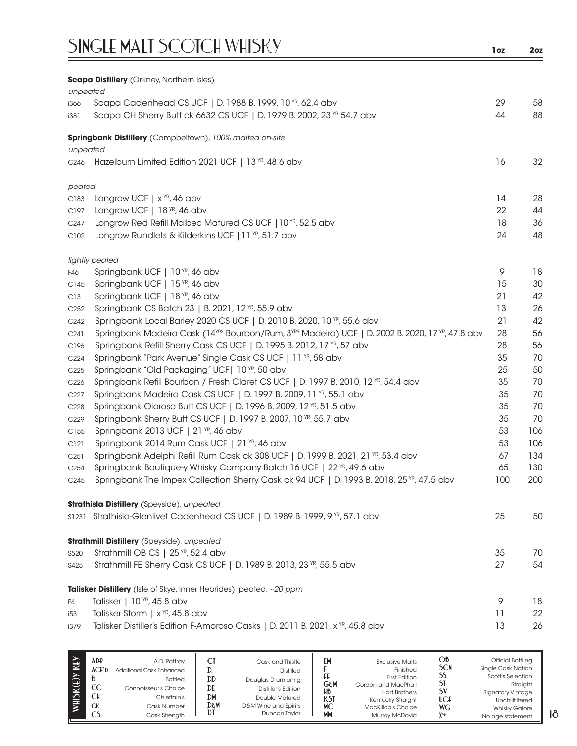# SINGLE MALT SCOTCH WHISKY

| | | 1oz | 2oz |
|---|---|---|---|
| | **Scapa Distillery** (Orkney, Northern Isles) | | |
| | *unpeated* | | |
| i366 | Scapa Cadenhead CS UCF \| D. 1988 B. 1999, 10 YR, 62.4 abv | 29 | 58 |
| i381 | Scapa CH Sherry Butt ck 6632 CS UCF \| D. 1979 B. 2002, 23 YR 54.7 abv | 44 | 88 |
| | **Springbank Distillery** (Campbeltown), *100% malted on-site* | | |
| | *unpeated* | | |
| C246 | Hazelburn Limited Edition 2021 UCF \| 13 YR, 48.6 abv | 16 | 32 |
| | *peated* | | |
| C183 | Longrow UCF \| x YR, 46 abv | 14 | 28 |
| C197 | Longrow UCF \| 18 YR, 46 abv | 22 | 44 |
| C247 | Longrow Red Refill Malbec Matured CS UCF \|10 YR, 52.5 abv | 18 | 36 |
| C102 | Longrow Rundlets & Kilderkins UCF \|11 YR, 51.7 abv | 24 | 48 |
| | *lightly peated* | | |
| F46 | Springbank UCF \| 10 YR, 46 abv | 9 | 18 |
| C145 | Springbank UCF \| 15 YR, 46 abv | 15 | 30 |
| C13 | Springbank UCF \| 18 YR, 46 abv | 21 | 42 |
| C252 | Springbank CS Batch 23 \| B. 2021, 12 YR, 55.9 abv | 13 | 26 |
| C242 | Springbank Local Barley 2020 CS UCF \| D. 2010 B. 2020, 10 YR, 55.6 abv | 21 | 42 |
| C241 | Springbank Madeira Cask (14YRS Bourbon/Rum, 3YRS Madeira) UCF \| D. 2002 B. 2020, 17 YR, 47.8 abv | 28 | 56 |
| C196 | Springbank Refill Sherry Cask CS UCF \| D. 1995 B. 2012, 17 YR, 57 abv | 28 | 56 |
| C224 | Springbank "Park Avenue" Single Cask CS UCF \| 11 YR, 58 abv | 35 | 70 |
| C225 | Springbank "Old Packaging" UCF\| 10 YR, 50 abv | 25 | 50 |
| C226 | Springbank Refill Bourbon / Fresh Claret CS UCF \| D. 1997 B. 2010, 12 YR, 54.4 abv | 35 | 70 |
| C227 | Springbank Madeira Cask CS UCF \| D. 1997 B. 2009, 11 YR, 55.1 abv | 35 | 70 |
| C228 | Springbank Oloroso Butt CS UCF \| D. 1996 B. 2009, 12 YR, 51.5 abv | 35 | 70 |
| C229 | Springbank Sherry Butt CS UCF \| D. 1997 B. 2007, 10 YR, 55.7 abv | 35 | 70 |
| C155 | Springbank 2013 UCF \| 21 YR, 46 abv | 53 | 106 |
| C121 | Springbank 2014 Rum Cask UCF \| 21 YR, 46 abv | 53 | 106 |
| C251 | Springbank Adelphi Refill Rum Cask ck 308 UCF \| D. 1999 B. 2021, 21 YR, 53.4 abv | 67 | 134 |
| C254 | Springbank Boutique-y Whisky Company Batch 16 UCF \| 22 YR, 49.6 abv | 65 | 130 |
| C245 | Springbank The Impex Collection Sherry Cask ck 94 UCF \| D. 1993 B. 2018, 25 YR, 47.5 abv | 100 | 200 |
| | **Strathisla Distillery** (Speyside), *unpeated* | | |
| S1231 | Strathisla-Glenlivet Cadenhead CS UCF \| D. 1989 B. 1999, 9 YR, 57.1 abv | 25 | 50 |
| | **Strathmill Distillery** (Speyside), *unpeated* | | |
| S520 | Strathmill OB CS \| 25 YR, 52.4 abv | 35 | 70 |
| S425 | Strathmill FE Sherry Cask CS UCF \| D. 1989 B. 2013, 23 YR, 55.5 abv | 27 | 54 |
| | **Talisker Distillery** (Isle of Skye, Inner Hebrides), peated, ~20 ppm | | |
| F4 | Talisker \| 10 YR, 45.8 abv | 9 | 18 |
| i53 | Talisker Storm \| x YR, 45.8 abv | 11 | 22 |
| i379 | Talisker Distiller's Edition F-Amoroso Casks \| D. 2011 B. 2021, x YR, 45.8 abv | 13 | 26 |

**WHISK(E)Y KEY**

| | | | | | | | |
|---|---|---|---|---|---|---|---|
| ADR | A.D. Rattray | CT | Cask and Thistle | EM | Exclusive Malts | OB | Official Bottling |
| ACE'D | Additional Cask Enhanced | D. | Distilled | F | Finished | SCN | Single Cask Nation |
| B. | Bottled | DD | Douglas Drumlanrig | FE | First Edition | SS | Scott's Selection |
| CC | Connoisseur's Choice | DE | Distiller's Edition | G&M | Gordon and MacPhail | ST | Straight |
| CH | Chieftain's | DM | Double Matured | HB | Hart Brothers | SV | Signatory Vintage |
| CK | Cask Number | D&M | D&M Wine and Spirits | KST | Kentucky Straight | UCF | Unchillfiltered |
| CS | Cask Strength | DT | Duncan Taylor | MC | MacKillop's Choice | WG | Whisky Galore |
| | | | | MM | Murray McDavid | XYR | No age statement |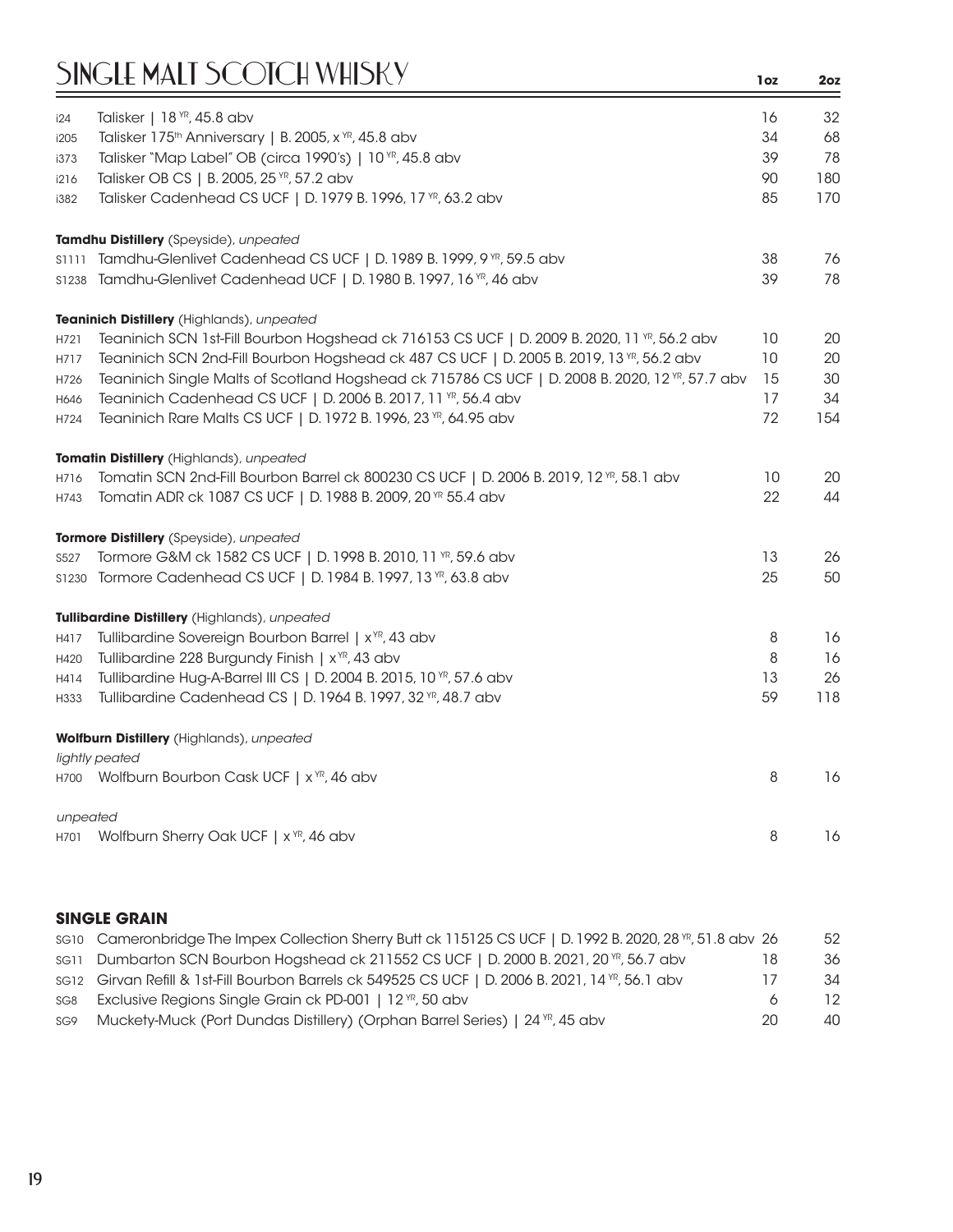# SINGLE MALT SCOTCH WHISKY

| | | 1oz | 2oz |
|---|---|---|---|
| i24 | Talisker \| 18 YR, 45.8 abv | 16 | 32 |
| i205 | Talisker 175th Anniversary \| B. 2005, x YR, 45.8 abv | 34 | 68 |
| i373 | Talisker "Map Label" OB (circa 1990's) \| 10 YR, 45.8 abv | 39 | 78 |
| i216 | Talisker OB CS \| B. 2005, 25 YR, 57.2 abv | 90 | 180 |
| i382 | Talisker Cadenhead CS UCF \| D. 1979 B. 1996, 17 YR, 63.2 abv | 85 | 170 |
| | **Tamdhu Distillery** (Speyside), *unpeated* | | |
| S1111 | Tamdhu-Glenlivet Cadenhead CS UCF \| D. 1989 B. 1999, 9 YR, 59.5 abv | 38 | 76 |
| S1238 | Tamdhu-Glenlivet Cadenhead UCF \| D. 1980 B. 1997, 16 YR, 46 abv | 39 | 78 |
| | **Teaninich Distillery** (Highlands), *unpeated* | | |
| H721 | Teaninich SCN 1st-Fill Bourbon Hogshead ck 716153 CS UCF \| D. 2009 B. 2020, 11 YR, 56.2 abv | 10 | 20 |
| H717 | Teaninich SCN 2nd-Fill Bourbon Hogshead ck 487 CS UCF \| D. 2005 B. 2019, 13 YR, 56.2 abv | 10 | 20 |
| H726 | Teaninich Single Malts of Scotland Hogshead ck 715786 CS UCF \| D. 2008 B. 2020, 12 YR, 57.7 abv | 15 | 30 |
| H646 | Teaninich Cadenhead CS UCF \| D. 2006 B. 2017, 11 YR, 56.4 abv | 17 | 34 |
| H724 | Teaninich Rare Malts CS UCF \| D. 1972 B. 1996, 23 YR, 64.95 abv | 72 | 154 |
| | **Tomatin Distillery** (Highlands), *unpeated* | | |
| H716 | Tomatin SCN 2nd-Fill Bourbon Barrel ck 800230 CS UCF \| D. 2006 B. 2019, 12 YR, 58.1 abv | 10 | 20 |
| H743 | Tomatin ADR ck 1087 CS UCF \| D. 1988 B. 2009, 20 YR 55.4 abv | 22 | 44 |
| | **Tormore Distillery** (Speyside), *unpeated* | | |
| S527 | Tormore G&M ck 1582 CS UCF \| D. 1998 B. 2010, 11 YR, 59.6 abv | 13 | 26 |
| S1230 | Tormore Cadenhead CS UCF \| D. 1984 B. 1997, 13 YR, 63.8 abv | 25 | 50 |
| | **Tullibardine Distillery** (Highlands), *unpeated* | | |
| H417 | Tullibardine Sovereign Bourbon Barrel \| x YR, 43 abv | 8 | 16 |
| H420 | Tullibardine 228 Burgundy Finish \| x YR, 43 abv | 8 | 16 |
| H414 | Tullibardine Hug-A-Barrel III CS \| D. 2004 B. 2015, 10 YR, 57.6 abv | 13 | 26 |
| H333 | Tullibardine Cadenhead CS \| D. 1964 B. 1997, 32 YR, 48.7 abv | 59 | 118 |
| | **Wolfburn Distillery** (Highlands), *unpeated* | | |
| | *lightly peated* | | |
| H700 | Wolfburn Bourbon Cask UCF \| x YR, 46 abv | 8 | 16 |
| | *unpeated* | | |
| H701 | Wolfburn Sherry Oak UCF \| x YR, 46 abv | 8 | 16 |

## SINGLE GRAIN

| | | 1oz | 2oz |
|---|---|---|---|
| SG10 | Cameronbridge The Impex Collection Sherry Butt ck 115125 CS UCF \| D. 1992 B. 2020, 28 YR, 51.8 abv | 26 | 52 |
| SG11 | Dumbarton SCN Bourbon Hogshead ck 211552 CS UCF \| D. 2000 B. 2021, 20 YR, 56.7 abv | 18 | 36 |
| SG12 | Girvan Refill & 1st-Fill Bourbon Barrels ck 549525 CS UCF \| D. 2006 B. 2021, 14 YR, 56.1 abv | 17 | 34 |
| SG8 | Exclusive Regions Single Grain ck PD-001 \| 12 YR, 50 abv | 6 | 12 |
| SG9 | Muckety-Muck (Port Dundas Distillery) (Orphan Barrel Series) \| 24 YR, 45 abv | 20 | 40 |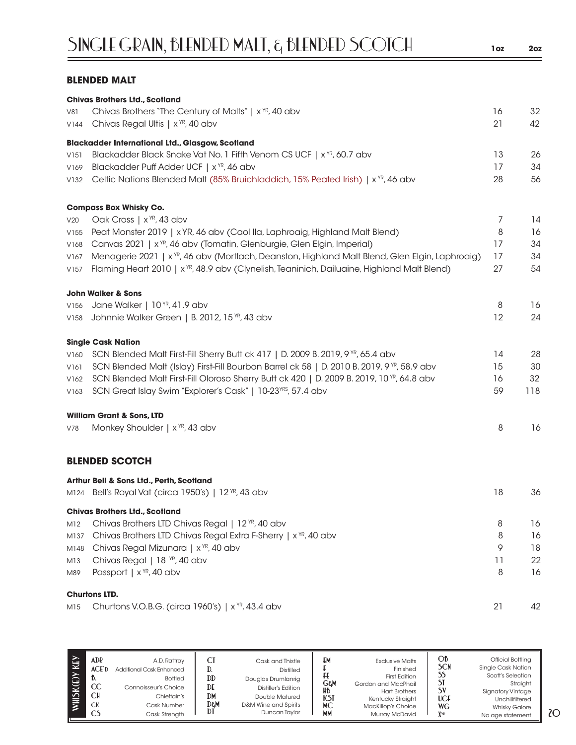# SINGLE GRAIN, BLENDED MALT, & BLENDED SCOTCH

## BLENDED MALT

| | | 1oz | 2oz |
|---|---|---|---|
| | **Chivas Brothers Ltd., Scotland** | | |
| V81 | Chivas Brothers "The Century of Malts" \| x YR, 40 abv | 16 | 32 |
| V144 | Chivas Regal Ultis \| x YR, 40 abv | 21 | 42 |
| | **Blackadder International Ltd., Glasgow, Scotland** | | |
| V151 | Blackadder Black Snake Vat No. 1 Fifth Venom CS UCF \| x YR, 60.7 abv | 13 | 26 |
| V169 | Blackadder Puff Adder UCF \| x YR, 46 abv | 17 | 34 |
| V132 | Celtic Nations Blended Malt (85% Bruichladdich, 15% Peated Irish) \| x YR, 46 abv | 28 | 56 |
| | **Compass Box Whisky Co.** | | |
| V20 | Oak Cross \| x YR, 43 abv | 7 | 14 |
| V155 | Peat Monster 2019 \| x YR, 46 abv (Caol Ila, Laphroaig, Highland Malt Blend) | 8 | 16 |
| V168 | Canvas 2021 \| x YR, 46 abv (Tomatin, Glenburgie, Glen Elgin, Imperial) | 17 | 34 |
| V167 | Menagerie 2021 \| x YR, 46 abv (Mortlach, Deanston, Highland Malt Blend, Glen Elgin, Laphroaig) | 17 | 34 |
| V157 | Flaming Heart 2010 \| x YR, 48.9 abv (Clynelish, Teaninich, Dailuaine, Highland Malt Blend) | 27 | 54 |
| | **John Walker & Sons** | | |
| V156 | Jane Walker \| 10 YR, 41.9 abv | 8 | 16 |
| V158 | Johnnie Walker Green \| B. 2012, 15 YR, 43 abv | 12 | 24 |
| | **Single Cask Nation** | | |
| V160 | SCN Blended Malt First-Fill Sherry Butt ck 417 \| D. 2009 B. 2019, 9 YR, 65.4 abv | 14 | 28 |
| V161 | SCN Blended Malt (Islay) First-Fill Bourbon Barrel ck 58 \| D. 2010 B. 2019, 9 YR, 58.9 abv | 15 | 30 |
| V162 | SCN Blended Malt First-Fill Oloroso Sherry Butt ck 420 \| D. 2009 B. 2019, 10 YR, 64.8 abv | 16 | 32 |
| V163 | SCN Great Islay Swim "Explorer's Cask" \| 10-23YRS, 57.4 abv | 59 | 118 |
| | **William Grant & Sons, LTD** | | |
| V78 | Monkey Shoulder \| x YR, 43 abv | 8 | 16 |

## BLENDED SCOTCH

| | | 1oz | 2oz |
|---|---|---|---|
| | **Arthur Bell & Sons Ltd., Perth, Scotland** | | |
| M124 | Bell's Royal Vat (circa 1950's) \| 12 YR, 43 abv | 18 | 36 |
| | **Chivas Brothers Ltd., Scotland** | | |
| M12 | Chivas Brothers LTD Chivas Regal \| 12 YR, 40 abv | 8 | 16 |
| M137 | Chivas Brothers LTD Chivas Regal Extra F-Sherry \| x YR, 40 abv | 8 | 16 |
| M148 | Chivas Regal Mizunara \| x YR, 40 abv | 9 | 18 |
| M13 | Chivas Regal \| 18 YR, 40 abv | 11 | 22 |
| M89 | Passport \| x YR, 40 abv | 8 | 16 |
| | **Churtons LTD.** | | |
| M15 | Churtons V.O.B.G. (circa 1960's) \| x YR, 43.4 abv | 21 | 42 |

**WHISK(E)Y KEY**

| | | | | | | | |
|---|---|---|---|---|---|---|---|
| ADR | A.D. Rattray | CT | Cask and Thistle | EM | Exclusive Malts | OB | Official Bottling |
| ACE'D | Additional Cask Enhanced | D. | Distilled | F | Finished | SCN | Single Cask Nation |
| B. | Bottled | DD | Douglas Drumlanrig | FE | First Edition | SS | Scott's Selection |
| CC | Connoisseur's Choice | DE | Distiller's Edition | G&M | Gordon and MacPhail | ST | Straight |
| CH | Chieftain's | DM | Double Matured | HB | Hart Brothers | SV | Signatory Vintage |
| CK | Cask Number | D&M | D&M Wine and Spirits | KST | Kentucky Straight | UCF | Unchillfiltered |
| CS | Cask Strength | DT | Duncan Taylor | MC | MacKillop's Choice | WG | Whisky Galore |
| | | | | MM | Murray McDavid | X YR | No age statement |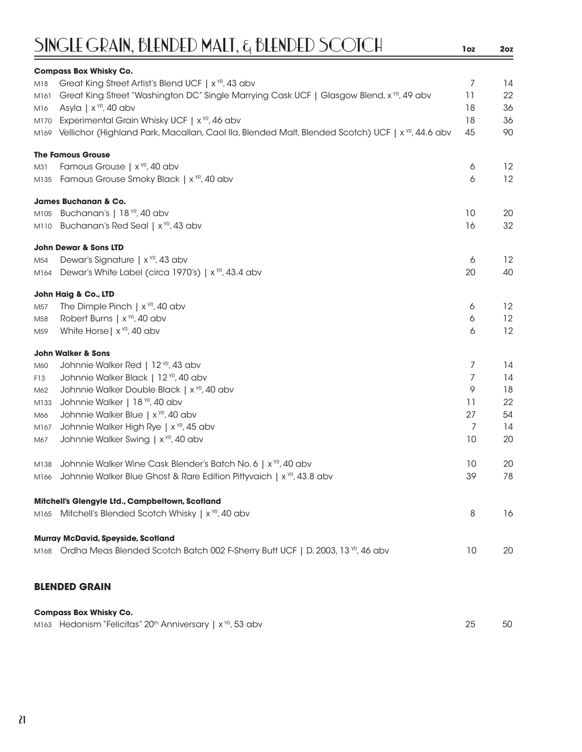# SINGLE GRAIN, BLENDED MALT, & BLENDED SCOTCH

| | | 1oz | 2oz |
|---|---|---|---|
| | **Compass Box Whisky Co.** | | |
| M18 | Great King Street Artist's Blend UCF \| x YR, 43 abv | 7 | 14 |
| M161 | Great King Street "Washington DC" Single Marrying Cask UCF \| Glasgow Blend, x YR, 49 abv | 11 | 22 |
| M16 | Asyla \| x YR, 40 abv | 18 | 36 |
| M170 | Experimental Grain Whisky UCF \| x YR, 46 abv | 18 | 36 |
| M169 | Vellichor (Highland Park, Macallan, Caol Ila, Blended Malt, Blended Scotch) UCF \| x YR, 44.6 abv | 45 | 90 |
| | **The Famous Grouse** | | |
| M31 | Famous Grouse \| x YR, 40 abv | 6 | 12 |
| M135 | Famous Grouse Smoky Black \| x YR, 40 abv | 6 | 12 |
| | **James Buchanan & Co.** | | |
| M105 | Buchanan's \| 18 YR, 40 abv | 10 | 20 |
| M110 | Buchanan's Red Seal \| x YR, 43 abv | 16 | 32 |
| | **John Dewar & Sons LTD** | | |
| M54 | Dewar's Signature \| x YR, 43 abv | 6 | 12 |
| M164 | Dewar's White Label (circa 1970's) \| x YR, 43.4 abv | 20 | 40 |
| | **John Haig & Co., LTD** | | |
| M57 | The Dimple Pinch \| x YR, 40 abv | 6 | 12 |
| M58 | Robert Burns \| x YR, 40 abv | 6 | 12 |
| M59 | White Horse\| x YR, 40 abv | 6 | 12 |
| | **John Walker & Sons** | | |
| M60 | Johnnie Walker Red \| 12 YR, 43 abv | 7 | 14 |
| F13 | Johnnie Walker Black \| 12 YR, 40 abv | 7 | 14 |
| M62 | Johnnie Walker Double Black \| x YR, 40 abv | 9 | 18 |
| M133 | Johnnie Walker \| 18 YR, 40 abv | 11 | 22 |
| M66 | Johnnie Walker Blue \| x YR, 40 abv | 27 | 54 |
| M167 | Johnnie Walker High Rye \| x YR, 45 abv | 7 | 14 |
| M67 | Johnnie Walker Swing \| x YR, 40 abv | 10 | 20 |
| M138 | Johnnie Walker Wine Cask Blender's Batch No. 6 \| x YR, 40 abv | 10 | 20 |
| M166 | Johnnie Walker Blue Ghost & Rare Edition Pittyvaich \| x YR, 43.8 abv | 39 | 78 |
| | **Mitchell's Glengyle Ltd., Campbeltown, Scotland** | | |
| M165 | Mitchell's Blended Scotch Whisky \| x YR, 40 abv | 8 | 16 |
| | **Murray McDavid, Speyside, Scotland** | | |
| M168 | Ordha Meas Blended Scotch Batch 002 F-Sherry Butt UCF \| D. 2003, 13 YR, 46 abv | 10 | 20 |

## BLENDED GRAIN

| | | 1oz | 2oz |
|---|---|---|---|
| | **Compass Box Whisky Co.** | | |
| M163 | Hedonism "Felicitas" 20th Anniversary \| x YR, 53 abv | 25 | 50 |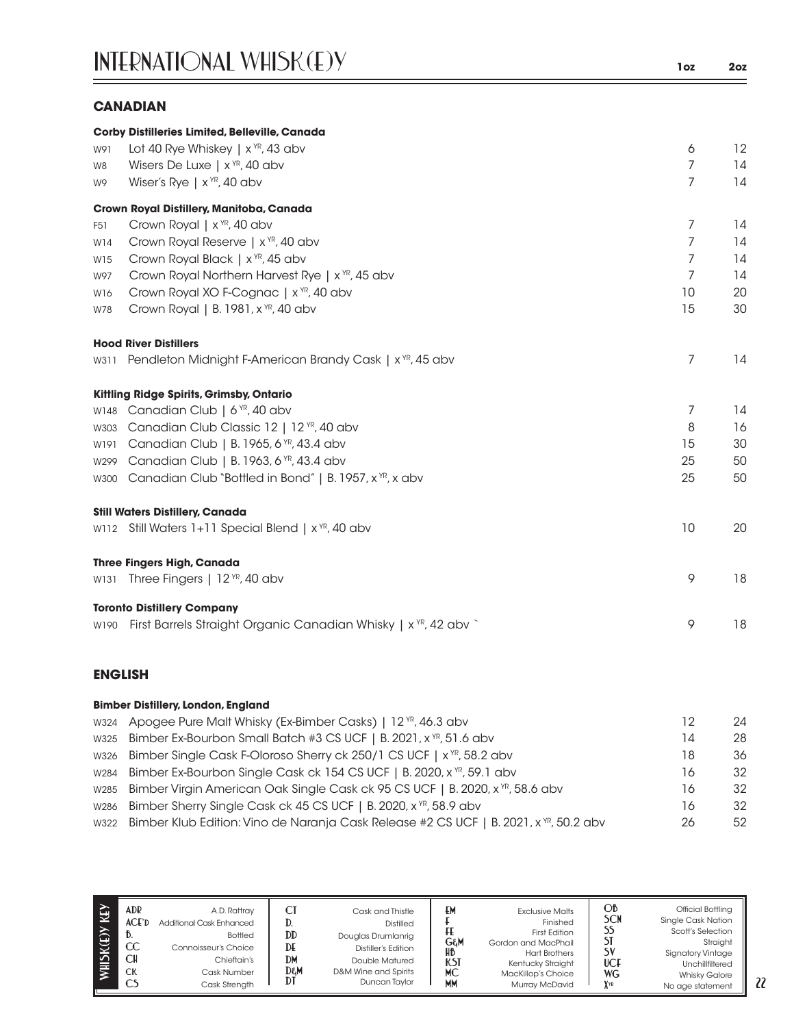# INTERNATIONAL WHISK(E)Y

## CANADIAN

| | | 1oz | 2oz |
|---|---|---|---|
| | **Corby Distilleries Limited, Belleville, Canada** | | |
| W91 | Lot 40 Rye Whiskey \| x YR, 43 abv | 6 | 12 |
| W8 | Wisers De Luxe \| x YR, 40 abv | 7 | 14 |
| W9 | Wiser's Rye \| x YR, 40 abv | 7 | 14 |
| | **Crown Royal Distillery, Manitoba, Canada** | | |
| F51 | Crown Royal \| x YR, 40 abv | 7 | 14 |
| W14 | Crown Royal Reserve \| x YR, 40 abv | 7 | 14 |
| W15 | Crown Royal Black \| x YR, 45 abv | 7 | 14 |
| W97 | Crown Royal Northern Harvest Rye \| x YR, 45 abv | 7 | 14 |
| W16 | Crown Royal XO F-Cognac \| x YR, 40 abv | 10 | 20 |
| W78 | Crown Royal \| B. 1981, x YR, 40 abv | 15 | 30 |
| | **Hood River Distillers** | | |
| W311 | Pendleton Midnight F-American Brandy Cask \| x YR, 45 abv | 7 | 14 |
| | **Kittling Ridge Spirits, Grimsby, Ontario** | | |
| W148 | Canadian Club \| 6 YR, 40 abv | 7 | 14 |
| W303 | Canadian Club Classic 12 \| 12 YR, 40 abv | 8 | 16 |
| W191 | Canadian Club \| B. 1965, 6 YR, 43.4 abv | 15 | 30 |
| W299 | Canadian Club \| B. 1963, 6 YR, 43.4 abv | 25 | 50 |
| W300 | Canadian Club "Bottled in Bond" \| B. 1957, x YR, x abv | 25 | 50 |
| | **Still Waters Distillery, Canada** | | |
| W112 | Still Waters 1+11 Special Blend \| x YR, 40 abv | 10 | 20 |
| | **Three Fingers High, Canada** | | |
| W131 | Three Fingers \| 12 YR, 40 abv | 9 | 18 |
| | **Toronto Distillery Company** | | |
| W190 | First Barrels Straight Organic Canadian Whisky \| x YR, 42 abv ` | 9 | 18 |

## ENGLISH

| | | 1oz | 2oz |
|---|---|---|---|
| | **Bimber Distillery, London, England** | | |
| W324 | Apogee Pure Malt Whisky (Ex-Bimber Casks) \| 12 YR, 46.3 abv | 12 | 24 |
| W325 | Bimber Ex-Bourbon Small Batch #3 CS UCF \| B. 2021, x YR, 51.6 abv | 14 | 28 |
| W326 | Bimber Single Cask F-Oloroso Sherry ck 250/1 CS UCF \| x YR, 58.2 abv | 18 | 36 |
| W284 | Bimber Ex-Bourbon Single Cask ck 154 CS UCF \| B. 2020, x YR, 59.1 abv | 16 | 32 |
| W285 | Bimber Virgin American Oak Single Cask ck 95 CS UCF \| B. 2020, x YR, 58.6 abv | 16 | 32 |
| W286 | Bimber Sherry Single Cask ck 45 CS UCF \| B. 2020, x YR, 58.9 abv | 16 | 32 |
| W322 | Bimber Klub Edition: Vino de Naranja Cask Release #2 CS UCF \| B. 2021, x YR, 50.2 abv | 26 | 52 |

### WHISK(E)Y KEY

| | | | | | | | |
|---|---|---|---|---|---|---|---|
| ADR | A.D. Rattray | CT | Cask and Thistle | EM | Exclusive Malts | OB | Official Bottling |
| ACE'D | Additional Cask Enhanced | D. | Distilled | F | Finished | SCN | Single Cask Nation |
| B. | Bottled | DD | Douglas Drumlanrig | FE | First Edition | SS | Scott's Selection |
| CC | Connoisseur's Choice | DE | Distiller's Edition | G&M | Gordon and MacPhail | ST | Straight |
| CH | Chieftain's | DM | Double Matured | HB | Hart Brothers | SV | Signatory Vintage |
| CK | Cask Number | D&M | D&M Wine and Spirits | KST | Kentucky Straight | UCF | Unchillfiltered |
| CS | Cask Strength | DT | Duncan Taylor | MC | MacKillop's Choice | WG | Whisky Galore |
| | | | | MM | Murray McDavid | X YR | No age statement |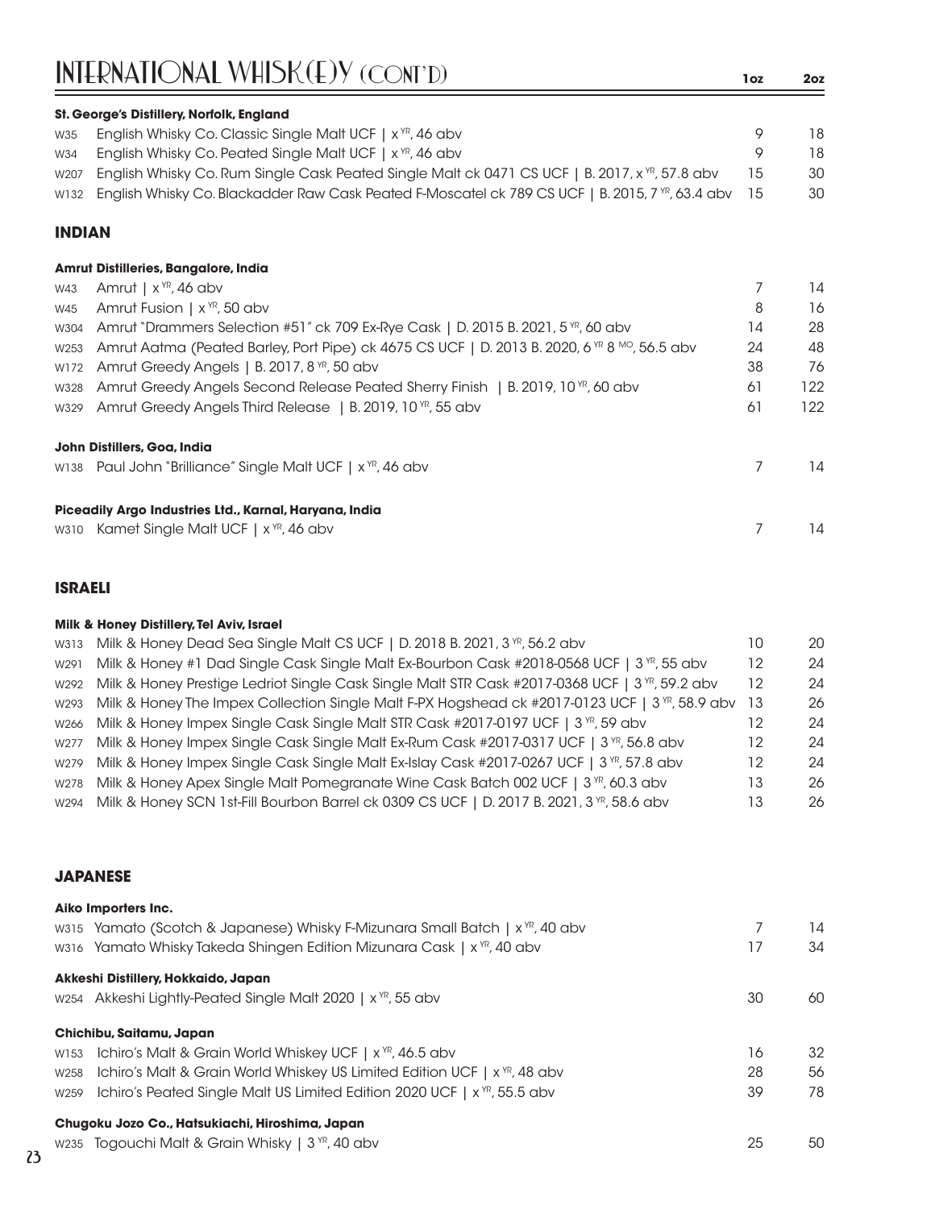# INTERNATIONAL WHISK(E)Y (CONT'D)

| | | 1oz | 2oz |
|---|---|---|---|
| | **St. George's Distillery, Norfolk, England** | | |
| W35 | English Whisky Co. Classic Single Malt UCF \| x YR, 46 abv | 9 | 18 |
| W34 | English Whisky Co. Peated Single Malt UCF \| x YR, 46 abv | 9 | 18 |
| W207 | English Whisky Co. Rum Single Cask Peated Single Malt ck 0471 CS UCF \| B. 2017, x YR, 57.8 abv | 15 | 30 |
| W132 | English Whisky Co. Blackadder Raw Cask Peated F-Moscatel ck 789 CS UCF \| B. 2015, 7 YR, 63.4 abv | 15 | 30 |

## INDIAN

| | | 1oz | 2oz |
|---|---|---|---|
| | **Amrut Distilleries, Bangalore, India** | | |
| W43 | Amrut \| x YR, 46 abv | 7 | 14 |
| W45 | Amrut Fusion \| x YR, 50 abv | 8 | 16 |
| W304 | Amrut "Drammers Selection #51" ck 709 Ex-Rye Cask \| D. 2015 B. 2021, 5 YR, 60 abv | 14 | 28 |
| W253 | Amrut Aatma (Peated Barley, Port Pipe) ck 4675 CS UCF \| D. 2013 B. 2020, 6 YR 8 MO, 56.5 abv | 24 | 48 |
| W172 | Amrut Greedy Angels \| B. 2017, 8 YR, 50 abv | 38 | 76 |
| W328 | Amrut Greedy Angels Second Release Peated Sherry Finish \| B. 2019, 10 YR, 60 abv | 61 | 122 |
| W329 | Amrut Greedy Angels Third Release \| B. 2019, 10 YR, 55 abv | 61 | 122 |
| | **John Distillers, Goa, India** | | |
| W138 | Paul John "Brilliance" Single Malt UCF \| x YR, 46 abv | 7 | 14 |
| | **Piccadily Argo Industries Ltd., Karnal, Haryana, India** | | |
| W310 | Kamet Single Malt UCF \| x YR, 46 abv | 7 | 14 |

## ISRAELI

| | | 1oz | 2oz |
|---|---|---|---|
| | **Milk & Honey Distillery, Tel Aviv, Israel** | | |
| W313 | Milk & Honey Dead Sea Single Malt CS UCF \| D. 2018 B. 2021, 3 YR, 56.2 abv | 10 | 20 |
| W291 | Milk & Honey #1 Dad Single Cask Single Malt Ex-Bourbon Cask #2018-0568 UCF \| 3 YR, 55 abv | 12 | 24 |
| W292 | Milk & Honey Prestige Ledriot Single Cask Single Malt STR Cask #2017-0368 UCF \| 3 YR, 59.2 abv | 12 | 24 |
| W293 | Milk & Honey The Impex Collection Single Malt F-PX Hogshead ck #2017-0123 UCF \| 3 YR, 58.9 abv | 13 | 26 |
| W266 | Milk & Honey Impex Single Cask Single Malt STR Cask #2017-0197 UCF \| 3 YR, 59 abv | 12 | 24 |
| W277 | Milk & Honey Impex Single Cask Single Malt Ex-Rum Cask #2017-0317 UCF \| 3 YR, 56.8 abv | 12 | 24 |
| W279 | Milk & Honey Impex Single Cask Single Malt Ex-Islay Cask #2017-0267 UCF \| 3 YR, 57.8 abv | 12 | 24 |
| W278 | Milk & Honey Apex Single Malt Pomegranate Wine Cask Batch 002 UCF \| 3 YR, 60.3 abv | 13 | 26 |
| W294 | Milk & Honey SCN 1st-Fill Bourbon Barrel ck 0309 CS UCF \| D. 2017 B. 2021, 3 YR, 58.6 abv | 13 | 26 |

## JAPANESE

| | | 1oz | 2oz |
|---|---|---|---|
| | **Aiko Importers Inc.** | | |
| W315 | Yamato (Scotch & Japanese) Whisky F-Mizunara Small Batch \| x YR, 40 abv | 7 | 14 |
| W316 | Yamato Whisky Takeda Shingen Edition Mizunara Cask \| x YR, 40 abv | 17 | 34 |
| | **Akkeshi Distillery, Hokkaido, Japan** | | |
| W254 | Akkeshi Lightly-Peated Single Malt 2020 \| x YR, 55 abv | 30 | 60 |
| | **Chichibu, Saitamu, Japan** | | |
| W153 | Ichiro's Malt & Grain World Whiskey UCF \| x YR, 46.5 abv | 16 | 32 |
| W258 | Ichiro's Malt & Grain World Whiskey US Limited Edition UCF \| x YR, 48 abv | 28 | 56 |
| W259 | Ichiro's Peated Single Malt US Limited Edition 2020 UCF \| x YR, 55.5 abv | 39 | 78 |
| | **Chugoku Jozo Co., Hatsukiachi, Hiroshima, Japan** | | |
| W235 | Togouchi Malt & Grain Whisky \| 3 YR, 40 abv | 25 | 50 |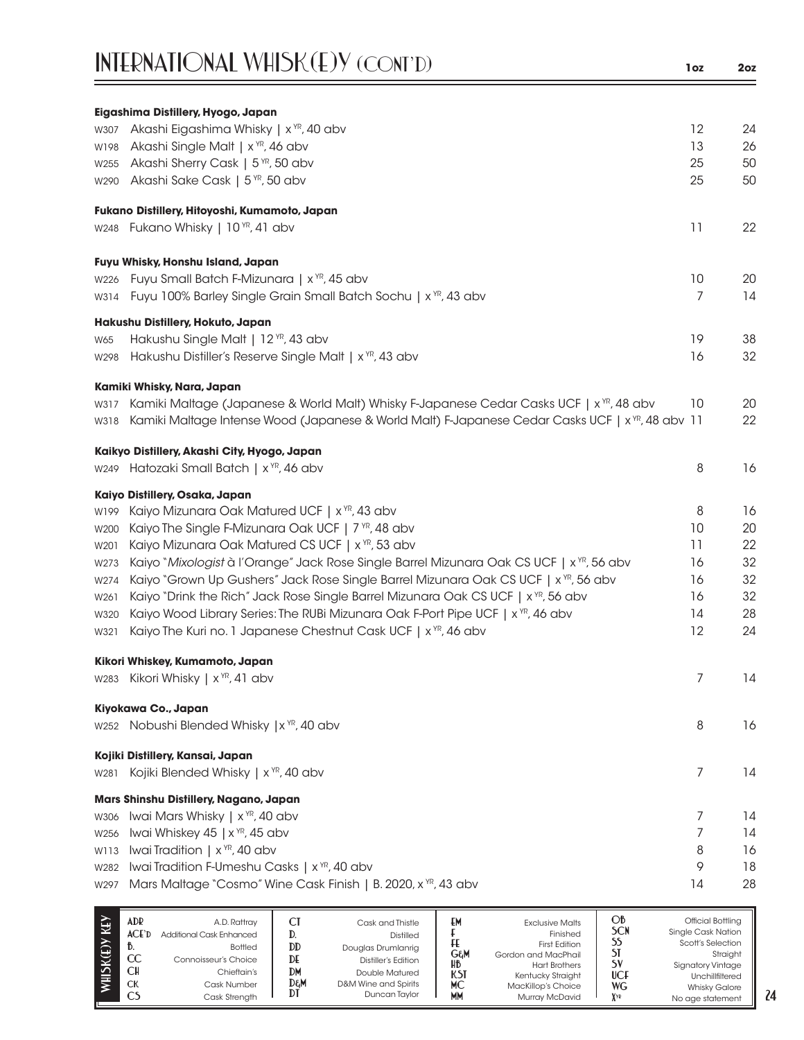# INTERNATIONAL WHISK(E)Y (CONT'D)

| | | 1oz | 2oz |
|---|---|---|---|
| | **Eigashima Distillery, Hyogo, Japan** | | |
| W307 | Akashi Eigashima Whisky \| x YR, 40 abv | 12 | 24 |
| W198 | Akashi Single Malt \| x YR, 46 abv | 13 | 26 |
| W255 | Akashi Sherry Cask \| 5 YR, 50 abv | 25 | 50 |
| W290 | Akashi Sake Cask \| 5 YR, 50 abv | 25 | 50 |
| | **Fukano Distillery, Hitoyoshi, Kumamoto, Japan** | | |
| W248 | Fukano Whisky \| 10 YR, 41 abv | 11 | 22 |
| | **Fuyu Whisky, Honshu Island, Japan** | | |
| W226 | Fuyu Small Batch F-Mizunara \| x YR, 45 abv | 10 | 20 |
| W314 | Fuyu 100% Barley Single Grain Small Batch Sochu \| x YR, 43 abv | 7 | 14 |
| | **Hakushu Distillery, Hokuto, Japan** | | |
| W65 | Hakushu Single Malt \| 12 YR, 43 abv | 19 | 38 |
| W298 | Hakushu Distiller's Reserve Single Malt \| x YR, 43 abv | 16 | 32 |
| | **Kamiki Whisky, Nara, Japan** | | |
| W317 | Kamiki Maltage (Japanese & World Malt) Whisky F-Japanese Cedar Casks UCF \| x YR, 48 abv | 10 | 20 |
| W318 | Kamiki Maltage Intense Wood (Japanese & World Malt) F-Japanese Cedar Casks UCF \| x YR, 48 abv | 11 | 22 |
| | **Kaikyo Distillery, Akashi City, Hyogo, Japan** | | |
| W249 | Hatozaki Small Batch \| x YR, 46 abv | 8 | 16 |
| | **Kaiyo Distillery, Osaka, Japan** | | |
| W199 | Kaiyo Mizunara Oak Matured UCF \| x YR, 43 abv | 8 | 16 |
| W200 | Kaiyo The Single F-Mizunara Oak UCF \| 7 YR, 48 abv | 10 | 20 |
| W201 | Kaiyo Mizunara Oak Matured CS UCF \| x YR, 53 abv | 11 | 22 |
| W273 | Kaiyo "*Mixologist à l'Orange*" Jack Rose Single Barrel Mizunara Oak CS UCF \| x YR, 56 abv | 16 | 32 |
| W274 | Kaiyo "Grown Up Gushers" Jack Rose Single Barrel Mizunara Oak CS UCF \| x YR, 56 abv | 16 | 32 |
| W261 | Kaiyo "Drink the Rich" Jack Rose Single Barrel Mizunara Oak CS UCF \| x YR, 56 abv | 16 | 32 |
| W320 | Kaiyo Wood Library Series: The RUBi Mizunara Oak F-Port Pipe UCF \| x YR, 46 abv | 14 | 28 |
| W321 | Kaiyo The Kuri no. 1 Japanese Chestnut Cask UCF \| x YR, 46 abv | 12 | 24 |
| | **Kikori Whiskey, Kumamoto, Japan** | | |
| W283 | Kikori Whisky \| x YR, 41 abv | 7 | 14 |
| | **Kiyokawa Co., Japan** | | |
| W252 | Nobushi Blended Whisky \|x YR, 40 abv | 8 | 16 |
| | **Kojiki Distillery, Kansai, Japan** | | |
| W281 | Kojiki Blended Whisky \| x YR, 40 abv | 7 | 14 |
| | **Mars Shinshu Distillery, Nagano, Japan** | | |
| W306 | Iwai Mars Whisky \| x YR, 40 abv | 7 | 14 |
| W256 | Iwai Whiskey 45 \| x YR, 45 abv | 7 | 14 |
| W113 | Iwai Tradition \| x YR, 40 abv | 8 | 16 |
| W282 | Iwai Tradition F-Umeshu Casks \| x YR, 40 abv | 9 | 18 |
| W297 | Mars Maltage "Cosmo" Wine Cask Finish \| B. 2020, x YR, 43 abv | 14 | 28 |

**WHISK(E)Y KEY**

| | | | | | | | |
|---|---|---|---|---|---|---|---|
| ADR | A.D. Rattray | CT | Cask and Thistle | EM | Exclusive Malts | OB | Official Bottling |
| ACE'D | Additional Cask Enhanced | D. | Distilled | F | Finished | SCN | Single Cask Nation |
| B. | Bottled | DD | Douglas Drumlanrig | FE | First Edition | SS | Scott's Selection |
| CC | Connoisseur's Choice | DE | Distiller's Edition | G&M | Gordon and MacPhail | ST | Straight |
| CH | Chieftain's | DM | Double Matured | HB | Hart Brothers | SV | Signatory Vintage |
| CK | Cask Number | D&M | D&M Wine and Spirits | KST | Kentucky Straight | UCF | Unchillfiltered |
| CS | Cask Strength | DT | Duncan Taylor | MC | MacKillop's Choice | WG | Whisky Galore |
| | | | | MM | Murray McDavid | X YR | No age statement |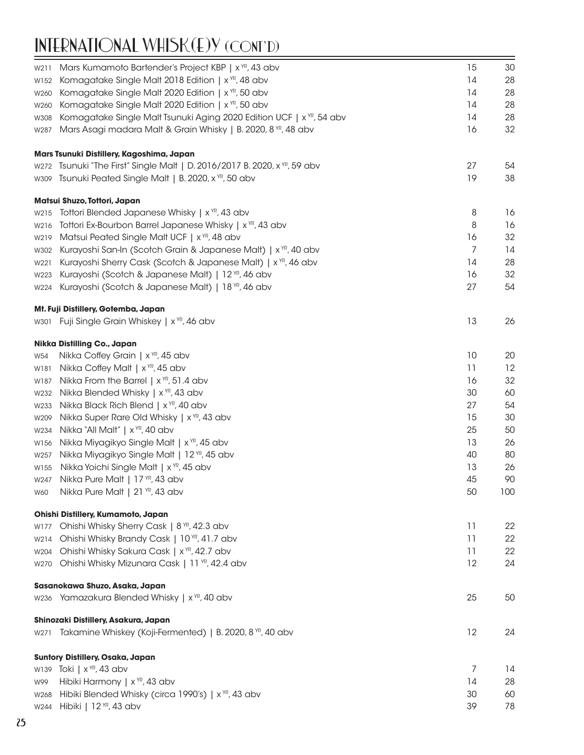# INTERNATIONAL WHISK(E)Y (CONT'D)

| | | | |
|---|---|---|---|
| W211 | Mars Kumamoto Bartender's Project KBP \| x YR, 43 abv | 15 | 30 |
| W152 | Komagatake Single Malt 2018 Edition \| x YR, 48 abv | 14 | 28 |
| W260 | Komagatake Single Malt 2020 Edition \| x YR, 50 abv | 14 | 28 |
| W260 | Komagatake Single Malt 2020 Edition \| x YR, 50 abv | 14 | 28 |
| W308 | Komagatake Single Malt Tsunuki Aging 2020 Edition UCF \| x YR, 54 abv | 14 | 28 |
| W287 | Mars Asagi madara Malt & Grain Whisky \| B. 2020, 8 YR, 48 abv | 16 | 32 |

**Mars Tsunuki Distillery, Kagoshima, Japan**

| | | | |
|---|---|---|---|
| W272 | Tsunuki "The First" Single Malt \| D. 2016/2017 B. 2020, x YR, 59 abv | 27 | 54 |
| W309 | Tsunuki Peated Single Malt \| B. 2020, x YR, 50 abv | 19 | 38 |

**Matsui Shuzo, Tottori, Japan**

| | | | |
|---|---|---|---|
| W215 | Tottori Blended Japanese Whisky \| x YR, 43 abv | 8 | 16 |
| W216 | Tottori Ex-Bourbon Barrel Japanese Whisky \| x YR, 43 abv | 8 | 16 |
| W219 | Matsui Peated Single Malt UCF \| x YR, 48 abv | 16 | 32 |
| W302 | Kurayoshi San-In (Scotch Grain & Japanese Malt) \| x YR, 40 abv | 7 | 14 |
| W221 | Kurayoshi Sherry Cask (Scotch & Japanese Malt) \| x YR, 46 abv | 14 | 28 |
| W223 | Kurayoshi (Scotch & Japanese Malt) \| 12 YR, 46 abv | 16 | 32 |
| W224 | Kurayoshi (Scotch & Japanese Malt) \| 18 YR, 46 abv | 27 | 54 |

**Mt. Fuji Distillery, Gotemba, Japan**

| | | | |
|---|---|---|---|
| W301 | Fuji Single Grain Whiskey \| x YR, 46 abv | 13 | 26 |

**Nikka Distilling Co., Japan**

| | | | |
|---|---|---|---|
| W54 | Nikka Coffey Grain \| x YR, 45 abv | 10 | 20 |
| W181 | Nikka Coffey Malt \| x YR, 45 abv | 11 | 12 |
| W187 | Nikka From the Barrel \| x YR, 51.4 abv | 16 | 32 |
| W232 | Nikka Blended Whisky \| x YR, 43 abv | 30 | 60 |
| W233 | Nikka Black Rich Blend \| x YR, 40 abv | 27 | 54 |
| W209 | Nikka Super Rare Old Whisky \| x YR, 43 abv | 15 | 30 |
| W234 | Nikka "All Malt" \| x YR, 40 abv | 25 | 50 |
| W156 | Nikka Miyagikyo Single Malt \| x YR, 45 abv | 13 | 26 |
| W257 | Nikka Miyagikyo Single Malt \| 12 YR, 45 abv | 40 | 80 |
| W155 | Nikka Yoichi Single Malt \| x YR, 45 abv | 13 | 26 |
| W247 | Nikka Pure Malt \| 17 YR, 43 abv | 45 | 90 |
| W60 | Nikka Pure Malt \| 21 YR, 43 abv | 50 | 100 |

**Ohishi Distillery, Kumamoto, Japan**

| | | | |
|---|---|---|---|
| W177 | Ohishi Whisky Sherry Cask \| 8 YR, 42.3 abv | 11 | 22 |
| W214 | Ohishi Whisky Brandy Cask \| 10 YR, 41.7 abv | 11 | 22 |
| W204 | Ohishi Whisky Sakura Cask \| x YR, 42.7 abv | 11 | 22 |
| W270 | Ohishi Whisky Mizunara Cask \| 11 YR, 42.4 abv | 12 | 24 |

**Sasanokawa Shuzo, Asaka, Japan**

| | | | |
|---|---|---|---|
| W236 | Yamazakura Blended Whisky \| x YR, 40 abv | 25 | 50 |

**Shinozaki Distillery, Asakura, Japan**

| | | | |
|---|---|---|---|
| W271 | Takamine Whiskey (Koji-Fermented) \| B. 2020, 8 YR, 40 abv | 12 | 24 |

**Suntory Distillery, Osaka, Japan**

| | | | |
|---|---|---|---|
| W139 | Toki \| x YR, 43 abv | 7 | 14 |
| W99 | Hibiki Harmony \| x YR, 43 abv | 14 | 28 |
| W268 | Hibiki Blended Whisky (circa 1990's) \| x YR, 43 abv | 30 | 60 |
| W244 | Hibiki \| 12 YR, 43 abv | 39 | 78 |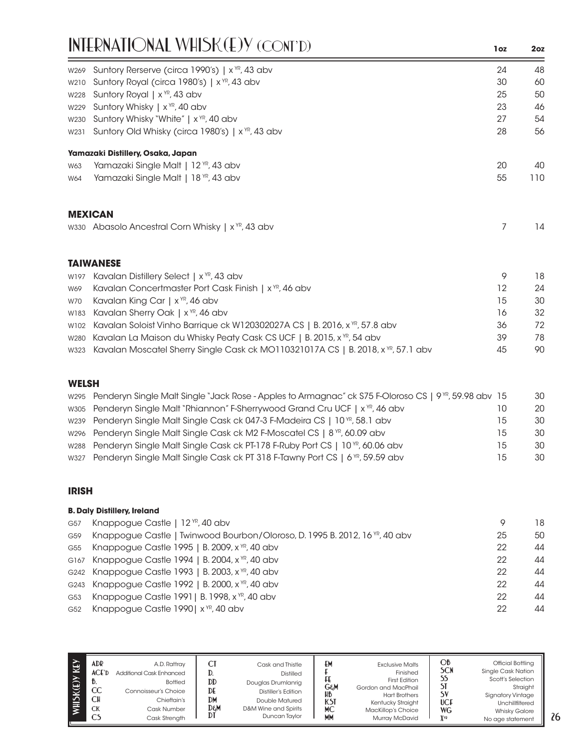# INTERNATIONAL WHISK(E)Y (CONT'D)

| | | 1oz | 2oz |
|---|---|---|---|
| W269 | Suntory Rerserve (circa 1990's) \| x YR, 43 abv | 24 | 48 |
| W210 | Suntory Royal (circa 1980's) \| x YR, 43 abv | 30 | 60 |
| W228 | Suntory Royal \| x YR, 43 abv | 25 | 50 |
| W229 | Suntory Whisky \| x YR, 40 abv | 23 | 46 |
| W230 | Suntory Whisky "White" \| x YR, 40 abv | 27 | 54 |
| W231 | Suntory Old Whisky (circa 1980's) \| x YR, 43 abv | 28 | 56 |

***Yamazaki Distillery, Osaka, Japan***

| | | 1oz | 2oz |
|---|---|---|---|
| W63 | Yamazaki Single Malt \| 12 YR, 43 abv | 20 | 40 |
| W64 | Yamazaki Single Malt \| 18 YR, 43 abv | 55 | 110 |

## MEXICAN

| | | 1oz | 2oz |
|---|---|---|---|
| W330 | Abasolo Ancestral Corn Whisky \| x YR, 43 abv | 7 | 14 |

## TAIWANESE

| | | 1oz | 2oz |
|---|---|---|---|
| W197 | Kavalan Distillery Select \| x YR, 43 abv | 9 | 18 |
| W69 | Kavalan Concertmaster Port Cask Finish \| x YR, 46 abv | 12 | 24 |
| W70 | Kavalan King Car \| x YR, 46 abv | 15 | 30 |
| W183 | Kavalan Sherry Oak \| x YR, 46 abv | 16 | 32 |
| W102 | Kavalan Soloist Vinho Barrique ck W120302027A CS \| B. 2016, x YR, 57.8 abv | 36 | 72 |
| W280 | Kavalan La Maison du Whisky Peaty Cask CS UCF \| B. 2015, x YR, 54 abv | 39 | 78 |
| W323 | Kavalan Moscatel Sherry Single Cask ck MO110321017A CS \| B. 2018, x YR, 57.1 abv | 45 | 90 |

## WELSH

| | | 1oz | 2oz |
|---|---|---|---|
| W295 | Penderyn Single Malt Single "Jack Rose - Apples to Armagnac" ck S75 F-Oloroso CS \| 9 YR, 59.98 abv | 15 | 30 |
| W305 | Penderyn Single Malt "Rhiannon" F-Sherrywood Grand Cru UCF \| x YR, 46 abv | 10 | 20 |
| W239 | Penderyn Single Malt Single Cask ck 047-3 F-Madeira CS \| 10 YR, 58.1 abv | 15 | 30 |
| W296 | Penderyn Single Malt Single Cask ck M2 F-Moscatel CS \| 8 YR, 60.09 abv | 15 | 30 |
| W288 | Penderyn Single Malt Single Cask ck PT-178 F-Ruby Port CS \| 10 YR, 60.06 abv | 15 | 30 |
| W327 | Penderyn Single Malt Single Cask ck PT 318 F-Tawny Port CS \| 6 YR, 59.59 abv | 15 | 30 |

## IRISH

**B. Daly Distillery, Ireland**

| | | 1oz | 2oz |
|---|---|---|---|
| G57 | Knappogue Castle \| 12 YR, 40 abv | 9 | 18 |
| G59 | Knappogue Castle \| Twinwood Bourbon/Oloroso, D. 1995 B. 2012, 16 YR, 40 abv | 25 | 50 |
| G55 | Knappogue Castle 1995 \| B. 2009, x YR, 40 abv | 22 | 44 |
| G167 | Knappogue Castle 1994 \| B. 2004, x YR, 40 abv | 22 | 44 |
| G242 | Knappogue Castle 1993 \| B. 2003, x YR, 40 abv | 22 | 44 |
| G243 | Knappogue Castle 1992 \| B. 2000, x YR, 40 abv | 22 | 44 |
| G53 | Knappogue Castle 1991\| B. 1998, x YR, 40 abv | 22 | 44 |
| G52 | Knappogue Castle 1990\| x YR, 40 abv | 22 | 44 |

**WHISK(E)Y KEY**

| | | | | | | | |
|---|---|---|---|---|---|---|---|
| ADR | A.D. Rattray | CT | Cask and Thistle | EM | Exclusive Malts | OB | Official Bottling |
| ACE'D | Additional Cask Enhanced | D. | Distilled | F | Finished | SCN | Single Cask Nation |
| B. | Bottled | DD | Douglas Drumlanrig | FE | First Edition | SS | Scott's Selection |
| CC | Connoisseur's Choice | DE | Distiller's Edition | G&M | Gordon and MacPhail | ST | Straight |
| CH | Chieftain's | DM | Double Matured | HB | Hart Brothers | SV | Signatory Vintage |
| CK | Cask Number | D&M | D&M Wine and Spirits | KST | Kentucky Straight | UCF | Unchillfiltered |
| CS | Cask Strength | DT | Duncan Taylor | MC | MacKillop's Choice | WG | Whisky Galore |
| | | | | MM | Murray McDavid | XYR | No age statement |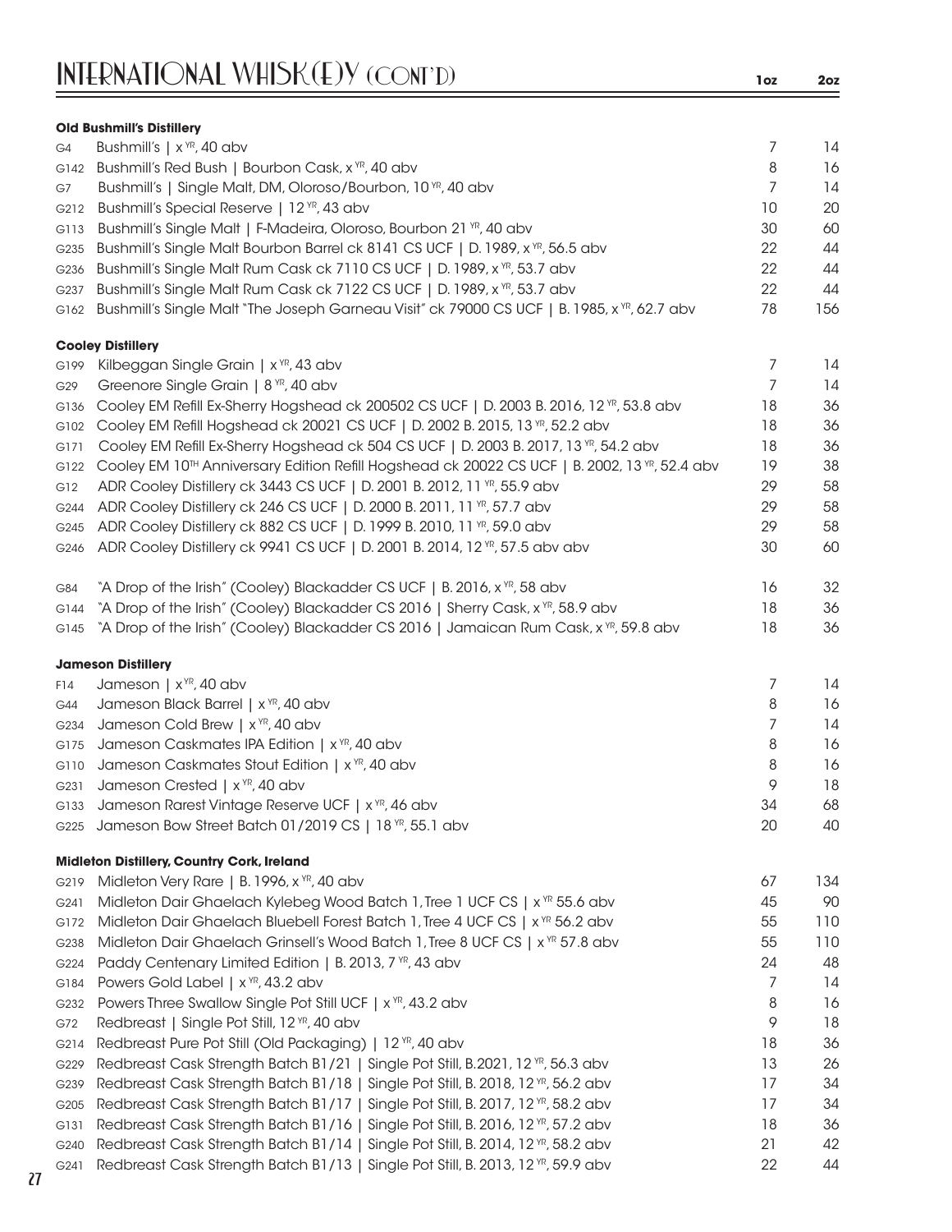# INTERNATIONAL WHISK(E)Y (CONT'D)

| | | 1oz | 2oz |
|---|---|---|---|
| | **Old Bushmill's Distillery** | | |
| G4 | Bushmill's \| x YR, 40 abv | 7 | 14 |
| G142 | Bushmill's Red Bush \| Bourbon Cask, x YR, 40 abv | 8 | 16 |
| G7 | Bushmill's \| Single Malt, DM, Oloroso/Bourbon, 10 YR, 40 abv | 7 | 14 |
| G212 | Bushmill's Special Reserve \| 12 YR, 43 abv | 10 | 20 |
| G113 | Bushmill's Single Malt \| F-Madeira, Oloroso, Bourbon 21 YR, 40 abv | 30 | 60 |
| G235 | Bushmill's Single Malt Bourbon Barrel ck 8141 CS UCF \| D. 1989, x YR, 56.5 abv | 22 | 44 |
| G236 | Bushmill's Single Malt Rum Cask ck 7110 CS UCF \| D. 1989, x YR, 53.7 abv | 22 | 44 |
| G237 | Bushmill's Single Malt Rum Cask ck 7122 CS UCF \| D. 1989, x YR, 53.7 abv | 22 | 44 |
| G162 | Bushmill's Single Malt "The Joseph Garneau Visit" ck 79000 CS UCF \| B. 1985, x YR, 62.7 abv | 78 | 156 |
| | **Cooley Distillery** | | |
| G199 | Kilbeggan Single Grain \| x YR, 43 abv | 7 | 14 |
| G29 | Greenore Single Grain \| 8 YR, 40 abv | 7 | 14 |
| G136 | Cooley EM Refill Ex-Sherry Hogshead ck 200502 CS UCF \| D. 2003 B. 2016, 12 YR, 53.8 abv | 18 | 36 |
| G102 | Cooley EM Refill Hogshead ck 20021 CS UCF \| D. 2002 B. 2015, 13 YR, 52.2 abv | 18 | 36 |
| G171 | Cooley EM Refill Ex-Sherry Hogshead ck 504 CS UCF \| D. 2003 B. 2017, 13 YR, 54.2 abv | 18 | 36 |
| G122 | Cooley EM 10TH Anniversary Edition Refill Hogshead ck 20022 CS UCF \| B. 2002, 13 YR, 52.4 abv | 19 | 38 |
| G12 | ADR Cooley Distillery ck 3443 CS UCF \| D. 2001 B. 2012, 11 YR, 55.9 abv | 29 | 58 |
| G244 | ADR Cooley Distillery ck 246 CS UCF \| D. 2000 B. 2011, 11 YR, 57.7 abv | 29 | 58 |
| G245 | ADR Cooley Distillery ck 882 CS UCF \| D. 1999 B. 2010, 11 YR, 59.0 abv | 29 | 58 |
| G246 | ADR Cooley Distillery ck 9941 CS UCF \| D. 2001 B. 2014, 12 YR, 57.5 abv abv | 30 | 60 |
| G84 | "A Drop of the Irish" (Cooley) Blackadder CS UCF \| B. 2016, x YR, 58 abv | 16 | 32 |
| G144 | "A Drop of the Irish" (Cooley) Blackadder CS 2016 \| Sherry Cask, x YR, 58.9 abv | 18 | 36 |
| G145 | "A Drop of the Irish" (Cooley) Blackadder CS 2016 \| Jamaican Rum Cask, x YR, 59.8 abv | 18 | 36 |
| | **Jameson Distillery** | | |
| F14 | Jameson \| x YR, 40 abv | 7 | 14 |
| G44 | Jameson Black Barrel \| x YR, 40 abv | 8 | 16 |
| G234 | Jameson Cold Brew \| x YR, 40 abv | 7 | 14 |
| G175 | Jameson Caskmates IPA Edition \| x YR, 40 abv | 8 | 16 |
| G110 | Jameson Caskmates Stout Edition \| x YR, 40 abv | 8 | 16 |
| G231 | Jameson Crested \| x YR, 40 abv | 9 | 18 |
| G133 | Jameson Rarest Vintage Reserve UCF \| x YR, 46 abv | 34 | 68 |
| G225 | Jameson Bow Street Batch 01/2019 CS \| 18 YR, 55.1 abv | 20 | 40 |
| | **Midleton Distillery, Country Cork, Ireland** | | |
| G219 | Midleton Very Rare \| B. 1996, x YR, 40 abv | 67 | 134 |
| G241 | Midleton Dair Ghaelach Kylebeg Wood Batch 1, Tree 1 UCF CS \| x YR 55.6 abv | 45 | 90 |
| G172 | Midleton Dair Ghaelach Bluebell Forest Batch 1, Tree 4 UCF CS \| x YR 56.2 abv | 55 | 110 |
| G238 | Midleton Dair Ghaelach Grinsell's Wood Batch 1, Tree 8 UCF CS \| x YR 57.8 abv | 55 | 110 |
| G224 | Paddy Centenary Limited Edition \| B. 2013, 7 YR, 43 abv | 24 | 48 |
| G184 | Powers Gold Label \| x YR, 43.2 abv | 7 | 14 |
| G232 | Powers Three Swallow Single Pot Still UCF \| x YR, 43.2 abv | 8 | 16 |
| G72 | Redbreast \| Single Pot Still, 12 YR, 40 abv | 9 | 18 |
| G214 | Redbreast Pure Pot Still (Old Packaging) \| 12 YR, 40 abv | 18 | 36 |
| G229 | Redbreast Cask Strength Batch B1/21 \| Single Pot Still, B.2021, 12 YR, 56.3 abv | 13 | 26 |
| G239 | Redbreast Cask Strength Batch B1/18 \| Single Pot Still, B. 2018, 12 YR, 56.2 abv | 17 | 34 |
| G205 | Redbreast Cask Strength Batch B1/17 \| Single Pot Still, B. 2017, 12 YR, 58.2 abv | 17 | 34 |
| G131 | Redbreast Cask Strength Batch B1/16 \| Single Pot Still, B. 2016, 12 YR, 57.2 abv | 18 | 36 |
| G240 | Redbreast Cask Strength Batch B1/14 \| Single Pot Still, B. 2014, 12 YR, 58.2 abv | 21 | 42 |
| G241 | Redbreast Cask Strength Batch B1/13 \| Single Pot Still, B. 2013, 12 YR, 59.9 abv | 22 | 44 |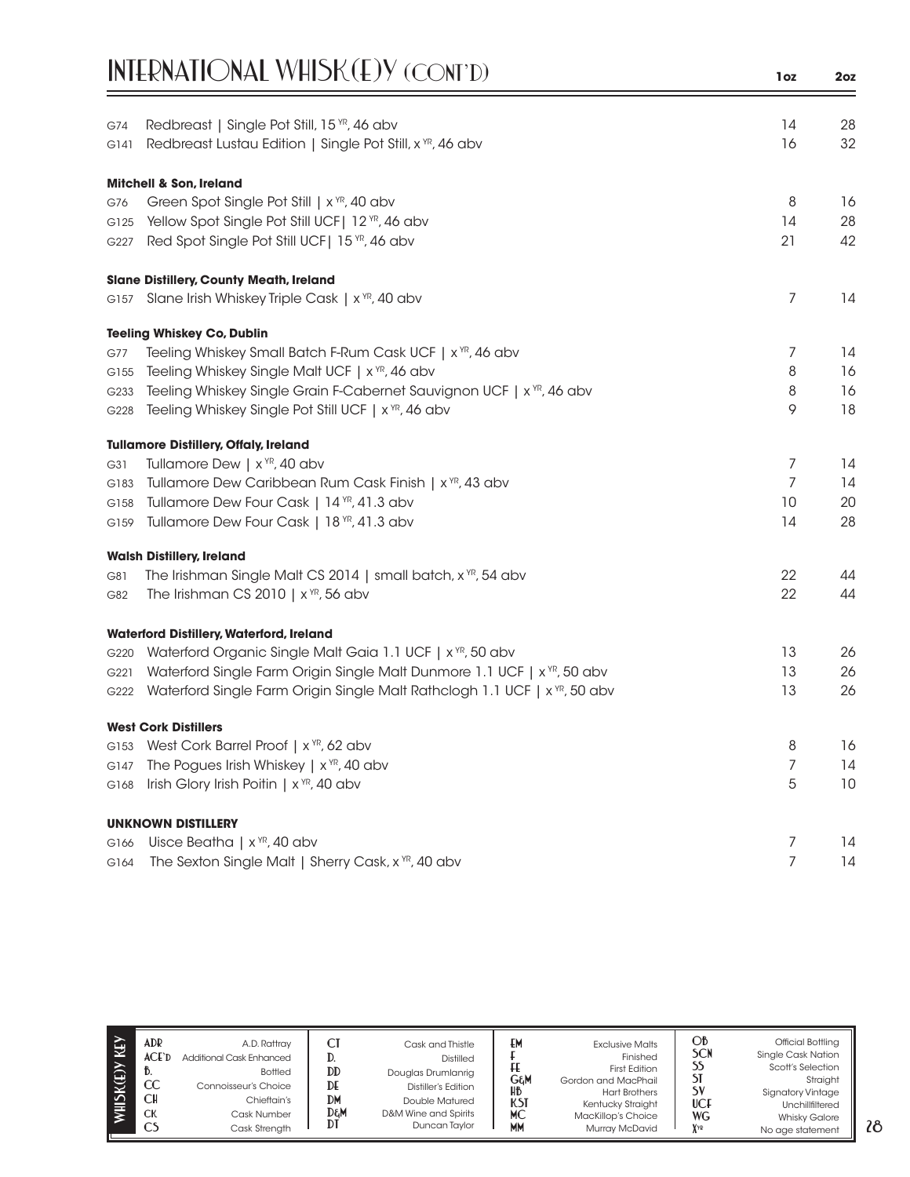# INTERNATIONAL WHISK(E)Y (CONT'D)

| | | 1oz | 2oz |
|---|---|---|---|
| G74 | Redbreast \| Single Pot Still, 15 YR, 46 abv | 14 | 28 |
| G141 | Redbreast Lustau Edition \| Single Pot Still, x YR, 46 abv | 16 | 32 |
| | **Mitchell & Son, Ireland** | | |
| G76 | Green Spot Single Pot Still \| x YR, 40 abv | 8 | 16 |
| G125 | Yellow Spot Single Pot Still UCF\| 12 YR, 46 abv | 14 | 28 |
| G227 | Red Spot Single Pot Still UCF\| 15 YR, 46 abv | 21 | 42 |
| | **Slane Distillery, County Meath, Ireland** | | |
| G157 | Slane Irish Whiskey Triple Cask \| x YR, 40 abv | 7 | 14 |
| | **Teeling Whiskey Co, Dublin** | | |
| G77 | Teeling Whiskey Small Batch F-Rum Cask UCF \| x YR, 46 abv | 7 | 14 |
| G155 | Teeling Whiskey Single Malt UCF \| x YR, 46 abv | 8 | 16 |
| G233 | Teeling Whiskey Single Grain F-Cabernet Sauvignon UCF \| x YR, 46 abv | 8 | 16 |
| G228 | Teeling Whiskey Single Pot Still UCF \| x YR, 46 abv | 9 | 18 |
| | **Tullamore Distillery, Offaly, Ireland** | | |
| G31 | Tullamore Dew \| x YR, 40 abv | 7 | 14 |
| G183 | Tullamore Dew Caribbean Rum Cask Finish \| x YR, 43 abv | 7 | 14 |
| G158 | Tullamore Dew Four Cask \| 14 YR, 41.3 abv | 10 | 20 |
| G159 | Tullamore Dew Four Cask \| 18 YR, 41.3 abv | 14 | 28 |
| | **Walsh Distillery, Ireland** | | |
| G81 | The Irishman Single Malt CS 2014 \| small batch, x YR, 54 abv | 22 | 44 |
| G82 | The Irishman CS 2010 \| x YR, 56 abv | 22 | 44 |
| | **Waterford Distillery, Waterford, Ireland** | | |
| G220 | Waterford Organic Single Malt Gaia 1.1 UCF \| x YR, 50 abv | 13 | 26 |
| G221 | Waterford Single Farm Origin Single Malt Dunmore 1.1 UCF \| x YR, 50 abv | 13 | 26 |
| G222 | Waterford Single Farm Origin Single Malt Rathclogh 1.1 UCF \| x YR, 50 abv | 13 | 26 |
| | **West Cork Distillers** | | |
| G153 | West Cork Barrel Proof \| x YR, 62 abv | 8 | 16 |
| G147 | The Pogues Irish Whiskey \| x YR, 40 abv | 7 | 14 |
| G168 | Irish Glory Irish Poitin \| x YR, 40 abv | 5 | 10 |
| | **UNKNOWN DISTILLERY** | | |
| G166 | Uisce Beatha \| x YR, 40 abv | 7 | 14 |
| G164 | The Sexton Single Malt \| Sherry Cask, x YR, 40 abv | 7 | 14 |

**WHISK(E)Y KEY**

| | | | | | | | |
|---|---|---|---|---|---|---|---|
| ADR | A.D. Rattray | CT | Cask and Thistle | EM | Exclusive Malts | OB | Official Bottling |
| ACE'D | Additional Cask Enhanced | D. | Distilled | F | Finished | SCN | Single Cask Nation |
| B. | Bottled | DD | Douglas Drumlanrig | FE | First Edition | SS | Scott's Selection |
| CC | Connoisseur's Choice | DE | Distiller's Edition | G&M | Gordon and MacPhail | ST | Straight |
| CH | Chieftain's | DM | Double Matured | HB | Hart Brothers | SV | Signatory Vintage |
| CK | Cask Number | D&M | D&M Wine and Spirits | KST | Kentucky Straight | UCF | Unchillfiltered |
| CS | Cask Strength | DT | Duncan Taylor | MC | MacKillop's Choice | WG | Whisky Galore |
| | | | | MM | Murray McDavid | X YR | No age statement |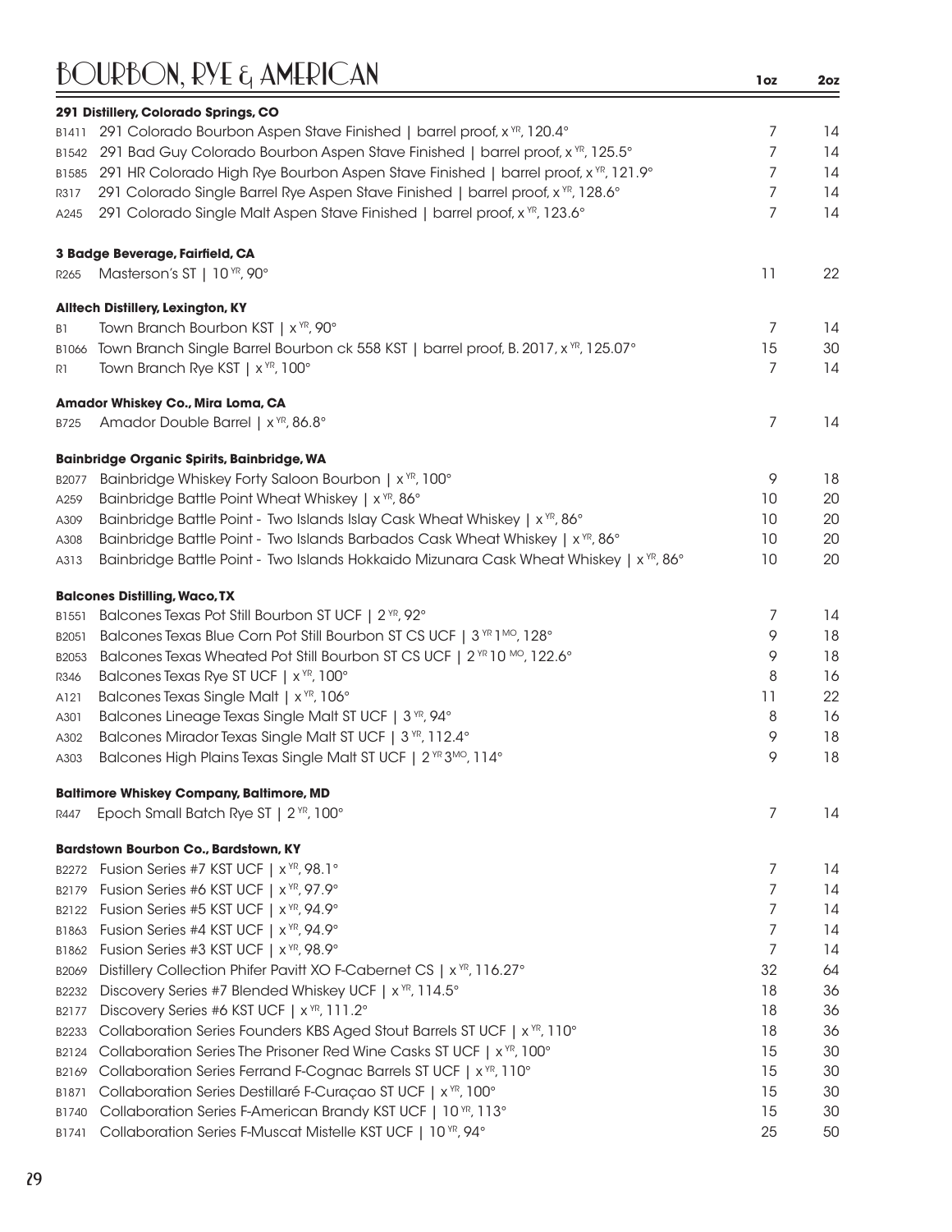# BOURBON, RYE & AMERICAN

| | | 1oz | 2oz |
|---|---|---|---|
| | **291 Distillery, Colorado Springs, CO** | | |
| B1411 | 291 Colorado Bourbon Aspen Stave Finished \| barrel proof, x YR, 120.4° | 7 | 14 |
| B1542 | 291 Bad Guy Colorado Bourbon Aspen Stave Finished \| barrel proof, x YR, 125.5° | 7 | 14 |
| B1585 | 291 HR Colorado High Rye Bourbon Aspen Stave Finished \| barrel proof, x YR, 121.9° | 7 | 14 |
| R317 | 291 Colorado Single Barrel Rye Aspen Stave Finished \| barrel proof, x YR, 128.6° | 7 | 14 |
| A245 | 291 Colorado Single Malt Aspen Stave Finished \| barrel proof, x YR, 123.6° | 7 | 14 |
| | **3 Badge Beverage, Fairfield, CA** | | |
| R265 | Masterson's ST \| 10 YR, 90° | 11 | 22 |
| | **Alltech Distillery, Lexington, KY** | | |
| B1 | Town Branch Bourbon KST \| x YR, 90° | 7 | 14 |
| B1066 | Town Branch Single Barrel Bourbon ck 558 KST \| barrel proof, B. 2017, x YR, 125.07° | 15 | 30 |
| R1 | Town Branch Rye KST \| x YR, 100° | 7 | 14 |
| | **Amador Whiskey Co., Mira Loma, CA** | | |
| B725 | Amador Double Barrel \| x YR, 86.8° | 7 | 14 |
| | **Bainbridge Organic Spirits, Bainbridge, WA** | | |
| B2077 | Bainbridge Whiskey Forty Saloon Bourbon \| x YR, 100° | 9 | 18 |
| A259 | Bainbridge Battle Point Wheat Whiskey \| x YR, 86° | 10 | 20 |
| A309 | Bainbridge Battle Point - Two Islands Islay Cask Wheat Whiskey \| x YR, 86° | 10 | 20 |
| A308 | Bainbridge Battle Point - Two Islands Barbados Cask Wheat Whiskey \| x YR, 86° | 10 | 20 |
| A313 | Bainbridge Battle Point - Two Islands Hokkaido Mizunara Cask Wheat Whiskey \| x YR, 86° | 10 | 20 |
| | **Balcones Distilling, Waco, TX** | | |
| B1551 | Balcones Texas Pot Still Bourbon ST UCF \| 2 YR, 92° | 7 | 14 |
| B2051 | Balcones Texas Blue Corn Pot Still Bourbon ST CS UCF \| 3 YR 1 MO, 128° | 9 | 18 |
| B2053 | Balcones Texas Wheated Pot Still Bourbon ST CS UCF \| 2 YR 10 MO, 122.6° | 9 | 18 |
| R346 | Balcones Texas Rye ST UCF \| x YR, 100° | 8 | 16 |
| A121 | Balcones Texas Single Malt \| x YR, 106° | 11 | 22 |
| A301 | Balcones Lineage Texas Single Malt ST UCF \| 3 YR, 94° | 8 | 16 |
| A302 | Balcones Mirador Texas Single Malt ST UCF \| 3 YR, 112.4° | 9 | 18 |
| A303 | Balcones High Plains Texas Single Malt ST UCF \| 2 YR 3 MO, 114° | 9 | 18 |
| | **Baltimore Whiskey Company, Baltimore, MD** | | |
| R447 | Epoch Small Batch Rye ST \| 2 YR, 100° | 7 | 14 |
| | **Bardstown Bourbon Co., Bardstown, KY** | | |
| B2272 | Fusion Series #7 KST UCF \| x YR, 98.1° | 7 | 14 |
| B2179 | Fusion Series #6 KST UCF \| x YR, 97.9° | 7 | 14 |
| B2122 | Fusion Series #5 KST UCF \| x YR, 94.9° | 7 | 14 |
| B1863 | Fusion Series #4 KST UCF \| x YR, 94.9° | 7 | 14 |
| B1862 | Fusion Series #3 KST UCF \| x YR, 98.9° | 7 | 14 |
| B2069 | Distillery Collection Phifer Pavitt XO F-Cabernet CS \| x YR, 116.27° | 32 | 64 |
| B2232 | Discovery Series #7 Blended Whiskey UCF \| x YR, 114.5° | 18 | 36 |
| B2177 | Discovery Series #6 KST UCF \| x YR, 111.2° | 18 | 36 |
| B2233 | Collaboration Series Founders KBS Aged Stout Barrels ST UCF \| x YR, 110° | 18 | 36 |
| B2124 | Collaboration Series The Prisoner Red Wine Casks ST UCF \| x YR, 100° | 15 | 30 |
| B2169 | Collaboration Series Ferrand F-Cognac Barrels ST UCF \| x YR, 110° | 15 | 30 |
| B1871 | Collaboration Series Destillaré F-Curaçao ST UCF \| x YR, 100° | 15 | 30 |
| B1740 | Collaboration Series F-American Brandy KST UCF \| 10 YR, 113° | 15 | 30 |
| B1741 | Collaboration Series F-Muscat Mistelle KST UCF \| 10 YR, 94° | 25 | 50 |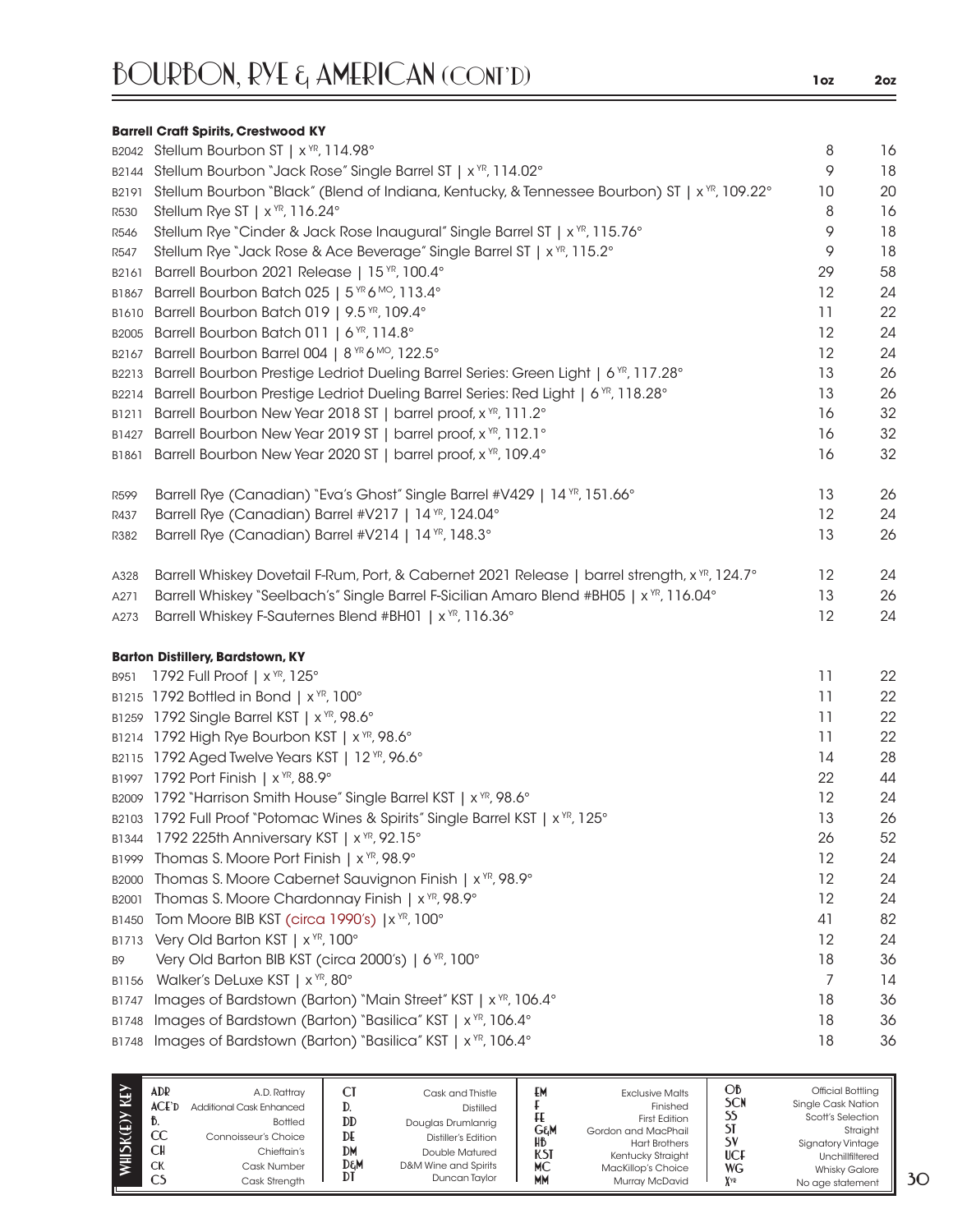# BOURBON, RYE & AMERICAN (CONT'D)

| | | 1oz | 2oz |
|---|---|---|---|
| | **Barrell Craft Spirits, Crestwood KY** | | |
| B2042 | Stellum Bourbon ST \| x YR, 114.98° | 8 | 16 |
| B2144 | Stellum Bourbon "Jack Rose" Single Barrel ST \| x YR, 114.02° | 9 | 18 |
| B2191 | Stellum Bourbon "Black" (Blend of Indiana, Kentucky, & Tennessee Bourbon) ST \| x YR, 109.22° | 10 | 20 |
| R530 | Stellum Rye ST \| x YR, 116.24° | 8 | 16 |
| R546 | Stellum Rye "Cinder & Jack Rose Inaugural" Single Barrel ST \| x YR, 115.76° | 9 | 18 |
| R547 | Stellum Rye "Jack Rose & Ace Beverage" Single Barrel ST \| x YR, 115.2° | 9 | 18 |
| B2161 | Barrell Bourbon 2021 Release \| 15 YR, 100.4° | 29 | 58 |
| B1867 | Barrell Bourbon Batch 025 \| 5 YR 6 MO, 113.4° | 12 | 24 |
| B1610 | Barrell Bourbon Batch 019 \| 9.5 YR, 109.4° | 11 | 22 |
| B2005 | Barrell Bourbon Batch 011 \| 6 YR, 114.8° | 12 | 24 |
| B2167 | Barrell Bourbon Barrel 004 \| 8 YR 6 MO, 122.5° | 12 | 24 |
| B2213 | Barrell Bourbon Prestige Ledriot Dueling Barrel Series: Green Light \| 6 YR, 117.28° | 13 | 26 |
| B2214 | Barrell Bourbon Prestige Ledriot Dueling Barrel Series: Red Light \| 6 YR, 118.28° | 13 | 26 |
| B1211 | Barrell Bourbon New Year 2018 ST \| barrel proof, x YR, 111.2° | 16 | 32 |
| B1427 | Barrell Bourbon New Year 2019 ST \| barrel proof, x YR, 112.1° | 16 | 32 |
| B1861 | Barrell Bourbon New Year 2020 ST \| barrel proof, x YR, 109.4° | 16 | 32 |
| R599 | Barrell Rye (Canadian) "Eva's Ghost" Single Barrel #V429 \| 14 YR, 151.66° | 13 | 26 |
| R437 | Barrell Rye (Canadian) Barrel #V217 \| 14 YR, 124.04° | 12 | 24 |
| R382 | Barrell Rye (Canadian) Barrel #V214 \| 14 YR, 148.3° | 13 | 26 |
| A328 | Barrell Whiskey Dovetail F-Rum, Port, & Cabernet 2021 Release \| barrel strength, x YR, 124.7° | 12 | 24 |
| A271 | Barrell Whiskey "Seelbach's" Single Barrel F-Sicilian Amaro Blend #BH05 \| x YR, 116.04° | 13 | 26 |
| A273 | Barrell Whiskey F-Sauternes Blend #BH01 \| x YR, 116.36° | 12 | 24 |
| | **Barton Distillery, Bardstown, KY** | | |
| B951 | 1792 Full Proof \| x YR, 125° | 11 | 22 |
| B1215 | 1792 Bottled in Bond \| x YR, 100° | 11 | 22 |
| B1259 | 1792 Single Barrel KST \| x YR, 98.6° | 11 | 22 |
| B1214 | 1792 High Rye Bourbon KST \| x YR, 98.6° | 11 | 22 |
| B2115 | 1792 Aged Twelve Years KST \| 12 YR, 96.6° | 14 | 28 |
| B1997 | 1792 Port Finish \| x YR, 88.9° | 22 | 44 |
| B2009 | 1792 "Harrison Smith House" Single Barrel KST \| x YR, 98.6° | 12 | 24 |
| B2103 | 1792 Full Proof "Potomac Wines & Spirits" Single Barrel KST \| x YR, 125° | 13 | 26 |
| B1344 | 1792 225th Anniversary KST \| x YR, 92.15° | 26 | 52 |
| B1999 | Thomas S. Moore Port Finish \| x YR, 98.9° | 12 | 24 |
| B2000 | Thomas S. Moore Cabernet Sauvignon Finish \| x YR, 98.9° | 12 | 24 |
| B2001 | Thomas S. Moore Chardonnay Finish \| x YR, 98.9° | 12 | 24 |
| B1450 | Tom Moore BIB KST (circa 1990's) \|x YR, 100° | 41 | 82 |
| B1713 | Very Old Barton KST \| x YR, 100° | 12 | 24 |
| B9 | Very Old Barton BIB KST (circa 2000's) \| 6 YR, 100° | 18 | 36 |
| B1156 | Walker's DeLuxe KST \| x YR, 80° | 7 | 14 |
| B1747 | Images of Bardstown (Barton) "Main Street" KST \| x YR, 106.4° | 18 | 36 |
| B1748 | Images of Bardstown (Barton) "Basilica" KST \| x YR, 106.4° | 18 | 36 |
| B1748 | Images of Bardstown (Barton) "Basilica" KST \| x YR, 106.4° | 18 | 36 |

**WHISK(E)Y KEY**

| | | | | | | | |
|---|---|---|---|---|---|---|---|
| ADR | A.D. Rattray | CT | Cask and Thistle | EM | Exclusive Malts | OB | Official Bottling |
| ACE'D | Additional Cask Enhanced | D. | Distilled | F | Finished | SCN | Single Cask Nation |
| B. | Bottled | DD | Douglas Drumlanrig | FE | First Edition | SS | Scott's Selection |
| CC | Connoisseur's Choice | DE | Distiller's Edition | G&M | Gordon and MacPhail | ST | Straight |
| CH | Chieftain's | DM | Double Matured | HB | Hart Brothers | SV | Signatory Vintage |
| CK | Cask Number | D&M | D&M Wine and Spirits | KST | Kentucky Straight | UCF | Unchillfiltered |
| CS | Cask Strength | DT | Duncan Taylor | MC | MacKillop's Choice | WG | Whisky Galore |
| | | | | MM | Murray McDavid | X YR | No age statement |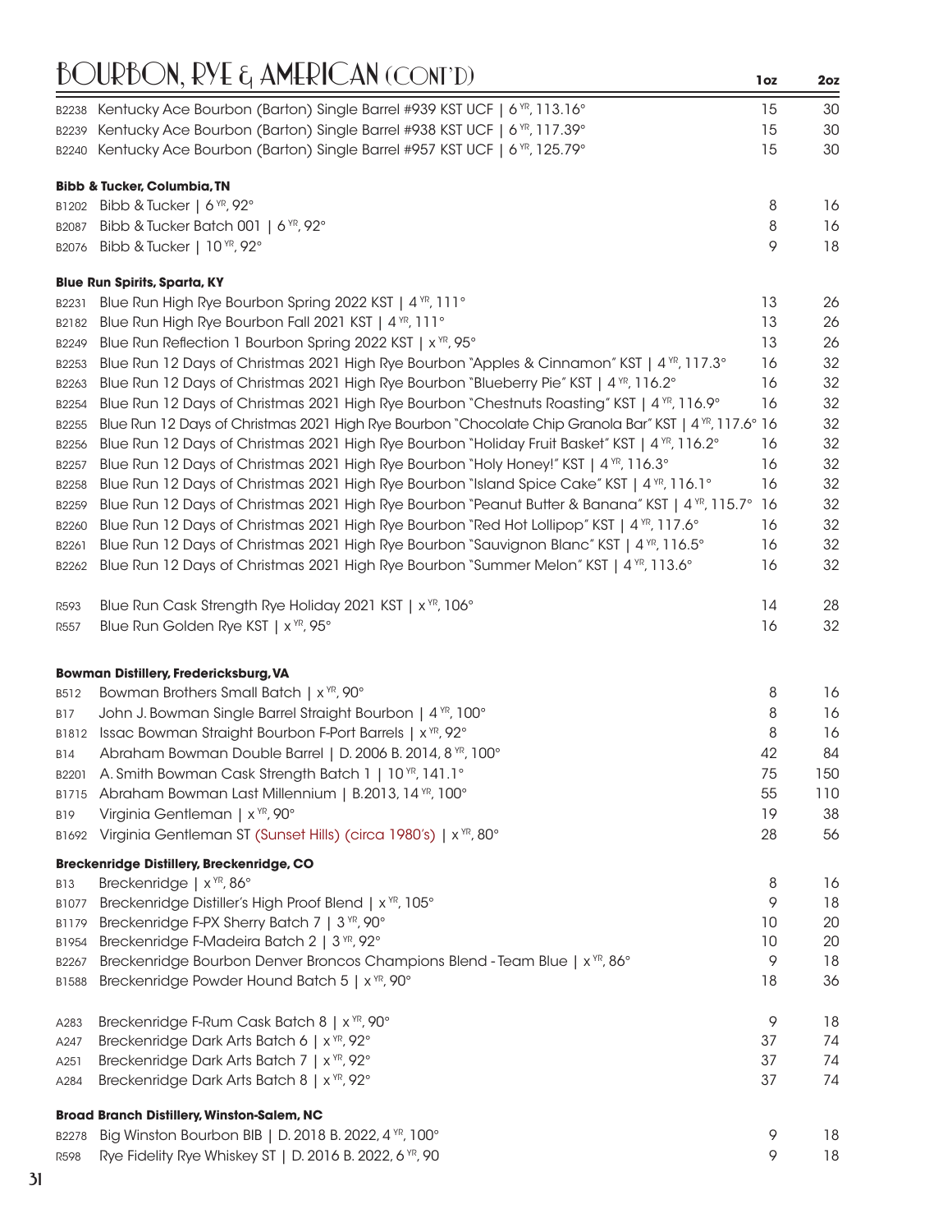# BOURBON, RYE & AMERICAN (CONT'D)

| | | 1oz | 2oz |
|---|---|---|---|
| B2238 | Kentucky Ace Bourbon (Barton) Single Barrel #939 KST UCF \| 6 YR, 113.16° | 15 | 30 |
| B2239 | Kentucky Ace Bourbon (Barton) Single Barrel #938 KST UCF \| 6 YR, 117.39° | 15 | 30 |
| B2240 | Kentucky Ace Bourbon (Barton) Single Barrel #957 KST UCF \| 6 YR, 125.79° | 15 | 30 |

**Bibb & Tucker, Columbia, TN**

| | | 1oz | 2oz |
|---|---|---|---|
| B1202 | Bibb & Tucker \| 6 YR, 92° | 8 | 16 |
| B2087 | Bibb & Tucker Batch 001 \| 6 YR, 92° | 8 | 16 |
| B2076 | Bibb & Tucker \| 10 YR, 92° | 9 | 18 |

**Blue Run Spirits, Sparta, KY**

| | | 1oz | 2oz |
|---|---|---|---|
| B2231 | Blue Run High Rye Bourbon Spring 2022 KST \| 4 YR, 111° | 13 | 26 |
| B2182 | Blue Run High Rye Bourbon Fall 2021 KST \| 4 YR, 111° | 13 | 26 |
| B2249 | Blue Run Reflection 1 Bourbon Spring 2022 KST \| x YR, 95° | 13 | 26 |
| B2253 | Blue Run 12 Days of Christmas 2021 High Rye Bourbon "Apples & Cinnamon" KST \| 4 YR, 117.3° | 16 | 32 |
| B2263 | Blue Run 12 Days of Christmas 2021 High Rye Bourbon "Blueberry Pie" KST \| 4 YR, 116.2° | 16 | 32 |
| B2254 | Blue Run 12 Days of Christmas 2021 High Rye Bourbon "Chestnuts Roasting" KST \| 4 YR, 116.9° | 16 | 32 |
| B2255 | Blue Run 12 Days of Christmas 2021 High Rye Bourbon "Chocolate Chip Granola Bar" KST \| 4 YR, 117.6° | 16 | 32 |
| B2256 | Blue Run 12 Days of Christmas 2021 High Rye Bourbon "Holiday Fruit Basket" KST \| 4 YR, 116.2° | 16 | 32 |
| B2257 | Blue Run 12 Days of Christmas 2021 High Rye Bourbon "Holy Honey!" KST \| 4 YR, 116.3° | 16 | 32 |
| B2258 | Blue Run 12 Days of Christmas 2021 High Rye Bourbon "Island Spice Cake" KST \| 4 YR, 116.1° | 16 | 32 |
| B2259 | Blue Run 12 Days of Christmas 2021 High Rye Bourbon "Peanut Butter & Banana" KST \| 4 YR, 115.7° | 16 | 32 |
| B2260 | Blue Run 12 Days of Christmas 2021 High Rye Bourbon "Red Hot Lollipop" KST \| 4 YR, 117.6° | 16 | 32 |
| B2261 | Blue Run 12 Days of Christmas 2021 High Rye Bourbon "Sauvignon Blanc" KST \| 4 YR, 116.5° | 16 | 32 |
| B2262 | Blue Run 12 Days of Christmas 2021 High Rye Bourbon "Summer Melon" KST \| 4 YR, 113.6° | 16 | 32 |
| R593 | Blue Run Cask Strength Rye Holiday 2021 KST \| x YR, 106° | 14 | 28 |
| R557 | Blue Run Golden Rye KST \| x YR, 95° | 16 | 32 |

**Bowman Distillery, Fredericksburg, VA**

| | | 1oz | 2oz |
|---|---|---|---|
| B512 | Bowman Brothers Small Batch \| x YR, 90° | 8 | 16 |
| B17 | John J. Bowman Single Barrel Straight Bourbon \| 4 YR, 100° | 8 | 16 |
| B1812 | Issac Bowman Straight Bourbon F-Port Barrels \| x YR, 92° | 8 | 16 |
| B14 | Abraham Bowman Double Barrel \| D. 2006 B. 2014, 8 YR, 100° | 42 | 84 |
| B2201 | A. Smith Bowman Cask Strength Batch 1 \| 10 YR, 141.1° | 75 | 150 |
| B1715 | Abraham Bowman Last Millennium \| B.2013, 14 YR, 100° | 55 | 110 |
| B19 | Virginia Gentleman \| x YR, 90° | 19 | 38 |
| B1692 | Virginia Gentleman ST (Sunset Hills) (circa 1980's) \| x YR, 80° | 28 | 56 |

**Breckenridge Distillery, Breckenridge, CO**

| | | 1oz | 2oz |
|---|---|---|---|
| B13 | Breckenridge \| x YR, 86° | 8 | 16 |
| B1077 | Breckenridge Distiller's High Proof Blend \| x YR, 105° | 9 | 18 |
| B1179 | Breckenridge F-PX Sherry Batch 7 \| 3 YR, 90° | 10 | 20 |
| B1954 | Breckenridge F-Madeira Batch 2 \| 3 YR, 92° | 10 | 20 |
| B2267 | Breckenridge Bourbon Denver Broncos Champions Blend - Team Blue \| x YR, 86° | 9 | 18 |
| B1588 | Breckenridge Powder Hound Batch 5 \| x YR, 90° | 18 | 36 |
| A283 | Breckenridge F-Rum Cask Batch 8 \| x YR, 90° | 9 | 18 |
| A247 | Breckenridge Dark Arts Batch 6 \| x YR, 92° | 37 | 74 |
| A251 | Breckenridge Dark Arts Batch 7 \| x YR, 92° | 37 | 74 |
| A284 | Breckenridge Dark Arts Batch 8 \| x YR, 92° | 37 | 74 |

**Broad Branch Distillery, Winston-Salem, NC**

| | | 1oz | 2oz |
|---|---|---|---|
| B2278 | Big Winston Bourbon BIB \| D. 2018 B. 2022, 4 YR, 100° | 9 | 18 |
| R598 | Rye Fidelity Rye Whiskey ST \| D. 2016 B. 2022, 6 YR, 90 | 9 | 18 |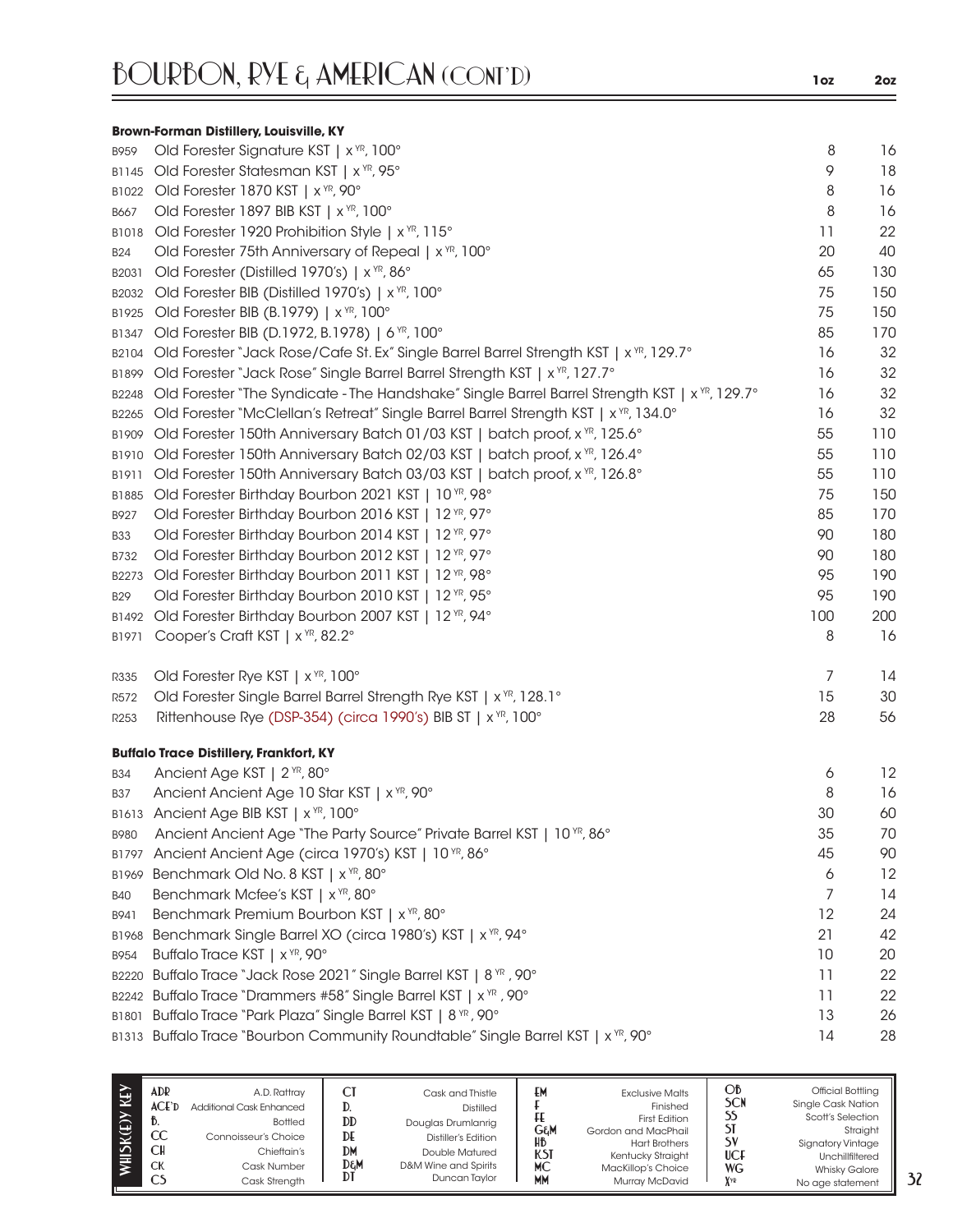# BOURBON, RYE & AMERICAN (CONT'D)

| | | 1oz | 2oz |
|---|---|---|---|
| | **Brown-Forman Distillery, Louisville, KY** | | |
| B959 | Old Forester Signature KST \| x YR, 100° | 8 | 16 |
| B1145 | Old Forester Statesman KST \| x YR, 95° | 9 | 18 |
| B1022 | Old Forester 1870 KST \| x YR, 90° | 8 | 16 |
| B667 | Old Forester 1897 BIB KST \| x YR, 100° | 8 | 16 |
| B1018 | Old Forester 1920 Prohibition Style \| x YR, 115° | 11 | 22 |
| B24 | Old Forester 75th Anniversary of Repeal \| x YR, 100° | 20 | 40 |
| B2031 | Old Forester (Distilled 1970's) \| x YR, 86° | 65 | 130 |
| B2032 | Old Forester BIB (Distilled 1970's) \| x YR, 100° | 75 | 150 |
| B1925 | Old Forester BIB (B.1979) \| x YR, 100° | 75 | 150 |
| B1347 | Old Forester BIB (D.1972, B.1978) \| 6 YR, 100° | 85 | 170 |
| B2104 | Old Forester "Jack Rose/Cafe St. Ex" Single Barrel Barrel Strength KST \| x YR, 129.7° | 16 | 32 |
| B1899 | Old Forester "Jack Rose" Single Barrel Barrel Strength KST \| x YR, 127.7° | 16 | 32 |
| B2248 | Old Forester "The Syndicate - The Handshake" Single Barrel Barrel Strength KST \| x YR, 129.7° | 16 | 32 |
| B2265 | Old Forester "McClellan's Retreat" Single Barrel Barrel Strength KST \| x YR, 134.0° | 16 | 32 |
| B1909 | Old Forester 150th Anniversary Batch 01/03 KST \| batch proof, x YR, 125.6° | 55 | 110 |
| B1910 | Old Forester 150th Anniversary Batch 02/03 KST \| batch proof, x YR, 126.4° | 55 | 110 |
| B1911 | Old Forester 150th Anniversary Batch 03/03 KST \| batch proof, x YR, 126.8° | 55 | 110 |
| B1885 | Old Forester Birthday Bourbon 2021 KST \| 10 YR, 98° | 75 | 150 |
| B927 | Old Forester Birthday Bourbon 2016 KST \| 12 YR, 97° | 85 | 170 |
| B33 | Old Forester Birthday Bourbon 2014 KST \| 12 YR, 97° | 90 | 180 |
| B732 | Old Forester Birthday Bourbon 2012 KST \| 12 YR, 97° | 90 | 180 |
| B2273 | Old Forester Birthday Bourbon 2011 KST \| 12 YR, 98° | 95 | 190 |
| B29 | Old Forester Birthday Bourbon 2010 KST \| 12 YR, 95° | 95 | 190 |
| B1492 | Old Forester Birthday Bourbon 2007 KST \| 12 YR, 94° | 100 | 200 |
| B1971 | Cooper's Craft KST \| x YR, 82.2° | 8 | 16 |
| R335 | Old Forester Rye KST \| x YR, 100° | 7 | 14 |
| R572 | Old Forester Single Barrel Barrel Strength Rye KST \| x YR, 128.1° | 15 | 30 |
| R253 | Rittenhouse Rye (DSP-354) (circa 1990's) BIB ST \| x YR, 100° | 28 | 56 |
| | **Buffalo Trace Distillery, Frankfort, KY** | | |
| B34 | Ancient Age KST \| 2 YR, 80° | 6 | 12 |
| B37 | Ancient Ancient Age 10 Star KST \| x YR, 90° | 8 | 16 |
| B1613 | Ancient Age BIB KST \| x YR, 100° | 30 | 60 |
| B980 | Ancient Ancient Age "The Party Source" Private Barrel KST \| 10 YR, 86° | 35 | 70 |
| B1797 | Ancient Ancient Age (circa 1970's) KST \| 10 YR, 86° | 45 | 90 |
| B1969 | Benchmark Old No. 8 KST \| x YR, 80° | 6 | 12 |
| B40 | Benchmark Mcfee's KST \| x YR, 80° | 7 | 14 |
| B941 | Benchmark Premium Bourbon KST \| x YR, 80° | 12 | 24 |
| B1968 | Benchmark Single Barrel XO (circa 1980's) KST \| x YR, 94° | 21 | 42 |
| B954 | Buffalo Trace KST \| x YR, 90° | 10 | 20 |
| B2220 | Buffalo Trace "Jack Rose 2021" Single Barrel KST \| 8 YR, 90° | 11 | 22 |
| B2242 | Buffalo Trace "Drammers #58" Single Barrel KST \| x YR, 90° | 11 | 22 |
| B1801 | Buffalo Trace "Park Plaza" Single Barrel KST \| 8 YR, 90° | 13 | 26 |
| B1313 | Buffalo Trace "Bourbon Community Roundtable" Single Barrel KST \| x YR, 90° | 14 | 28 |

**WHISK(E)Y KEY**

| | | | | | | | |
|---|---|---|---|---|---|---|---|
| ADR | A.D. Rattray | CT | Cask and Thistle | EM | Exclusive Malts | OB | Official Bottling |
| ACE'D | Additional Cask Enhanced | D. | Distilled | F | Finished | SCN | Single Cask Nation |
| B. | Bottled | DD | Douglas Drumlanrig | FE | First Edition | SS | Scott's Selection |
| CC | Connoisseur's Choice | DE | Distiller's Edition | G&M | Gordon and MacPhail | ST | Straight |
| CH | Chieftain's | DM | Double Matured | HB | Hart Brothers | SV | Signatory Vintage |
| CK | Cask Number | D&M | D&M Wine and Spirits | KST | Kentucky Straight | UCF | Unchillfiltered |
| CS | Cask Strength | DT | Duncan Taylor | MC | MacKillop's Choice | WG | Whisky Galore |
| | | | | MM | Murray McDavid | X YR | No age statement |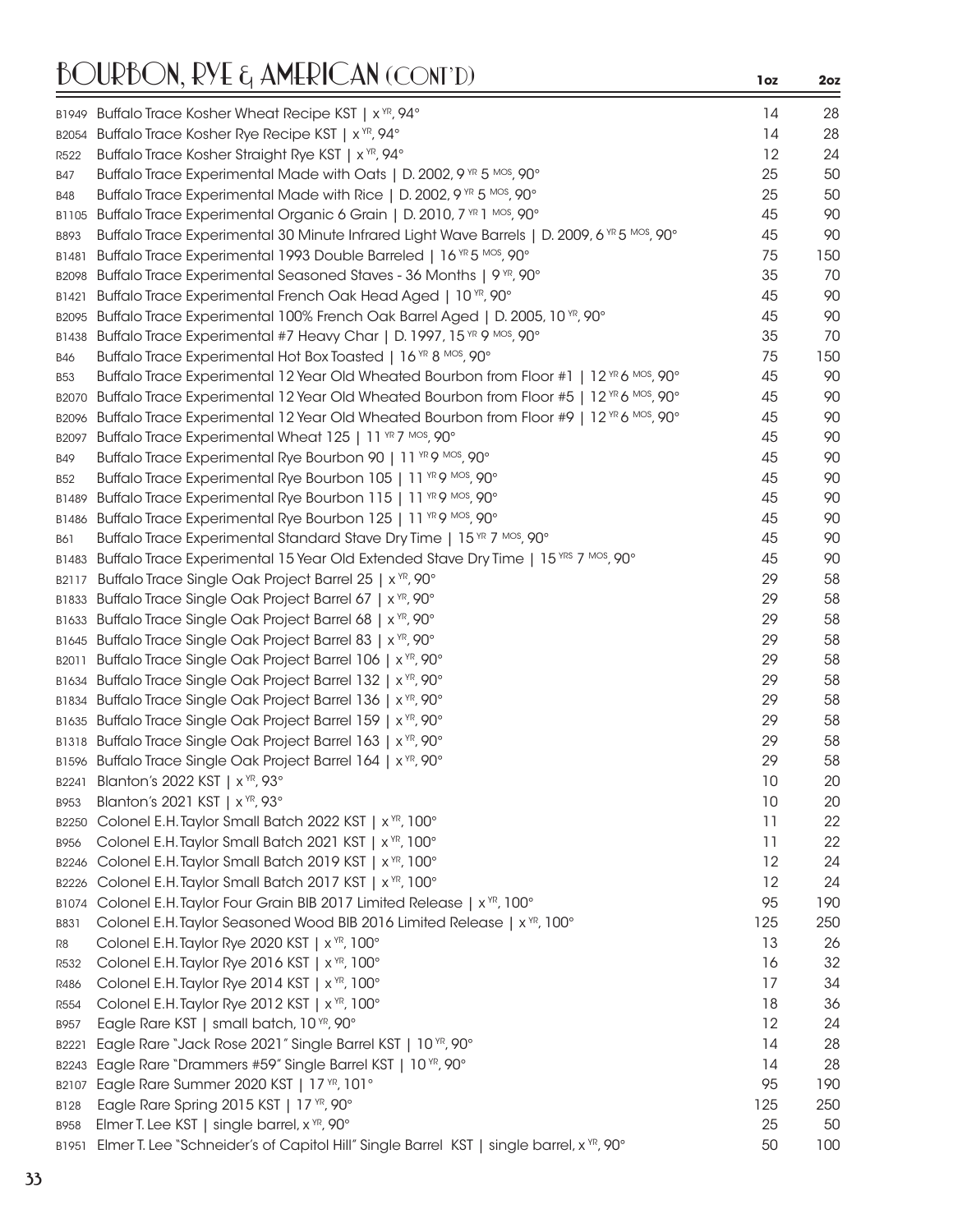## BOURBON, RYE & AMERICAN (CONT'D)

| | | 1oz | 2oz |
|---|---|---|---|
| B1949 | Buffalo Trace Kosher Wheat Recipe KST \| x YR, 94° | 14 | 28 |
| B2054 | Buffalo Trace Kosher Rye Recipe KST \| x YR, 94° | 14 | 28 |
| R522 | Buffalo Trace Kosher Straight Rye KST \| x YR, 94° | 12 | 24 |
| B47 | Buffalo Trace Experimental Made with Oats \| D. 2002, 9 YR 5 MOS, 90° | 25 | 50 |
| B48 | Buffalo Trace Experimental Made with Rice \| D. 2002, 9 YR 5 MOS, 90° | 25 | 50 |
| B1105 | Buffalo Trace Experimental Organic 6 Grain \| D. 2010, 7 YR 1 MOS, 90° | 45 | 90 |
| B893 | Buffalo Trace Experimental 30 Minute Infrared Light Wave Barrels \| D. 2009, 6 YR 5 MOS, 90° | 45 | 90 |
| B1481 | Buffalo Trace Experimental 1993 Double Barreled \| 16 YR 5 MOS, 90° | 75 | 150 |
| B2098 | Buffalo Trace Experimental Seasoned Staves - 36 Months \| 9 YR, 90° | 35 | 70 |
| B1421 | Buffalo Trace Experimental French Oak Head Aged \| 10 YR, 90° | 45 | 90 |
| B2095 | Buffalo Trace Experimental 100% French Oak Barrel Aged \| D. 2005, 10 YR, 90° | 45 | 90 |
| B1438 | Buffalo Trace Experimental #7 Heavy Char \| D. 1997, 15 YR 9 MOS, 90° | 35 | 70 |
| B46 | Buffalo Trace Experimental Hot Box Toasted \| 16 YR 8 MOS, 90° | 75 | 150 |
| B53 | Buffalo Trace Experimental 12 Year Old Wheated Bourbon from Floor #1 \| 12 YR 6 MOS, 90° | 45 | 90 |
| B2070 | Buffalo Trace Experimental 12 Year Old Wheated Bourbon from Floor #5 \| 12 YR 6 MOS, 90° | 45 | 90 |
| B2096 | Buffalo Trace Experimental 12 Year Old Wheated Bourbon from Floor #9 \| 12 YR 6 MOS, 90° | 45 | 90 |
| B2097 | Buffalo Trace Experimental Wheat 125 \| 11 YR 7 MOS, 90° | 45 | 90 |
| B49 | Buffalo Trace Experimental Rye Bourbon 90 \| 11 YR 9 MOS, 90° | 45 | 90 |
| B52 | Buffalo Trace Experimental Rye Bourbon 105 \| 11 YR 9 MOS, 90° | 45 | 90 |
| B1489 | Buffalo Trace Experimental Rye Bourbon 115 \| 11 YR 9 MOS, 90° | 45 | 90 |
| B1486 | Buffalo Trace Experimental Rye Bourbon 125 \| 11 YR 9 MOS, 90° | 45 | 90 |
| B61 | Buffalo Trace Experimental Standard Stave Dry Time \| 15 YR 7 MOS, 90° | 45 | 90 |
| B1483 | Buffalo Trace Experimental 15 Year Old Extended Stave Dry Time \| 15 YRS 7 MOS, 90° | 45 | 90 |
| B2117 | Buffalo Trace Single Oak Project Barrel 25 \| x YR, 90° | 29 | 58 |
| B1833 | Buffalo Trace Single Oak Project Barrel 67 \| x YR, 90° | 29 | 58 |
| B1633 | Buffalo Trace Single Oak Project Barrel 68 \| x YR, 90° | 29 | 58 |
| B1645 | Buffalo Trace Single Oak Project Barrel 83 \| x YR, 90° | 29 | 58 |
| B2011 | Buffalo Trace Single Oak Project Barrel 106 \| x YR, 90° | 29 | 58 |
| B1634 | Buffalo Trace Single Oak Project Barrel 132 \| x YR, 90° | 29 | 58 |
| B1834 | Buffalo Trace Single Oak Project Barrel 136 \| x YR, 90° | 29 | 58 |
| B1635 | Buffalo Trace Single Oak Project Barrel 159 \| x YR, 90° | 29 | 58 |
| B1318 | Buffalo Trace Single Oak Project Barrel 163 \| x YR, 90° | 29 | 58 |
| B1596 | Buffalo Trace Single Oak Project Barrel 164 \| x YR, 90° | 29 | 58 |
| B2241 | Blanton's 2022 KST \| x YR, 93° | 10 | 20 |
| B953 | Blanton's 2021 KST \| x YR, 93° | 10 | 20 |
| B2250 | Colonel E.H. Taylor Small Batch 2022 KST \| x YR, 100° | 11 | 22 |
| B956 | Colonel E.H. Taylor Small Batch 2021 KST \| x YR, 100° | 11 | 22 |
| B2246 | Colonel E.H. Taylor Small Batch 2019 KST \| x YR, 100° | 12 | 24 |
| B2226 | Colonel E.H. Taylor Small Batch 2017 KST \| x YR, 100° | 12 | 24 |
| B1074 | Colonel E.H. Taylor Four Grain BIB 2017 Limited Release \| x YR, 100° | 95 | 190 |
| B831 | Colonel E.H. Taylor Seasoned Wood BIB 2016 Limited Release \| x YR, 100° | 125 | 250 |
| R8 | Colonel E.H. Taylor Rye 2020 KST \| x YR, 100° | 13 | 26 |
| R532 | Colonel E.H. Taylor Rye 2016 KST \| x YR, 100° | 16 | 32 |
| R486 | Colonel E.H. Taylor Rye 2014 KST \| x YR, 100° | 17 | 34 |
| R554 | Colonel E.H. Taylor Rye 2012 KST \| x YR, 100° | 18 | 36 |
| B957 | Eagle Rare KST \| small batch, 10 YR, 90° | 12 | 24 |
| B2221 | Eagle Rare "Jack Rose 2021" Single Barrel KST \| 10 YR, 90° | 14 | 28 |
| B2243 | Eagle Rare "Drammers #59" Single Barrel KST \| 10 YR, 90° | 14 | 28 |
| B2107 | Eagle Rare Summer 2020 KST \| 17 YR, 101° | 95 | 190 |
| B128 | Eagle Rare Spring 2015 KST \| 17 YR, 90° | 125 | 250 |
| B958 | Elmer T. Lee KST \| single barrel, x YR, 90° | 25 | 50 |
| B1951 | Elmer T. Lee "Schneider's of Capitol Hill" Single Barrel KST \| single barrel, x YR, 90° | 50 | 100 |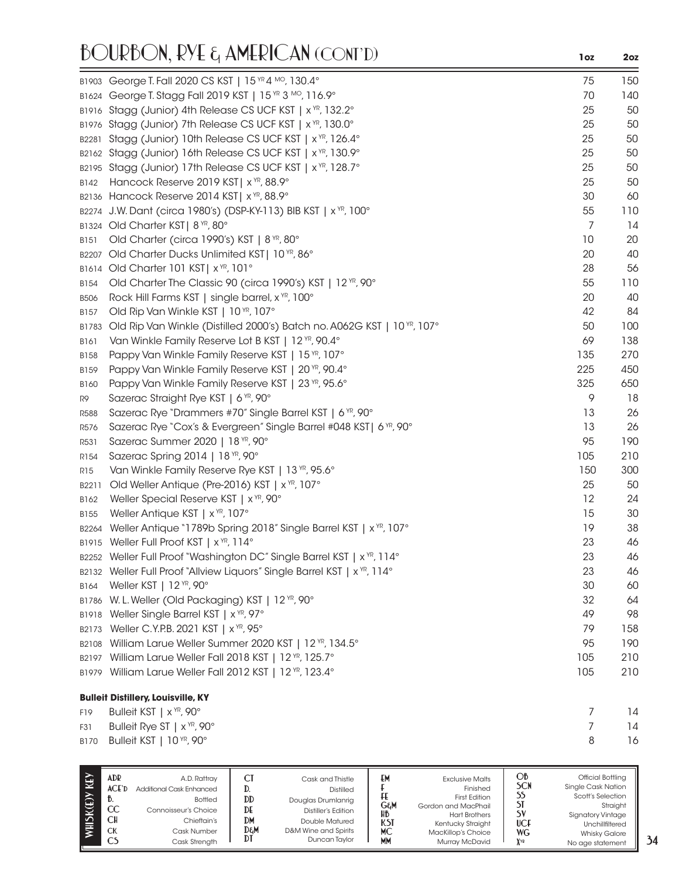# BOURBON, RYE & AMERICAN (CONT'D)

| | | 1oz | 2oz |
|---|---|---|---|
| B1903 | George T. Fall 2020 CS KST \| 15 YR 4 MO, 130.4° | 75 | 150 |
| B1624 | George T. Stagg Fall 2019 KST \| 15 YR 3 MO, 116.9° | 70 | 140 |
| B1916 | Stagg (Junior) 4th Release CS UCF KST \| x YR, 132.2° | 25 | 50 |
| B1976 | Stagg (Junior) 7th Release CS UCF KST \| x YR, 130.0° | 25 | 50 |
| B2281 | Stagg (Junior) 10th Release CS UCF KST \| x YR, 126.4° | 25 | 50 |
| B2162 | Stagg (Junior) 16th Release CS UCF KST \| x YR, 130.9° | 25 | 50 |
| B2195 | Stagg (Junior) 17th Release CS UCF KST \| x YR, 128.7° | 25 | 50 |
| B142 | Hancock Reserve 2019 KST\| x YR, 88.9° | 25 | 50 |
| B2136 | Hancock Reserve 2014 KST\| x YR, 88.9° | 30 | 60 |
| B2274 | J.W. Dant (circa 1980's) (DSP-KY-113) BIB KST \| x YR, 100° | 55 | 110 |
| B1324 | Old Charter KST\| 8 YR, 80° | 7 | 14 |
| B151 | Old Charter (circa 1990's) KST \| 8 YR, 80° | 10 | 20 |
| B2207 | Old Charter Ducks Unlimited KST\| 10 YR, 86° | 20 | 40 |
| B1614 | Old Charter 101 KST\| x YR, 101° | 28 | 56 |
| B154 | Old Charter The Classic 90 (circa 1990's) KST \| 12 YR, 90° | 55 | 110 |
| B506 | Rock Hill Farms KST \| single barrel, x YR, 100° | 20 | 40 |
| B157 | Old Rip Van Winkle KST \| 10 YR, 107° | 42 | 84 |
| B1783 | Old Rip Van Winkle (Distilled 2000's) Batch no. A062G KST \| 10 YR, 107° | 50 | 100 |
| B161 | Van Winkle Family Reserve Lot B KST \| 12 YR, 90.4° | 69 | 138 |
| B158 | Pappy Van Winkle Family Reserve KST \| 15 YR, 107° | 135 | 270 |
| B159 | Pappy Van Winkle Family Reserve KST \| 20 YR, 90.4° | 225 | 450 |
| B160 | Pappy Van Winkle Family Reserve KST \| 23 YR, 95.6° | 325 | 650 |
| R9 | Sazerac Straight Rye KST \| 6 YR, 90° | 9 | 18 |
| R588 | Sazerac Rye "Drammers #70" Single Barrel KST \| 6 YR, 90° | 13 | 26 |
| R576 | Sazerac Rye "Cox's & Evergreen" Single Barrel #048 KST\| 6 YR, 90° | 13 | 26 |
| R531 | Sazerac Summer 2020 \| 18 YR, 90° | 95 | 190 |
| R154 | Sazerac Spring 2014 \| 18 YR, 90° | 105 | 210 |
| R15 | Van Winkle Family Reserve Rye KST \| 13 YR, 95.6° | 150 | 300 |
| B2211 | Old Weller Antique (Pre-2016) KST \| x YR, 107° | 25 | 50 |
| B162 | Weller Special Reserve KST \| x YR, 90° | 12 | 24 |
| B155 | Weller Antique KST \| x YR, 107° | 15 | 30 |
| B2264 | Weller Antique "1789b Spring 2018" Single Barrel KST \| x YR, 107° | 19 | 38 |
| B1915 | Weller Full Proof KST \| x YR, 114° | 23 | 46 |
| B2252 | Weller Full Proof "Washington DC" Single Barrel KST \| x YR, 114° | 23 | 46 |
| B2132 | Weller Full Proof "Allview Liquors" Single Barrel KST \| x YR, 114° | 23 | 46 |
| B164 | Weller KST \| 12 YR, 90° | 30 | 60 |
| B1786 | W. L. Weller (Old Packaging) KST \| 12 YR, 90° | 32 | 64 |
| B1918 | Weller Single Barrel KST \| x YR, 97° | 49 | 98 |
| B2173 | Weller C.Y.P.B. 2021 KST \| x YR, 95° | 79 | 158 |
| B2108 | William Larue Weller Summer 2020 KST \| 12 YR, 134.5° | 95 | 190 |
| B2197 | William Larue Weller Fall 2018 KST \| 12 YR, 125.7° | 105 | 210 |
| B1979 | William Larue Weller Fall 2012 KST \| 12 YR, 123.4° | 105 | 210 |

**Bulleit Distillery, Louisville, KY**

| | | 1oz | 2oz |
|---|---|---|---|
| F19 | Bulleit KST \| x YR, 90° | 7 | 14 |
| F31 | Bulleit Rye ST \| x YR, 90° | 7 | 14 |
| B170 | Bulleit KST \| 10 YR, 90° | 8 | 16 |

**WHISK(E)Y KEY**

| | | | | | | | |
|---|---|---|---|---|---|---|---|
| ADR | A.D. Rattray | CT | Cask and Thistle | EM | Exclusive Malts | OB | Official Bottling |
| ACE'D | Additional Cask Enhanced | D. | Distilled | F | Finished | SCN | Single Cask Nation |
| B. | Bottled | DD | Douglas Drumlanrig | FE | First Edition | SS | Scott's Selection |
| CC | Connoisseur's Choice | DE | Distiller's Edition | G&M | Gordon and MacPhail | ST | Straight |
| CH | Chieftain's | DM | Double Matured | HB | Hart Brothers | SV | Signatory Vintage |
| CK | Cask Number | D&M | D&M Wine and Spirits | KST | Kentucky Straight | UCF | Unchillfiltered |
| CS | Cask Strength | DT | Duncan Taylor | MC | MacKillop's Choice | WG | Whisky Galore |
| | | | | MM | Murray McDavid | XYR | No age statement |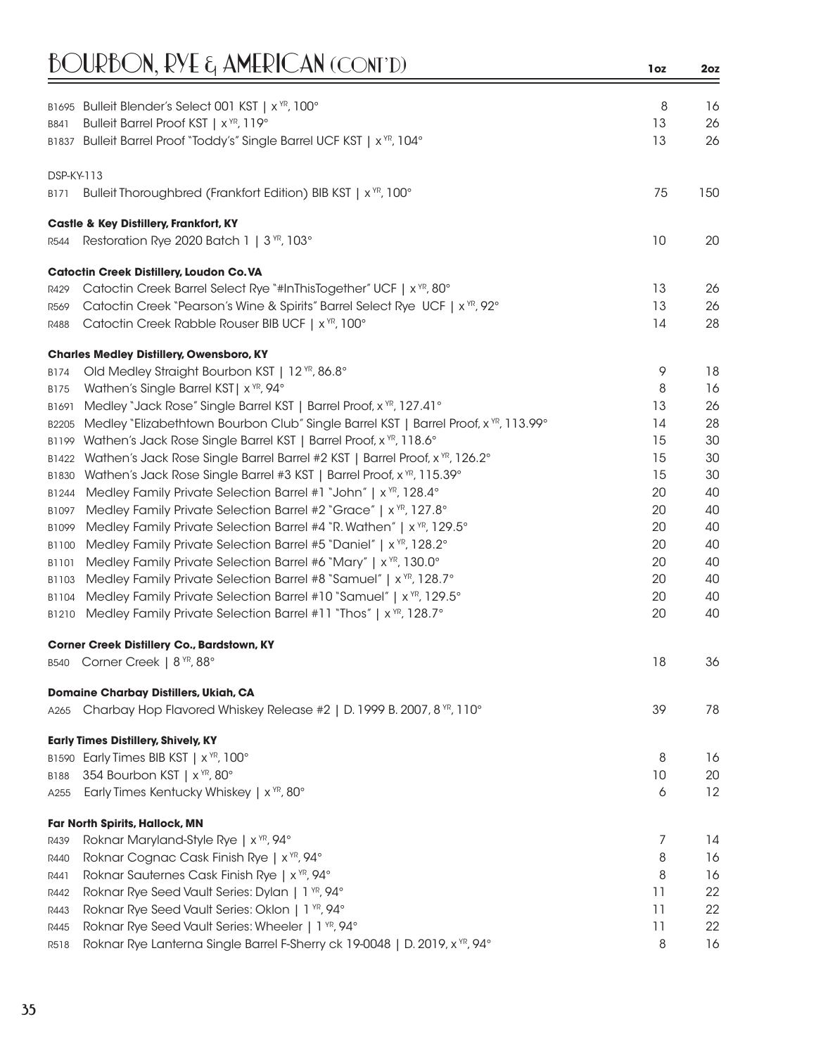# BOURBON, RYE & AMERICAN (CONT'D)

| | | 1oz | 2oz |
|---|---|---|---|
| B1695 | Bulleit Blender's Select 001 KST \| x $^{YR}$, 100° | 8 | 16 |
| B841 | Bulleit Barrel Proof KST \| x $^{YR}$, 119° | 13 | 26 |
| B1837 | Bulleit Barrel Proof "Toddy's" Single Barrel UCF KST \| x $^{YR}$, 104° | 13 | 26 |
| **DSP-KY-113** | | | |
| B171 | Bulleit Thoroughbred (Frankfort Edition) BIB KST \| x $^{YR}$, 100° | 75 | 150 |
| **Castle & Key Distillery, Frankfort, KY** | | | |
| R544 | Restoration Rye 2020 Batch 1 \| 3 $^{YR}$, 103° | 10 | 20 |
| **Catoctin Creek Distillery, Loudon Co. VA** | | | |
| R429 | Catoctin Creek Barrel Select Rye "#InThisTogether" UCF \| x $^{YR}$, 80° | 13 | 26 |
| R569 | Catoctin Creek "Pearson's Wine & Spirits" Barrel Select Rye UCF \| x $^{YR}$, 92° | 13 | 26 |
| R488 | Catoctin Creek Rabble Rouser BIB UCF \| x $^{YR}$, 100° | 14 | 28 |
| **Charles Medley Distillery, Owensboro, KY** | | | |
| B174 | Old Medley Straight Bourbon KST \| 12 $^{YR}$, 86.8° | 9 | 18 |
| B175 | Wathen's Single Barrel KST\| x $^{YR}$, 94° | 8 | 16 |
| B1691 | Medley "Jack Rose" Single Barrel KST \| Barrel Proof, x $^{YR}$, 127.41° | 13 | 26 |
| B2205 | Medley "Elizabethtown Bourbon Club" Single Barrel KST \| Barrel Proof, x $^{YR}$, 113.99° | 14 | 28 |
| B1199 | Wathen's Jack Rose Single Barrel KST \| Barrel Proof, x $^{YR}$, 118.6° | 15 | 30 |
| B1422 | Wathen's Jack Rose Single Barrel Barrel #2 KST \| Barrel Proof, x $^{YR}$, 126.2° | 15 | 30 |
| B1830 | Wathen's Jack Rose Single Barrel #3 KST \| Barrel Proof, x $^{YR}$, 115.39° | 15 | 30 |
| B1244 | Medley Family Private Selection Barrel #1 "John" \| x $^{YR}$, 128.4° | 20 | 40 |
| B1097 | Medley Family Private Selection Barrel #2 "Grace" \| x $^{YR}$, 127.8° | 20 | 40 |
| B1099 | Medley Family Private Selection Barrel #4 "R. Wathen" \| x $^{YR}$, 129.5° | 20 | 40 |
| B1100 | Medley Family Private Selection Barrel #5 "Daniel" \| x $^{YR}$, 128.2° | 20 | 40 |
| B1101 | Medley Family Private Selection Barrel #6 "Mary" \| x $^{YR}$, 130.0° | 20 | 40 |
| B1103 | Medley Family Private Selection Barrel #8 "Samuel" \| x $^{YR}$, 128.7° | 20 | 40 |
| B1104 | Medley Family Private Selection Barrel #10 "Samuel" \| x $^{YR}$, 129.5° | 20 | 40 |
| B1210 | Medley Family Private Selection Barrel #11 "Thos" \| x $^{YR}$, 128.7° | 20 | 40 |
| **Corner Creek Distillery Co., Bardstown, KY** | | | |
| B540 | Corner Creek \| 8 $^{YR}$, 88° | 18 | 36 |
| **Domaine Charbay Distillers, Ukiah, CA** | | | |
| A265 | Charbay Hop Flavored Whiskey Release #2 \| D. 1999 B. 2007, 8 $^{YR}$, 110° | 39 | 78 |
| **Early Times Distillery, Shively, KY** | | | |
| B1590 | Early Times BIB KST \| x $^{YR}$, 100° | 8 | 16 |
| B188 | 354 Bourbon KST \| x $^{YR}$, 80° | 10 | 20 |
| A255 | Early Times Kentucky Whiskey \| x $^{YR}$, 80° | 6 | 12 |
| **Far North Spirits, Hallock, MN** | | | |
| R439 | Roknar Maryland-Style Rye \| x $^{YR}$, 94° | 7 | 14 |
| R440 | Roknar Cognac Cask Finish Rye \| x $^{YR}$, 94° | 8 | 16 |
| R441 | Roknar Sauternes Cask Finish Rye \| x $^{YR}$, 94° | 8 | 16 |
| R442 | Roknar Rye Seed Vault Series: Dylan \| 1 $^{YR}$, 94° | 11 | 22 |
| R443 | Roknar Rye Seed Vault Series: Oklon \| 1 $^{YR}$, 94° | 11 | 22 |
| R445 | Roknar Rye Seed Vault Series: Wheeler \| 1 $^{YR}$, 94° | 11 | 22 |
| R518 | Roknar Rye Lanterna Single Barrel F-Sherry ck 19-0048 \| D. 2019, x $^{YR}$, 94° | 8 | 16 |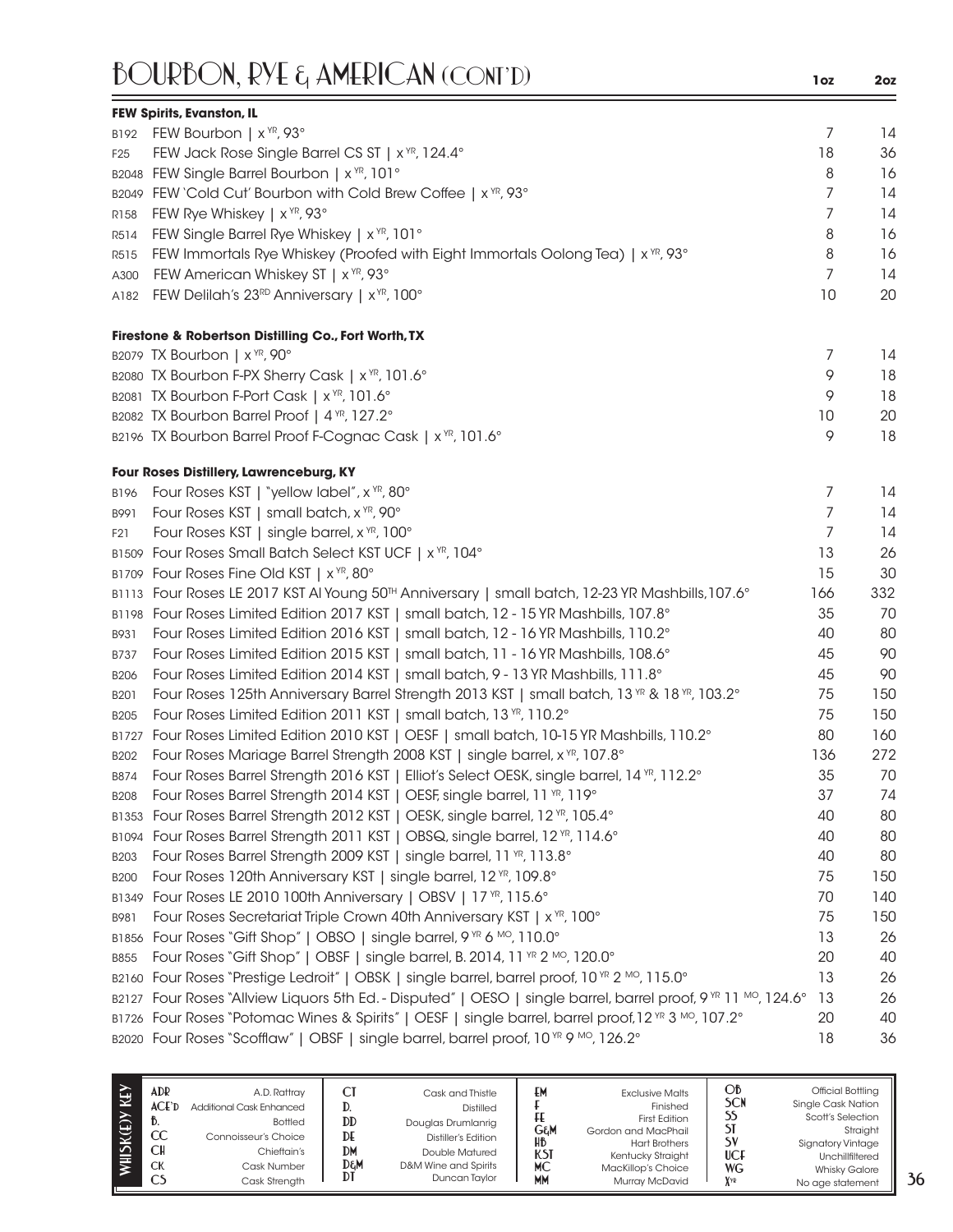# BOURBON, RYE & AMERICAN (CONT'D)

### FEW Spirits, Evanston, IL

| | | 1oz | 2oz |
|---|---|---|---|
| B192 | FEW Bourbon \| x YR, 93° | 7 | 14 |
| F25 | FEW Jack Rose Single Barrel CS ST \| x YR, 124.4° | 18 | 36 |
| B2048 | FEW Single Barrel Bourbon \| x YR, 101° | 8 | 16 |
| B2049 | FEW 'Cold Cut' Bourbon with Cold Brew Coffee \| x YR, 93° | 7 | 14 |
| R158 | FEW Rye Whiskey \| x YR, 93° | 7 | 14 |
| R514 | FEW Single Barrel Rye Whiskey \| x YR, 101° | 8 | 16 |
| R515 | FEW Immortals Rye Whiskey (Proofed with Eight Immortals Oolong Tea) \| x YR, 93° | 8 | 16 |
| A300 | FEW American Whiskey ST \| x YR, 93° | 7 | 14 |
| A182 | FEW Delilah's 23RD Anniversary \| x YR, 100° | 10 | 20 |

### Firestone & Robertson Distilling Co., Fort Worth, TX

| | | 1oz | 2oz |
|---|---|---|---|
| B2079 | TX Bourbon \| x YR, 90° | 7 | 14 |
| B2080 | TX Bourbon F-PX Sherry Cask \| x YR, 101.6° | 9 | 18 |
| B2081 | TX Bourbon F-Port Cask \| x YR, 101.6° | 9 | 18 |
| B2082 | TX Bourbon Barrel Proof \| 4 YR, 127.2° | 10 | 20 |
| B2196 | TX Bourbon Barrel Proof F-Cognac Cask \| x YR, 101.6° | 9 | 18 |

### Four Roses Distillery, Lawrenceburg, KY

| | | 1oz | 2oz |
|---|---|---|---|
| B196 | Four Roses KST \| "yellow label", x YR, 80° | 7 | 14 |
| B991 | Four Roses KST \| small batch, x YR, 90° | 7 | 14 |
| F21 | Four Roses KST \| single barrel, x YR, 100° | 7 | 14 |
| B1509 | Four Roses Small Batch Select KST UCF \| x YR, 104° | 13 | 26 |
| B1709 | Four Roses Fine Old KST \| x YR, 80° | 15 | 30 |
| B1113 | Four Roses LE 2017 KST Al Young 50TH Anniversary \| small batch, 12-23 YR Mashbills, 107.6° | 166 | 332 |
| B1198 | Four Roses Limited Edition 2017 KST \| small batch, 12 - 15 YR Mashbills, 107.8° | 35 | 70 |
| B931 | Four Roses Limited Edition 2016 KST \| small batch, 12 - 16 YR Mashbills, 110.2° | 40 | 80 |
| B737 | Four Roses Limited Edition 2015 KST \| small batch, 11 - 16 YR Mashbills, 108.6° | 45 | 90 |
| B206 | Four Roses Limited Edition 2014 KST \| small batch, 9 - 13 YR Mashbills, 111.8° | 45 | 90 |
| B201 | Four Roses 125th Anniversary Barrel Strength 2013 KST \| small batch, 13 YR & 18 YR, 103.2° | 75 | 150 |
| B205 | Four Roses Limited Edition 2011 KST \| small batch, 13 YR, 110.2° | 75 | 150 |
| B1727 | Four Roses Limited Edition 2010 KST \| OESF \| small batch, 10-15 YR Mashbills, 110.2° | 80 | 160 |
| B202 | Four Roses Mariage Barrel Strength 2008 KST \| single barrel, x YR, 107.8° | 136 | 272 |
| B874 | Four Roses Barrel Strength 2016 KST \| Elliot's Select OESK, single barrel, 14 YR, 112.2° | 35 | 70 |
| B208 | Four Roses Barrel Strength 2014 KST \| OESF, single barrel, 11 YR, 119° | 37 | 74 |
| B1353 | Four Roses Barrel Strength 2012 KST \| OESK, single barrel, 12 YR, 105.4° | 40 | 80 |
| B1094 | Four Roses Barrel Strength 2011 KST \| OBSQ, single barrel, 12 YR, 114.6° | 40 | 80 |
| B203 | Four Roses Barrel Strength 2009 KST \| single barrel, 11 YR, 113.8° | 40 | 80 |
| B200 | Four Roses 120th Anniversary KST \| single barrel, 12 YR, 109.8° | 75 | 150 |
| B1349 | Four Roses LE 2010 100th Anniversary \| OBSV \| 17 YR, 115.6° | 70 | 140 |
| B981 | Four Roses Secretariat Triple Crown 40th Anniversary KST \| x YR, 100° | 75 | 150 |
| B1856 | Four Roses "Gift Shop" \| OBSO \| single barrel, 9 YR 6 MO, 110.0° | 13 | 26 |
| B855 | Four Roses "Gift Shop" \| OBSF \| single barrel, B. 2014, 11 YR 2 MO, 120.0° | 20 | 40 |
| B2160 | Four Roses "Prestige Ledroit" \| OBSK \| single barrel, barrel proof, 10 YR 2 MO, 115.0° | 13 | 26 |
| B2127 | Four Roses "Allview Liquors 5th Ed. - Disputed" \| OESO \| single barrel, barrel proof, 9 YR 11 MO, 124.6° | 13 | 26 |
| B1726 | Four Roses "Potomac Wines & Spirits" \| OESF \| single barrel, barrel proof, 12 YR 3 MO, 107.2° | 20 | 40 |
| B2020 | Four Roses "Scofflaw" \| OBSF \| single barrel, barrel proof, 10 YR 9 MO, 126.2° | 18 | 36 |

### WHISK(E)Y KEY

| | | | | | | | |
|---|---|---|---|---|---|---|---|
| ADR | A.D. Rattray | CT | Cask and Thistle | EM | Exclusive Malts | OB | Official Bottling |
| ACE'D | Additional Cask Enhanced | D. | Distilled | F | Finished | SCN | Single Cask Nation |
| B. | Bottled | DD | Douglas Drumlanrig | FE | First Edition | SS | Scott's Selection |
| CC | Connoisseur's Choice | DE | Distiller's Edition | G&M | Gordon and MacPhail | ST | Straight |
| CH | Chieftain's | DM | Double Matured | HB | Hart Brothers | SV | Signatory Vintage |
| CK | Cask Number | D&M | D&M Wine and Spirits | KST | Kentucky Straight | UCF | Unchillfiltered |
| CS | Cask Strength | DT | Duncan Taylor | MC | MacKillop's Choice | WG | Whisky Galore |
| | | | | MM | Murray McDavid | XYR | No age statement |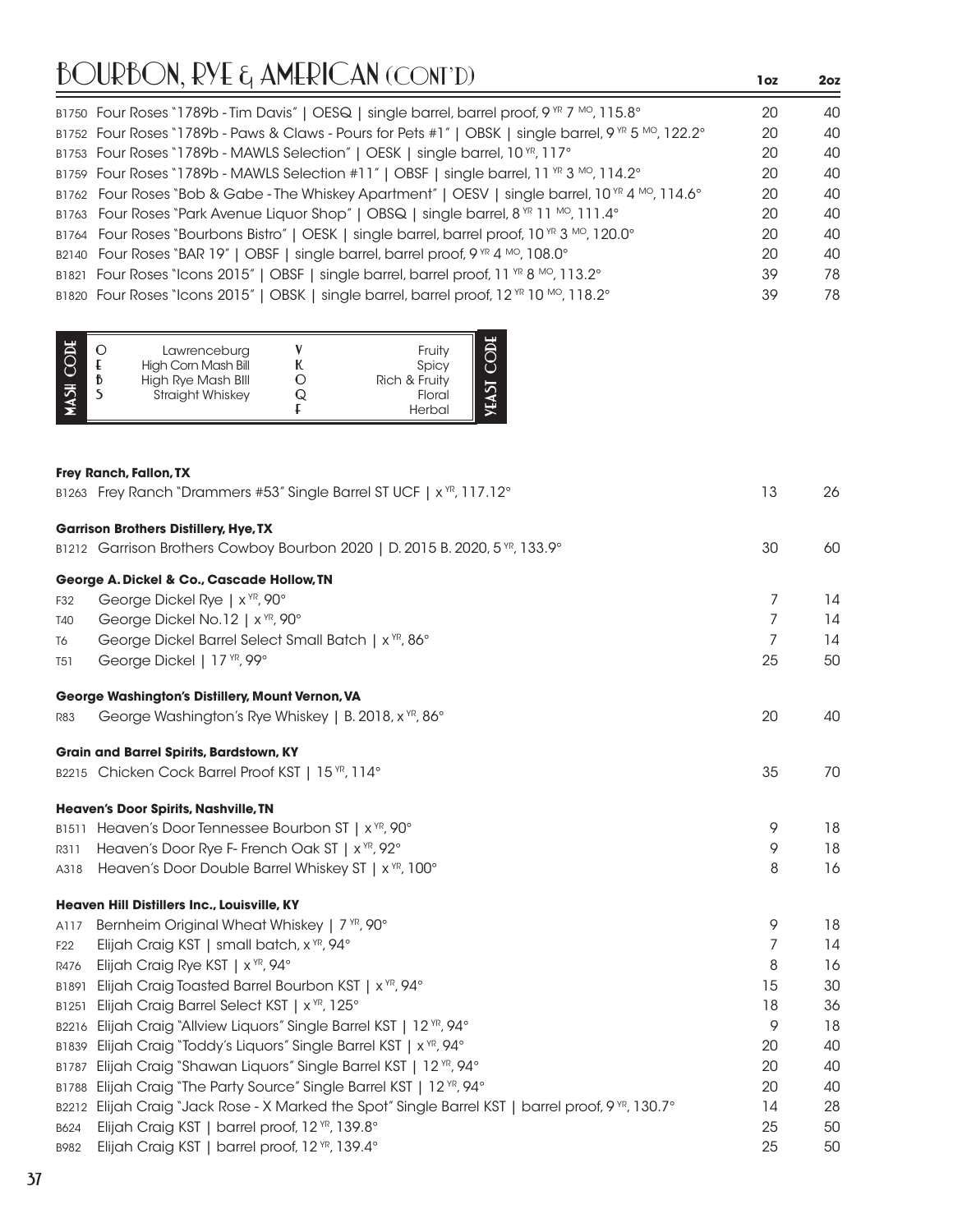# BOURBON, RYE & AMERICAN (CONT'D)

| | | 1oz | 2oz |
|---|---|---|---|
| B1750 | Four Roses "1789b - Tim Davis" \| OESQ \| single barrel, barrel proof, 9 YR 7 MO, 115.8° | 20 | 40 |
| B1752 | Four Roses "1789b - Paws & Claws - Pours for Pets #1" \| OBSK \| single barrel, 9 YR 5 MO, 122.2° | 20 | 40 |
| B1753 | Four Roses "1789b - MAWLS Selection" \| OESK \| single barrel, 10 YR, 117° | 20 | 40 |
| B1759 | Four Roses "1789b - MAWLS Selection #11" \| OBSF \| single barrel, 11 YR 3 MO, 114.2° | 20 | 40 |
| B1762 | Four Roses "Bob & Gabe - The Whiskey Apartment" \| OESV \| single barrel, 10 YR 4 MO, 114.6° | 20 | 40 |
| B1763 | Four Roses "Park Avenue Liquor Shop" \| OBSQ \| single barrel, 8 YR 11 MO, 111.4° | 20 | 40 |
| B1764 | Four Roses "Bourbons Bistro" \| OESK \| single barrel, barrel proof, 10 YR 3 MO, 120.0° | 20 | 40 |
| B2140 | Four Roses "BAR 19" \| OBSF \| single barrel, barrel proof, 9 YR 4 MO, 108.0° | 20 | 40 |
| B1821 | Four Roses "Icons 2015" \| OBSF \| single barrel, barrel proof, 11 YR 8 MO, 113.2° | 39 | 78 |
| B1820 | Four Roses "Icons 2015" \| OBSK \| single barrel, barrel proof, 12 YR 10 MO, 118.2° | 39 | 78 |

| MASH CODE | | YEAST CODE | |
|---|---|---|---|
| O | Lawrenceburg | V | Fruity |
| E | High Corn Mash Bill | K | Spicy |
| B | High Rye Mash Bill | O | Rich & Fruity |
| S | Straight Whiskey | Q | Floral |
| | | F | Herbal |

**Frey Ranch, Fallon, TX**

| | | 1oz | 2oz |
|---|---|---|---|
| B1263 | Frey Ranch "Drammers #53" Single Barrel ST UCF \| x YR, 117.12° | 13 | 26 |

**Garrison Brothers Distillery, Hye, TX**

| | | 1oz | 2oz |
|---|---|---|---|
| B1212 | Garrison Brothers Cowboy Bourbon 2020 \| D. 2015 B. 2020, 5 YR, 133.9° | 30 | 60 |

**George A. Dickel & Co., Cascade Hollow, TN**

| | | 1oz | 2oz |
|---|---|---|---|
| F32 | George Dickel Rye \| x YR, 90° | 7 | 14 |
| T40 | George Dickel No.12 \| x YR, 90° | 7 | 14 |
| T6 | George Dickel Barrel Select Small Batch \| x YR, 86° | 7 | 14 |
| T51 | George Dickel \| 17 YR, 99° | 25 | 50 |

**George Washington's Distillery, Mount Vernon, VA**

| | | 1oz | 2oz |
|---|---|---|---|
| R83 | George Washington's Rye Whiskey \| B. 2018, x YR, 86° | 20 | 40 |

**Grain and Barrel Spirits, Bardstown, KY**

| | | 1oz | 2oz |
|---|---|---|---|
| B2215 | Chicken Cock Barrel Proof KST \| 15 YR, 114° | 35 | 70 |

**Heaven's Door Spirits, Nashville, TN**

| | | 1oz | 2oz |
|---|---|---|---|
| B1511 | Heaven's Door Tennessee Bourbon ST \| x YR, 90° | 9 | 18 |
| R311 | Heaven's Door Rye F- French Oak ST \| x YR, 92° | 9 | 18 |
| A318 | Heaven's Door Double Barrel Whiskey ST \| x YR, 100° | 8 | 16 |

**Heaven Hill Distillers Inc., Louisville, KY**

| | | 1oz | 2oz |
|---|---|---|---|
| A117 | Bernheim Original Wheat Whiskey \| 7 YR, 90° | 9 | 18 |
| F22 | Elijah Craig KST \| small batch, x YR, 94° | 7 | 14 |
| R476 | Elijah Craig Rye KST \| x YR, 94° | 8 | 16 |
| B1891 | Elijah Craig Toasted Barrel Bourbon KST \| x YR, 94° | 15 | 30 |
| B1251 | Elijah Craig Barrel Select KST \| x YR, 125° | 18 | 36 |
| B2216 | Elijah Craig "Allview Liquors" Single Barrel KST \| 12 YR, 94° | 9 | 18 |
| B1839 | Elijah Craig "Toddy's Liquors" Single Barrel KST \| x YR, 94° | 20 | 40 |
| B1787 | Elijah Craig "Shawan Liquors" Single Barrel KST \| 12 YR, 94° | 20 | 40 |
| B1788 | Elijah Craig "The Party Source" Single Barrel KST \| 12 YR, 94° | 20 | 40 |
| B2212 | Elijah Craig "Jack Rose - X Marked the Spot" Single Barrel KST \| barrel proof, 9 YR, 130.7° | 14 | 28 |
| B624 | Elijah Craig KST \| barrel proof, 12 YR, 139.8° | 25 | 50 |
| B982 | Elijah Craig KST \| barrel proof, 12 YR, 139.4° | 25 | 50 |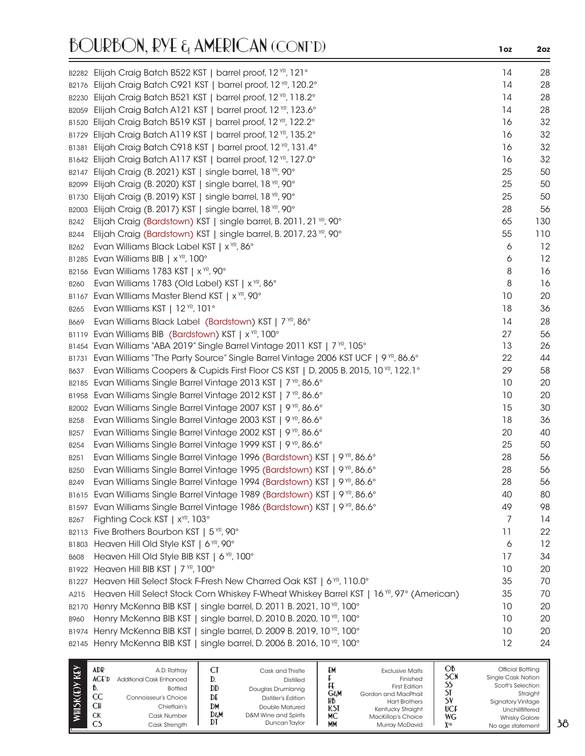# BOURBON, RYE & AMERICAN (CONT'D)

| Code | Item | 1oz | 2oz |
|---|---|---|---|
| B2282 | Elijah Craig Batch B522 KST \| barrel proof, 12 YR, 121° | 14 | 28 |
| B2176 | Elijah Craig Batch C921 KST \| barrel proof, 12 YR, 120.2° | 14 | 28 |
| B2230 | Elijah Craig Batch B521 KST \| barrel proof, 12 YR, 118.2° | 14 | 28 |
| B2059 | Elijah Craig Batch A121 KST \| barrel proof, 12 YR, 123.6° | 14 | 28 |
| B1520 | Elijah Craig Batch B519 KST \| barrel proof, 12 YR, 122.2° | 16 | 32 |
| B1729 | Elijah Craig Batch A119 KST \| barrel proof, 12 YR, 135.2° | 16 | 32 |
| B1381 | Elijah Craig Batch C918 KST \| barrel proof, 12 YR, 131.4° | 16 | 32 |
| B1642 | Elijah Craig Batch A117 KST \| barrel proof, 12 YR, 127.0° | 16 | 32 |
| B2147 | Elijah Craig (B. 2021) KST \| single barrel, 18 YR, 90° | 25 | 50 |
| B2099 | Elijah Craig (B. 2020) KST \| single barrel, 18 YR, 90° | 25 | 50 |
| B1730 | Elijah Craig (B. 2019) KST \| single barrel, 18 YR, 90° | 25 | 50 |
| B2003 | Elijah Craig (B. 2017) KST \| single barrel, 18 YR, 90° | 28 | 56 |
| B242 | Elijah Craig (Bardstown) KST \| single barrel, B. 2011, 21 YR, 90° | 65 | 130 |
| B244 | Elijah Craig (Bardstown) KST \| single barrel, B. 2017, 23 YR, 90° | 55 | 110 |
| B262 | Evan Williams Black Label KST \| x YR, 86° | 6 | 12 |
| B1285 | Evan Williams BIB \| x YR, 100° | 6 | 12 |
| B2156 | Evan Williams 1783 KST \| x YR, 90° | 8 | 16 |
| B260 | Evan Williams 1783 (Old Label) KST \| x YR, 86° | 8 | 16 |
| B1167 | Evan WIlliams Master Blend KST \| x YR, 90° | 10 | 20 |
| B265 | Evan WIlliams KST \| 12 YR, 101° | 18 | 36 |
| B669 | Evan Williams Black Label (Bardstown) KST \| 7 YR, 86° | 14 | 28 |
| B1119 | Evan Williams BIB (Bardstown) KST \| x YR, 100° | 27 | 56 |
| B1454 | Evan Williams "ABA 2019" Single Barrel Vintage 2011 KST \| 7 YR, 105° | 13 | 26 |
| B1731 | Evan Williams "The Party Source" Single Barrel Vintage 2006 KST UCF \| 9 YR, 86.6° | 22 | 44 |
| B637 | Evan Williams Coopers & Cupids First Floor CS KST \| D. 2005 B. 2015, 10 YR, 122.1° | 29 | 58 |
| B2185 | Evan Williams Single Barrel Vintage 2013 KST \| 7 YR, 86.6° | 10 | 20 |
| B1958 | Evan Williams Single Barrel Vintage 2012 KST \| 7 YR, 86.6° | 10 | 20 |
| B2002 | Evan Williams Single Barrel Vintage 2007 KST \| 9 YR, 86.6° | 15 | 30 |
| B258 | Evan Williams Single Barrel Vintage 2003 KST \| 9 YR, 86.6° | 18 | 36 |
| B257 | Evan Williams Single Barrel Vintage 2002 KST \| 9 YR, 86.6° | 20 | 40 |
| B254 | Evan Williams Single Barrel Vintage 1999 KST \| 9 YR, 86.6° | 25 | 50 |
| B251 | Evan Williams Single Barrel Vintage 1996 (Bardstown) KST \| 9 YR, 86.6° | 28 | 56 |
| B250 | Evan Williams Single Barrel Vintage 1995 (Bardstown) KST \| 9 YR, 86.6° | 28 | 56 |
| B249 | Evan Williams Single Barrel Vintage 1994 (Bardstown) KST \| 9 YR, 86.6° | 28 | 56 |
| B1615 | Evan Williams Single Barrel Vintage 1989 (Bardstown) KST \| 9 YR, 86.6° | 40 | 80 |
| B1597 | Evan Williams Single Barrel Vintage 1986 (Bardstown) KST \| 9 YR, 86.6° | 49 | 98 |
| B267 | Fighting Cock KST \| x YR, 103° | 7 | 14 |
| B2113 | Five Brothers Bourbon KST \| 5 YR, 90° | 11 | 22 |
| B1803 | Heaven Hill Old Style KST \| 6 YR, 90° | 6 | 12 |
| B608 | Heaven Hill Old Style BIB KST \| 6 YR, 100° | 17 | 34 |
| B1922 | Heaven Hill BIB KST \| 7 YR, 100° | 10 | 20 |
| B1227 | Heaven Hill Select Stock F-Fresh New Charred Oak KST \| 6 YR, 110.0° | 35 | 70 |
| A215 | Heaven Hill Select Stock Corn Whiskey F-Wheat Whiskey Barrel KST \| 16 YR, 97° (American) | 35 | 70 |
| B2170 | Henry McKenna BIB KST \| single barrel, D. 2011 B. 2021, 10 YR, 100° | 10 | 20 |
| B960 | Henry McKenna BIB KST \| single barrel, D. 2010 B. 2020, 10 YR, 100° | 10 | 20 |
| B1974 | Henry McKenna BIB KST \| single barrel, D. 2009 B. 2019, 10 YR, 100° | 10 | 20 |
| B2145 | Henry McKenna BIB KST \| single barrel, D. 2006 B. 2016, 10 YR, 100° | 12 | 24 |

**WHISK(E)Y KEY**

| Abbr. | Meaning | Abbr. | Meaning | Abbr. | Meaning | Abbr. | Meaning |
|---|---|---|---|---|---|---|---|
| ADR | A.D. Rattray | CT | Cask and Thistle | EM | Exclusive Malts | OB | Official Bottling |
| ACE'D | Additional Cask Enhanced | D. | Distilled | F | Finished | SCN | Single Cask Nation |
| B. | Bottled | DD | Douglas Drumlanrig | FE | First Edition | SS | Scott's Selection |
| CC | Connoisseur's Choice | DE | Distiller's Edition | G&M | Gordon and MacPhail | ST | Straight |
| CH | Chieftain's | DM | Double Matured | HB | Hart Brothers | SV | Signatory Vintage |
| CK | Cask Number | D&M | D&M Wine and Spirits | KST | Kentucky Straight | UCF | Unchillfiltered |
| CS | Cask Strength | DT | Duncan Taylor | MC | MacKillop's Choice | WG | Whisky Galore |
| | | | | MM | Murray McDavid | X YR | No age statement |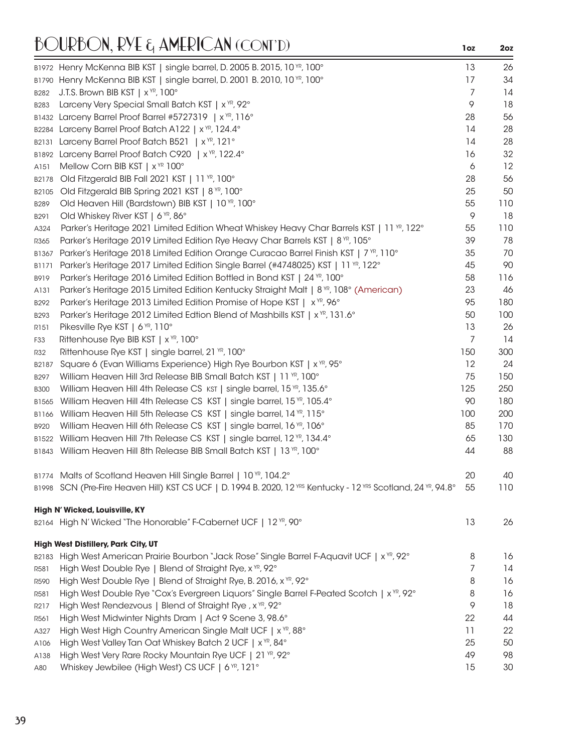# BOURBON, RYE & AMERICAN (CONT'D)

| | | 1oz | 2oz |
|---|---|---|---|
| B1972 | Henry McKenna BIB KST \| single barrel, D. 2005 B. 2015, 10 YR, 100° | 13 | 26 |
| B1790 | Henry McKenna BIB KST \| single barrel, D. 2001 B. 2010, 10 YR, 100° | 17 | 34 |
| B282 | J.T.S. Brown BIB KST \| x YR, 100° | 7 | 14 |
| B283 | Larceny Very Special Small Batch KST \| x YR, 92° | 9 | 18 |
| B1432 | Larceny Barrel Proof Barrel #5727319 \| x YR, 116° | 28 | 56 |
| B2284 | Larceny Barrel Proof Batch A122 \| x YR, 124.4° | 14 | 28 |
| B2131 | Larceny Barrel Proof Batch B521 \| x YR, 121° | 14 | 28 |
| B1892 | Larceny Barrel Proof Batch C920 \| x YR, 122.4° | 16 | 32 |
| A151 | Mellow Corn BIB KST \| x YR 100° | 6 | 12 |
| B2178 | Old Fitzgerald BIB Fall 2021 KST \| 11 YR, 100° | 28 | 56 |
| B2105 | Old Fitzgerald BIB Spring 2021 KST \| 8 YR, 100° | 25 | 50 |
| B289 | Old Heaven Hill (Bardstown) BIB KST \| 10 YR, 100° | 55 | 110 |
| B291 | Old Whiskey River KST \| 6 YR, 86° | 9 | 18 |
| A324 | Parker's Heritage 2021 Limited Edition Wheat Whiskey Heavy Char Barrels KST \| 11 YR, 122° | 55 | 110 |
| R365 | Parker's Heritage 2019 Limited Edition Rye Heavy Char Barrels KST \| 8 YR, 105° | 39 | 78 |
| B1367 | Parker's Heritage 2018 Limited Edition Orange Curacao Barrel Finish KST \| 7 YR, 110° | 35 | 70 |
| B1171 | Parker's Heritage 2017 Limited Edition Single Barrel (#4748025) KST \| 11 YR, 122° | 45 | 90 |
| B919 | Parker's Heritage 2016 Limited Edition Bottled in Bond KST \| 24 YR, 100° | 58 | 116 |
| A131 | Parker's Heritage 2015 Limited Edition Kentucky Straight Malt \| 8 YR, 108° (American) | 23 | 46 |
| B292 | Parker's Heritage 2013 Limited Edition Promise of Hope KST \| x YR, 96° | 95 | 180 |
| B293 | Parker's Heritage 2012 Limited Edtion Blend of Mashbills KST \| x YR, 131.6° | 50 | 100 |
| R151 | Pikesville Rye KST \| 6 YR, 110° | 13 | 26 |
| F33 | Rittenhouse Rye BIB KST \| x YR, 100° | 7 | 14 |
| R32 | Rittenhouse Rye KST \| single barrel, 21 YR, 100° | 150 | 300 |
| B2187 | Square 6 (Evan Williams Experience) High Rye Bourbon KST \| x YR, 95° | 12 | 24 |
| B297 | William Heaven Hill 3rd Release BIB Small Batch KST \| 11 YR, 100° | 75 | 150 |
| B300 | William Heaven Hill 4th Release CS KST \| single barrel, 15 YR, 135.6° | 125 | 250 |
| B1565 | William Heaven Hill 4th Release CS KST \| single barrel, 15 YR, 105.4° | 90 | 180 |
| B1166 | William Heaven Hill 5th Release CS KST \| single barrel, 14 YR, 115° | 100 | 200 |
| B920 | William Heaven Hill 6th Release CS KST \| single barrel, 16 YR, 106° | 85 | 170 |
| B1522 | William Heaven Hill 7th Release CS KST \| single barrel, 12 YR, 134.4° | 65 | 130 |
| B1843 | William Heaven Hill 8th Release BIB Small Batch KST \| 13 YR, 100° | 44 | 88 |
| B1774 | Malts of Scotland Heaven Hill Single Barrel \| 10 YR, 104.2° | 20 | 40 |
| B1998 | SCN (Pre-Fire Heaven Hill) KST CS UCF \| D. 1994 B. 2020, 12 YRS Kentucky - 12 YRS Scotland, 24 YR, 94.8° | 55 | 110 |

**High N' Wicked, Louisville, KY**

| | | 1oz | 2oz |
|---|---|---|---|
| B2164 | High N' Wicked "The Honorable" F-Cabernet UCF \| 12 YR, 90° | 13 | 26 |

**High West Distillery, Park City, UT**

| | | 1oz | 2oz |
|---|---|---|---|
| B2183 | High West American Prairie Bourbon "Jack Rose" Single Barrel F-Aquavit UCF \| x YR, 92° | 8 | 16 |
| R581 | High West Double Rye \| Blend of Straight Rye, x YR, 92° | 7 | 14 |
| R590 | High West Double Rye \| Blend of Straight Rye, B. 2016, x YR, 92° | 8 | 16 |
| R581 | High West Double Rye "Cox's Evergreen Liquors" Single Barrel F-Peated Scotch \| x YR, 92° | 8 | 16 |
| R217 | High West Rendezvous \| Blend of Straight Rye , x YR, 92° | 9 | 18 |
| R561 | High West Midwinter Nights Dram \| Act 9 Scene 3, 98.6° | 22 | 44 |
| A327 | High West High Country American Single Malt UCF \| x YR, 88° | 11 | 22 |
| A106 | High West Valley Tan Oat Whiskey Batch 2 UCF \| x YR, 84° | 25 | 50 |
| A138 | High West Very Rare Rocky Mountain Rye UCF \| 21 YR, 92° | 49 | 98 |
| A80 | Whiskey Jewbilee (High West) CS UCF \| 6 YR, 121° | 15 | 30 |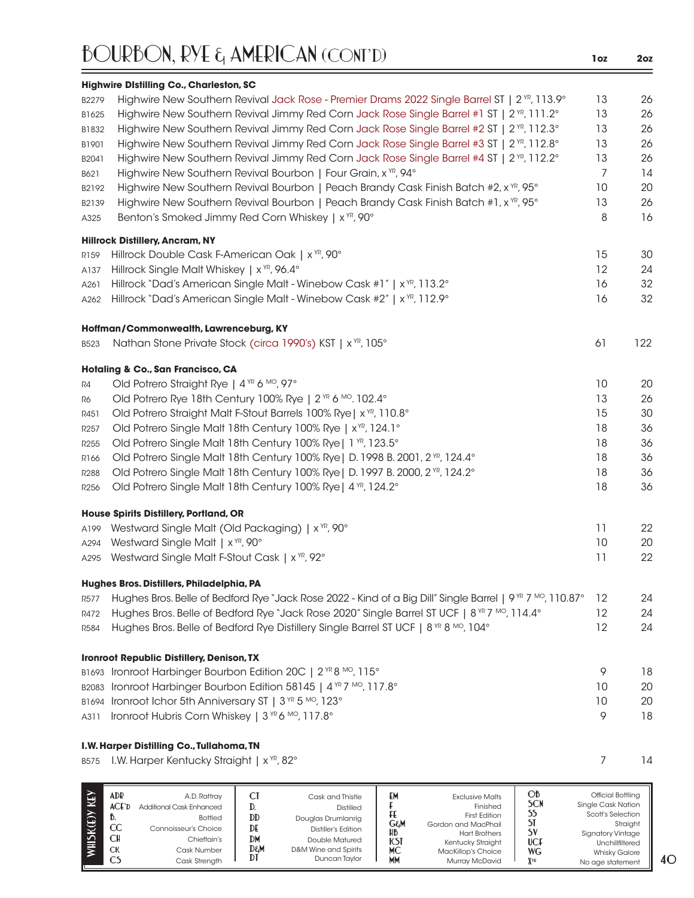# BOURBON, RYE & AMERICAN (CONT'D)

| | | 1oz | 2oz |
|---|---|---|---|
| | **Highwire DIstilling Co., Charleston, SC** | | |
| B2279 | Highwire New Southern Revival Jack Rose - Premier Drams 2022 Single Barrel ST \| 2 YR, 113.9° | 13 | 26 |
| B1625 | Highwire New Southern Revival Jimmy Red Corn Jack Rose Single Barrel #1 ST \| 2 YR, 111.2° | 13 | 26 |
| B1832 | Highwire New Southern Revival Jimmy Red Corn Jack Rose Single Barrel #2 ST \| 2 YR, 112.3° | 13 | 26 |
| B1901 | Highwire New Southern Revival Jimmy Red Corn Jack Rose Single Barrel #3 ST \| 2 YR, 112.8° | 13 | 26 |
| B2041 | Highwire New Southern Revival Jimmy Red Corn Jack Rose Single Barrel #4 ST \| 2 YR, 112.2° | 13 | 26 |
| B621 | Highwire New Southern Revival Bourbon \| Four Grain, x YR, 94° | 7 | 14 |
| B2192 | Highwire New Southern Revival Bourbon \| Peach Brandy Cask Finish Batch #2, x YR, 95° | 10 | 20 |
| B2139 | Highwire New Southern Revival Bourbon \| Peach Brandy Cask Finish Batch #1, x YR, 95° | 13 | 26 |
| A325 | Benton's Smoked Jimmy Red Corn Whiskey \| x YR, 90° | 8 | 16 |
| | **Hillrock Distillery, Ancram, NY** | | |
| R159 | Hillrock Double Cask F-American Oak \| x YR, 90° | 15 | 30 |
| A137 | Hillrock Single Malt Whiskey \| x YR, 96.4° | 12 | 24 |
| A261 | Hillrock "Dad's American Single Malt - Winebow Cask #1" \| x YR, 113.2° | 16 | 32 |
| A262 | Hillrock "Dad's American Single Malt - Winebow Cask #2" \| x YR, 112.9° | 16 | 32 |
| | **Hoffman/Commonwealth, Lawrenceburg, KY** | | |
| B523 | Nathan Stone Private Stock (circa 1990's) KST \| x YR, 105° | 61 | 122 |
| | **Hotaling & Co., San Francisco, CA** | | |
| R4 | Old Potrero Straight Rye \| 4 YR 6 MO, 97° | 10 | 20 |
| R6 | Old Potrero Rye 18th Century 100% Rye \| 2 YR 6 MO. 102.4° | 13 | 26 |
| R451 | Old Potrero Straight Malt F-Stout Barrels 100% Rye\| x YR, 110.8° | 15 | 30 |
| R257 | Old Potrero Single Malt 18th Century 100% Rye \| x YR, 124.1° | 18 | 36 |
| R255 | Old Potrero Single Malt 18th Century 100% Rye\| 1 YR, 123.5° | 18 | 36 |
| R166 | Old Potrero Single Malt 18th Century 100% Rye\| D. 1998 B. 2001, 2 YR, 124.4° | 18 | 36 |
| R288 | Old Potrero Single Malt 18th Century 100% Rye\| D. 1997 B. 2000, 2 YR, 124.2° | 18 | 36 |
| R256 | Old Potrero Single Malt 18th Century 100% Rye\| 4 YR, 124.2° | 18 | 36 |
| | **House Spirits Distillery, Portland, OR** | | |
| A199 | Westward Single Malt (Old Packaging) \| x YR, 90° | 11 | 22 |
| A294 | Westward Single Malt \| x YR, 90° | 10 | 20 |
| A295 | Westward Single Malt F-Stout Cask \| x YR, 92° | 11 | 22 |
| | **Hughes Bros. Distillers, Philadelphia, PA** | | |
| R577 | Hughes Bros. Belle of Bedford Rye "Jack Rose 2022 - Kind of a Big Dill" Single Barrel \| 9 YR 7 MO, 110.87° | 12 | 24 |
| R472 | Hughes Bros. Belle of Bedford Rye "Jack Rose 2020" Single Barrel ST UCF \| 8 YR 7 MO, 114.4° | 12 | 24 |
| R584 | Hughes Bros. Belle of Bedford Rye Distillery Single Barrel ST UCF \| 8 YR 8 MO, 104° | 12 | 24 |
| | **Ironroot Republic Distillery, Denison, TX** | | |
| B1693 | Ironroot Harbinger Bourbon Edition 20C \| 2 YR 8 MO, 115° | 9 | 18 |
| B2083 | Ironroot Harbinger Bourbon Edition 58145 \| 4 YR 7 MO, 117.8° | 10 | 20 |
| B1694 | Ironroot Ichor 5th Anniversary ST \| 3 YR 5 MO, 123° | 10 | 20 |
| A311 | Ironroot Hubris Corn Whiskey \| 3 YR 6 MO, 117.8° | 9 | 18 |
| | **I.W. Harper Distilling Co., Tullahoma, TN** | | |
| B575 | I.W. Harper Kentucky Straight \| x YR, 82° | 7 | 14 |

**WHISK(E)Y KEY**

| | | | | | | | |
|---|---|---|---|---|---|---|---|
| ADR | A.D. Rattray | CT | Cask and Thistle | EM | Exclusive Malts | OB | Official Bottling |
| ACE'D | Additional Cask Enhanced | D. | Distilled | F | Finished | SCN | Single Cask Nation |
| B. | Bottled | DD | Douglas Drumlanrig | FE | First Edition | SS | Scott's Selection |
| CC | Connoisseur's Choice | DE | Distiller's Edition | G&M | Gordon and MacPhail | ST | Straight |
| CH | Chieftain's | DM | Double Matured | HB | Hart Brothers | SV | Signatory Vintage |
| CK | Cask Number | D&M | D&M Wine and Spirits | KST | Kentucky Straight | UCF | Unchillfiltered |
| CS | Cask Strength | DT | Duncan Taylor | MC | MacKillop's Choice | WG | Whisky Galore |
| | | | | MM | Murray McDavid | X YR | No age statement |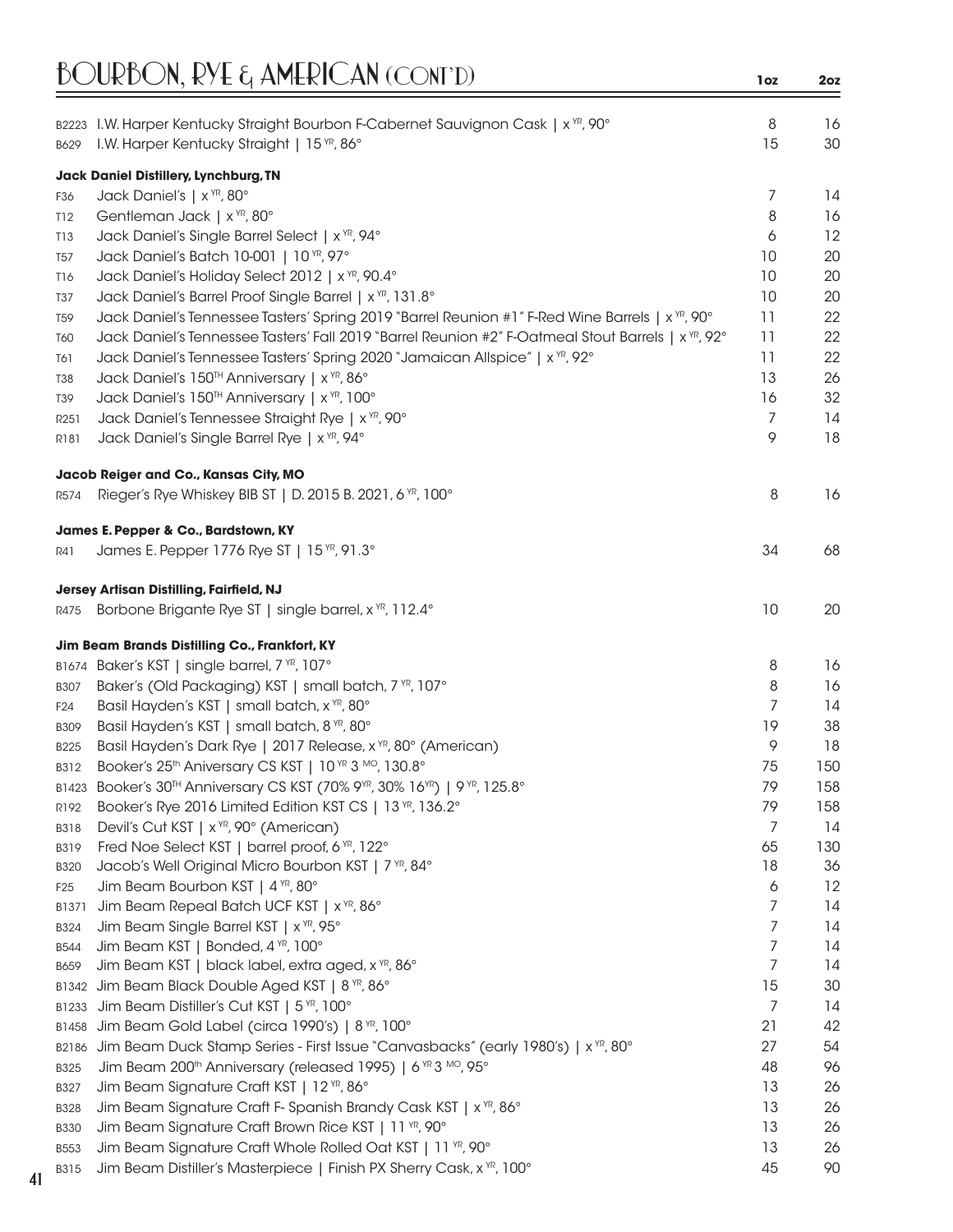# BOURBON, RYE & AMERICAN (CONT'D)

| | | 1oz | 2oz |
|---|---|---|---|
| B2223 | I.W. Harper Kentucky Straight Bourbon F-Cabernet Sauvignon Cask \| x YR, 90° | 8 | 16 |
| B629 | I.W. Harper Kentucky Straight \| 15 YR, 86° | 15 | 30 |
| | **Jack Daniel Distillery, Lynchburg, TN** | | |
| F36 | Jack Daniel's \| x YR, 80° | 7 | 14 |
| T12 | Gentleman Jack \| x YR, 80° | 8 | 16 |
| T13 | Jack Daniel's Single Barrel Select \| x YR, 94° | 6 | 12 |
| T57 | Jack Daniel's Batch 10-001 \| 10 YR, 97° | 10 | 20 |
| T16 | Jack Daniel's Holiday Select 2012 \| x YR, 90.4° | 10 | 20 |
| T37 | Jack Daniel's Barrel Proof Single Barrel \| x YR, 131.8° | 10 | 20 |
| T59 | Jack Daniel's Tennessee Tasters' Spring 2019 "Barrel Reunion #1" F-Red Wine Barrels \| x YR, 90° | 11 | 22 |
| T60 | Jack Daniel's Tennessee Tasters' Fall 2019 "Barrel Reunion #2" F-Oatmeal Stout Barrels \| x YR, 92° | 11 | 22 |
| T61 | Jack Daniel's Tennessee Tasters' Spring 2020 "Jamaican Allspice" \| x YR, 92° | 11 | 22 |
| T38 | Jack Daniel's 150TH Anniversary \| x YR, 86° | 13 | 26 |
| T39 | Jack Daniel's 150TH Anniversary \| x YR, 100° | 16 | 32 |
| R251 | Jack Daniel's Tennessee Straight Rye \| x YR, 90° | 7 | 14 |
| R181 | Jack Daniel's Single Barrel Rye \| x YR, 94° | 9 | 18 |
| | **Jacob Reiger and Co., Kansas City, MO** | | |
| R574 | Rieger's Rye Whiskey BIB ST \| D. 2015 B. 2021, 6 YR, 100° | 8 | 16 |
| | **James E. Pepper & Co., Bardstown, KY** | | |
| R41 | James E. Pepper 1776 Rye ST \| 15 YR, 91.3° | 34 | 68 |
| | **Jersey Artisan Distilling, Fairfield, NJ** | | |
| R475 | Borbone Brigante Rye ST \| single barrel, x YR, 112.4° | 10 | 20 |
| | **Jim Beam Brands Distilling Co., Frankfort, KY** | | |
| B1674 | Baker's KST \| single barrel, 7 YR, 107° | 8 | 16 |
| B307 | Baker's (Old Packaging) KST \| small batch, 7 YR, 107° | 8 | 16 |
| F24 | Basil Hayden's KST \| small batch, x YR, 80° | 7 | 14 |
| B309 | Basil Hayden's KST \| small batch, 8 YR, 80° | 19 | 38 |
| B225 | Basil Hayden's Dark Rye \| 2017 Release, x YR, 80° (American) | 9 | 18 |
| B312 | Booker's 25th Aniversary CS KST \| 10 YR 3 MO, 130.8° | 75 | 150 |
| B1423 | Booker's 30TH Anniversary CS KST (70% 9YR, 30% 16YR) \| 9 YR, 125.8° | 79 | 158 |
| R192 | Booker's Rye 2016 Limited Edition KST CS \| 13 YR, 136.2° | 79 | 158 |
| B318 | Devil's Cut KST \| x YR, 90° (American) | 7 | 14 |
| B319 | Fred Noe Select KST \| barrel proof, 6 YR, 122° | 65 | 130 |
| B320 | Jacob's Well Original Micro Bourbon KST \| 7 YR, 84° | 18 | 36 |
| F25 | Jim Beam Bourbon KST \| 4 YR, 80° | 6 | 12 |
| B1371 | Jim Beam Repeal Batch UCF KST \| x YR, 86° | 7 | 14 |
| B324 | Jim Beam Single Barrel KST \| x YR, 95° | 7 | 14 |
| B544 | Jim Beam KST \| Bonded, 4 YR, 100° | 7 | 14 |
| B659 | Jim Beam KST \| black label, extra aged, x YR, 86° | 7 | 14 |
| B1342 | Jim Beam Black Double Aged KST \| 8 YR, 86° | 15 | 30 |
| B1233 | Jim Beam Distiller's Cut KST \| 5 YR, 100° | 7 | 14 |
| B1458 | Jim Beam Gold Label (circa 1990's) \| 8 YR, 100° | 21 | 42 |
| B2186 | Jim Beam Duck Stamp Series - First Issue "Canvasbacks" (early 1980's) \| x YR, 80° | 27 | 54 |
| B325 | Jim Beam 200th Anniversary (released 1995) \| 6 YR 3 MO, 95° | 48 | 96 |
| B327 | Jim Beam Signature Craft KST \| 12 YR, 86° | 13 | 26 |
| B328 | Jim Beam Signature Craft F- Spanish Brandy Cask KST \| x YR, 86° | 13 | 26 |
| B330 | Jim Beam Signature Craft Brown Rice KST \| 11 YR, 90° | 13 | 26 |
| B553 | Jim Beam Signature Craft Whole Rolled Oat KST \| 11 YR, 90° | 13 | 26 |
| B315 | Jim Beam Distiller's Masterpiece \| Finish PX Sherry Cask, x YR, 100° | 45 | 90 |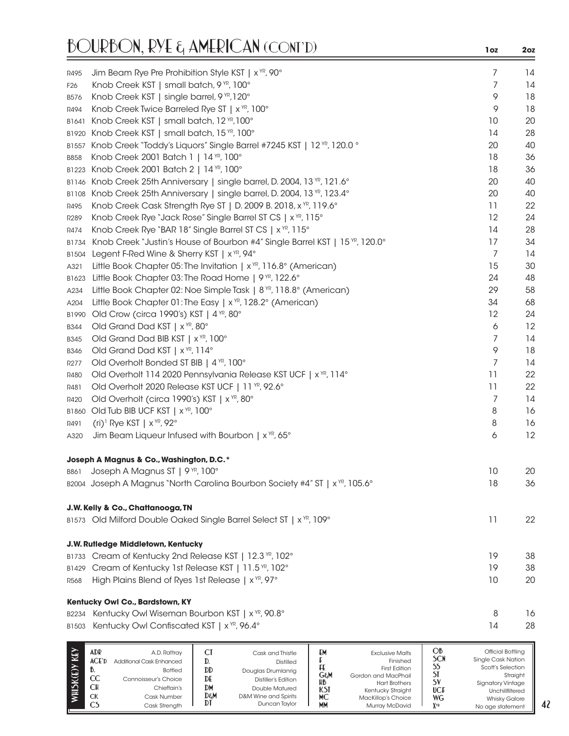# BOURBON, RYE & AMERICAN (CONT'D)

| | | 1oz | 2oz |
|---|---|---|---|
| R495 | Jim Beam Rye Pre Prohibition Style KST \| x YR, 90° | 7 | 14 |
| F26 | Knob Creek KST \| small batch, 9 YR, 100° | 7 | 14 |
| B576 | Knob Creek KST \| single barrel, 9 YR, 120° | 9 | 18 |
| R494 | Knob Creek Twice Barreled Rye ST \| x YR, 100° | 9 | 18 |
| B1641 | Knob Creek KST \| small batch, 12 YR, 100° | 10 | 20 |
| B1920 | Knob Creek KST \| small batch, 15 YR, 100° | 14 | 28 |
| B1557 | Knob Creek "Toddy's Liquors" Single Barrel #7245 KST \| 12 YR, 120.0 ° | 20 | 40 |
| B858 | Knob Creek 2001 Batch 1 \| 14 YR, 100° | 18 | 36 |
| B1223 | Knob Creek 2001 Batch 2 \| 14 YR, 100° | 18 | 36 |
| B1146 | Knob Creek 25th Anniversary \| single barrel, D. 2004, 13 YR, 121.6° | 20 | 40 |
| B1108 | Knob Creek 25th Anniversary \| single barrel, D. 2004, 13 YR, 123.4° | 20 | 40 |
| R495 | Knob Creek Cask Strength Rye ST \| D. 2009 B. 2018, x YR, 119.6° | 11 | 22 |
| R289 | Knob Creek Rye "Jack Rose" Single Barrel ST CS \| x YR, 115° | 12 | 24 |
| R474 | Knob Creek Rye "BAR 18" Single Barrel ST CS \| x YR, 115° | 14 | 28 |
| B1734 | Knob Creek "Justin's House of Bourbon #4" Single Barrel KST \| 15 YR, 120.0° | 17 | 34 |
| B1504 | Legent F-Red Wine & Sherry KST \| x YR, 94° | 7 | 14 |
| A321 | Little Book Chapter 05: The Invitation \| x YR, 116.8° (American) | 15 | 30 |
| B1623 | Little Book Chapter 03: The Road Home \| 9 YR, 122.6° | 24 | 48 |
| A234 | Little Book Chapter 02: Noe Simple Task \| 8 YR, 118.8° (American) | 29 | 58 |
| A204 | Little Book Chapter 01: The Easy \| x YR, 128.2° (American) | 34 | 68 |
| B1990 | Old Crow (circa 1990's) KST \| 4 YR, 80° | 12 | 24 |
| B344 | Old Grand Dad KST \| x YR, 80° | 6 | 12 |
| B345 | Old Grand Dad BIB KST \| x YR, 100° | 7 | 14 |
| B346 | Old Grand Dad KST \| x YR, 114° | 9 | 18 |
| R277 | Old Overholt Bonded ST BIB \| 4 YR, 100° | 7 | 14 |
| R480 | Old Overholt 114 2020 Pennsylvania Release KST UCF \| x YR, 114° | 11 | 22 |
| R481 | Old Overholt 2020 Release KST UCF \| 11 YR, 92.6° | 11 | 22 |
| R420 | Old Overholt (circa 1990's) KST \| x YR, 80° | 7 | 14 |
| B1860 | Old Tub BIB UCF KST \| x YR, 100° | 8 | 16 |
| R491 | (ri)[1] Rye KST \| x YR, 92° | 8 | 16 |
| A320 | Jim Beam Liqueur Infused with Bourbon \| x YR, 65° | 6 | 12 |

**Joseph A Magnus & Co., Washington, D.C.***

| | | 1oz | 2oz |
|---|---|---|---|
| B861 | Joseph A Magnus ST \| 9 YR, 100° | 10 | 20 |
| B2004 | Joseph A Magnus "North Carolina Bourbon Society #4" ST \| x YR, 105.6° | 18 | 36 |

**J.W. Kelly & Co., Chattanooga, TN**

| | | 1oz | 2oz |
|---|---|---|---|
| B1573 | Old Milford Double Oaked Single Barrel Select ST \| x YR, 109° | 11 | 22 |

**J.W. Rutledge Middletown, Kentucky**

| | | 1oz | 2oz |
|---|---|---|---|
| B1733 | Cream of Kentucky 2nd Release KST \| 12.3 YR, 102° | 19 | 38 |
| B1429 | Cream of Kentucky 1st Release KST \| 11.5 YR, 102° | 19 | 38 |
| R568 | High Plains Blend of Ryes 1st Release \| x YR, 97° | 10 | 20 |

**Kentucky Owl Co., Bardstown, KY**

| | | 1oz | 2oz |
|---|---|---|---|
| B2234 | Kentucky Owl Wiseman Bourbon KST \| x YR, 90.8° | 8 | 16 |
| B1503 | Kentucky Owl Confiscated KST \| x YR, 96.4° | 14 | 28 |

**WHISK(E)Y KEY**

| | | | | | | | |
|---|---|---|---|---|---|---|---|
| ADR | A.D. Rattray | CT | Cask and Thistle | EM | Exclusive Malts | OB | Official Bottling |
| ACE'D | Additional Cask Enhanced | D. | Distilled | F | Finished | SCN | Single Cask Nation |
| B. | Bottled | DD | Douglas Drumlanrig | FE | First Edition | SS | Scott's Selection |
| CC | Connoisseur's Choice | DE | Distiller's Edition | G&M | Gordon and MacPhail | ST | Straight |
| CH | Chieftain's | DM | Double Matured | HB | Hart Brothers | SV | Signatory Vintage |
| CK | Cask Number | D&M | D&M Wine and Spirits | KST | Kentucky Straight | UCF | Unchillfiltered |
| CS | Cask Strength | DT | Duncan Taylor | MC | MacKillop's Choice | WG | Whisky Galore |
| | | | | MM | Murray McDavid | XYR | No age statement |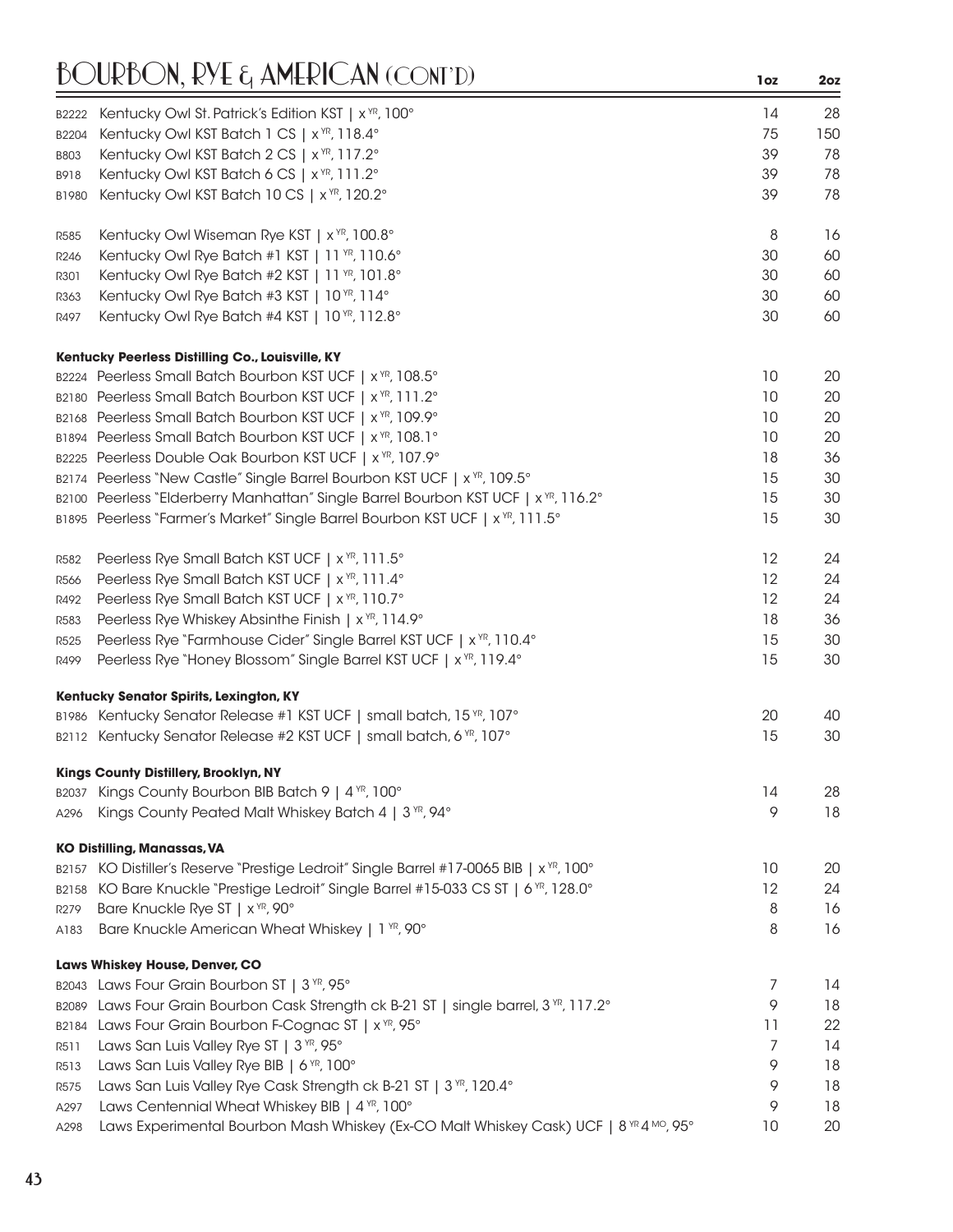# BOURBON, RYE & AMERICAN (CONT'D)

| | | 1oz | 2oz |
|---|---|---|---|
| B2222 | Kentucky Owl St. Patrick's Edition KST \| x YR, 100° | 14 | 28 |
| B2204 | Kentucky Owl KST Batch 1 CS \| x YR, 118.4° | 75 | 150 |
| B803 | Kentucky Owl KST Batch 2 CS \| x YR, 117.2° | 39 | 78 |
| B918 | Kentucky Owl KST Batch 6 CS \| x YR, 111.2° | 39 | 78 |
| B1980 | Kentucky Owl KST Batch 10 CS \| x YR, 120.2° | 39 | 78 |
| | | | |
| R585 | Kentucky Owl Wiseman Rye KST \| x YR, 100.8° | 8 | 16 |
| R246 | Kentucky Owl Rye Batch #1 KST \| 11 YR, 110.6° | 30 | 60 |
| R301 | Kentucky Owl Rye Batch #2 KST \| 11 YR, 101.8° | 30 | 60 |
| R363 | Kentucky Owl Rye Batch #3 KST \| 10 YR, 114° | 30 | 60 |
| R497 | Kentucky Owl Rye Batch #4 KST \| 10 YR, 112.8° | 30 | 60 |

**Kentucky Peerless Distilling Co., Louisville, KY**

| | | 1oz | 2oz |
|---|---|---|---|
| B2224 | Peerless Small Batch Bourbon KST UCF \| x YR, 108.5° | 10 | 20 |
| B2180 | Peerless Small Batch Bourbon KST UCF \| x YR, 111.2° | 10 | 20 |
| B2168 | Peerless Small Batch Bourbon KST UCF \| x YR, 109.9° | 10 | 20 |
| B1894 | Peerless Small Batch Bourbon KST UCF \| x YR, 108.1° | 10 | 20 |
| B2225 | Peerless Double Oak Bourbon KST UCF \| x YR, 107.9° | 18 | 36 |
| B2174 | Peerless "New Castle" Single Barrel Bourbon KST UCF \| x YR, 109.5° | 15 | 30 |
| B2100 | Peerless "Elderberry Manhattan" Single Barrel Bourbon KST UCF \| x YR, 116.2° | 15 | 30 |
| B1895 | Peerless "Farmer's Market" Single Barrel Bourbon KST UCF \| x YR, 111.5° | 15 | 30 |
| | | | |
| R582 | Peerless Rye Small Batch KST UCF \| x YR, 111.5° | 12 | 24 |
| R566 | Peerless Rye Small Batch KST UCF \| x YR, 111.4° | 12 | 24 |
| R492 | Peerless Rye Small Batch KST UCF \| x YR, 110.7° | 12 | 24 |
| R583 | Peerless Rye Whiskey Absinthe Finish \| x YR, 114.9° | 18 | 36 |
| R525 | Peerless Rye "Farmhouse Cider" Single Barrel KST UCF \| x YR, 110.4° | 15 | 30 |
| R499 | Peerless Rye "Honey Blossom" Single Barrel KST UCF \| x YR, 119.4° | 15 | 30 |

**Kentucky Senator Spirits, Lexington, KY**

| | | 1oz | 2oz |
|---|---|---|---|
| B1986 | Kentucky Senator Release #1 KST UCF \| small batch, 15 YR, 107° | 20 | 40 |
| B2112 | Kentucky Senator Release #2 KST UCF \| small batch, 6 YR, 107° | 15 | 30 |

**Kings County Distillery, Brooklyn, NY**

| | | 1oz | 2oz |
|---|---|---|---|
| B2037 | Kings County Bourbon BIB Batch 9 \| 4 YR, 100° | 14 | 28 |
| A296 | Kings County Peated Malt Whiskey Batch 4 \| 3 YR, 94° | 9 | 18 |

**KO Distilling, Manassas, VA**

| | | 1oz | 2oz |
|---|---|---|---|
| B2157 | KO Distiller's Reserve "Prestige Ledroit" Single Barrel #17-0065 BIB \| x YR, 100° | 10 | 20 |
| B2158 | KO Bare Knuckle "Prestige Ledroit" Single Barrel #15-033 CS ST \| 6 YR, 128.0° | 12 | 24 |
| R279 | Bare Knuckle Rye ST \| x YR, 90° | 8 | 16 |
| A183 | Bare Knuckle American Wheat Whiskey \| 1 YR, 90° | 8 | 16 |

**Laws Whiskey House, Denver, CO**

| | | 1oz | 2oz |
|---|---|---|---|
| B2043 | Laws Four Grain Bourbon ST \| 3 YR, 95° | 7 | 14 |
| B2089 | Laws Four Grain Bourbon Cask Strength ck B-21 ST \| single barrel, 3 YR, 117.2° | 9 | 18 |
| B2184 | Laws Four Grain Bourbon F-Cognac ST \| x YR, 95° | 11 | 22 |
| R511 | Laws San Luis Valley Rye ST \| 3 YR, 95° | 7 | 14 |
| R513 | Laws San Luis Valley Rye BIB \| 6 YR, 100° | 9 | 18 |
| R575 | Laws San Luis Valley Rye Cask Strength ck B-21 ST \| 3 YR, 120.4° | 9 | 18 |
| A297 | Laws Centennial Wheat Whiskey BIB \| 4 YR, 100° | 9 | 18 |
| A298 | Laws Experimental Bourbon Mash Whiskey (Ex-CO Malt Whiskey Cask) UCF \| 8 YR 4 MO, 95° | 10 | 20 |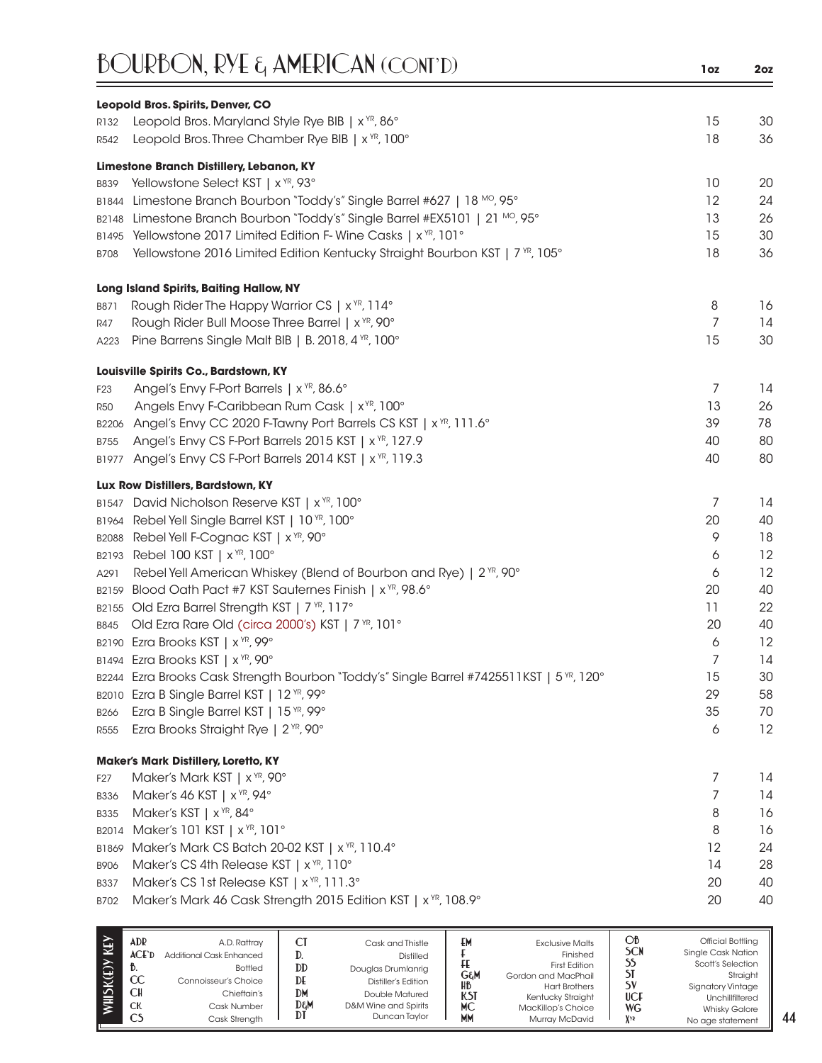# BOURBON, RYE & AMERICAN (CONT'D)

| | | 1oz | 2oz |
|---|---|---|---|
| | **Leopold Bros. Spirits, Denver, CO** | | |
| R132 | Leopold Bros. Maryland Style Rye BIB \| x YR, 86° | 15 | 30 |
| R542 | Leopold Bros. Three Chamber Rye BIB \| x YR, 100° | 18 | 36 |
| | **Limestone Branch Distillery, Lebanon, KY** | | |
| B839 | Yellowstone Select KST \| x YR, 93° | 10 | 20 |
| B1844 | Limestone Branch Bourbon "Toddy's" Single Barrel #627 \| 18 MO, 95° | 12 | 24 |
| B2148 | Limestone Branch Bourbon "Toddy's" Single Barrel #EX5101 \| 21 MO, 95° | 13 | 26 |
| B1495 | Yellowstone 2017 Limited Edition F- Wine Casks \| x YR, 101° | 15 | 30 |
| B708 | Yellowstone 2016 Limited Edition Kentucky Straight Bourbon KST \| 7 YR, 105° | 18 | 36 |
| | **Long Island Spirits, Baiting Hallow, NY** | | |
| B871 | Rough Rider The Happy Warrior CS \| x YR, 114° | 8 | 16 |
| R47 | Rough Rider Bull Moose Three Barrel \| x YR, 90° | 7 | 14 |
| A223 | Pine Barrens Single Malt BIB \| B. 2018, 4 YR, 100° | 15 | 30 |
| | **Louisville Spirits Co., Bardstown, KY** | | |
| F23 | Angel's Envy F-Port Barrels \| x YR, 86.6° | 7 | 14 |
| R50 | Angels Envy F-Caribbean Rum Cask \| x YR, 100° | 13 | 26 |
| B2206 | Angel's Envy CC 2020 F-Tawny Port Barrels CS KST \| x YR, 111.6° | 39 | 78 |
| B755 | Angel's Envy CS F-Port Barrels 2015 KST \| x YR, 127.9 | 40 | 80 |
| B1977 | Angel's Envy CS F-Port Barrels 2014 KST \| x YR, 119.3 | 40 | 80 |
| | **Lux Row Distillers, Bardstown, KY** | | |
| B1547 | David Nicholson Reserve KST \| x YR, 100° | 7 | 14 |
| B1964 | Rebel Yell Single Barrel KST \| 10 YR, 100° | 20 | 40 |
| B2088 | Rebel Yell F-Cognac KST \| x YR, 90° | 9 | 18 |
| B2193 | Rebel 100 KST \| x YR, 100° | 6 | 12 |
| A291 | Rebel Yell American Whiskey (Blend of Bourbon and Rye) \| 2 YR, 90° | 6 | 12 |
| B2159 | Blood Oath Pact #7 KST Sauternes Finish \| x YR, 98.6° | 20 | 40 |
| B2155 | Old Ezra Barrel Strength KST \| 7 YR, 117° | 11 | 22 |
| B845 | Old Ezra Rare Old (circa 2000's) KST \| 7 YR, 101° | 20 | 40 |
| B2190 | Ezra Brooks KST \| x YR, 99° | 6 | 12 |
| B1494 | Ezra Brooks KST \| x YR, 90° | 7 | 14 |
| B2244 | Ezra Brooks Cask Strength Bourbon "Toddy's" Single Barrel #7425511KST \| 5 YR, 120° | 15 | 30 |
| B2010 | Ezra B Single Barrel KST \| 12 YR, 99° | 29 | 58 |
| B266 | Ezra B Single Barrel KST \| 15 YR, 99° | 35 | 70 |
| R555 | Ezra Brooks Straight Rye \| 2 YR, 90° | 6 | 12 |
| | **Maker's Mark Distillery, Loretto, KY** | | |
| F27 | Maker's Mark KST \| x YR, 90° | 7 | 14 |
| B336 | Maker's 46 KST \| x YR, 94° | 7 | 14 |
| B335 | Maker's KST \| x YR, 84° | 8 | 16 |
| B2014 | Maker's 101 KST \| x YR, 101° | 8 | 16 |
| B1869 | Maker's Mark CS Batch 20-02 KST \| x YR, 110.4° | 12 | 24 |
| B906 | Maker's CS 4th Release KST \| x YR, 110° | 14 | 28 |
| B337 | Maker's CS 1st Release KST \| x YR, 111.3° | 20 | 40 |
| B702 | Maker's Mark 46 Cask Strength 2015 Edition KST \| x YR, 108.9° | 20 | 40 |

**WHISK(E)Y KEY**

| | | | | | | | |
|---|---|---|---|---|---|---|---|
| ADR | A.D. Rattray | CT | Cask and Thistle | EM | Exclusive Malts | OB | Official Bottling |
| ACE'D | Additional Cask Enhanced | D. | Distilled | F | Finished | SCN | Single Cask Nation |
| B. | Bottled | DD | Douglas Drumlanrig | FE | First Edition | SS | Scott's Selection |
| CC | Connoisseur's Choice | DE | Distiller's Edition | G&M | Gordon and MacPhail | ST | Straight |
| CH | Chieftain's | DM | Double Matured | HB | Hart Brothers | SV | Signatory Vintage |
| CK | Cask Number | D&M | D&M Wine and Spirits | KST | Kentucky Straight | UCF | Unchillfiltered |
| CS | Cask Strength | DT | Duncan Taylor | MC | MacKillop's Choice | WG | Whisky Galore |
| | | | | MM | Murray McDavid | X YR | No age statement |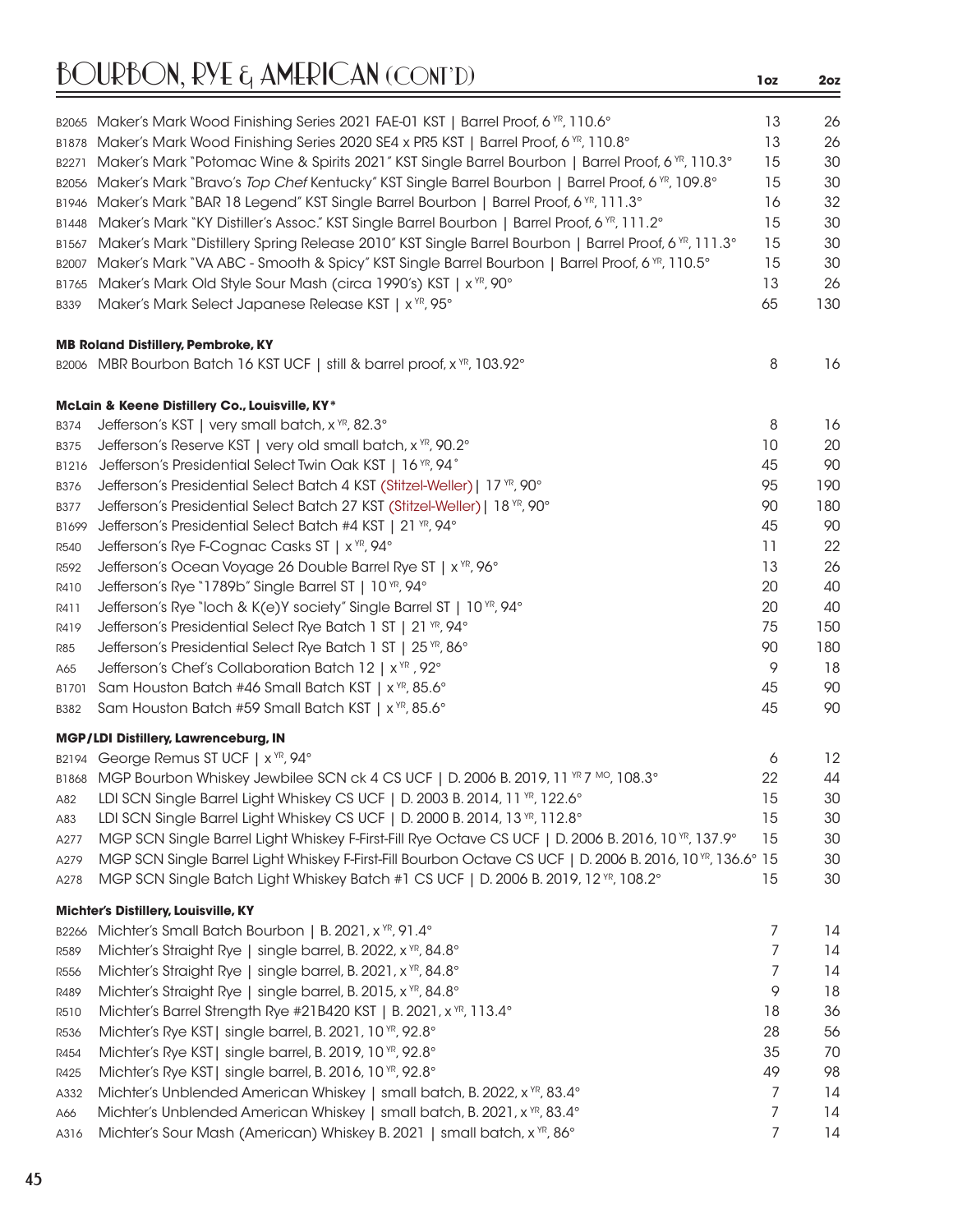# BOURBON, RYE & AMERICAN (CONT'D)

| | | 1oz | 2oz |
|---|---|---|---|
| B2065 | Maker's Mark Wood Finishing Series 2021 FAE-01 KST \| Barrel Proof, 6 YR, 110.6° | 13 | 26 |
| B1878 | Maker's Mark Wood Finishing Series 2020 SE4 x PR5 KST \| Barrel Proof, 6 YR, 110.8° | 13 | 26 |
| B2271 | Maker's Mark "Potomac Wine & Spirits 2021" KST Single Barrel Bourbon \| Barrel Proof, 6 YR, 110.3° | 15 | 30 |
| B2056 | Maker's Mark "Bravo's *Top Chef* Kentucky" KST Single Barrel Bourbon \| Barrel Proof, 6 YR, 109.8° | 15 | 30 |
| B1946 | Maker's Mark "BAR 18 Legend" KST Single Barrel Bourbon \| Barrel Proof, 6 YR, 111.3° | 16 | 32 |
| B1448 | Maker's Mark "KY Distiller's Assoc." KST Single Barrel Bourbon \| Barrel Proof, 6 YR, 111.2° | 15 | 30 |
| B1567 | Maker's Mark "Distillery Spring Release 2010" KST Single Barrel Bourbon \| Barrel Proof, 6 YR, 111.3° | 15 | 30 |
| B2007 | Maker's Mark "VA ABC - Smooth & Spicy" KST Single Barrel Bourbon \| Barrel Proof, 6 YR, 110.5° | 15 | 30 |
| B1765 | Maker's Mark Old Style Sour Mash (circa 1990's) KST \| x YR, 90° | 13 | 26 |
| B339 | Maker's Mark Select Japanese Release KST \| x YR, 95° | 65 | 130 |

**MB Roland Distillery, Pembroke, KY**

| | | 1oz | 2oz |
|---|---|---|---|
| B2006 | MBR Bourbon Batch 16 KST UCF \| still & barrel proof, x YR, 103.92° | 8 | 16 |

**McLain & Keene Distillery Co., Louisville, KY***

| | | 1oz | 2oz |
|---|---|---|---|
| B374 | Jefferson's KST \| very small batch, x YR, 82.3° | 8 | 16 |
| B375 | Jefferson's Reserve KST \| very old small batch, x YR, 90.2° | 10 | 20 |
| B1216 | Jefferson's Presidential Select Twin Oak KST \| 16 YR, 94° | 45 | 90 |
| B376 | Jefferson's Presidential Select Batch 4 KST (Stitzel-Weller) \| 17 YR, 90° | 95 | 190 |
| B377 | Jefferson's Presidential Select Batch 27 KST (Stitzel-Weller) \| 18 YR, 90° | 90 | 180 |
| B1699 | Jefferson's Presidential Select Batch #4 KST \| 21 YR, 94° | 45 | 90 |
| R540 | Jefferson's Rye F-Cognac Casks ST \| x YR, 94° | 11 | 22 |
| R592 | Jefferson's Ocean Voyage 26 Double Barrel Rye ST \| x YR, 96° | 13 | 26 |
| R410 | Jefferson's Rye "1789b" Single Barrel ST \| 10 YR, 94° | 20 | 40 |
| R411 | Jefferson's Rye "loch & K(e)Y society" Single Barrel ST \| 10 YR, 94° | 20 | 40 |
| R419 | Jefferson's Presidential Select Rye Batch 1 ST \| 21 YR, 94° | 75 | 150 |
| R85 | Jefferson's Presidential Select Rye Batch 1 ST \| 25 YR, 86° | 90 | 180 |
| A65 | Jefferson's Chef's Collaboration Batch 12 \| x YR, 92° | 9 | 18 |
| B1701 | Sam Houston Batch #46 Small Batch KST \| x YR, 85.6° | 45 | 90 |
| B382 | Sam Houston Batch #59 Small Batch KST \| x YR, 85.6° | 45 | 90 |

**MGP/LDI Distillery, Lawrenceburg, IN**

| | | 1oz | 2oz |
|---|---|---|---|
| B2194 | George Remus ST UCF \| x YR, 94° | 6 | 12 |
| B1868 | MGP Bourbon Whiskey Jewbilee SCN ck 4 CS UCF \| D. 2006 B. 2019, 11 YR 7 MO, 108.3° | 22 | 44 |
| A82 | LDI SCN Single Barrel Light Whiskey CS UCF \| D. 2003 B. 2014, 11 YR, 122.6° | 15 | 30 |
| A83 | LDI SCN Single Barrel Light Whiskey CS UCF \| D. 2000 B. 2014, 13 YR, 112.8° | 15 | 30 |
| A277 | MGP SCN Single Barrel Light Whiskey F-First-Fill Rye Octave CS UCF \| D. 2006 B. 2016, 10 YR, 137.9° | 15 | 30 |
| A279 | MGP SCN Single Barrel Light Whiskey F-First-Fill Bourbon Octave CS UCF \| D. 2006 B. 2016, 10 YR, 136.6° | 15 | 30 |
| A278 | MGP SCN Single Batch Light Whiskey Batch #1 CS UCF \| D. 2006 B. 2019, 12 YR, 108.2° | 15 | 30 |

**Michter's Distillery, Louisville, KY**

| | | 1oz | 2oz |
|---|---|---|---|
| B2266 | Michter's Small Batch Bourbon \| B. 2021, x YR, 91.4° | 7 | 14 |
| R589 | Michter's Straight Rye \| single barrel, B. 2022, x YR, 84.8° | 7 | 14 |
| R556 | Michter's Straight Rye \| single barrel, B. 2021, x YR, 84.8° | 7 | 14 |
| R489 | Michter's Straight Rye \| single barrel, B. 2015, x YR, 84.8° | 9 | 18 |
| R510 | Michter's Barrel Strength Rye #21B420 KST \| B. 2021, x YR, 113.4° | 18 | 36 |
| R536 | Michter's Rye KST\| single barrel, B. 2021, 10 YR, 92.8° | 28 | 56 |
| R454 | Michter's Rye KST\| single barrel, B. 2019, 10 YR, 92.8° | 35 | 70 |
| R425 | Michter's Rye KST\| single barrel, B. 2016, 10 YR, 92.8° | 49 | 98 |
| A332 | Michter's Unblended American Whiskey \| small batch, B. 2022, x YR, 83.4° | 7 | 14 |
| A66 | Michter's Unblended American Whiskey \| small batch, B. 2021, x YR, 83.4° | 7 | 14 |
| A316 | Michter's Sour Mash (American) Whiskey B. 2021 \| small batch, x YR, 86° | 7 | 14 |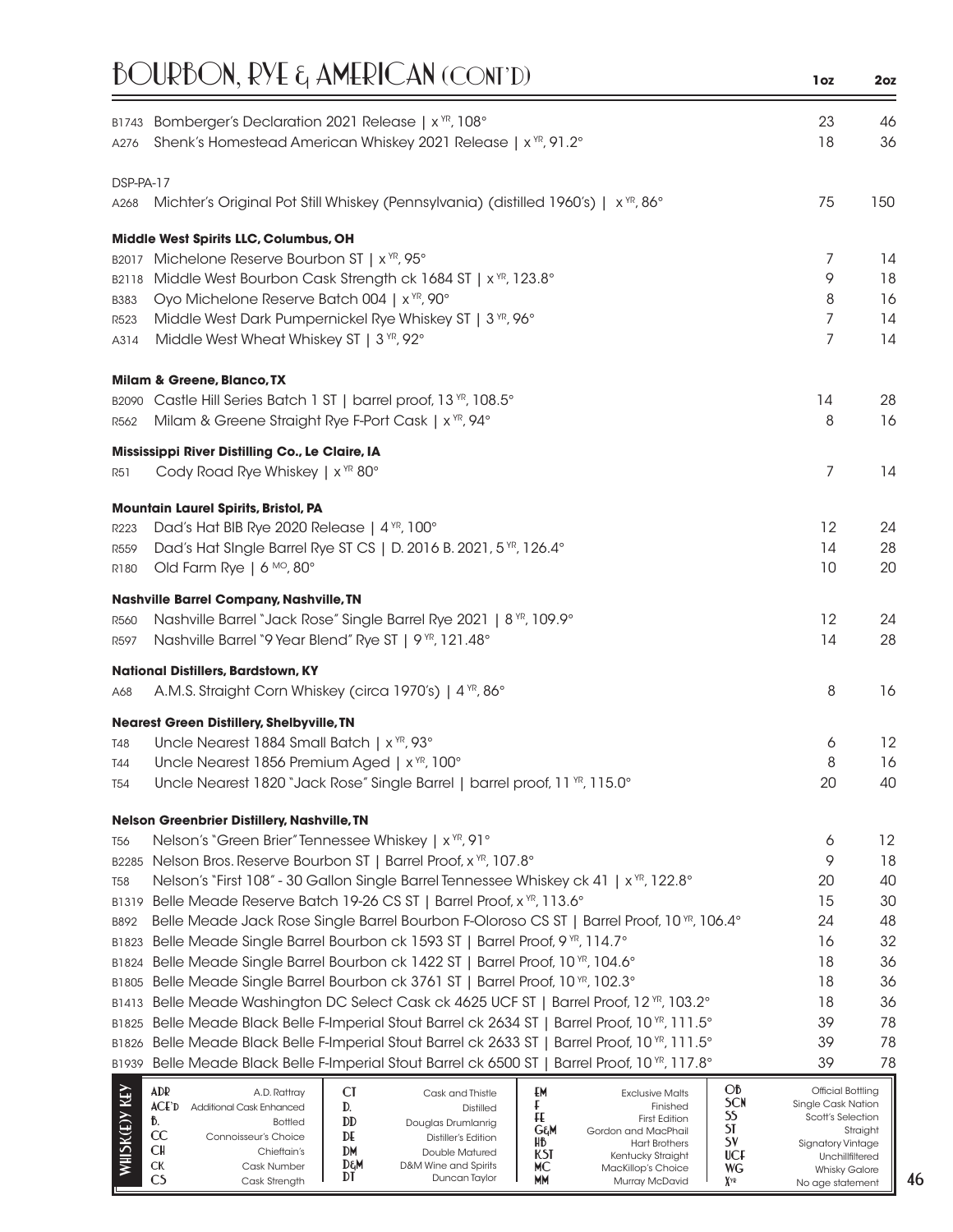# BOURBON, RYE & AMERICAN (CONT'D)

| | | 1oz | 2oz |
|---|---|---|---|
| B1743 | Bomberger's Declaration 2021 Release \| x YR, 108° | 23 | 46 |
| A276 | Shenk's Homestead American Whiskey 2021 Release \| x YR, 91.2° | 18 | 36 |
| | | | |
| **DSP-PA-17** | | | |
| A268 | Michter's Original Pot Still Whiskey (Pennsylvania) (distilled 1960's) \| x YR, 86° | 75 | 150 |
| | | | |
| **Middle West Spirits LLC, Columbus, OH** | | | |
| B2017 | Michelone Reserve Bourbon ST \| x YR, 95° | 7 | 14 |
| B2118 | Middle West Bourbon Cask Strength ck 1684 ST \| x YR, 123.8° | 9 | 18 |
| B383 | Oyo Michelone Reserve Batch 004 \| x YR, 90° | 8 | 16 |
| R523 | Middle West Dark Pumpernickel Rye Whiskey ST \| 3 YR, 96° | 7 | 14 |
| A314 | Middle West Wheat Whiskey ST \| 3 YR, 92° | 7 | 14 |
| | | | |
| **Milam & Greene, Blanco, TX** | | | |
| B2090 | Castle Hill Series Batch 1 ST \| barrel proof, 13 YR, 108.5° | 14 | 28 |
| R562 | Milam & Greene Straight Rye F-Port Cask \| x YR, 94° | 8 | 16 |
| | | | |
| **Mississippi River Distilling Co., Le Claire, IA** | | | |
| R51 | Cody Road Rye Whiskey \| x YR 80° | 7 | 14 |
| | | | |
| **Mountain Laurel Spirits, Bristol, PA** | | | |
| R223 | Dad's Hat BIB Rye 2020 Release \| 4 YR, 100° | 12 | 24 |
| R559 | Dad's Hat SIngle Barrel Rye ST CS \| D. 2016 B. 2021, 5 YR, 126.4° | 14 | 28 |
| R180 | Old Farm Rye \| 6 MO, 80° | 10 | 20 |
| | | | |
| **Nashville Barrel Company, Nashville, TN** | | | |
| R560 | Nashville Barrel "Jack Rose" Single Barrel Rye 2021 \| 8 YR, 109.9° | 12 | 24 |
| R597 | Nashville Barrel "9 Year Blend" Rye ST \| 9 YR, 121.48° | 14 | 28 |
| | | | |
| **National Distillers, Bardstown, KY** | | | |
| A68 | A.M.S. Straight Corn Whiskey (circa 1970's) \| 4 YR, 86° | 8 | 16 |
| | | | |
| **Nearest Green Distillery, Shelbyville, TN** | | | |
| T48 | Uncle Nearest 1884 Small Batch \| x YR, 93° | 6 | 12 |
| T44 | Uncle Nearest 1856 Premium Aged \| x YR, 100° | 8 | 16 |
| T54 | Uncle Nearest 1820 "Jack Rose" Single Barrel \| barrel proof, 11 YR, 115.0° | 20 | 40 |
| | | | |
| **Nelson Greenbrier Distillery, Nashville, TN** | | | |
| T56 | Nelson's "Green Brier" Tennessee Whiskey \| x YR, 91° | 6 | 12 |
| B2285 | Nelson Bros. Reserve Bourbon ST \| Barrel Proof, x YR, 107.8° | 9 | 18 |
| T58 | Nelson's "First 108" - 30 Gallon Single Barrel Tennessee Whiskey ck 41 \| x YR, 122.8° | 20 | 40 |
| B1319 | Belle Meade Reserve Batch 19-26 CS ST \| Barrel Proof, x YR, 113.6° | 15 | 30 |
| B892 | Belle Meade Jack Rose Single Barrel Bourbon F-Oloroso CS ST \| Barrel Proof, 10 YR, 106.4° | 24 | 48 |
| B1823 | Belle Meade Single Barrel Bourbon ck 1593 ST \| Barrel Proof, 9 YR, 114.7° | 16 | 32 |
| B1824 | Belle Meade Single Barrel Bourbon ck 1422 ST \| Barrel Proof, 10 YR, 104.6° | 18 | 36 |
| B1805 | Belle Meade Single Barrel Bourbon ck 3761 ST \| Barrel Proof, 10 YR, 102.3° | 18 | 36 |
| B1413 | Belle Meade Washington DC Select Cask ck 4625 UCF ST \| Barrel Proof, 12 YR, 103.2° | 18 | 36 |
| B1825 | Belle Meade Black Belle F-Imperial Stout Barrel ck 2634 ST \| Barrel Proof, 10 YR, 111.5° | 39 | 78 |
| B1826 | Belle Meade Black Belle F-Imperial Stout Barrel ck 2633 ST \| Barrel Proof, 10 YR, 111.5° | 39 | 78 |
| B1939 | Belle Meade Black Belle F-Imperial Stout Barrel ck 6500 ST \| Barrel Proof, 10 YR, 117.8° | 39 | 78 |

**WHISK(E)Y KEY**

| | | | | | | | |
|---|---|---|---|---|---|---|---|
| ADR | A.D. Rattray | CT | Cask and Thistle | EM | Exclusive Malts | OB | Official Bottling |
| ACE'D | Additional Cask Enhanced | D. | Distilled | F | Finished | SCN | Single Cask Nation |
| B. | Bottled | DD | Douglas Drumlanrig | FE | First Edition | SS | Scott's Selection |
| CC | Connoisseur's Choice | DE | Distiller's Edition | G&M | Gordon and MacPhail | ST | Straight |
| CH | Chieftain's | DM | Double Matured | HB | Hart Brothers | SV | Signatory Vintage |
| CK | Cask Number | D&M | D&M Wine and Spirits | KST | Kentucky Straight | UCF | Unchillfiltered |
| CS | Cask Strength | DT | Duncan Taylor | MC | MacKillop's Choice | WG | Whisky Galore |
| | | | | MM | Murray McDavid | X YR | No age statement |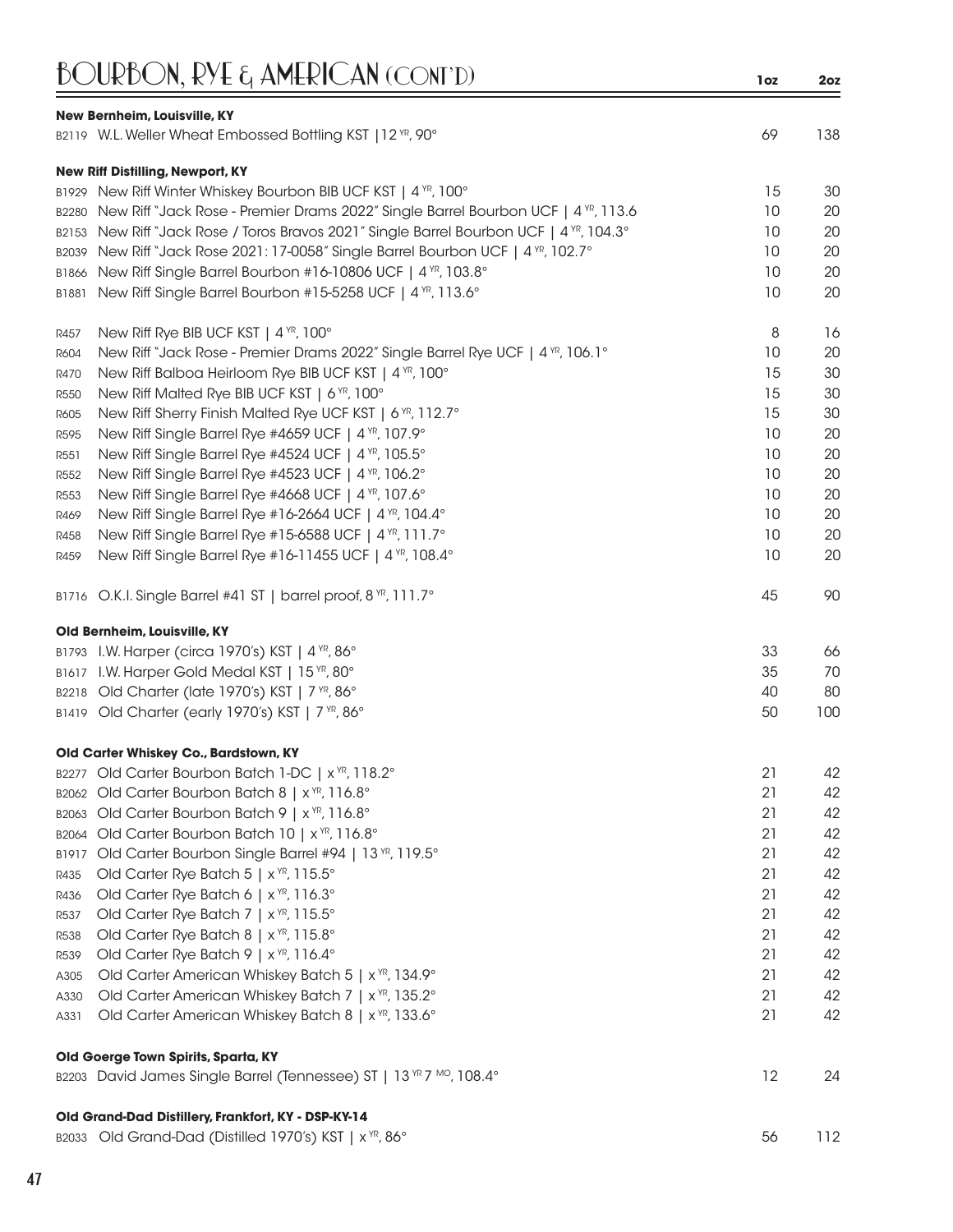# BOURBON, RYE & AMERICAN (CONT'D)

| | | 1oz | 2oz |
|---|---|---|---|
| **New Bernheim, Louisville, KY** | | | |
| B2119 | W.L. Weller Wheat Embossed Bottling KST \| 12 YR, 90° | 69 | 138 |
| **New Riff Distilling, Newport, KY** | | | |
| B1929 | New Riff Winter Whiskey Bourbon BIB UCF KST \| 4 YR, 100° | 15 | 30 |
| B2280 | New Riff "Jack Rose - Premier Drams 2022" Single Barrel Bourbon UCF \| 4 YR, 113.6 | 10 | 20 |
| B2153 | New Riff "Jack Rose / Toros Bravos 2021" Single Barrel Bourbon UCF \| 4 YR, 104.3° | 10 | 20 |
| B2039 | New Riff "Jack Rose 2021: 17-0058" Single Barrel Bourbon UCF \| 4 YR, 102.7° | 10 | 20 |
| B1866 | New Riff Single Barrel Bourbon #16-10806 UCF \| 4 YR, 103.8° | 10 | 20 |
| B1881 | New Riff Single Barrel Bourbon #15-5258 UCF \| 4 YR, 113.6° | 10 | 20 |
| R457 | New Riff Rye BIB UCF KST \| 4 YR, 100° | 8 | 16 |
| R604 | New Riff "Jack Rose - Premier Drams 2022" Single Barrel Rye UCF \| 4 YR, 106.1° | 10 | 20 |
| R470 | New Riff Balboa Heirloom Rye BIB UCF KST \| 4 YR, 100° | 15 | 30 |
| R550 | New Riff Malted Rye BIB UCF KST \| 6 YR, 100° | 15 | 30 |
| R605 | New Riff Sherry Finish Malted Rye UCF KST \| 6 YR, 112.7° | 15 | 30 |
| R595 | New Riff Single Barrel Rye #4659 UCF \| 4 YR, 107.9° | 10 | 20 |
| R551 | New Riff Single Barrel Rye #4524 UCF \| 4 YR, 105.5° | 10 | 20 |
| R552 | New Riff Single Barrel Rye #4523 UCF \| 4 YR, 106.2° | 10 | 20 |
| R553 | New Riff Single Barrel Rye #4668 UCF \| 4 YR, 107.6° | 10 | 20 |
| R469 | New Riff Single Barrel Rye #16-2664 UCF \| 4 YR, 104.4° | 10 | 20 |
| R458 | New Riff Single Barrel Rye #15-6588 UCF \| 4 YR, 111.7° | 10 | 20 |
| R459 | New Riff Single Barrel Rye #16-11455 UCF \| 4 YR, 108.4° | 10 | 20 |
| B1716 | O.K.I. Single Barrel #41 ST \| barrel proof, 8 YR, 111.7° | 45 | 90 |
| **Old Bernheim, Louisville, KY** | | | |
| B1793 | I.W. Harper (circa 1970's) KST \| 4 YR, 86° | 33 | 66 |
| B1617 | I.W. Harper Gold Medal KST \| 15 YR, 80° | 35 | 70 |
| B2218 | Old Charter (late 1970's) KST \| 7 YR, 86° | 40 | 80 |
| B1419 | Old Charter (early 1970's) KST \| 7 YR, 86° | 50 | 100 |
| **Old Carter Whiskey Co., Bardstown, KY** | | | |
| B2277 | Old Carter Bourbon Batch 1-DC \| x YR, 118.2° | 21 | 42 |
| B2062 | Old Carter Bourbon Batch 8 \| x YR, 116.8° | 21 | 42 |
| B2063 | Old Carter Bourbon Batch 9 \| x YR, 116.8° | 21 | 42 |
| B2064 | Old Carter Bourbon Batch 10 \| x YR, 116.8° | 21 | 42 |
| B1917 | Old Carter Bourbon Single Barrel #94 \| 13 YR, 119.5° | 21 | 42 |
| R435 | Old Carter Rye Batch 5 \| x YR, 115.5° | 21 | 42 |
| R436 | Old Carter Rye Batch 6 \| x YR, 116.3° | 21 | 42 |
| R537 | Old Carter Rye Batch 7 \| x YR, 115.5° | 21 | 42 |
| R538 | Old Carter Rye Batch 8 \| x YR, 115.8° | 21 | 42 |
| R539 | Old Carter Rye Batch 9 \| x YR, 116.4° | 21 | 42 |
| A305 | Old Carter American Whiskey Batch 5 \| x YR, 134.9° | 21 | 42 |
| A330 | Old Carter American Whiskey Batch 7 \| x YR, 135.2° | 21 | 42 |
| A331 | Old Carter American Whiskey Batch 8 \| x YR, 133.6° | 21 | 42 |
| **Old Goerge Town Spirits, Sparta, KY** | | | |
| B2203 | David James Single Barrel (Tennessee) ST \| 13 YR 7 MO, 108.4° | 12 | 24 |
| **Old Grand-Dad Distillery, Frankfort, KY - DSP-KY-14** | | | |
| B2033 | Old Grand-Dad (Distilled 1970's) KST \| x YR, 86° | 56 | 112 |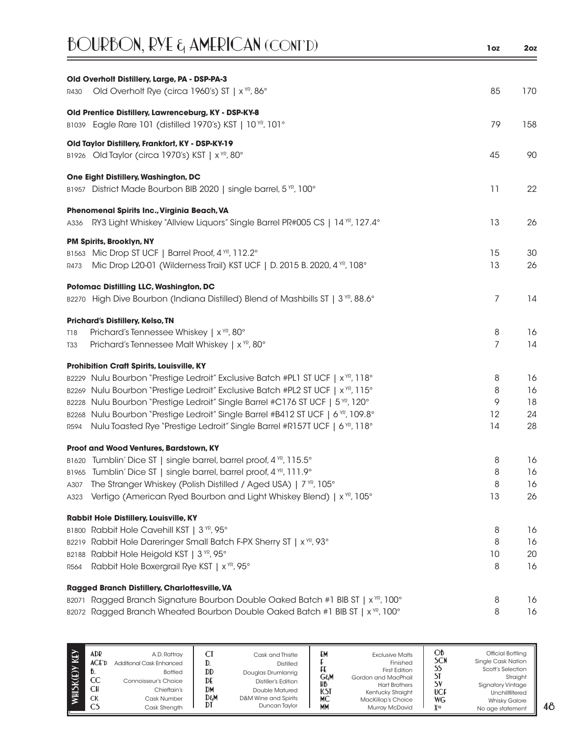# BOURBON, RYE & AMERICAN (CONT'D)

| | | 1oz | 2oz |
|---|---|---|---|
| | **Old Overholt Distillery, Large, PA - DSP-PA-3** | | |
| R430 | Old Overholt Rye (circa 1960's) ST \| x YR, 86° | 85 | 170 |
| | **Old Prentice Distillery, Lawrenceburg, KY - DSP-KY-8** | | |
| B1039 | Eagle Rare 101 (distilled 1970's) KST \| 10 YR, 101° | 79 | 158 |
| | **Old Taylor Distillery, Frankfort, KY - DSP-KY-19** | | |
| B1926 | Old Taylor (circa 1970's) KST \| x YR, 80° | 45 | 90 |
| | **One Eight Distillery, Washington, DC** | | |
| B1957 | District Made Bourbon BIB 2020 \| single barrel, 5 YR, 100° | 11 | 22 |
| | **Phenomenal Spirits Inc., Virginia Beach, VA** | | |
| A336 | RY3 Light Whiskey "Allview Liquors" Single Barrel PR#005 CS \| 14 YR, 127.4° | 13 | 26 |
| | **PM Spirits, Brooklyn, NY** | | |
| B1563 | Mic Drop ST UCF \| Barrel Proof, 4 YR, 112.2° | 15 | 30 |
| R473 | Mic Drop L20-01 (Wilderness Trail) KST UCF \| D. 2015 B. 2020, 4 YR, 108° | 13 | 26 |
| | **Potomac Distilling LLC, Washington, DC** | | |
| B2270 | High Dive Bourbon (Indiana Distilled) Blend of Mashbills ST \| 3 YR, 88.6° | 7 | 14 |
| | **Prichard's Distillery, Kelso, TN** | | |
| T18 | Prichard's Tennessee Whiskey \| x YR, 80° | 8 | 16 |
| T33 | Prichard's Tennessee Malt Whiskey \| x YR, 80° | 7 | 14 |
| | **Prohibition Craft Spirits, Louisville, KY** | | |
| B2229 | Nulu Bourbon "Prestige Ledroit" Exclusive Batch #PL1 ST UCF \| x YR, 118° | 8 | 16 |
| B2269 | Nulu Bourbon "Prestige Ledroit" Exclusive Batch #PL2 ST UCF \| x YR, 115° | 8 | 16 |
| B2228 | Nulu Bourbon "Prestige Ledroit" Single Barrel #C176 ST UCF \| 5 YR, 120° | 9 | 18 |
| B2268 | Nulu Bourbon "Prestige Ledroit" Single Barrel #B412 ST UCF \| 6 YR, 109.8° | 12 | 24 |
| R594 | Nulu Toasted Rye "Prestige Ledroit" Single Barrel #R157T UCF \| 6 YR, 118° | 14 | 28 |
| | **Proof and Wood Ventures, Bardstown, KY** | | |
| B1620 | Tumblin' Dice ST \| single barrel, barrel proof, 4 YR, 115.5° | 8 | 16 |
| B1965 | Tumblin' Dice ST \| single barrel, barrel proof, 4 YR, 111.9° | 8 | 16 |
| A307 | The Stranger Whiskey (Polish Distilled / Aged USA) \| 7 YR, 105° | 8 | 16 |
| A323 | Vertigo (American Ryed Bourbon and Light Whiskey Blend) \| x YR, 105° | 13 | 26 |
| | **Rabbit Hole Distillery, Louisville, KY** | | |
| B1800 | Rabbit Hole Cavehill KST \| 3 YR, 95° | 8 | 16 |
| B2219 | Rabbit Hole Dareringer Small Batch F-PX Sherry ST \| x YR, 93° | 8 | 16 |
| B2188 | Rabbit Hole Heigold KST \| 3 YR, 95° | 10 | 20 |
| R564 | Rabbit Hole Boxergrail Rye KST \| x YR, 95° | 8 | 16 |
| | **Ragged Branch Distillery, Charlottesville, VA** | | |
| B2071 | Ragged Branch Signature Bourbon Double Oaked Batch #1 BIB ST \| x YR, 100° | 8 | 16 |
| B2072 | Ragged Branch Wheated Bourbon Double Oaked Batch #1 BIB ST \| x YR, 100° | 8 | 16 |

**WHISK(E)Y KEY**

| | | | | | | | |
|---|---|---|---|---|---|---|---|
| ADR | A.D. Rattray | CT | Cask and Thistle | EM | Exclusive Malts | OB | Official Bottling |
| ACE'D | Additional Cask Enhanced | D. | Distilled | F | Finished | SCN | Single Cask Nation |
| B. | Bottled | DD | Douglas Drumlanrig | FE | First Edition | SS | Scott's Selection |
| CC | Connoisseur's Choice | DE | Distiller's Edition | G&M | Gordon and MacPhail | ST | Straight |
| CH | Chieftain's | DM | Double Matured | HB | Hart Brothers | SV | Signatory Vintage |
| CK | Cask Number | D&M | D&M Wine and Spirits | KST | Kentucky Straight | UCF | Unchillfiltered |
| CS | Cask Strength | DT | Duncan Taylor | MC | MacKillop's Choice | WG | Whisky Galore |
| | | | | MM | Murray McDavid | X YR | No age statement |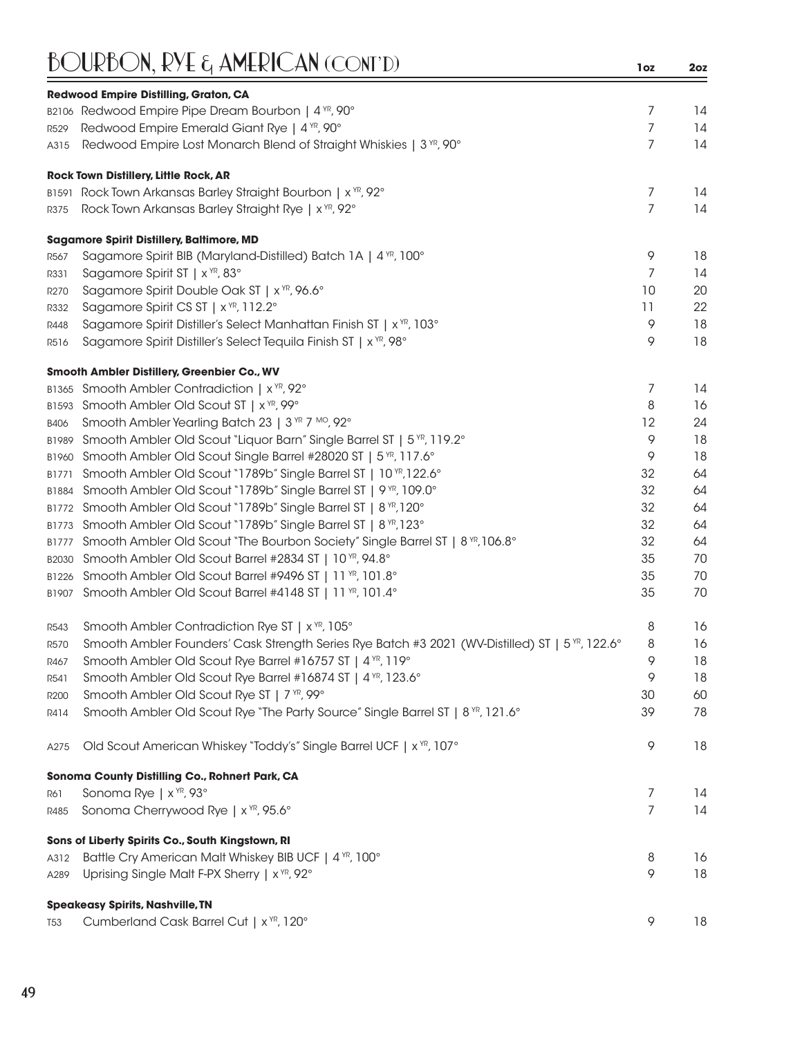# BOURBON, RYE & AMERICAN (CONT'D)

| | | 1oz | 2oz |
|---|---|---|---|
| | **Redwood Empire Distilling, Graton, CA** | | |
| B2106 | Redwood Empire Pipe Dream Bourbon \| 4 YR, 90° | 7 | 14 |
| R529 | Redwood Empire Emerald Giant Rye \| 4 YR, 90° | 7 | 14 |
| A315 | Redwood Empire Lost Monarch Blend of Straight Whiskies \| 3 YR, 90° | 7 | 14 |
| | **Rock Town Distillery, Little Rock, AR** | | |
| B1591 | Rock Town Arkansas Barley Straight Bourbon \| x YR, 92° | 7 | 14 |
| R375 | Rock Town Arkansas Barley Straight Rye \| x YR, 92° | 7 | 14 |
| | **Sagamore Spirit Distillery, Baltimore, MD** | | |
| R567 | Sagamore Spirit BIB (Maryland-Distilled) Batch 1A \| 4 YR, 100° | 9 | 18 |
| R331 | Sagamore Spirit ST \| x YR, 83° | 7 | 14 |
| R270 | Sagamore Spirit Double Oak ST \| x YR, 96.6° | 10 | 20 |
| R332 | Sagamore Spirit CS ST \| x YR, 112.2° | 11 | 22 |
| R448 | Sagamore Spirit Distiller's Select Manhattan Finish ST \| x YR, 103° | 9 | 18 |
| R516 | Sagamore Spirit Distiller's Select Tequila Finish ST \| x YR, 98° | 9 | 18 |
| | **Smooth Ambler Distillery, Greenbier Co., WV** | | |
| B1365 | Smooth Ambler Contradiction \| x YR, 92° | 7 | 14 |
| B1593 | Smooth Ambler Old Scout ST \| x YR, 99° | 8 | 16 |
| B406 | Smooth Ambler Yearling Batch 23 \| 3 YR 7 MO, 92° | 12 | 24 |
| B1989 | Smooth Ambler Old Scout "Liquor Barn" Single Barrel ST \| 5 YR, 119.2° | 9 | 18 |
| B1960 | Smooth Ambler Old Scout Single Barrel #28020 ST \| 5 YR, 117.6° | 9 | 18 |
| B1771 | Smooth Ambler Old Scout "1789b" Single Barrel ST \| 10 YR, 122.6° | 32 | 64 |
| B1884 | Smooth Ambler Old Scout "1789b" Single Barrel ST \| 9 YR, 109.0° | 32 | 64 |
| B1772 | Smooth Ambler Old Scout "1789b" Single Barrel ST \| 8 YR, 120° | 32 | 64 |
| B1773 | Smooth Ambler Old Scout "1789b" Single Barrel ST \| 8 YR, 123° | 32 | 64 |
| B1777 | Smooth Ambler Old Scout "The Bourbon Society" Single Barrel ST \| 8 YR, 106.8° | 32 | 64 |
| B2030 | Smooth Ambler Old Scout Barrel #2834 ST \| 10 YR, 94.8° | 35 | 70 |
| B1226 | Smooth Ambler Old Scout Barrel #9496 ST \| 11 YR, 101.8° | 35 | 70 |
| B1907 | Smooth Ambler Old Scout Barrel #4148 ST \| 11 YR, 101.4° | 35 | 70 |
| R543 | Smooth Ambler Contradiction Rye ST \| x YR, 105° | 8 | 16 |
| R570 | Smooth Ambler Founders' Cask Strength Series Rye Batch #3 2021 (WV-Distilled) ST \| 5 YR, 122.6° | 8 | 16 |
| R467 | Smooth Ambler Old Scout Rye Barrel #16757 ST \| 4 YR, 119° | 9 | 18 |
| R541 | Smooth Ambler Old Scout Rye Barrel #16874 ST \| 4 YR, 123.6° | 9 | 18 |
| R200 | Smooth Ambler Old Scout Rye ST \| 7 YR, 99° | 30 | 60 |
| R414 | Smooth Ambler Old Scout Rye "The Party Source" Single Barrel ST \| 8 YR, 121.6° | 39 | 78 |
| A275 | Old Scout American Whiskey "Toddy's" Single Barrel UCF \| x YR, 107° | 9 | 18 |
| | **Sonoma County Distilling Co., Rohnert Park, CA** | | |
| R61 | Sonoma Rye \| x YR, 93° | 7 | 14 |
| R485 | Sonoma Cherrywood Rye \| x YR, 95.6° | 7 | 14 |
| | **Sons of Liberty Spirits Co., South Kingstown, RI** | | |
| A312 | Battle Cry American Malt Whiskey BIB UCF \| 4 YR, 100° | 8 | 16 |
| A289 | Uprising Single Malt F-PX Sherry \| x YR, 92° | 9 | 18 |
| | **Speakeasy Spirits, Nashville, TN** | | |
| T53 | Cumberland Cask Barrel Cut \| x YR, 120° | 9 | 18 |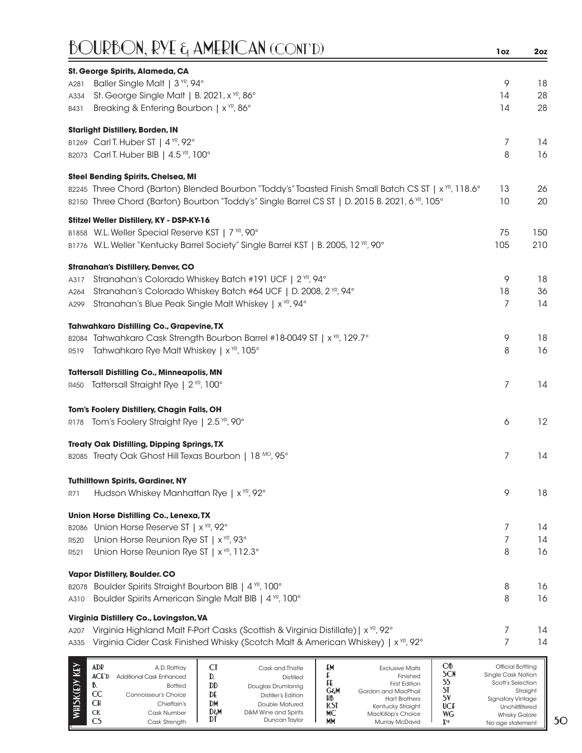# BOURBON, RYE & AMERICAN (CONT'D)

| | | 1oz | 2oz |
|---|---|---|---|
| | **St. George Spirits, Alameda, CA** | | |
| A281 | Baller Single Malt \| 3 YR, 94° | 9 | 18 |
| A334 | St. George Single Malt \| B. 2021, x YR, 86° | 14 | 28 |
| B431 | Breaking & Entering Bourbon \| x YR, 86° | 14 | 28 |
| | **Starlight Distillery, Borden, IN** | | |
| B1269 | Carl T. Huber ST \| 4 YR, 92° | 7 | 14 |
| B2073 | Carl T. Huber BIB \| 4.5 YR, 100° | 8 | 16 |
| | **Steel Bending Spirits, Chelsea, MI** | | |
| B2245 | Three Chord (Barton) Blended Bourbon "Toddy's" Toasted Finish Small Batch CS ST \| x YR, 118.6° | 13 | 26 |
| B2150 | Three Chord (Barton) Bourbon "Toddy's" Single Barrel CS ST \| D. 2015 B. 2021, 6 YR, 105° | 10 | 20 |
| | **Stitzel Weller Distillery, KY - DSP-KY-16** | | |
| B1858 | W.L. Weller Special Reserve KST \| 7 YR, 90° | 75 | 150 |
| B1776 | W.L. Weller "Kentucky Barrel Society" Single Barrel KST \| B. 2005, 12 YR, 90° | 105 | 210 |
| | **Stranahan's Distillery, Denver, CO** | | |
| A317 | Stranahan's Colorado Whiskey Batch #191 UCF \| 2 YR, 94° | 9 | 18 |
| A264 | Stranahan's Colorado Whiskey Batch #64 UCF \| D. 2008, 2 YR, 94° | 18 | 36 |
| A299 | Stranahan's Blue Peak Single Malt Whiskey \| x YR, 94° | 7 | 14 |
| | **Tahwahkaro Distilling Co., Grapevine, TX** | | |
| B2084 | Tahwahkaro Cask Strength Bourbon Barrel #18-0049 ST \| x YR, 129.7° | 9 | 18 |
| R519 | Tahwahkaro Rye Malt Whiskey \| x YR, 105° | 8 | 16 |
| | **Tattersall Distilling Co., Minneapolis, MN** | | |
| R450 | Tattersall Straight Rye \| 2 YR, 100° | 7 | 14 |
| | **Tom's Foolery Distillery, Chagin Falls, OH** | | |
| R178 | Tom's Foolery Straight Rye \| 2.5 YR, 90° | 6 | 12 |
| | **Treaty Oak Distilling, Dipping Springs, TX** | | |
| B2085 | Treaty Oak Ghost Hill Texas Bourbon \| 18 MO, 95° | 7 | 14 |
| | **Tuthilltown Spirits, Gardiner, NY** | | |
| R71 | Hudson Whiskey Manhattan Rye \| x YR, 92° | 9 | 18 |
| | **Union Horse Distilling Co., Lenexa, TX** | | |
| B2086 | Union Horse Reserve ST \| x YR, 92° | 7 | 14 |
| R520 | Union Horse Reunion Rye ST \| x YR, 93° | 7 | 14 |
| R521 | Union Horse Reunion Rye ST \| x YR, 112.3° | 8 | 16 |
| | **Vapor Distillery, Boulder. CO** | | |
| B2078 | Boulder Spirits Straight Bourbon BIB \| 4 YR, 100° | 8 | 16 |
| A310 | Boulder Spirits American Single Malt BIB \| 4 YR, 100° | 8 | 16 |
| | **Virginia Distillery Co., Lovingston, VA** | | |
| A207 | Virginia Highland Malt F-Port Casks (Scottish & Virginia Distillate) \| x YR, 92° | 7 | 14 |
| A335 | Virginia Cider Cask Finished Whisky (Scotch Malt & American Whiskey) \| x YR, 92° | 7 | 14 |

**WHISK(E)Y KEY**

| | | | | | | | |
|---|---|---|---|---|---|---|---|
| ADR | A.D. Rattray | CT | Cask and Thistle | EM | Exclusive Malts | OB | Official Bottling |
| ACE'D | Additional Cask Enhanced | D. | Distilled | F | Finished | SCN | Single Cask Nation |
| B. | Bottled | DD | Douglas Drumlanrig | FE | First Edition | SS | Scott's Selection |
| CC | Connoisseur's Choice | DE | Distiller's Edition | G&M | Gordon and MacPhail | ST | Straight |
| CH | Chieftain's | DM | Double Matured | HB | Hart Brothers | SV | Signatory Vintage |
| CK | Cask Number | D&M | D&M Wine and Spirits | KST | Kentucky Straight | UCF | Unchillfiltered |
| CS | Cask Strength | DT | Duncan Taylor | MC | MacKillop's Choice | WG | Whisky Galore |
| | | | | MM | Murray McDavid | XYR | No age statement |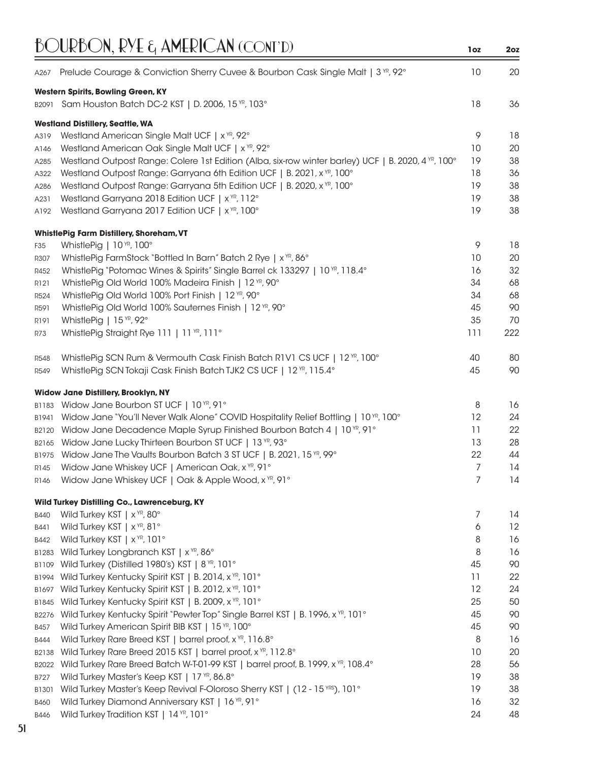# BOURBON, RYE & AMERICAN (CONT'D)

| | | 1oz | 2oz |
|---|---|---|---|
| A267 | Prelude Courage & Conviction Sherry Cuvee & Bourbon Cask Single Malt \| 3 YR, 92° | 10 | 20 |
| | **Western Spirits, Bowling Green, KY** | | |
| B2091 | Sam Houston Batch DC-2 KST \| D. 2006, 15 YR, 103° | 18 | 36 |
| | **Westland Distillery, Seattle, WA** | | |
| A319 | Westland American Single Malt UCF \| x YR, 92° | 9 | 18 |
| A146 | Westland American Oak Single Malt UCF \| x YR, 92° | 10 | 20 |
| A285 | Westland Outpost Range: Colere 1st Edition (Alba, six-row winter barley) UCF \| B. 2020, 4 YR, 100° | 19 | 38 |
| A322 | Westland Outpost Range: Garryana 6th Edition UCF \| B. 2021, x YR, 100° | 18 | 36 |
| A286 | Westland Outpost Range: Garryana 5th Edition UCF \| B. 2020, x YR, 100° | 19 | 38 |
| A231 | Westland Garryana 2018 Edition UCF \| x YR, 112° | 19 | 38 |
| A192 | Westland Garryana 2017 Edition UCF \| x YR, 100° | 19 | 38 |
| | **WhistlePig Farm Distillery, Shoreham, VT** | | |
| F35 | WhistlePig \| 10 YR, 100° | 9 | 18 |
| R307 | WhistlePig FarmStock "Bottled In Barn" Batch 2 Rye \| x YR, 86° | 10 | 20 |
| R452 | WhistlePig "Potomac Wines & Spirits" Single Barrel ck 133297 \| 10 YR, 118.4° | 16 | 32 |
| R121 | WhistlePig Old World 100% Madeira Finish \| 12 YR, 90° | 34 | 68 |
| R524 | WhistlePig Old World 100% Port Finish \| 12 YR, 90° | 34 | 68 |
| R591 | WhistlePig Old World 100% Sauternes Finish \| 12 YR, 90° | 45 | 90 |
| R191 | WhistlePig \| 15 YR, 92° | 35 | 70 |
| R73 | WhistlePig Straight Rye 111 \| 11 YR, 111° | 111 | 222 |
| R548 | WhistlePig SCN Rum & Vermouth Cask Finish Batch R1V1 CS UCF \| 12 YR, 100° | 40 | 80 |
| R549 | WhistlePig SCN Tokaji Cask Finish Batch TJK2 CS UCF \| 12 YR, 115.4° | 45 | 90 |
| | **Widow Jane Distillery, Brooklyn, NY** | | |
| B1183 | Widow Jane Bourbon ST UCF \| 10 YR, 91° | 8 | 16 |
| B1941 | Widow Jane "You'll Never Walk Alone" COVID Hospitality Relief Bottling \| 10 YR, 100° | 12 | 24 |
| B2120 | Widow Jane Decadence Maple Syrup Finished Bourbon Batch 4 \| 10 YR, 91° | 11 | 22 |
| B2165 | Widow Jane Lucky Thirteen Bourbon ST UCF \| 13 YR, 93° | 13 | 28 |
| B1975 | Widow Jane The Vaults Bourbon Batch 3 ST UCF \| B. 2021, 15 YR, 99° | 22 | 44 |
| R145 | Widow Jane Whiskey UCF \| American Oak, x YR, 91° | 7 | 14 |
| R146 | Widow Jane Whiskey UCF \| Oak & Apple Wood, x YR, 91° | 7 | 14 |
| | **Wild Turkey Distilling Co., Lawrenceburg, KY** | | |
| B440 | Wild Turkey KST \| x YR, 80° | 7 | 14 |
| B441 | Wild Turkey KST \| x YR, 81° | 6 | 12 |
| B442 | Wild Turkey KST \| x YR, 101° | 8 | 16 |
| B1283 | Wild Turkey Longbranch KST \| x YR, 86° | 8 | 16 |
| B1109 | Wild Turkey (Distilled 1980's) KST \| 8 YR, 101° | 45 | 90 |
| B1994 | Wild Turkey Kentucky Spirit KST \| B. 2014, x YR, 101° | 11 | 22 |
| B1697 | Wild Turkey Kentucky Spirit KST \| B. 2012, x YR, 101° | 12 | 24 |
| B1845 | Wild Turkey Kentucky Spirit KST \| B. 2009, x YR, 101° | 25 | 50 |
| B2276 | Wild Turkey Kentucky Spirit "Pewter Top" Single Barrel KST \| B. 1996, x YR, 101° | 45 | 90 |
| B457 | Wild Turkey American Spirit BIB KST \| 15 YR, 100° | 45 | 90 |
| B444 | Wild Turkey Rare Breed KST \| barrel proof, x YR, 116.8° | 8 | 16 |
| B2138 | Wild Turkey Rare Breed 2015 KST \| barrel proof, x YR, 112.8° | 10 | 20 |
| B2022 | Wild Turkey Rare Breed Batch W-T-01-99 KST \| barrel proof, B. 1999, x YR, 108.4° | 28 | 56 |
| B727 | Wild Turkey Master's Keep KST \| 17 YR, 86.8° | 19 | 38 |
| B1301 | Wild Turkey Master's Keep Revival F-Oloroso Sherry KST \| (12 - 15 YRS), 101° | 19 | 38 |
| B460 | Wild Turkey Diamond Anniversary KST \| 16 YR, 91° | 16 | 32 |
| B446 | Wild Turkey Tradition KST \| 14 YR, 101° | 24 | 48 |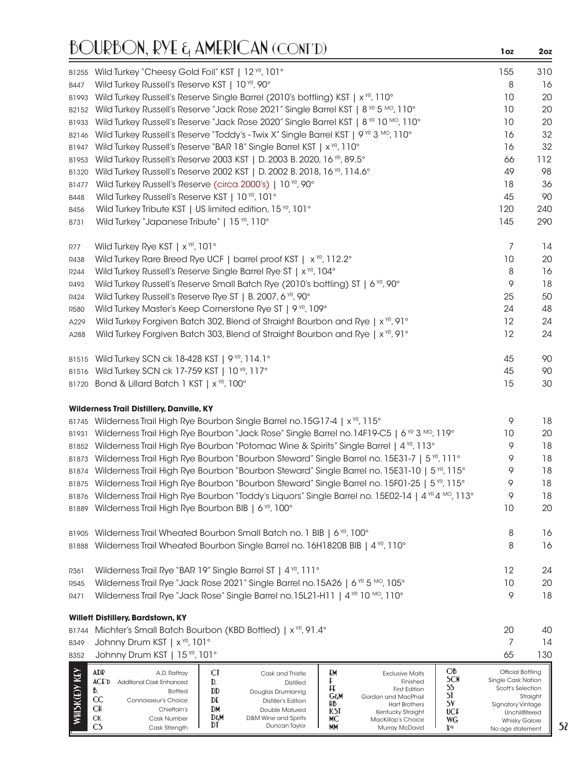# BOURBON, RYE & AMERICAN (CONT'D)

| Code | Item | 1oz | 2oz |
|---|---|---|---|
| B1255 | Wild Turkey "Cheesy Gold Foil" KST \| 12 YR, 101° | 155 | 310 |
| B447 | Wild Turkey Russell's Reserve KST \| 10 YR, 90° | 8 | 16 |
| B1993 | Wild Turkey Russell's Reserve Single Barrel (2010's bottling) KST \| x YR, 110° | 10 | 20 |
| B2152 | Wild Turkey Russell's Reserve "Jack Rose 2021" Single Barrel KST \| 8 YR 5 MO, 110° | 10 | 20 |
| B1933 | Wild Turkey Russell's Reserve "Jack Rose 2020" Single Barrel KST \| 8 YR 10 MO, 110° | 10 | 20 |
| B2146 | Wild Turkey Russell's Reserve "Toddy's - Twix X" Single Barrel KST \| 9 YR 3 MO, 110° | 16 | 32 |
| B1947 | Wild Turkey Russell's Reserve "BAR 18" Single Barrel KST \| x YR, 110° | 16 | 32 |
| B1953 | Wild Turkey Russell's Reserve 2003 KST \| D. 2003 B. 2020, 16 YR, 89.5° | 66 | 112 |
| B1320 | Wild Turkey Russell's Reserve 2002 KST \| D. 2002 B. 2018, 16 YR, 114.6° | 49 | 98 |
| B1477 | Wild Turkey Russell's Reserve (circa 2000's) \| 10 YR, 90° | 18 | 36 |
| B448 | Wild Turkey Russell's Reserve KST \| 10 YR, 101° | 45 | 90 |
| B456 | Wild Turkey Tribute KST \| US limited edition, 15 YR, 101° | 120 | 240 |
| B731 | Wild Turkey "Japanese Tribute" \| 15 YR, 110° | 145 | 290 |
| | | | |
| R77 | Wild Turkey Rye KST \| x YR, 101° | 7 | 14 |
| R438 | Wild Turkey Rare Breed Rye UCF \| barrel proof KST \| x YR, 112.2° | 10 | 20 |
| R244 | Wild Turkey Russell's Reserve Single Barrel Rye ST \| x YR, 104° | 8 | 16 |
| R493 | Wild Turkey Russell's Reserve Small Batch Rye (2010's bottling) ST \| 6 YR, 90° | 9 | 18 |
| R424 | Wild Turkey Russell's Reserve Rye ST \| B. 2007, 6 YR, 90° | 25 | 50 |
| R580 | Wild Turkey Master's Keep Cornerstone Rye ST \| 9 YR, 109° | 24 | 48 |
| A229 | Wild Turkey Forgiven Batch 302, Blend of Straight Bourbon and Rye \| x YR, 91° | 12 | 24 |
| A288 | Wild Turkey Forgiven Batch 303, Blend of Straight Bourbon and Rye \| x YR, 91° | 12 | 24 |
| | | | |
| B1515 | Wild Turkey SCN ck 18-428 KST \| 9 YR, 114.1° | 45 | 90 |
| B1516 | Wild Turkey SCN ck 17-759 KST \| 10 YR, 117° | 45 | 90 |
| B1720 | Bond & Lillard Batch 1 KST \| x YR, 100° | 15 | 30 |

**Wilderness Trail Distillery, Danville, KY**

| Code | Item | 1oz | 2oz |
|---|---|---|---|
| B1745 | Wilderness Trail High Rye Bourbon Single Barrel no.15G17-4 \| x YR, 115° | 9 | 18 |
| B1931 | Wilderness Trail High Rye Bourbon "Jack Rose" Single Barrel no.14F19-C5 \| 6 YR 3 MO, 119° | 10 | 20 |
| B1852 | Wilderness Trail High Rye Bourbon "Potomac Wine & Spirits" Single Barrel \| 4 YR, 113° | 9 | 18 |
| B1873 | Wilderness Trail High Rye Bourbon "Bourbon Steward" Single Barrel no. 15E31-7 \| 5 YR, 111° | 9 | 18 |
| B1874 | Wilderness Trail High Rye Bourbon "Bourbon Steward" Single Barrel no. 15E31-10 \| 5 YR, 115° | 9 | 18 |
| B1875 | Wilderness Trail High Rye Bourbon "Bourbon Steward" Single Barrel no. 15F01-25 \| 5 YR, 115° | 9 | 18 |
| B1876 | Wilderness Trail High Rye Bourbon "Toddy's Liquors" Single Barrel no. 15E02-14 \| 4 YR 4 MO, 113° | 9 | 18 |
| B1889 | Wilderness Trail High Rye Bourbon BIB \| 6 YR, 100° | 10 | 20 |
| | | | |
| B1905 | Wilderness Trail Wheated Bourbon Small Batch no. 1 BIB \| 6 YR, 100° | 8 | 16 |
| B1888 | Wilderness Trail Wheated Bourbon Single Barrel no. 16H1820B BIB \| 4 YR, 110° | 8 | 16 |
| | | | |
| R361 | Wilderness Trail Rye "BAR 19" Single Barrel ST \| 4 YR, 111° | 12 | 24 |
| R545 | Wilderness Trail Rye "Jack Rose 2021" Single Barrel no.15A26 \| 6 YR 5 MO, 105° | 10 | 20 |
| R471 | Wilderness Trail Rye "Jack Rose" Single Barrel no.15L21-H11 \| 4 YR 10 MO, 110° | 9 | 18 |

**Willett Distillery, Bardstown, KY**

| Code | Item | 1oz | 2oz |
|---|---|---|---|
| B1744 | Michter's Small Batch Bourbon (KBD Bottled) \| x YR, 91.4° | 20 | 40 |
| B349 | Johnny Drum KST \| x YR, 101° | 7 | 14 |
| B352 | Johnny Drum KST \| 15 YR, 101° | 65 | 130 |

**WHISK(E)Y KEY**

| Abbr. | Meaning | Abbr. | Meaning | Abbr. | Meaning | Abbr. | Meaning |
|---|---|---|---|---|---|---|---|
| ADR | A.D. Rattray | CT | Cask and Thistle | EM | Exclusive Malts | OB | Official Bottling |
| ACE'D | Additional Cask Enhanced | D. | Distilled | F | Finished | SCN | Single Cask Nation |
| B. | Bottled | DD | Douglas Drumlanrig | FE | First Edition | SS | Scott's Selection |
| CC | Connoisseur's Choice | DE | Distiller's Edition | G&M | Gordon and MacPhail | ST | Straight |
| CH | Chieftain's | DM | Double Matured | HB | Hart Brothers | SV | Signatory Vintage |
| CK | Cask Number | D&M | D&M Wine and Spirits | KST | Kentucky Straight | UCF | Unchillfiltered |
| CS | Cask Strength | DT | Duncan Taylor | MC | MacKillop's Choice | WG | Whisky Galore |
| | | | | MM | Murray McDavid | X YR | No age statement |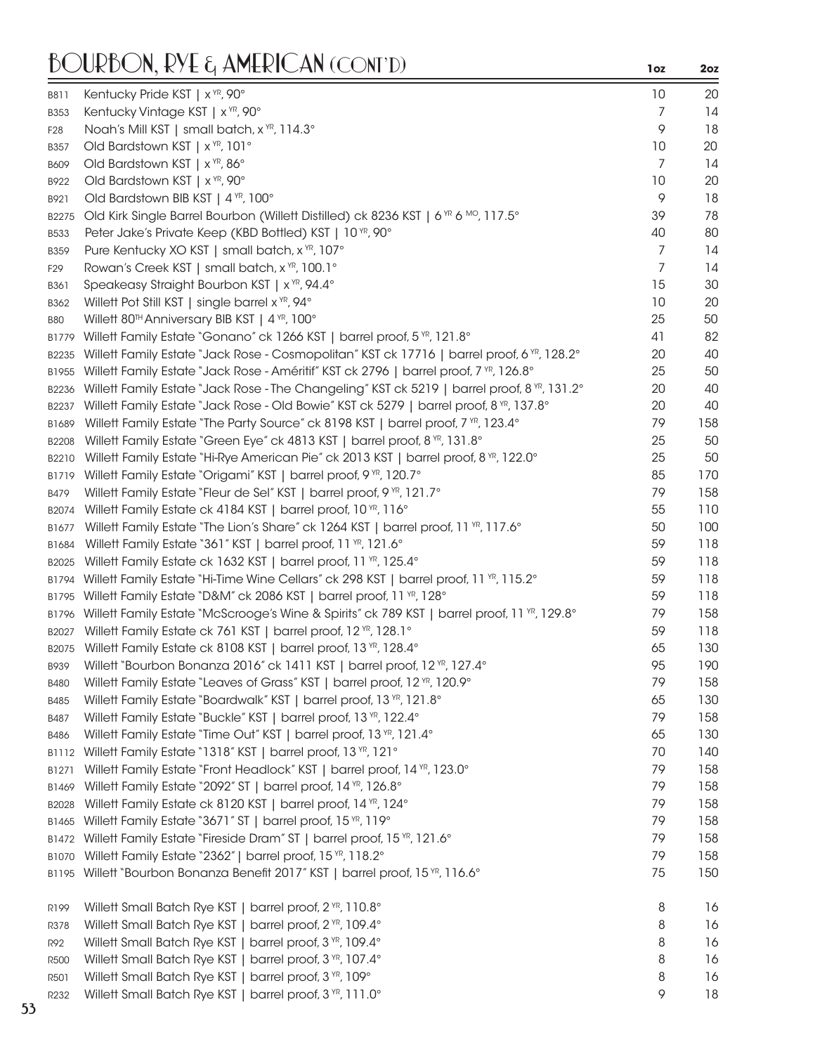# BOURBON, RYE & AMERICAN (CONT'D)

| | | 1oz | 2oz |
|---|---|---|---|
| B811 | Kentucky Pride KST \| x YR, 90° | 10 | 20 |
| B353 | Kentucky Vintage KST \| x YR, 90° | 7 | 14 |
| F28 | Noah's Mill KST \| small batch, x YR, 114.3° | 9 | 18 |
| B357 | Old Bardstown KST \| x YR, 101° | 10 | 20 |
| B609 | Old Bardstown KST \| x YR, 86° | 7 | 14 |
| B922 | Old Bardstown KST \| x YR, 90° | 10 | 20 |
| B921 | Old Bardstown BIB KST \| 4 YR, 100° | 9 | 18 |
| B2275 | Old Kirk Single Barrel Bourbon (Willett Distilled) ck 8236 KST \| 6 YR 6 MO, 117.5° | 39 | 78 |
| B533 | Peter Jake's Private Keep (KBD Bottled) KST \| 10 YR, 90° | 40 | 80 |
| B359 | Pure Kentucky XO KST \| small batch, x YR, 107° | 7 | 14 |
| F29 | Rowan's Creek KST \| small batch, x YR, 100.1° | 7 | 14 |
| B361 | Speakeasy Straight Bourbon KST \| x YR, 94.4° | 15 | 30 |
| B362 | Willett Pot Still KST \| single barrel x YR, 94° | 10 | 20 |
| B80 | Willett 80TH Anniversary BIB KST \| 4 YR, 100° | 25 | 50 |
| B1779 | Willett Family Estate "Gonano" ck 1266 KST \| barrel proof, 5 YR, 121.8° | 41 | 82 |
| B2235 | Willett Family Estate "Jack Rose - Cosmopolitan" KST ck 17716 \| barrel proof, 6 YR, 128.2° | 20 | 40 |
| B1955 | Willett Family Estate "Jack Rose - Améritif" KST ck 2796 \| barrel proof, 7 YR, 126.8° | 25 | 50 |
| B2236 | Willett Family Estate "Jack Rose - The Changeling" KST ck 5219 \| barrel proof, 8 YR, 131.2° | 20 | 40 |
| B2237 | Willett Family Estate "Jack Rose - Old Bowie" KST ck 5279 \| barrel proof, 8 YR, 137.8° | 20 | 40 |
| B1689 | Willett Family Estate "The Party Source" ck 8198 KST \| barrel proof, 7 YR, 123.4° | 79 | 158 |
| B2208 | Willett Family Estate "Green Eye" ck 4813 KST \| barrel proof, 8 YR, 131.8° | 25 | 50 |
| B2210 | Willett Family Estate "Hi-Rye American Pie" ck 2013 KST \| barrel proof, 8 YR, 122.0° | 25 | 50 |
| B1719 | Willett Family Estate "Origami" KST \| barrel proof, 9 YR, 120.7° | 85 | 170 |
| B479 | Willett Family Estate "Fleur de Sel" KST \| barrel proof, 9 YR, 121.7° | 79 | 158 |
| B2074 | Willett Family Estate ck 4184 KST \| barrel proof, 10 YR, 116° | 55 | 110 |
| B1677 | Willett Family Estate "The Lion's Share" ck 1264 KST \| barrel proof, 11 YR, 117.6° | 50 | 100 |
| B1684 | Willett Family Estate "361" KST \| barrel proof, 11 YR, 121.6° | 59 | 118 |
| B2025 | Willett Family Estate ck 1632 KST \| barrel proof, 11 YR, 125.4° | 59 | 118 |
| B1794 | Willett Family Estate "Hi-Time Wine Cellars" ck 298 KST \| barrel proof, 11 YR, 115.2° | 59 | 118 |
| B1795 | Willett Family Estate "D&M" ck 2086 KST \| barrel proof, 11 YR, 128° | 59 | 118 |
| B1796 | Willett Family Estate "McScrooge's Wine & Spirits" ck 789 KST \| barrel proof, 11 YR, 129.8° | 79 | 158 |
| B2027 | Willett Family Estate ck 761 KST \| barrel proof, 12 YR, 128.1° | 59 | 118 |
| B2075 | Willett Family Estate ck 8108 KST \| barrel proof, 13 YR, 128.4° | 65 | 130 |
| B939 | Willett "Bourbon Bonanza 2016" ck 1411 KST \| barrel proof, 12 YR, 127.4° | 95 | 190 |
| B480 | Willett Family Estate "Leaves of Grass" KST \| barrel proof, 12 YR, 120.9° | 79 | 158 |
| B485 | Willett Family Estate "Boardwalk" KST \| barrel proof, 13 YR, 121.8° | 65 | 130 |
| B487 | Willett Family Estate "Buckle" KST \| barrel proof, 13 YR, 122.4° | 79 | 158 |
| B486 | Willett Family Estate "Time Out" KST \| barrel proof, 13 YR, 121.4° | 65 | 130 |
| B1112 | Willett Family Estate "1318" KST \| barrel proof, 13 YR, 121° | 70 | 140 |
| B1271 | Willett Family Estate "Front Headlock" KST \| barrel proof, 14 YR, 123.0° | 79 | 158 |
| B1469 | Willett Family Estate "2092" ST \| barrel proof, 14 YR, 126.8° | 79 | 158 |
| B2028 | Willett Family Estate ck 8120 KST \| barrel proof, 14 YR, 124° | 79 | 158 |
| B1465 | Willett Family Estate "3671" ST \| barrel proof, 15 YR, 119° | 79 | 158 |
| B1472 | Willett Family Estate "Fireside Dram" ST \| barrel proof, 15 YR, 121.6° | 79 | 158 |
| B1070 | Willett Family Estate "2362" \| barrel proof, 15 YR, 118.2° | 79 | 158 |
| B1195 | Willett "Bourbon Bonanza Benefit 2017" KST \| barrel proof, 15 YR, 116.6° | 75 | 150 |
| | | | |
| R199 | Willett Small Batch Rye KST \| barrel proof, 2 YR, 110.8° | 8 | 16 |
| R378 | Willett Small Batch Rye KST \| barrel proof, 2 YR, 109.4° | 8 | 16 |
| R92 | Willett Small Batch Rye KST \| barrel proof, 3 YR, 109.4° | 8 | 16 |
| R500 | Willett Small Batch Rye KST \| barrel proof, 3 YR, 107.4° | 8 | 16 |
| R501 | Willett Small Batch Rye KST \| barrel proof, 3 YR, 109° | 8 | 16 |
| R232 | Willett Small Batch Rye KST \| barrel proof, 3 YR, 111.0° | 9 | 18 |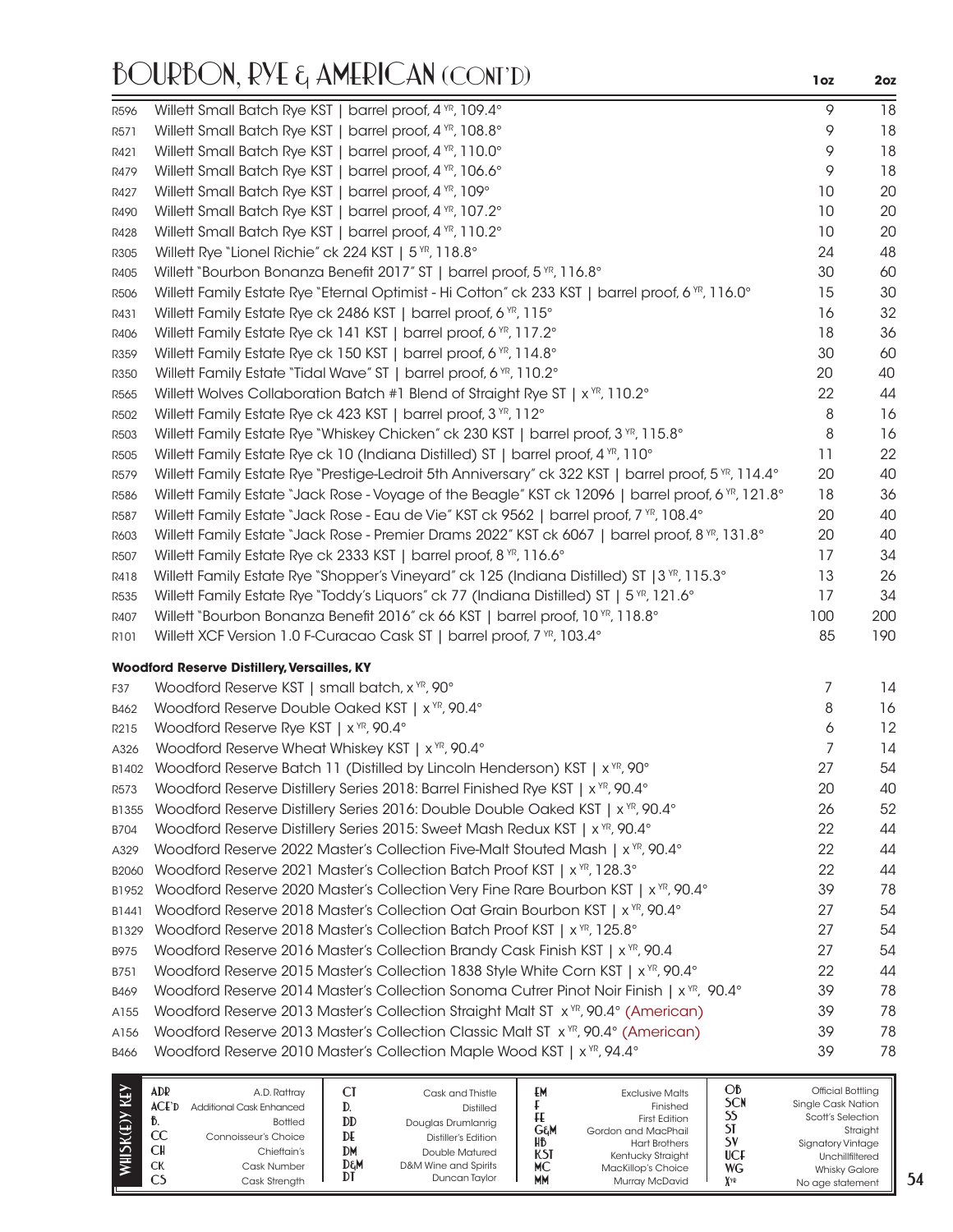# BOURBON, RYE & AMERICAN (CONT'D)

| | | 1oz | 2oz |
|---|---|---|---|
| R596 | Willett Small Batch Rye KST \| barrel proof, 4 $^{YR}$, 109.4° | 9 | 18 |
| R571 | Willett Small Batch Rye KST \| barrel proof, 4 $^{YR}$, 108.8° | 9 | 18 |
| R421 | Willett Small Batch Rye KST \| barrel proof, 4 $^{YR}$, 110.0° | 9 | 18 |
| R479 | Willett Small Batch Rye KST \| barrel proof, 4 $^{YR}$, 106.6° | 9 | 18 |
| R427 | Willett Small Batch Rye KST \| barrel proof, 4 $^{YR}$, 109° | 10 | 20 |
| R490 | Willett Small Batch Rye KST \| barrel proof, 4 $^{YR}$, 107.2° | 10 | 20 |
| R428 | Willett Small Batch Rye KST \| barrel proof, 4 $^{YR}$, 110.2° | 10 | 20 |
| R305 | Willett Rye "Lionel Richie" ck 224 KST \| 5 $^{YR}$, 118.8° | 24 | 48 |
| R405 | Willett "Bourbon Bonanza Benefit 2017" ST \| barrel proof, 5 $^{YR}$, 116.8° | 30 | 60 |
| R506 | Willett Family Estate Rye "Eternal Optimist - Hi Cotton" ck 233 KST \| barrel proof, 6 $^{YR}$, 116.0° | 15 | 30 |
| R431 | Willett Family Estate Rye ck 2486 KST \| barrel proof, 6 $^{YR}$, 115° | 16 | 32 |
| R406 | Willett Family Estate Rye ck 141 KST \| barrel proof, 6 $^{YR}$, 117.2° | 18 | 36 |
| R359 | Willett Family Estate Rye ck 150 KST \| barrel proof, 6 $^{YR}$, 114.8° | 30 | 60 |
| R350 | Willett Family Estate "Tidal Wave" ST \| barrel proof, 6 $^{YR}$, 110.2° | 20 | 40 |
| R565 | Willett Wolves Collaboration Batch #1 Blend of Straight Rye ST \| x $^{YR}$, 110.2° | 22 | 44 |
| R502 | Willett Family Estate Rye ck 423 KST \| barrel proof, 3 $^{YR}$, 112° | 8 | 16 |
| R503 | Willett Family Estate Rye "Whiskey Chicken" ck 230 KST \| barrel proof, 3 $^{YR}$, 115.8° | 8 | 16 |
| R505 | Willett Family Estate Rye ck 10 (Indiana Distilled) ST \| barrel proof, 4 $^{YR}$, 110° | 11 | 22 |
| R579 | Willett Family Estate Rye "Prestige-Ledroit 5th Anniversary" ck 322 KST \| barrel proof, 5 $^{YR}$, 114.4° | 20 | 40 |
| R586 | Willett Family Estate "Jack Rose - Voyage of the Beagle" KST ck 12096 \| barrel proof, 6 $^{YR}$, 121.8° | 18 | 36 |
| R587 | Willett Family Estate "Jack Rose - Eau de Vie" KST ck 9562 \| barrel proof, 7 $^{YR}$, 108.4° | 20 | 40 |
| R603 | Willett Family Estate "Jack Rose - Premier Drams 2022" KST ck 6067 \| barrel proof, 8 $^{YR}$, 131.8° | 20 | 40 |
| R507 | Willett Family Estate Rye ck 2333 KST \| barrel proof, 8 $^{YR}$, 116.6° | 17 | 34 |
| R418 | Willett Family Estate Rye "Shopper's Vineyard" ck 125 (Indiana Distilled) ST \|3 $^{YR}$, 115.3° | 13 | 26 |
| R535 | Willett Family Estate Rye "Toddy's Liquors" ck 77 (Indiana Distilled) ST \| 5 $^{YR}$, 121.6° | 17 | 34 |
| R407 | Willett "Bourbon Bonanza Benefit 2016" ck 66 KST \| barrel proof, 10 $^{YR}$, 118.8° | 100 | 200 |
| R101 | Willett XCF Version 1.0 F-Curacao Cask ST \| barrel proof, 7 $^{YR}$, 103.4° | 85 | 190 |

**Woodford Reserve Distillery, Versailles, KY**

| | | 1oz | 2oz |
|---|---|---|---|
| F37 | Woodford Reserve KST \| small batch, x $^{YR}$, 90° | 7 | 14 |
| B462 | Woodford Reserve Double Oaked KST \| x $^{YR}$, 90.4° | 8 | 16 |
| R215 | Woodford Reserve Rye KST \| x $^{YR}$, 90.4° | 6 | 12 |
| A326 | Woodford Reserve Wheat Whiskey KST \| x $^{YR}$, 90.4° | 7 | 14 |
| B1402 | Woodford Reserve Batch 11 (Distilled by Lincoln Henderson) KST \| x $^{YR}$, 90° | 27 | 54 |
| R573 | Woodford Reserve Distillery Series 2018: Barrel Finished Rye KST \| x $^{YR}$, 90.4° | 20 | 40 |
| B1355 | Woodford Reserve Distillery Series 2016: Double Double Oaked KST \| x $^{YR}$, 90.4° | 26 | 52 |
| B704 | Woodford Reserve Distillery Series 2015: Sweet Mash Redux KST \| x $^{YR}$, 90.4° | 22 | 44 |
| A329 | Woodford Reserve 2022 Master's Collection Five-Malt Stouted Mash \| x $^{YR}$, 90.4° | 22 | 44 |
| B2060 | Woodford Reserve 2021 Master's Collection Batch Proof KST \| x $^{YR}$, 128.3° | 22 | 44 |
| B1952 | Woodford Reserve 2020 Master's Collection Very Fine Rare Bourbon KST \| x $^{YR}$, 90.4° | 39 | 78 |
| B1441 | Woodford Reserve 2018 Master's Collection Oat Grain Bourbon KST \| x $^{YR}$, 90.4° | 27 | 54 |
| B1329 | Woodford Reserve 2018 Master's Collection Batch Proof KST \| x $^{YR}$, 125.8° | 27 | 54 |
| B975 | Woodford Reserve 2016 Master's Collection Brandy Cask Finish KST \| x $^{YR}$, 90.4 | 27 | 54 |
| B751 | Woodford Reserve 2015 Master's Collection 1838 Style White Corn KST \| x $^{YR}$, 90.4° | 22 | 44 |
| B469 | Woodford Reserve 2014 Master's Collection Sonoma Cutrer Pinot Noir Finish \| x $^{YR}$, 90.4° | 39 | 78 |
| A155 | Woodford Reserve 2013 Master's Collection Straight Malt ST x $^{YR}$, 90.4° (American) | 39 | 78 |
| A156 | Woodford Reserve 2013 Master's Collection Classic Malt ST x $^{YR}$, 90.4° (American) | 39 | 78 |
| B466 | Woodford Reserve 2010 Master's Collection Maple Wood KST \| x $^{YR}$, 94.4° | 39 | 78 |

**WHISK(E)Y KEY**

| | | | | | | | |
|---|---|---|---|---|---|---|---|
| ADR | A.D. Rattray | CT | Cask and Thistle | EM | Exclusive Malts | OB | Official Bottling |
| ACE'D | Additional Cask Enhanced | D. | Distilled | F | Finished | SCN | Single Cask Nation |
| B. | Bottled | DD | Douglas Drumlanrig | FE | First Edition | SS | Scott's Selection |
| CC | Connoisseur's Choice | DE | Distiller's Edition | G&M | Gordon and MacPhail | ST | Straight |
| CH | Chieftain's | DM | Double Matured | HB | Hart Brothers | SV | Signatory Vintage |
| CK | Cask Number | D&M | D&M Wine and Spirits | KST | Kentucky Straight | UCF | Unchillfiltered |
| CS | Cask Strength | DT | Duncan Taylor | MC | MacKillop's Choice | WG | Whisky Galore |
| | | | | MM | Murray McDavid | $X^{YR}$ | No age statement |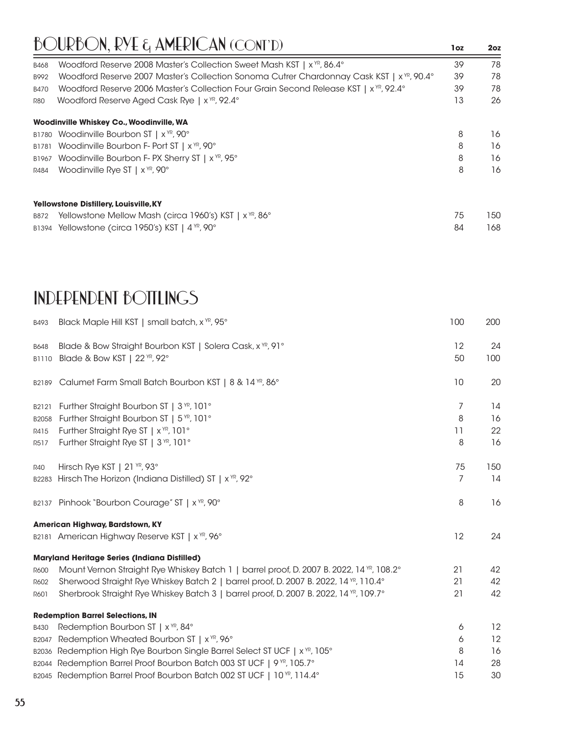# BOURBON, RYE & AMERICAN (CONT'D)

| | | 1oz | 2oz |
|---|---|---|---|
| B468 | Woodford Reserve 2008 Master's Collection Sweet Mash KST \| x YR, 86.4° | 39 | 78 |
| B992 | Woodford Reserve 2007 Master's Collection Sonoma Cutrer Chardonnay Cask KST \| x YR, 90.4° | 39 | 78 |
| B470 | Woodford Reserve 2006 Master's Collection Four Grain Second Release KST \| x YR, 92.4° | 39 | 78 |
| R80 | Woodford Reserve Aged Cask Rye \| x YR, 92.4° | 13 | 26 |

**Woodinville Whiskey Co., Woodinville, WA**

| | | 1oz | 2oz |
|---|---|---|---|
| B1780 | Woodinville Bourbon ST \| x YR, 90° | 8 | 16 |
| B1781 | Woodinville Bourbon F- Port ST \| x YR, 90° | 8 | 16 |
| B1967 | Woodinville Bourbon F- PX Sherry ST \| x YR, 95° | 8 | 16 |
| R484 | Woodinville Rye ST \| x YR, 90° | 8 | 16 |

**Yellowstone Distillery, Louisville, KY**

| | | 1oz | 2oz |
|---|---|---|---|
| B872 | Yellowstone Mellow Mash (circa 1960's) KST \| x YR, 86° | 75 | 150 |
| B1394 | Yellowstone (circa 1950's) KST \| 4 YR, 90° | 84 | 168 |

# INDEPENDENT BOTTLINGS

| | | 1oz | 2oz |
|---|---|---|---|
| B493 | Black Maple Hill KST \| small batch, x YR, 95° | 100 | 200 |
| B648 | Blade & Bow Straight Bourbon KST \| Solera Cask, x YR, 91° | 12 | 24 |
| B1110 | Blade & Bow KST \| 22 YR, 92° | 50 | 100 |
| B2189 | Calumet Farm Small Batch Bourbon KST \| 8 & 14 YR, 86° | 10 | 20 |
| B2121 | Further Straight Bourbon ST \| 3 YR, 101° | 7 | 14 |
| B2058 | Further Straight Bourbon ST \| 5 YR, 101° | 8 | 16 |
| R415 | Further Straight Rye ST \| x YR, 101° | 11 | 22 |
| R517 | Further Straight Rye ST \| 3 YR, 101° | 8 | 16 |
| R40 | Hirsch Rye KST \| 21 YR, 93° | 75 | 150 |
| B2283 | Hirsch The Horizon (Indiana Distilled) ST \| x YR, 92° | 7 | 14 |
| B2137 | Pinhook "Bourbon Courage" ST \| x YR, 90° | 8 | 16 |

**American Highway, Bardstown, KY**

| | | 1oz | 2oz |
|---|---|---|---|
| B2181 | American Highway Reserve KST \| x YR, 96° | 12 | 24 |

**Maryland Heritage Series (Indiana Distilled)**

| | | 1oz | 2oz |
|---|---|---|---|
| R600 | Mount Vernon Straight Rye Whiskey Batch 1 \| barrel proof, D. 2007 B. 2022, 14 YR, 108.2° | 21 | 42 |
| R602 | Sherwood Straight Rye Whiskey Batch 2 \| barrel proof, D. 2007 B. 2022, 14 YR, 110.4° | 21 | 42 |
| R601 | Sherbrook Straight Rye Whiskey Batch 3 \| barrel proof, D. 2007 B. 2022, 14 YR, 109.7° | 21 | 42 |

**Redemption Barrel Selections, IN**

| | | 1oz | 2oz |
|---|---|---|---|
| B430 | Redemption Bourbon ST \| x YR, 84° | 6 | 12 |
| B2047 | Redemption Wheated Bourbon ST \| x YR, 96° | 6 | 12 |
| B2036 | Redemption High Rye Bourbon Single Barrel Select ST UCF \| x YR, 105° | 8 | 16 |
| B2044 | Redemption Barrel Proof Bourbon Batch 003 ST UCF \| 9 YR, 105.7° | 14 | 28 |
| B2045 | Redemption Barrel Proof Bourbon Batch 002 ST UCF \| 10 YR, 114.4° | 15 | 30 |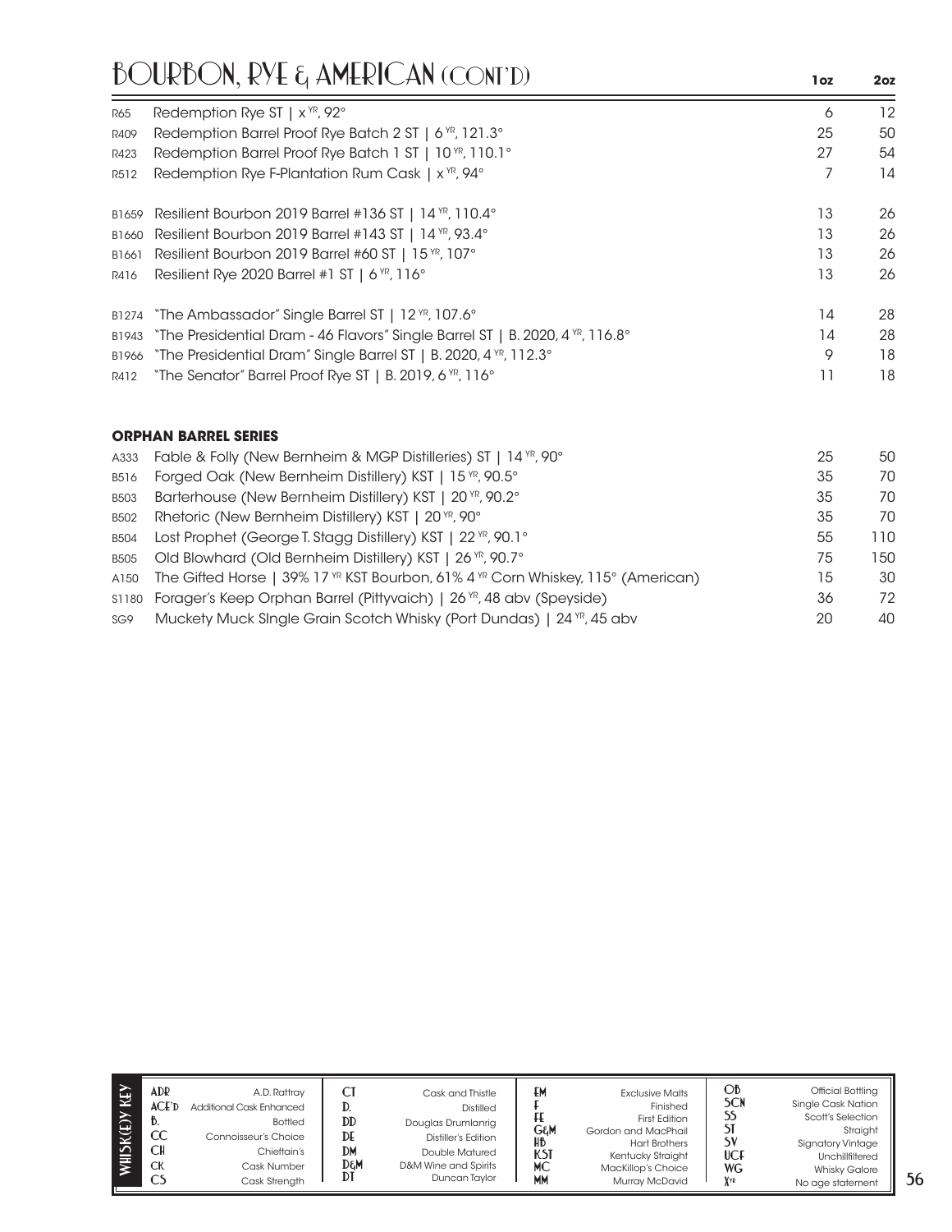# BOURBON, RYE & AMERICAN (CONT'D)

| | | 1oz | 2oz |
|---|---|---|---|
| R65 | Redemption Rye ST \| x YR, 92° | 6 | 12 |
| R409 | Redemption Barrel Proof Rye Batch 2 ST \| 6 YR, 121.3° | 25 | 50 |
| R423 | Redemption Barrel Proof Rye Batch 1 ST \| 10 YR, 110.1° | 27 | 54 |
| R512 | Redemption Rye F-Plantation Rum Cask \| x YR, 94° | 7 | 14 |
| B1659 | Resilient Bourbon 2019 Barrel #136 ST \| 14 YR, 110.4° | 13 | 26 |
| B1660 | Resilient Bourbon 2019 Barrel #143 ST \| 14 YR, 93.4° | 13 | 26 |
| B1661 | Resilient Bourbon 2019 Barrel #60 ST \| 15 YR, 107° | 13 | 26 |
| R416 | Resilient Rye 2020 Barrel #1 ST \| 6 YR, 116° | 13 | 26 |
| B1274 | "The Ambassador" Single Barrel ST \| 12 YR, 107.6° | 14 | 28 |
| B1943 | "The Presidential Dram - 46 Flavors" Single Barrel ST \| B. 2020, 4 YR, 116.8° | 14 | 28 |
| B1966 | "The Presidential Dram" Single Barrel ST \| B. 2020, 4 YR, 112.3° | 9 | 18 |
| R412 | "The Senator" Barrel Proof Rye ST \| B. 2019, 6 YR, 116° | 11 | 18 |

**ORPHAN BARREL SERIES**

| | | 1oz | 2oz |
|---|---|---|---|
| A333 | Fable & Folly (New Bernheim & MGP Distilleries) ST \| 14 YR, 90° | 25 | 50 |
| B516 | Forged Oak (New Bernheim Distillery) KST \| 15 YR, 90.5° | 35 | 70 |
| B503 | Barterhouse (New Bernheim Distillery) KST \| 20 YR, 90.2° | 35 | 70 |
| B502 | Rhetoric (New Bernheim Distillery) KST \| 20 YR, 90° | 35 | 70 |
| B504 | Lost Prophet (George T. Stagg Distillery) KST \| 22 YR, 90.1° | 55 | 110 |
| B505 | Old Blowhard (Old Bernheim Distillery) KST \| 26 YR, 90.7° | 75 | 150 |
| A150 | The Gifted Horse \| 39% 17 YR KST Bourbon, 61% 4 YR Corn Whiskey, 115° (American) | 15 | 30 |
| S1180 | Forager's Keep Orphan Barrel (Pittyvaich) \| 26 YR, 48 abv (Speyside) | 36 | 72 |
| SG9 | Muckety Muck SIngle Grain Scotch Whisky (Port Dundas) \| 24 YR, 45 abv | 20 | 40 |

**WHISK(E)Y KEY**

| | | | | | | | |
|---|---|---|---|---|---|---|---|
| ADR | A.D. Rattray | CT | Cask and Thistle | EM | Exclusive Malts | OB | Official Bottling |
| ACE'D | Additional Cask Enhanced | D. | Distilled | F | Finished | SCN | Single Cask Nation |
| B. | Bottled | DD | Douglas Drumlanrig | FE | First Edition | SS | Scott's Selection |
| CC | Connoisseur's Choice | DE | Distiller's Edition | G&M | Gordon and MacPhail | ST | Straight |
| CH | Chieftain's | DM | Double Matured | HB | Hart Brothers | SV | Signatory Vintage |
| CK | Cask Number | D&M | D&M Wine and Spirits | KST | Kentucky Straight | UCF | Unchillfiltered |
| CS | Cask Strength | DT | Duncan Taylor | MC | MacKillop's Choice | WG | Whisky Galore |
| | | | | MM | Murray McDavid | X YR | No age statement |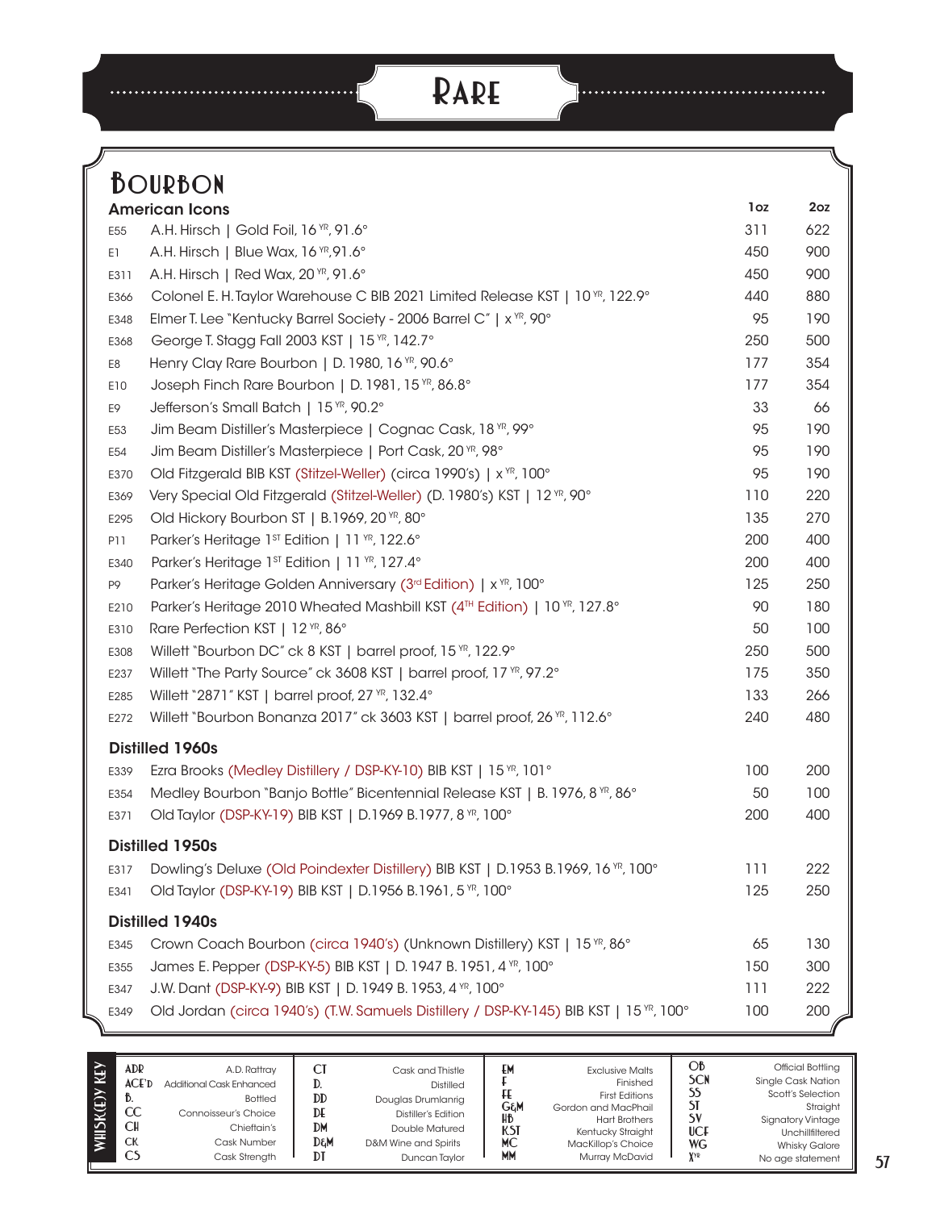# Rare

## Bourbon

### American Icons

| | American Icons | 1oz | 2oz |
|---|---|---|---|
| E55 | A.H. Hirsch \| Gold Foil, 16 YR, 91.6° | 311 | 622 |
| E1 | A.H. Hirsch \| Blue Wax, 16 YR,91.6° | 450 | 900 |
| E311 | A.H. Hirsch \| Red Wax, 20 YR, 91.6° | 450 | 900 |
| E366 | Colonel E. H.Taylor Warehouse C BIB 2021 Limited Release KST \| 10 YR, 122.9° | 440 | 880 |
| E348 | Elmer T. Lee "Kentucky Barrel Society - 2006 Barrel C" \| x YR, 90° | 95 | 190 |
| E368 | George T. Stagg Fall 2003 KST \| 15 YR, 142.7° | 250 | 500 |
| E8 | Henry Clay Rare Bourbon \| D. 1980, 16 YR, 90.6° | 177 | 354 |
| E10 | Joseph Finch Rare Bourbon \| D. 1981, 15 YR, 86.8° | 177 | 354 |
| E9 | Jefferson's Small Batch \| 15 YR, 90.2° | 33 | 66 |
| E53 | Jim Beam Distiller's Masterpiece \| Cognac Cask, 18 YR, 99° | 95 | 190 |
| E54 | Jim Beam Distiller's Masterpiece \| Port Cask, 20 YR, 98° | 95 | 190 |
| E370 | Old Fitzgerald BIB KST (Stitzel-Weller) (circa 1990's) \| x YR, 100° | 95 | 190 |
| E369 | Very Special Old Fitzgerald (Stitzel-Weller) (D. 1980's) KST \| 12 YR, 90° | 110 | 220 |
| E295 | Old Hickory Bourbon ST \| B.1969, 20 YR, 80° | 135 | 270 |
| P11 | Parker's Heritage 1ST Edition \| 11 YR, 122.6° | 200 | 400 |
| E340 | Parker's Heritage 1ST Edition \| 11 YR, 127.4° | 200 | 400 |
| P9 | Parker's Heritage Golden Anniversary (3rd Edition) \| x YR, 100° | 125 | 250 |
| E210 | Parker's Heritage 2010 Wheated Mashbill KST (4TH Edition) \| 10 YR, 127.8° | 90 | 180 |
| E310 | Rare Perfection KST \| 12 YR, 86° | 50 | 100 |
| E308 | Willett "Bourbon DC" ck 8 KST \| barrel proof, 15 YR, 122.9° | 250 | 500 |
| E237 | Willett "The Party Source" ck 3608 KST \| barrel proof, 17 YR, 97.2° | 175 | 350 |
| E285 | Willett "2871" KST \| barrel proof, 27 YR, 132.4° | 133 | 266 |
| E272 | Willett "Bourbon Bonanza 2017" ck 3603 KST \| barrel proof, 26 YR, 112.6° | 240 | 480 |

### Distilled 1960s

| | | 1oz | 2oz |
|---|---|---|---|
| E339 | Ezra Brooks (Medley Distillery / DSP-KY-10) BIB KST \| 15 YR, 101° | 100 | 200 |
| E354 | Medley Bourbon "Banjo Bottle" Bicentennial Release KST \| B. 1976, 8 YR, 86° | 50 | 100 |
| E371 | Old Taylor (DSP-KY-19) BIB KST \| D.1969 B.1977, 8 YR, 100° | 200 | 400 |

### Distilled 1950s

| | | 1oz | 2oz |
|---|---|---|---|
| E317 | Dowling's Deluxe (Old Poindexter Distillery) BIB KST \| D.1953 B.1969, 16 YR, 100° | 111 | 222 |
| E341 | Old Taylor (DSP-KY-19) BIB KST \| D.1956 B.1961, 5 YR, 100° | 125 | 250 |

### Distilled 1940s

| | | 1oz | 2oz |
|---|---|---|---|
| E345 | Crown Coach Bourbon (circa 1940's) (Unknown Distillery) KST \| 15 YR, 86° | 65 | 130 |
| E355 | James E. Pepper (DSP-KY-5) BIB KST \| D. 1947 B. 1951, 4 YR, 100° | 150 | 300 |
| E347 | J.W. Dant (DSP-KY-9) BIB KST \| D. 1949 B. 1953, 4 YR, 100° | 111 | 222 |
| E349 | Old Jordan (circa 1940's) (T.W. Samuels Distillery / DSP-KY-145) BIB KST \| 15 YR, 100° | 100 | 200 |

### Whisk(e)y Key

| | | | | | | | |
|---|---|---|---|---|---|---|---|
| ADR | A.D. Rattray | CT | Cask and Thistle | EM | Exclusive Malts | OB | Official Bottling |
| ACE'D | Additional Cask Enhanced | D. | Distilled | F | Finished | SCN | Single Cask Nation |
| B. | Bottled | DD | Douglas Drumlanrig | FE | First Editions | SS | Scott's Selection |
| CC | Connoisseur's Choice | DE | Distiller's Edition | G&M | Gordon and MacPhail | ST | Straight |
| CH | Chieftain's | DM | Double Matured | HB | Hart Brothers | SV | Signatory Vintage |
| CK | Cask Number | D&M | D&M Wine and Spirits | KST | Kentucky Straight | UCF | Unchillfiltered |
| CS | Cask Strength | DT | Duncan Taylor | MC | MacKillop's Choice | WG | Whisky Galore |
| | | | | MM | Murray McDavid | XYR | No age statement |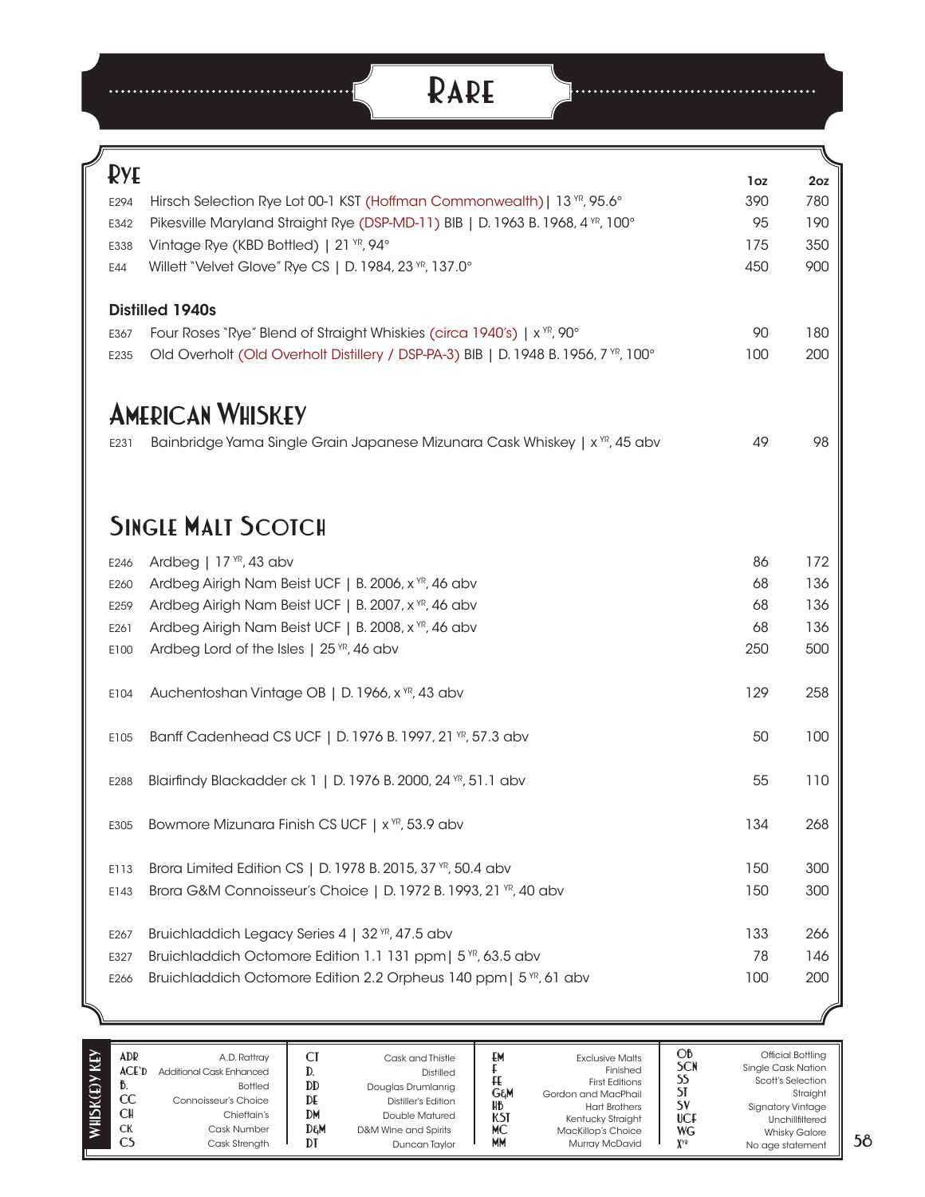# Rare

## Rye

| | | 1oz | 2oz |
|---|---|---|---|
| E294 | Hirsch Selection Rye Lot 00-1 KST (Hoffman Commonwealth) \| 13 YR, 95.6° | 390 | 780 |
| E342 | Pikesville Maryland Straight Rye (DSP-MD-11) BIB \| D. 1963 B. 1968, 4 YR, 100° | 95 | 190 |
| E338 | Vintage Rye (KBD Bottled) \| 21 YR, 94° | 175 | 350 |
| E44 | Willett "Velvet Glove" Rye CS \| D. 1984, 23 YR, 137.0° | 450 | 900 |

### Distilled 1940s

| | | 1oz | 2oz |
|---|---|---|---|
| E367 | Four Roses "Rye" Blend of Straight Whiskies (circa 1940's) \| x YR, 90° | 90 | 180 |
| E235 | Old Overholt (Old Overholt Distillery / DSP-PA-3) BIB \| D. 1948 B. 1956, 7 YR, 100° | 100 | 200 |

## American Whiskey

| | | 1oz | 2oz |
|---|---|---|---|
| E231 | Bainbridge Yama Single Grain Japanese Mizunara Cask Whiskey \| x YR, 45 abv | 49 | 98 |

## Single Malt Scotch

| | | 1oz | 2oz |
|---|---|---|---|
| E246 | Ardbeg \| 17 YR, 43 abv | 86 | 172 |
| E260 | Ardbeg Airigh Nam Beist UCF \| B. 2006, x YR, 46 abv | 68 | 136 |
| E259 | Ardbeg Airigh Nam Beist UCF \| B. 2007, x YR, 46 abv | 68 | 136 |
| E261 | Ardbeg Airigh Nam Beist UCF \| B. 2008, x YR, 46 abv | 68 | 136 |
| E100 | Ardbeg Lord of the Isles \| 25 YR, 46 abv | 250 | 500 |
| E104 | Auchentoshan Vintage OB \| D. 1966, x YR, 43 abv | 129 | 258 |
| E105 | Banff Cadenhead CS UCF \| D. 1976 B. 1997, 21 YR, 57.3 abv | 50 | 100 |
| E288 | Blairfindy Blackadder ck 1 \| D. 1976 B. 2000, 24 YR, 51.1 abv | 55 | 110 |
| E305 | Bowmore Mizunara Finish CS UCF \| x YR, 53.9 abv | 134 | 268 |
| E113 | Brora Limited Edition CS \| D. 1978 B. 2015, 37 YR, 50.4 abv | 150 | 300 |
| E143 | Brora G&M Connoisseur's Choice \| D. 1972 B. 1993, 21 YR, 40 abv | 150 | 300 |
| E267 | Bruichladdich Legacy Series 4 \| 32 YR, 47.5 abv | 133 | 266 |
| E327 | Bruichladdich Octomore Edition 1.1 131 ppm \| 5 YR, 63.5 abv | 78 | 146 |
| E266 | Bruichladdich Octomore Edition 2.2 Orpheus 140 ppm \| 5 YR, 61 abv | 100 | 200 |

**WHISK(E)Y KEY**

| | | | | | | | |
|---|---|---|---|---|---|---|---|
| ADR | A.D. Rattray | CT | Cask and Thistle | EM | Exclusive Malts | OB | Official Bottling |
| ACE'D | Additional Cask Enhanced | D. | Distilled | F | Finished | SCN | Single Cask Nation |
| B. | Bottled | DD | Douglas Drumlanrig | FE | First Editions | SS | Scott's Selection |
| CC | Connoisseur's Choice | DE | Distiller's Edition | G&M | Gordon and MacPhail | ST | Straight |
| CH | Chieftain's | DM | Double Matured | HB | Hart Brothers | SV | Signatory Vintage |
| CK | Cask Number | D&M | D&M Wine and Spirits | KST | Kentucky Straight | UCF | Unchillfiltered |
| CS | Cask Strength | DT | Duncan Taylor | MC | MacKillop's Choice | WG | Whisky Galore |
| | | | | MM | Murray McDavid | X YR | No age statement |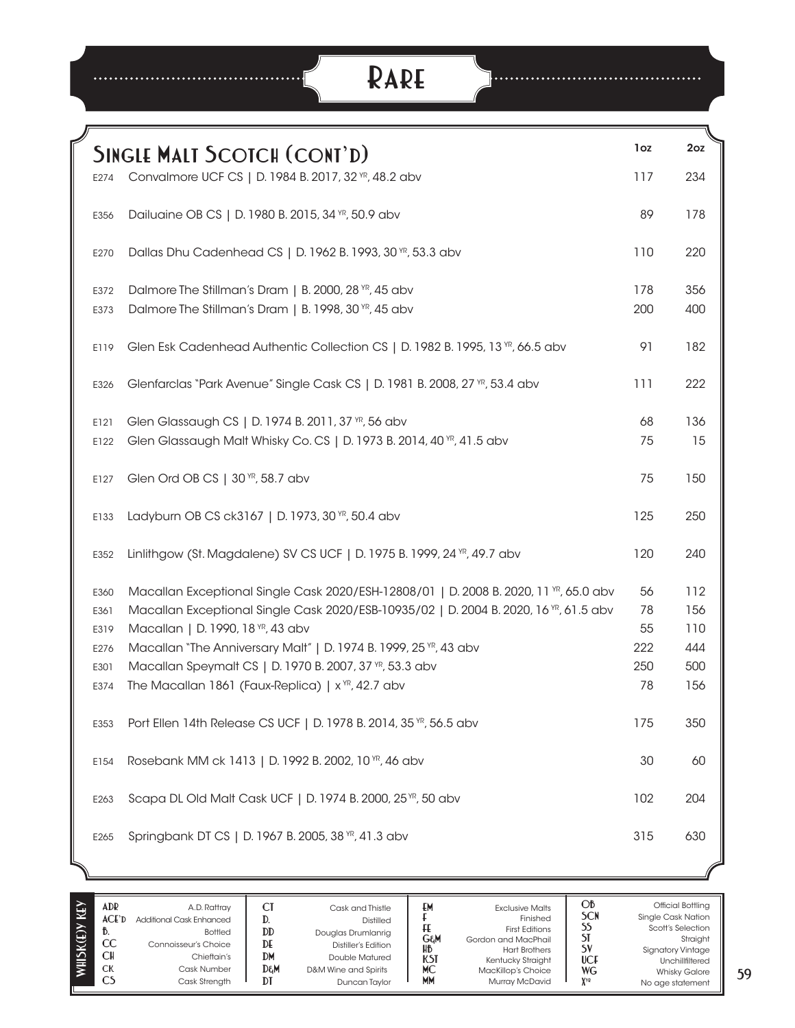# Rare

## Single Malt Scotch (cont'd)

| | | 1oz | 2oz |
|---|---|---|---|
| E274 | Convalmore UCF CS \| D. 1984 B. 2017, 32 YR, 48.2 abv | 117 | 234 |
| E356 | Dailuaine OB CS \| D. 1980 B. 2015, 34 YR, 50.9 abv | 89 | 178 |
| E270 | Dallas Dhu Cadenhead CS \| D. 1962 B. 1993, 30 YR, 53.3 abv | 110 | 220 |
| E372 | Dalmore The Stillman's Dram \| B. 2000, 28 YR, 45 abv | 178 | 356 |
| E373 | Dalmore The Stillman's Dram \| B. 1998, 30 YR, 45 abv | 200 | 400 |
| E119 | Glen Esk Cadenhead Authentic Collection CS \| D. 1982 B. 1995, 13 YR, 66.5 abv | 91 | 182 |
| E326 | Glenfarclas "Park Avenue" Single Cask CS \| D. 1981 B. 2008, 27 YR, 53.4 abv | 111 | 222 |
| E121 | Glen Glassaugh CS \| D. 1974 B. 2011, 37 YR, 56 abv | 68 | 136 |
| E122 | Glen Glassaugh Malt Whisky Co. CS \| D. 1973 B. 2014, 40 YR, 41.5 abv | 75 | 15 |
| E127 | Glen Ord OB CS \| 30 YR, 58.7 abv | 75 | 150 |
| E133 | Ladyburn OB CS ck3167 \| D. 1973, 30 YR, 50.4 abv | 125 | 250 |
| E352 | Linlithgow (St. Magdalene) SV CS UCF \| D. 1975 B. 1999, 24 YR, 49.7 abv | 120 | 240 |
| E360 | Macallan Exceptional Single Cask 2020/ESH-12808/01 \| D. 2008 B. 2020, 11 YR, 65.0 abv | 56 | 112 |
| E361 | Macallan Exceptional Single Cask 2020/ESB-10935/02 \| D. 2004 B. 2020, 16 YR, 61.5 abv | 78 | 156 |
| E319 | Macallan \| D. 1990, 18 YR, 43 abv | 55 | 110 |
| E276 | Macallan "The Anniversary Malt" \| D. 1974 B. 1999, 25 YR, 43 abv | 222 | 444 |
| E301 | Macallan Speymalt CS \| D. 1970 B. 2007, 37 YR, 53.3 abv | 250 | 500 |
| E374 | The Macallan 1861 (Faux-Replica) \| x YR, 42.7 abv | 78 | 156 |
| E353 | Port Ellen 14th Release CS UCF \| D. 1978 B. 2014, 35 YR, 56.5 abv | 175 | 350 |
| E154 | Rosebank MM ck 1413 \| D. 1992 B. 2002, 10 YR, 46 abv | 30 | 60 |
| E263 | Scapa DL Old Malt Cask UCF \| D. 1974 B. 2000, 25 YR, 50 abv | 102 | 204 |
| E265 | Springbank DT CS \| D. 1967 B. 2005, 38 YR, 41.3 abv | 315 | 630 |

### Whisk(e)y Key

| | | | | | | | |
|---|---|---|---|---|---|---|---|
| ADR | A.D. Rattray | CT | Cask and Thistle | EM | Exclusive Malts | OB | Official Bottling |
| ACE'D | Additional Cask Enhanced | D. | Distilled | F | Finished | SCN | Single Cask Nation |
| B. | Bottled | DD | Douglas Drumlanrig | FE | First Editions | SS | Scott's Selection |
| CC | Connoisseur's Choice | DE | Distiller's Edition | G&M | Gordon and MacPhail | ST | Straight |
| CH | Chieftain's | DM | Double Matured | HB | Hart Brothers | SV | Signatory Vintage |
| CK | Cask Number | D&M | D&M Wine and Spirits | KST | Kentucky Straight | UCF | Unchillfiltered |
| CS | Cask Strength | DT | Duncan Taylor | MC | MacKillop's Choice | WG | Whisky Galore |
| | | | | MM | Murray McDavid | X YR | No age statement |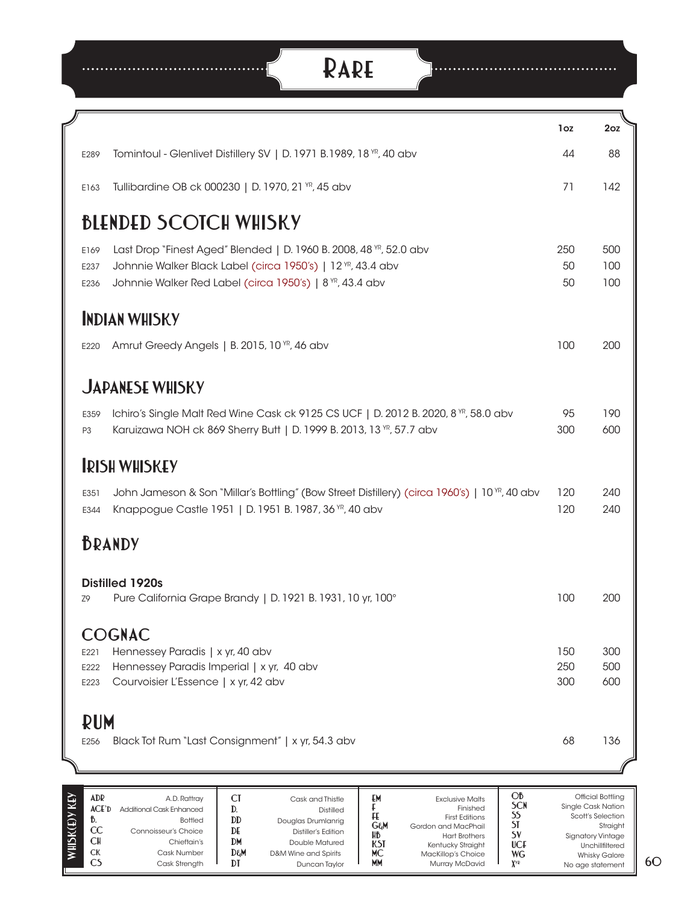# Rare

| | | 1oz | 2oz |
|---|---|---|---|
| E289 | Tomintoul - Glenlivet Distillery SV \| D. 1971 B.1989, 18 YR, 40 abv | 44 | 88 |
| E163 | Tullibardine OB ck 000230 \| D. 1970, 21 YR, 45 abv | 71 | 142 |

## Blended Scotch Whisky

| | | | |
|---|---|---|---|
| E169 | Last Drop "Finest Aged" Blended \| D. 1960 B. 2008, 48 YR, 52.0 abv | 250 | 500 |
| E237 | Johnnie Walker Black Label (circa 1950's) \| 12 YR, 43.4 abv | 50 | 100 |
| E236 | Johnnie Walker Red Label (circa 1950's) \| 8 YR, 43.4 abv | 50 | 100 |

## Indian Whisky

| | | | |
|---|---|---|---|
| E220 | Amrut Greedy Angels \| B. 2015, 10 YR, 46 abv | 100 | 200 |

## Japanese Whisky

| | | | |
|---|---|---|---|
| E359 | Ichiro's Single Malt Red Wine Cask ck 9125 CS UCF \| D. 2012 B. 2020, 8 YR, 58.0 abv | 95 | 190 |
| P3 | Karuizawa NOH ck 869 Sherry Butt \| D. 1999 B. 2013, 13 YR, 57.7 abv | 300 | 600 |

## Irish Whiskey

| | | | |
|---|---|---|---|
| E351 | John Jameson & Son "Millar's Bottling" (Bow Street Distillery) (circa 1960's) \| 10 YR, 40 abv | 120 | 240 |
| E344 | Knappogue Castle 1951 \| D. 1951 B. 1987, 36 YR, 40 abv | 120 | 240 |

## Brandy

**Distilled 1920s**

| | | | |
|---|---|---|---|
| Z9 | Pure California Grape Brandy \| D. 1921 B. 1931, 10 yr, 100° | 100 | 200 |

## Cognac

| | | | |
|---|---|---|---|
| E221 | Hennessey Paradis \| x yr, 40 abv | 150 | 300 |
| E222 | Hennessey Paradis Imperial \| x yr, 40 abv | 250 | 500 |
| E223 | Courvoisier L'Essence \| x yr, 42 abv | 300 | 600 |

## Rum

| | | | |
|---|---|---|---|
| E256 | Black Tot Rum "Last Consignment" \| x yr, 54.3 abv | 68 | 136 |

**Whisk(e)y Key**

| | | | | | | | |
|---|---|---|---|---|---|---|---|
| ADR | A.D. Rattray | CT | Cask and Thistle | EM | Exclusive Malts | OB | Official Bottling |
| ACE'D | Additional Cask Enhanced | D. | Distilled | F | Finished | SCN | Single Cask Nation |
| B. | Bottled | DD | Douglas Drumlanrig | FE | First Editions | SS | Scott's Selection |
| CC | Connoisseur's Choice | DE | Distiller's Edition | G&M | Gordon and MacPhail | ST | Straight |
| CH | Chieftain's | DM | Double Matured | HB | Hart Brothers | SV | Signatory Vintage |
| CK | Cask Number | D&M | D&M Wine and Spirits | KST | Kentucky Straight | UCF | Unchillfiltered |
| CS | Cask Strength | DT | Duncan Taylor | MC | MacKillop's Choice | WG | Whisky Galore |
| | | | | MM | Murray McDavid | XYR | No age statement |